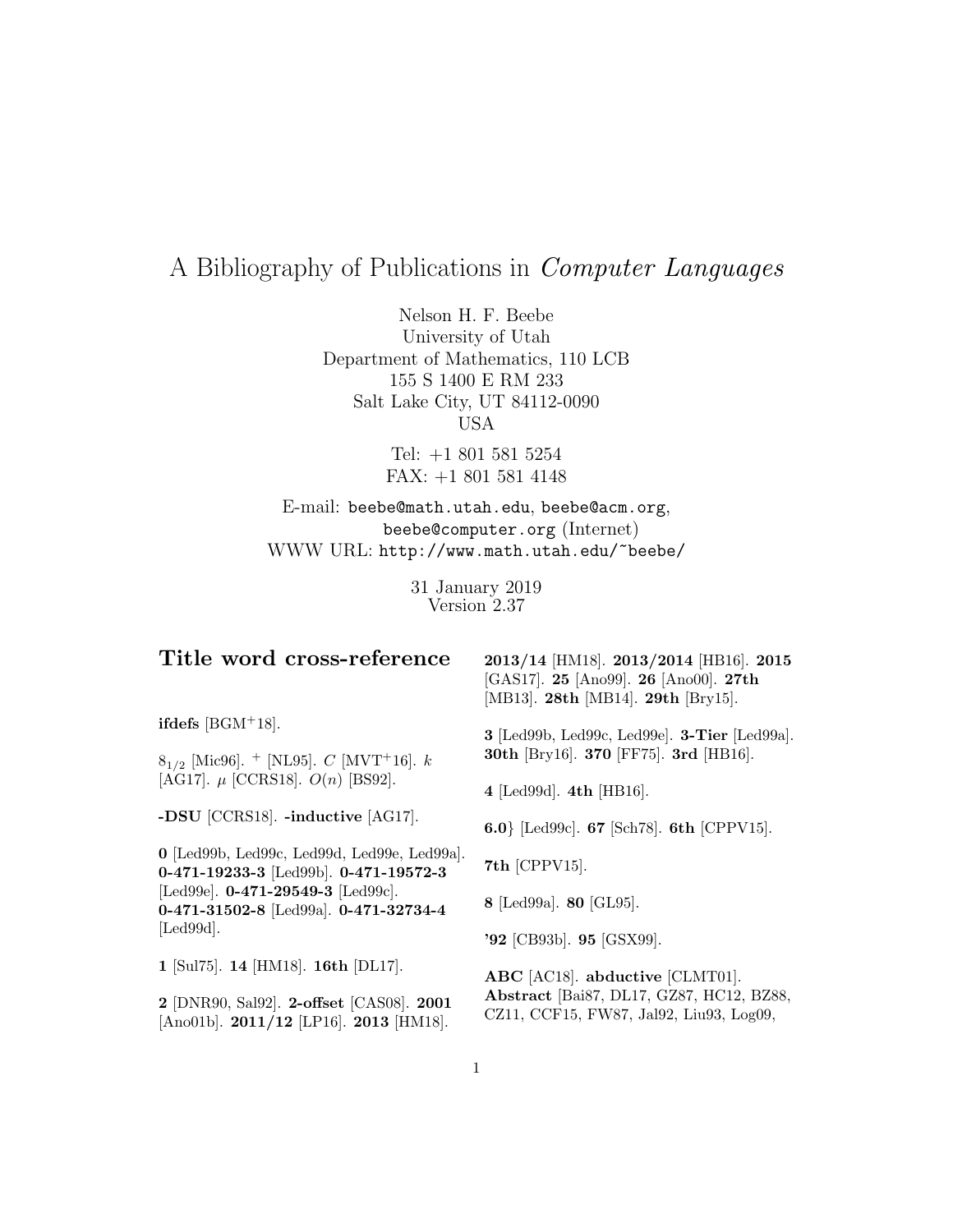# A Bibliography of Publications in *Computer Languages*

Nelson H. F. Beebe
University of Utah
Department of Mathematics, 110 LCB
155 S 1400 E RM 233
Salt Lake City, UT 84112-0090
USA

Tel: +1 801 581 5254
FAX: +1 801 581 4148

E-mail: `beebe@math.utah.edu`, `beebe@acm.org`, `beebe@computer.org` (Internet)
WWW URL: `http://www.math.utah.edu/~beebe/`

31 January 2019
Version 2.37

## Title word cross-reference

**ifdefs** [BGM+18].

$8_{1/2}$ [Mic96]. $^{+}$ [NL95]. $C$ [MVT+16]. $k$ [AG17]. $\mu$ [CCRS18]. $O(n)$ [BS92].

**-DSU** [CCRS18]. **-inductive** [AG17].

**0** [Led99b, Led99c, Led99d, Led99e, Led99a]. **0-471-19233-3** [Led99b]. **0-471-19572-3** [Led99e]. **0-471-29549-3** [Led99c]. **0-471-31502-8** [Led99a]. **0-471-32734-4** [Led99d].

**1** [Sul75]. **14** [HM18]. **16th** [DL17].

**2** [DNR90, Sal92]. **2-offset** [CAS08]. **2001** [Ano01b]. **2011/12** [LP16]. **2013** [HM18]. **2013/14** [HM18]. **2013/2014** [HB16]. **2015** [GAS17]. **25** [Ano99]. **26** [Ano00]. **27th** [MB13]. **28th** [MB14]. **29th** [Bry15].

**3** [Led99b, Led99c, Led99e]. **3-Tier** [Led99a]. **30th** [Bry16]. **370** [FF75]. **3rd** [HB16].

**4** [Led99d]. **4th** [HB16].

**6.0**} [Led99c]. **67** [Sch78]. **6th** [CPPV15].

**7th** [CPPV15].

**8** [Led99a]. **80** [GL95].

**'92** [CB93b]. **95** [GSX99].

**ABC** [AC18]. **abductive** [CLMT01]. **Abstract** [Bai87, DL17, GZ87, HC12, BZ88, CZ11, CCF15, FW87, Jal92, Liu93, Log09,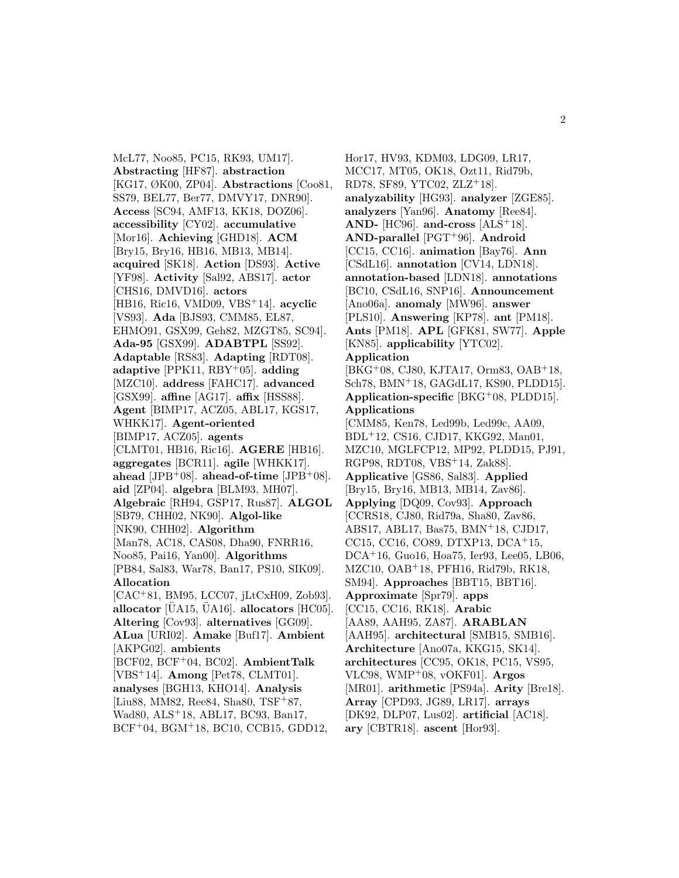McL77, Noo85, PC15, RK93, UM17]. **Abstracting** [HF87]. **abstraction** [KG17, ØK00, ZP04]. **Abstractions** [Coo81, SS79, BEL77, Ber77, DMVY17, DNR90]. **Access** [SC94, AMF13, KK18, DOZ06]. **accessibility** [CY02]. **accumulative** [Mor16]. **Achieving** [GHD18]. **ACM** [Bry15, Bry16, HB16, MB13, MB14]. **acquired** [SK18]. **Action** [DS93]. **Active** [YF98]. **Activity** [Sal92, ABS17]. **actor** [CHS16, DMVD16]. **actors** [HB16, Ric16, VMD09, VBS+14]. **acyclic** [VS93]. **Ada** [BJS93, CMM85, EL87, EHMO91, GSX99, Geh82, MZGT85, SC94]. **Ada-95** [GSX99]. **ADABTPL** [SS92]. **Adaptable** [RS83]. **Adapting** [RDT08]. **adaptive** [PPK11, RBY+05]. **adding** [MZC10]. **address** [FAHC17]. **advanced** [GSX99]. **affine** [AG17]. **affix** [HSS88]. **Agent** [BIMP17, ACZ05, ABL17, KGS17, WHKK17]. **Agent-oriented** [BIMP17, ACZ05]. **agents** [CLMT01, HB16, Ric16]. **AGERE** [HB16]. **aggregates** [BCR11]. **agile** [WHKK17]. **ahead** [JPB+08]. **ahead-of-time** [JPB+08]. **aid** [ZP04]. **algebra** [BLM93, MH07]. **Algebraic** [RH94, GSP17, Rus87]. **ALGOL** [SB79, CHH02, NK90]. **Algol-like** [NK90, CHH02]. **Algorithm** [Man78, AC18, CAS08, Dha90, FNRR16, Noo85, Pai16, Yan00]. **Algorithms** [PB84, Sal83, War78, Ban17, PS10, SIK09]. **Allocation** [CAC+81, BM95, LCC07, jLtCxH09, Zob93]. **allocator** [ÜA15, ÜA16]. **allocators** [HC05]. **Altering** [Cov93]. **alternatives** [GG09]. **ALua** [URI02]. **Amake** [Buf17]. **Ambient** [AKPG02]. **ambients** [BCF02, BCF+04, BC02]. **AmbientTalk** [VBS+14]. **Among** [Pet78, CLMT01]. **analyses** [BGH13, KHO14]. **Analysis** [Liu88, MM82, Ree84, Sha80, TSF+87, Wad80, ALS+18, ABL17, BC93, Ban17, BCF+04, BGM+18, BC10, CCB15, GDD12, Hor17, HV93, KDM03, LDG09, LR17, MCC17, MT05, OK18, Ozt11, Rid79b, RD78, SF89, YTC02, ZLZ+18]. **analyzability** [HG93]. **analyzer** [ZGE85]. **analyzers** [Yan96]. **Anatomy** [Ree84]. **AND-** [HC96]. **and-cross** [ALS+18]. **AND-parallel** [PGT+96]. **Android** [CC15, CC16]. **animation** [Bay76]. **Ann** [CSdL16]. **annotation** [CV14, LDN18]. **annotation-based** [LDN18]. **annotations** [BC10, CSdL16, SNP16]. **Announcement** [Ano06a]. **anomaly** [MW96]. **answer** [PLS10]. **Answering** [KP78]. **ant** [PM18]. **Ants** [PM18]. **APL** [GFK81, SW77]. **Apple** [KN85]. **applicability** [YTC02]. **Application** [BKG+08, CJ80, KJTA17, Orm83, OAB+18, Sch78, BMN+18, GAGdL17, KS90, PLDD15]. **Application-specific** [BKG+08, PLDD15]. **Applications** [CMM85, Ken78, Led99b, Led99c, AA09, BDL+12, CS16, CJD17, KKG92, Man01, MZC10, MGLFCP12, MP92, PLDD15, PJ91, RGP98, RDT08, VBS+14, Zak88]. **Applicative** [GS86, Sal83]. **Applied** [Bry15, Bry16, MB13, MB14, Zav86]. **Applying** [DQ09, Cov93]. **Approach** [CCRS18, CJ80, Rid79a, Sha80, Zav86, ABS17, ABL17, Bas75, BMN+18, CJD17, CC15, CC16, CO89, DTXP13, DCA+15, DCA+16, Guo16, Hoa75, Ier93, Lee05, LB06, MZC10, OAB+18, PFH16, Rid79b, RK18, SM94]. **Approaches** [BBT15, BBT16]. **Approximate** [Spr79]. **apps** [CC15, CC16, RK18]. **Arabic** [AA89, AAH95, ZA87]. **ARABLAN** [AAH95]. **architectural** [SMB15, SMB16]. **Architecture** [Ano07a, KKG15, SK14]. **architectures** [CC95, OK18, PC15, VS95, VLC98, WMP+08, vOKF01]. **Argos** [MR01]. **arithmetic** [PS94a]. **Arity** [Bre18]. **Array** [CPD93, JG89, LR17]. **arrays** [DK92, DLP07, Lus02]. **artificial** [AC18]. **ary** [CBTR18]. **ascent** [Hor93].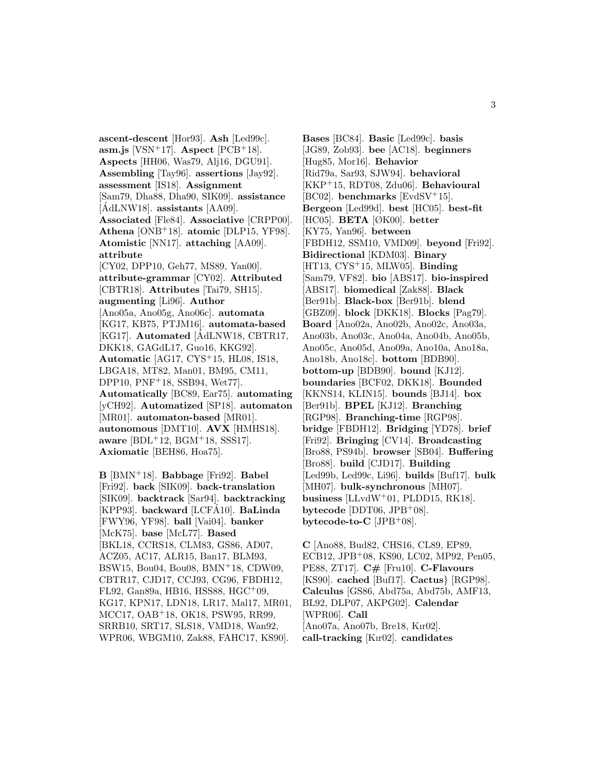**ascent-descent** [Hor93]. **Ash** [Led99c]. **asm.js** [VSN+17]. **Aspect** [PCB+18]. **Aspects** [HH06, Was79, Alj16, DGU91]. **Assembling** [Tay96]. **assertions** [Jay92]. **assessment** [IS18]. **Assignment** [Sam79, Dha88, Dha90, SIK09]. **assistance** [ÁdLNW18]. **assistants** [AA09]. **Associated** [Fle84]. **Associative** [CRPP00]. **Athena** [ONB+18]. **atomic** [DLP15, YF98]. **Atomistic** [NN17]. **attaching** [AA09]. **attribute** [CY02, DPP10, Geh77, MS89, Yan00]. **attribute-grammar** [CY02]. **Attributed** [CBTR18]. **Attributes** [Tai79, SH15]. **augmenting** [Li96]. **Author** [Ano05a, Ano05g, Ano06c]. **automata** [KG17, KB75, PTJM16]. **automata-based** [KG17]. **Automated** [ÁdLNW18, CBTR17, DKK18, GAGdL17, Guo16, KKG92]. **Automatic** [AG17, CYS+15, HL08, IS18, LBGA18, MT82, Man01, BM95, CM11, DPP10, PNF+18, SSB94, Wet77]. **Automatically** [BC89, Ear75]. **automating** [yCH92]. **Automatized** [SP18]. **automaton** [MR01]. **automaton-based** [MR01]. **autonomous** [DMT10]. **AVX** [HMHS18]. **aware** [BDL+12, BGM+18, SSS17]. **Axiomatic** [BEH86, Hoa75].

**B** [BMN+18]. **Babbage** [Fri92]. **Babel** [Fri92]. **back** [SIK09]. **back-translation** [SIK09]. **backtrack** [Sar94]. **backtracking** [KPP93]. **backward** [LCFÁ10]. **BaLinda** [FWY96, YF98]. **ball** [Vai04]. **banker** [McK75]. **base** [McL77]. **Based** [BKL18, CCRS18, CLM83, GS86, AD07, ACZ05, AC17, ALR15, Ban17, BLM93, BSW15, Bou04, Bou08, BMN+18, CDW09, CBTR17, CJD17, CCJ93, CG96, FBDH12, FL92, Gan89a, HB16, HSS88, HGC+09, KG17, KPN17, LDN18, LR17, Mal17, MR01, MCC17, OAB+18, OK18, PSW95, RR99, SRRB10, SRT17, SLS18, VMD18, Wan92, WPR06, WBGM10, Zak88, FAHC17, KS90].

**Bases** [BC84]. **Basic** [Led99c]. **basis** [JG89, Zob93]. **bee** [AC18]. **beginners** [Hug85, Mor16]. **Behavior** [Rid79a, Sar93, SJW94]. **behavioral** [KKP+15, RDT08, Zdu06]. **Behavioural** [BC02]. **benchmarks** [EvdSV+15]. **Bergeon** [Led99d]. **best** [HC05]. **best-fit** [HC05]. **BETA** [ØK00]. **better** [KY75, Yan96]. **between** [FBDH12, SSM10, VMD09]. **beyond** [Fri92]. **Bidirectional** [KDM03]. **Binary** [HT13, CYS+15, MLW05]. **Binding** [Sam79, VF82]. **bio** [ABS17]. **bio-inspired** [ABS17]. **biomedical** [Zak88]. **Black** [Ber91b]. **Black-box** [Ber91b]. **blend** [GBZ09]. **block** [DKK18]. **Blocks** [Pag79]. **Board** [Ano02a, Ano02b, Ano02c, Ano03a, Ano03b, Ano03c, Ano04a, Ano04b, Ano05b, Ano05c, Ano05d, Ano09a, Ano10a, Ano18a, Ano18b, Ano18c]. **bottom** [BDB90]. **bottom-up** [BDB90]. **bound** [KJ12]. **boundaries** [BCF02, DKK18]. **Bounded** [KKNS14, KLIN15]. **bounds** [BJ14]. **box** [Ber91b]. **BPEL** [KJ12]. **Branching** [RGP98]. **Branching-time** [RGP98]. **bridge** [FBDH12]. **Bridging** [YD78]. **brief** [Fri92]. **Bringing** [CV14]. **Broadcasting** [Bro88, PS94b]. **browser** [SB04]. **Buffering** [Bro88]. **build** [CJD17]. **Building** [Led99b, Led99c, Li96]. **builds** [Buf17]. **bulk** [MH07]. **bulk-synchronous** [MH07]. **business** [LLvdW+01, PLDD15, RK18]. **bytecode** [DDT06, JPB+08]. **bytecode-to-C** [JPB+08].

**C** [Ano88, Bud82, CHS16, CL89, EP89, ECB12, JPB+08, KS90, LC02, MP92, Pen05, PE88, ZT17]. **C#** [Fru10]. **C-Flavours** [KS90]. **cached** [Buf17]. **Cactus**} [RGP98]. **Calculus** [GS86, Abd75a, Abd75b, AMF13, BL92, DLP07, AKPG02]. **Calendar** [WPR06]. **Call** [Ano07a, Ano07b, Bre18, Kır02]. **call-tracking** [Kır02]. **candidates**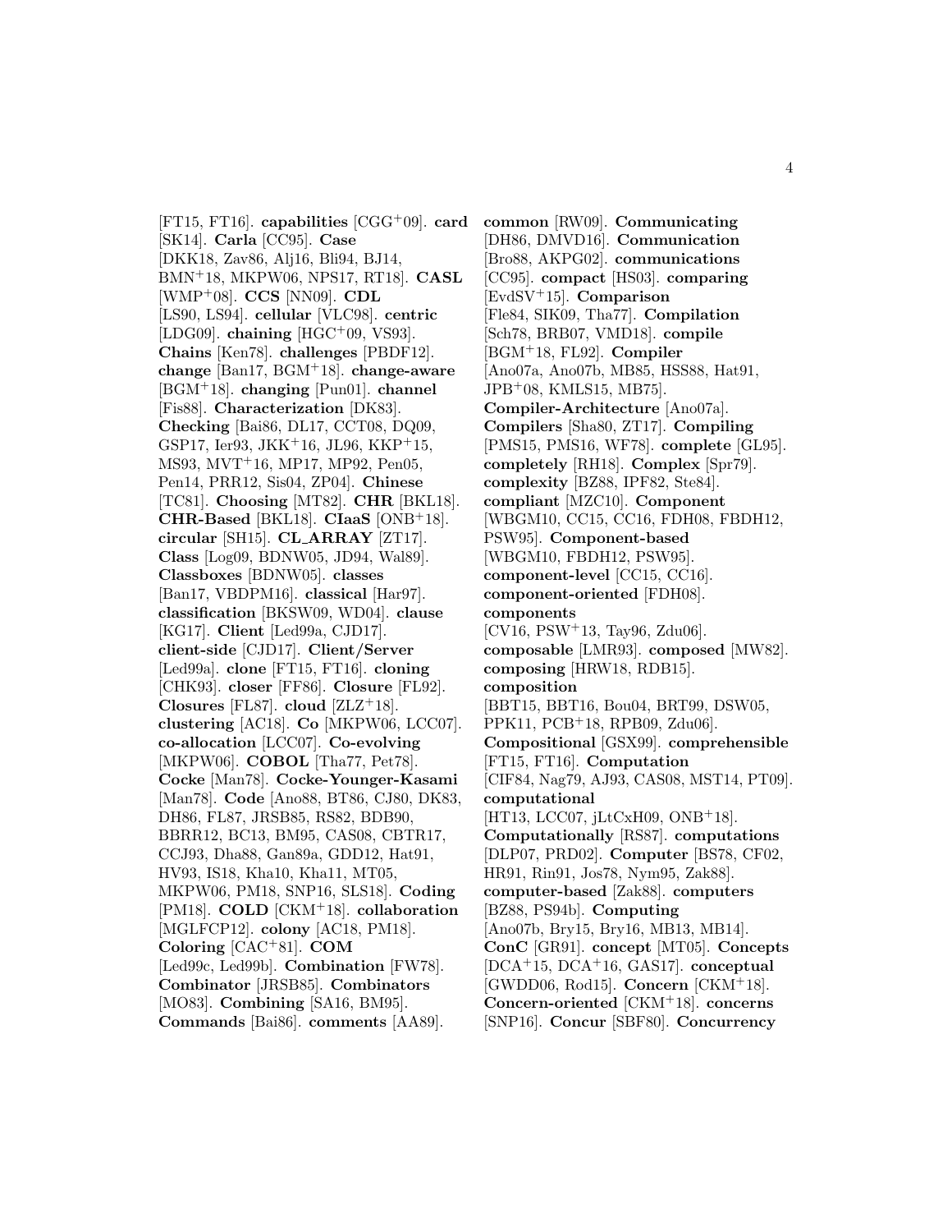[FT15, FT16]. **capabilities** [CGG+09]. **card** [SK14]. **Carla** [CC95]. **Case** [DKK18, Zav86, Alj16, Bli94, BJ14, BMN+18, MKPW06, NPS17, RT18]. **CASL** [WMP+08]. **CCS** [NN09]. **CDL** [LS90, LS94]. **cellular** [VLC98]. **centric** [LDG09]. **chaining** [HGC+09, VS93]. **Chains** [Ken78]. **challenges** [PBDF12]. **change** [Ban17, BGM+18]. **change-aware** [BGM+18]. **changing** [Pun01]. **channel** [Fis88]. **Characterization** [DK83]. **Checking** [Bai86, DL17, CCT08, DQ09, GSP17, Ier93, JKK+16, JL96, KKP+15, MS93, MVT+16, MP17, MP92, Pen05, Pen14, PRR12, Sis04, ZP04]. **Chinese** [TC81]. **Choosing** [MT82]. **CHR** [BKL18]. **CHR-Based** [BKL18]. **CIaaS** [ONB+18]. **circular** [SH15]. **CL_ARRAY** [ZT17]. **Class** [Log09, BDNW05, JD94, Wal89]. **Classboxes** [BDNW05]. **classes** [Ban17, VBDPM16]. **classical** [Har97]. **classification** [BKSW09, WD04]. **clause** [KG17]. **Client** [Led99a, CJD17]. **client-side** [CJD17]. **Client/Server** [Led99a]. **clone** [FT15, FT16]. **cloning** [CHK93]. **closer** [FF86]. **Closure** [FL92]. **Closures** [FL87]. **cloud** [ZLZ+18]. **clustering** [AC18]. **Co** [MKPW06, LCC07]. **co-allocation** [LCC07]. **Co-evolving** [MKPW06]. **COBOL** [Tha77, Pet78]. **Cocke** [Man78]. **Cocke-Younger-Kasami** [Man78]. **Code** [Ano88, BT86, CJ80, DK83, DH86, FL87, JRSB85, RS82, BDB90, BBRR12, BC13, BM95, CAS08, CBTR17, CCJ93, Dha88, Gan89a, GDD12, Hat91, HV93, IS18, Kha10, Kha11, MT05, MKPW06, PM18, SNP16, SLS18]. **Coding** [PM18]. **COLD** [CKM+18]. **collaboration** [MGLFCP12]. **colony** [AC18, PM18]. **Coloring** [CAC+81]. **COM** [Led99c, Led99b]. **Combination** [FW78]. **Combinator** [JRSB85]. **Combinators** [MO83]. **Combining** [SA16, BM95]. **Commands** [Bai86]. **comments** [AA89]. **common** [RW09]. **Communicating** [DH86, DMVD16]. **Communication** [Bro88, AKPG02]. **communications** [CC95]. **compact** [HS03]. **comparing** [EvdSV+15]. **Comparison** [Fle84, SIK09, Tha77]. **Compilation** [Sch78, BRB07, VMD18]. **compile** [BGM+18, FL92]. **Compiler** [Ano07a, Ano07b, MB85, HSS88, Hat91, JPB+08, KMLS15, MB75]. **Compiler-Architecture** [Ano07a]. **Compilers** [Sha80, ZT17]. **Compiling** [PMS15, PMS16, WF78]. **complete** [GL95]. **completely** [RH18]. **Complex** [Spr79]. **complexity** [BZ88, IPF82, Ste84]. **compliant** [MZC10]. **Component** [WBGM10, CC15, CC16, FDH08, FBDH12, PSW95]. **Component-based** [WBGM10, FBDH12, PSW95]. **component-level** [CC15, CC16]. **component-oriented** [FDH08]. **components** [CV16, PSW+13, Tay96, Zdu06]. **composable** [LMR93]. **composed** [MW82]. **composing** [HRW18, RDB15]. **composition** [BBT15, BBT16, Bou04, BRT99, DSW05, PPK11, PCB+18, RPB09, Zdu06]. **Compositional** [GSX99]. **comprehensible** [FT15, FT16]. **Computation** [CIF84, Nag79, AJ93, CAS08, MST14, PT09]. **computational** [HT13, LCC07, jLtCxH09, ONB+18]. **Computationally** [RS87]. **computations** [DLP07, PRD02]. **Computer** [BS78, CF02, HR91, Rin91, Jos78, Nym95, Zak88]. **computer-based** [Zak88]. **computers** [BZ88, PS94b]. **Computing** [Ano07b, Bry15, Bry16, MB13, MB14]. **ConC** [GR91]. **concept** [MT05]. **Concepts** [DCA+15, DCA+16, GAS17]. **conceptual** [GWDD06, Rod15]. **Concern** [CKM+18]. **Concern-oriented** [CKM+18]. **concerns** [SNP16]. **Concur** [SBF80]. **Concurrency**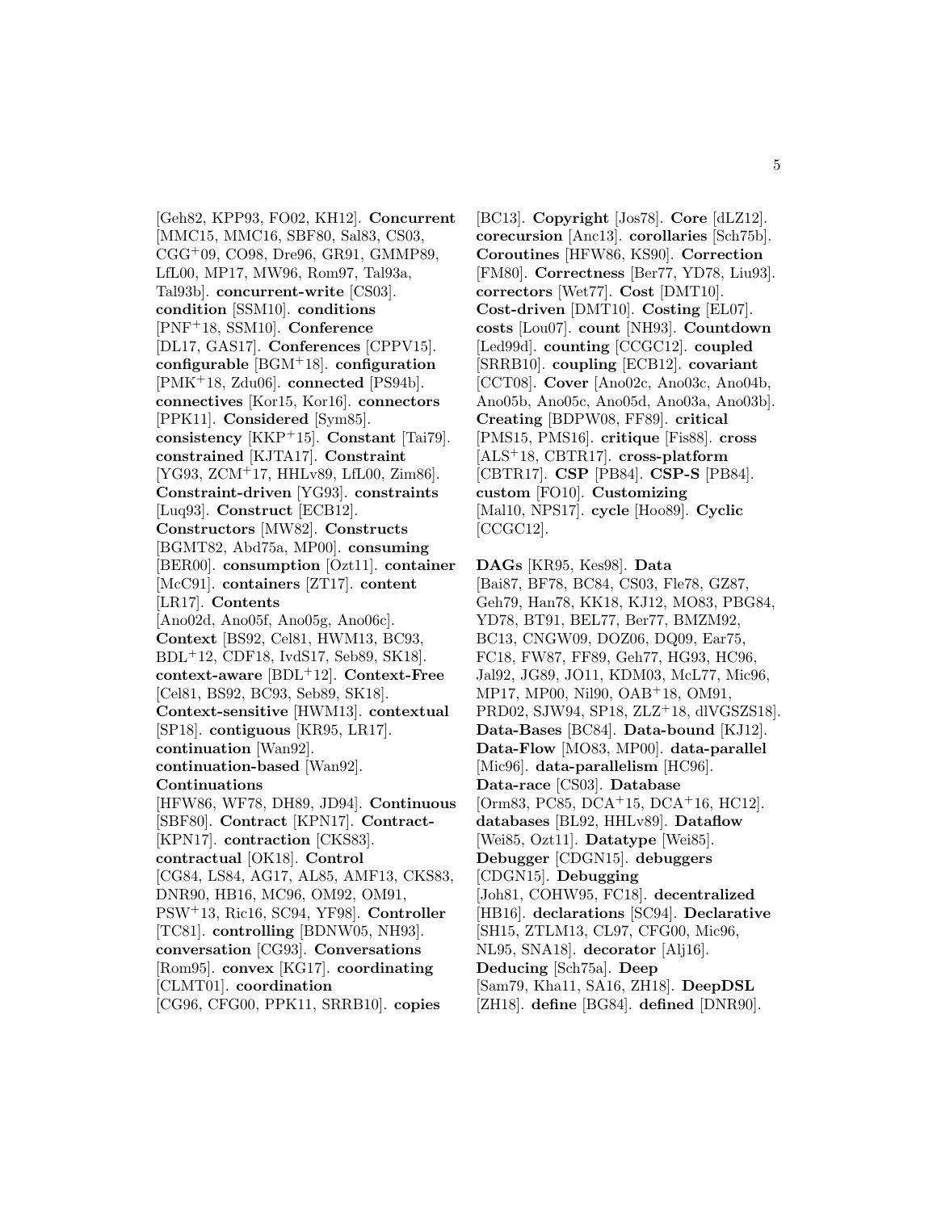[Geh82, KPP93, FO02, KH12]. **Concurrent** [MMC15, MMC16, SBF80, Sal83, CS03, CGG+09, CO98, Dre96, GR91, GMMP89, LfL00, MP17, MW96, Rom97, Tal93a, Tal93b]. **concurrent-write** [CS03]. **condition** [SSM10]. **conditions** [PNF+18, SSM10]. **Conference** [DL17, GAS17]. **Conferences** [CPPV15]. **configurable** [BGM+18]. **configuration** [PMK+18, Zdu06]. **connected** [PS94b]. **connectives** [Kor15, Kor16]. **connectors** [PPK11]. **Considered** [Sym85]. **consistency** [KKP+15]. **Constant** [Tai79]. **constrained** [KJTA17]. **Constraint** [YG93, ZCM+17, HHLv89, LfL00, Zim86]. **Constraint-driven** [YG93]. **constraints** [Luq93]. **Construct** [ECB12]. **Constructors** [MW82]. **Constructs** [BGMT82, Abd75a, MP00]. **consuming** [BER00]. **consumption** [Ozt11]. **container** [McC91]. **containers** [ZT17]. **content** [LR17]. **Contents** [Ano02d, Ano05f, Ano05g, Ano06c]. **Context** [BS92, Cel81, HWM13, BC93, BDL+12, CDF18, IvdS17, Seb89, SK18]. **context-aware** [BDL+12]. **Context-Free** [Cel81, BS92, BC93, Seb89, SK18]. **Context-sensitive** [HWM13]. **contextual** [SP18]. **contiguous** [KR95, LR17]. **continuation** [Wan92]. **continuation-based** [Wan92]. **Continuations** [HFW86, WF78, DH89, JD94]. **Continuous** [SBF80]. **Contract** [KPN17]. **Contract-** [KPN17]. **contraction** [CKS83]. **contractual** [OK18]. **Control** [CG84, LS84, AG17, AL85, AMF13, CKS83, DNR90, HB16, MC96, OM92, OM91, PSW+13, Ric16, SC94, YF98]. **Controller** [TC81]. **controlling** [BDNW05, NH93]. **conversation** [CG93]. **Conversations** [Rom95]. **convex** [KG17]. **coordinating** [CLMT01]. **coordination** [CG96, CFG00, PPK11, SRRB10]. **copies** [BC13]. **Copyright** [Jos78]. **Core** [dLZ12]. **corecursion** [Anc13]. **corollaries** [Sch75b]. **Coroutines** [HFW86, KS90]. **Correction** [FM80]. **Correctness** [Ber77, YD78, Liu93]. **correctors** [Wet77]. **Cost** [DMT10]. **Cost-driven** [DMT10]. **Costing** [EL07]. **costs** [Lou07]. **count** [NH93]. **Countdown** [Led99d]. **counting** [CCGC12]. **coupled** [SRRB10]. **coupling** [ECB12]. **covariant** [CCT08]. **Cover** [Ano02c, Ano03c, Ano04b, Ano05b, Ano05c, Ano05d, Ano03a, Ano03b]. **Creating** [BDPW08, FF89]. **critical** [PMS15, PMS16]. **critique** [Fis88]. **cross** [ALS+18, CBTR17]. **cross-platform** [CBTR17]. **CSP** [PB84]. **CSP-S** [PB84]. **custom** [FO10]. **Customizing** [Mal10, NPS17]. **cycle** [Hoo89]. **Cyclic** [CCGC12].

**DAGs** [KR95, Kes98]. **Data** [Bai87, BF78, BC84, CS03, Fle78, GZ87, Geh79, Han78, KK18, KJ12, MO83, PBG84, YD78, BT91, BEL77, Ber77, BMZM92, BC13, CNGW09, DOZ06, DQ09, Ear75, FC18, FW87, FF89, Geh77, HG93, HC96, Jal92, JG89, JO11, KDM03, McL77, Mic96, MP17, MP00, Nil90, OAB+18, OM91, PRD02, SJW94, SP18, ZLZ+18, dlVGSZS18]. **Data-Bases** [BC84]. **Data-bound** [KJ12]. **Data-Flow** [MO83, MP00]. **data-parallel** [Mic96]. **data-parallelism** [HC96]. **Data-race** [CS03]. **Database** [Orm83, PC85, DCA+15, DCA+16, HC12]. **databases** [BL92, HHLv89]. **Dataflow** [Wei85, Ozt11]. **Datatype** [Wei85]. **Debugger** [CDGN15]. **debuggers** [CDGN15]. **Debugging** [Joh81, COHW95, FC18]. **decentralized** [HB16]. **declarations** [SC94]. **Declarative** [SH15, ZTLM13, CL97, CFG00, Mic96, NL95, SNA18]. **decorator** [Alj16]. **Deducing** [Sch75a]. **Deep** [Sam79, Kha11, SA16, ZH18]. **DeepDSL** [ZH18]. **define** [BG84]. **defined** [DNR90].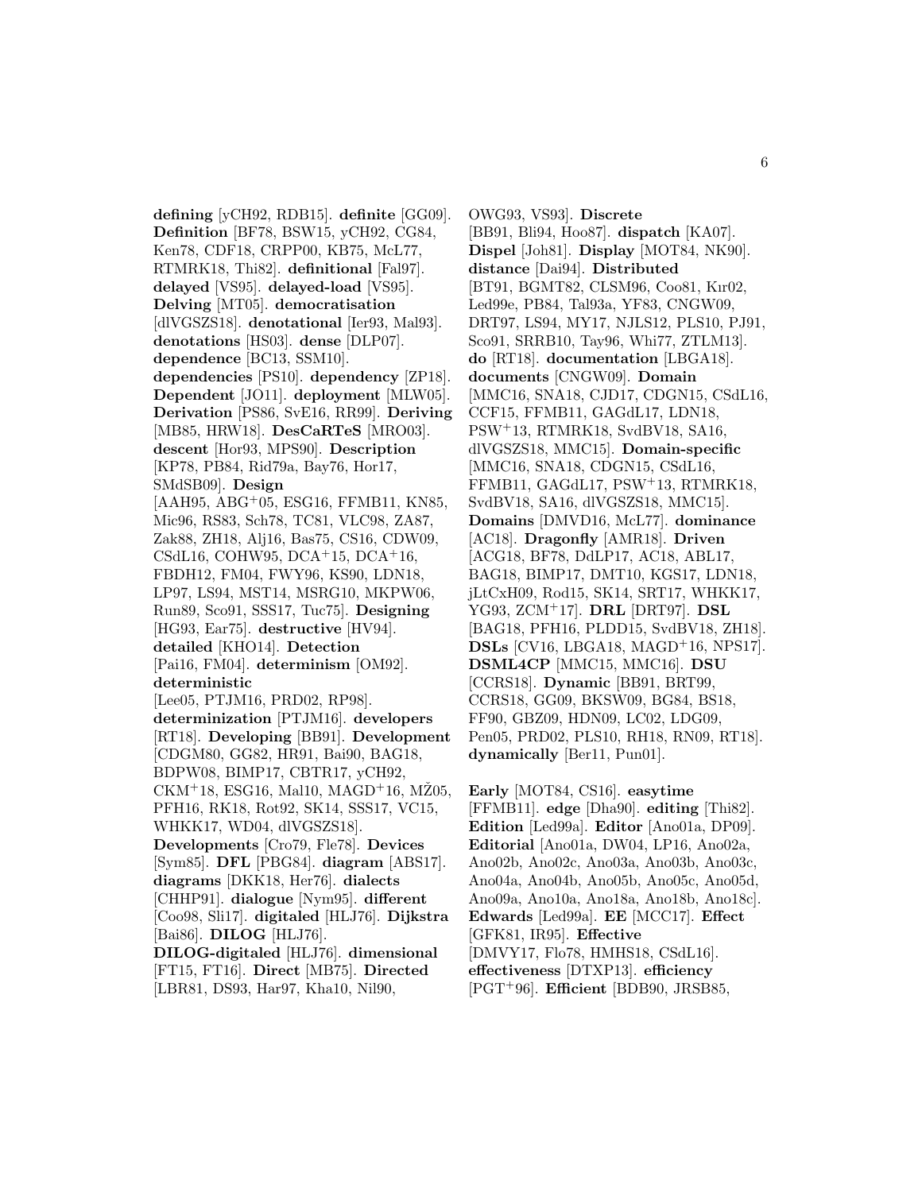**defining** [yCH92, RDB15]. **definite** [GG09]. **Definition** [BF78, BSW15, yCH92, CG84, Ken78, CDF18, CRPP00, KB75, McL77, RTMRK18, Thi82]. **definitional** [Fal97]. **delayed** [VS95]. **delayed-load** [VS95]. **Delving** [MT05]. **democratisation** [dlVGSZS18]. **denotational** [Ier93, Mal93]. **denotations** [HS03]. **dense** [DLP07]. **dependence** [BC13, SSM10]. **dependencies** [PS10]. **dependency** [ZP18]. **Dependent** [JO11]. **deployment** [MLW05]. **Derivation** [PS86, SvE16, RR99]. **Deriving** [MB85, HRW18]. **DesCaRTeS** [MRO03]. **descent** [Hor93, MPS90]. **Description** [KP78, PB84, Rid79a, Bay76, Hor17, SMdSB09]. **Design** [AAH95, ABG+05, ESG16, FFMB11, KN85, Mic96, RS83, Sch78, TC81, VLC98, ZA87, Zak88, ZH18, Alj16, Bas75, CS16, CDW09, CSdL16, COHW95, DCA+15, DCA+16, FBDH12, FM04, FWY96, KS90, LDN18, LP97, LS94, MST14, MSRG10, MKPW06, Run89, Sco91, SSS17, Tuc75]. **Designing** [HG93, Ear75]. **destructive** [HV94]. **detailed** [KHO14]. **Detection** [Pai16, FM04]. **determinism** [OM92]. **deterministic** [Lee05, PTJM16, PRD02, RP98]. **determinization** [PTJM16]. **developers** [RT18]. **Developing** [BB91]. **Development** [CDGM80, GG82, HR91, Bai90, BAG18, BDPW08, BIMP17, CBTR17, yCH92, CKM+18, ESG16, Mal10, MAGD+16, MŽ05, PFH16, RK18, Rot92, SK14, SSS17, VC15, WHKK17, WD04, dlVGSZS18]. **Developments** [Cro79, Fle78]. **Devices** [Sym85]. **DFL** [PBG84]. **diagram** [ABS17]. **diagrams** [DKK18, Her76]. **dialects** [CHHP91]. **dialogue** [Nym95]. **different** [Coo98, Sli17]. **digitaled** [HLJ76]. **Dijkstra** [Bai86]. **DILOG** [HLJ76]. **DILOG-digitaled** [HLJ76]. **dimensional** [FT15, FT16]. **Direct** [MB75]. **Directed** [LBR81, DS93, Har97, Kha10, Nil90, OWG93, VS93]. **Discrete** [BB91, Bli94, Hoo87]. **dispatch** [KA07]. **Dispel** [Joh81]. **Display** [MOT84, NK90]. **distance** [Dai94]. **Distributed** [BT91, BGMT82, CLSM96, Coo81, Kır02, Led99e, PB84, Tal93a, YF83, CNGW09, DRT97, LS94, MY17, NJLS12, PLS10, PJ91, Sco91, SRRB10, Tay96, Whi77, ZTLM13]. **do** [RT18]. **documentation** [LBGA18]. **documents** [CNGW09]. **Domain** [MMC16, SNA18, CJD17, CDGN15, CSdL16, CCF15, FFMB11, GAGdL17, LDN18, PSW+13, RTMRK18, SvdBV18, SA16, dlVGSZS18, MMC15]. **Domain-specific** [MMC16, SNA18, CDGN15, CSdL16, FFMB11, GAGdL17, PSW+13, RTMRK18, SvdBV18, SA16, dlVGSZS18, MMC15]. **Domains** [DMVD16, McL77]. **dominance** [AC18]. **Dragonfly** [AMR18]. **Driven** [ACG18, BF78, DdLP17, AC18, ABL17, BAG18, BIMP17, DMT10, KGS17, LDN18, jLtCxH09, Rod15, SK14, SRT17, WHKK17, YG93, ZCM+17]. **DRL** [DRT97]. **DSL** [BAG18, PFH16, PLDD15, SvdBV18, ZH18]. **DSLs** [CV16, LBGA18, MAGD+16, NPS17]. **DSML4CP** [MMC15, MMC16]. **DSU** [CCRS18]. **Dynamic** [BB91, BRT99, CCRS18, GG09, BKSW09, BG84, BS18, FF90, GBZ09, HDN09, LC02, LDG09, Pen05, PRD02, PLS10, RH18, RN09, RT18]. **dynamically** [Ber11, Pun01].

**Early** [MOT84, CS16]. **easytime** [FFMB11]. **edge** [Dha90]. **editing** [Thi82]. **Edition** [Led99a]. **Editor** [Ano01a, DP09]. **Editorial** [Ano01a, DW04, LP16, Ano02a, Ano02b, Ano02c, Ano03a, Ano03b, Ano03c, Ano04a, Ano04b, Ano05b, Ano05c, Ano05d, Ano09a, Ano10a, Ano18a, Ano18b, Ano18c]. **Edwards** [Led99a]. **EE** [MCC17]. **Effect** [GFK81, IR95]. **Effective** [DMVY17, Flo78, HMHS18, CSdL16]. **effectiveness** [DTXP13]. **efficiency** [PGT+96]. **Efficient** [BDB90, JRSB85,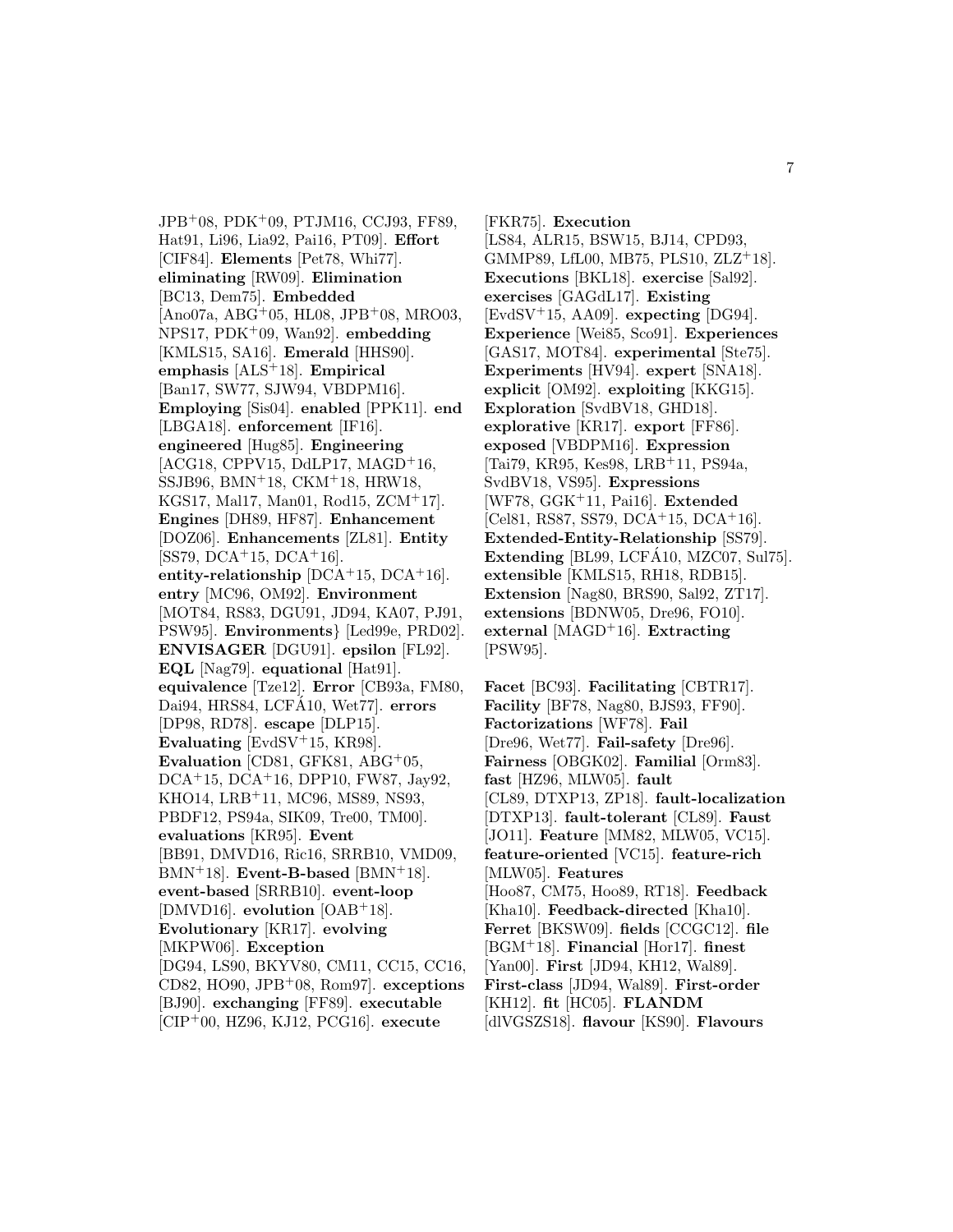JPB+08, PDK+09, PTJM16, CCJ93, FF89, Hat91, Li96, Lia92, Pai16, PT09]. **Effort** [CIF84]. **Elements** [Pet78, Whi77]. **eliminating** [RW09]. **Elimination** [BC13, Dem75]. **Embedded** [Ano07a, ABG+05, HL08, JPB+08, MRO03, NPS17, PDK+09, Wan92]. **embedding** [KMLS15, SA16]. **Emerald** [HHS90]. **emphasis** [ALS+18]. **Empirical** [Ban17, SW77, SJW94, VBDPM16]. **Employing** [Sis04]. **enabled** [PPK11]. **end** [LBGA18]. **enforcement** [IF16]. **engineered** [Hug85]. **Engineering** [ACG18, CPPV15, DdLP17, MAGD+16, SSJB96, BMN+18, CKM+18, HRW18, KGS17, Mal17, Man01, Rod15, ZCM+17]. **Engines** [DH89, HF87]. **Enhancement** [DOZ06]. **Enhancements** [ZL81]. **Entity** [SS79, DCA+15, DCA+16]. **entity-relationship** [DCA+15, DCA+16]. **entry** [MC96, OM92]. **Environment** [MOT84, RS83, DGU91, JD94, KA07, PJ91, PSW95]. **Environments**} [Led99e, PRD02]. **ENVISAGER** [DGU91]. **epsilon** [FL92]. **EQL** [Nag79]. **equational** [Hat91]. **equivalence** [Tze12]. **Error** [CB93a, FM80, Dai94, HRS84, LCFÁ10, Wet77]. **errors** [DP98, RD78]. **escape** [DLP15]. **Evaluating** [EvdSV+15, KR98]. **Evaluation** [CD81, GFK81, ABG+05, DCA+15, DCA+16, DPP10, FW87, Jay92, KHO14, LRB+11, MC96, MS89, NS93, PBDF12, PS94a, SIK09, Tre00, TM00]. **evaluations** [KR95]. **Event** [BB91, DMVD16, Ric16, SRRB10, VMD09, BMN+18]. **Event-B-based** [BMN+18]. **event-based** [SRRB10]. **event-loop** [DMVD16]. **evolution** [OAB+18]. **Evolutionary** [KR17]. **evolving** [MKPW06]. **Exception** [DG94, LS90, BKYV80, CM11, CC15, CC16, CD82, HO90, JPB+08, Rom97]. **exceptions** [BJ90]. **exchanging** [FF89]. **executable** [CIP+00, HZ96, KJ12, PCG16]. **execute** [FKR75]. **Execution** [LS84, ALR15, BSW15, BJ14, CPD93, GMMP89, LfL00, MB75, PLS10, ZLZ+18]. **Executions** [BKL18]. **exercise** [Sal92]. **exercises** [GAGdL17]. **Existing** [EvdSV+15, AA09]. **expecting** [DG94]. **Experience** [Wei85, Sco91]. **Experiences** [GAS17, MOT84]. **experimental** [Ste75]. **Experiments** [HV94]. **expert** [SNA18]. **explicit** [OM92]. **exploiting** [KKG15]. **Exploration** [SvdBV18, GHD18]. **explorative** [KR17]. **export** [FF86]. **exposed** [VBDPM16]. **Expression** [Tai79, KR95, Kes98, LRB+11, PS94a, SvdBV18, VS95]. **Expressions** [WF78, GGK+11, Pai16]. **Extended** [Cel81, RS87, SS79, DCA+15, DCA+16]. **Extended-Entity-Relationship** [SS79]. **Extending** [BL99, LCFÁ10, MZC07, Sul75]. **extensible** [KMLS15, RH18, RDB15]. **Extension** [Nag80, BRS90, Sal92, ZT17]. **extensions** [BDNW05, Dre96, FO10]. **external** [MAGD+16]. **Extracting** [PSW95].

**Facet** [BC93]. **Facilitating** [CBTR17]. **Facility** [BF78, Nag80, BJS93, FF90]. **Factorizations** [WF78]. **Fail** [Dre96, Wet77]. **Fail-safety** [Dre96]. **Fairness** [OBGK02]. **Familial** [Orm83]. **fast** [HZ96, MLW05]. **fault** [CL89, DTXP13, ZP18]. **fault-localization** [DTXP13]. **fault-tolerant** [CL89]. **Faust** [JO11]. **Feature** [MM82, MLW05, VC15]. **feature-oriented** [VC15]. **feature-rich** [MLW05]. **Features** [Hoo87, CM75, Hoo89, RT18]. **Feedback** [Kha10]. **Feedback-directed** [Kha10]. **Ferret** [BKSW09]. **fields** [CCGC12]. **file** [BGM+18]. **Financial** [Hor17]. **finest** [Yan00]. **First** [JD94, KH12, Wal89]. **First-class** [JD94, Wal89]. **First-order** [KH12]. **fit** [HC05]. **FLANDM** [dlVGSZS18]. **flavour** [KS90]. **Flavours**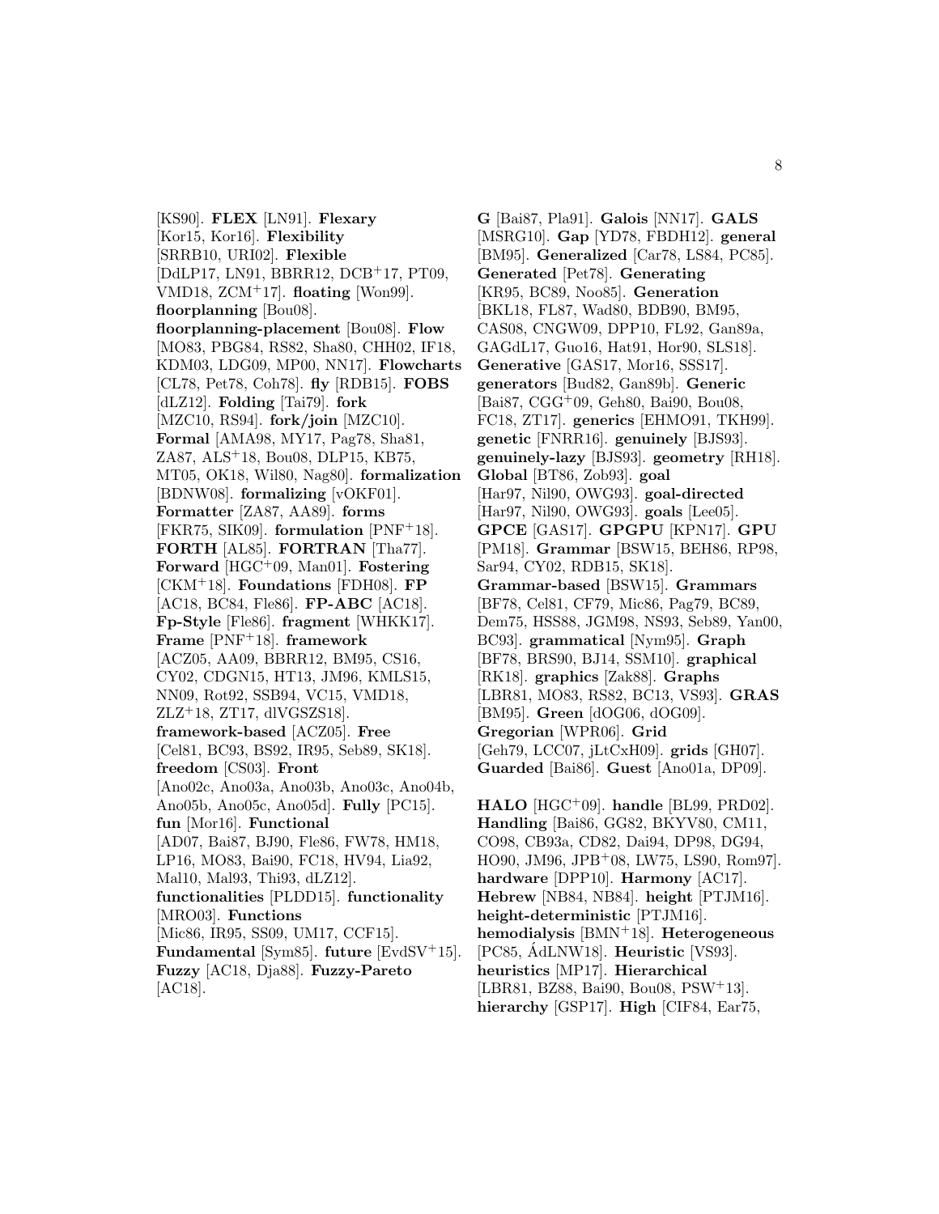[KS90]. **FLEX** [LN91]. **Flexary** [Kor15, Kor16]. **Flexibility** [SRRB10, URI02]. **Flexible** [DdLP17, LN91, BBRR12, DCB+17, PT09, VMD18, ZCM+17]. **floating** [Won99]. **floorplanning** [Bou08]. **floorplanning-placement** [Bou08]. **Flow** [MO83, PBG84, RS82, Sha80, CHH02, IF18, KDM03, LDG09, MP00, NN17]. **Flowcharts** [CL78, Pet78, Coh78]. **fly** [RDB15]. **FOBS** [dLZ12]. **Folding** [Tai79]. **fork** [MZC10, RS94]. **fork/join** [MZC10]. **Formal** [AMA98, MY17, Pag78, Sha81, ZA87, ALS+18, Bou08, DLP15, KB75, MT05, OK18, Wil80, Nag80]. **formalization** [BDNW08]. **formalizing** [vOKF01]. **Formatter** [ZA87, AA89]. **forms** [FKR75, SIK09]. **formulation** [PNF+18]. **FORTH** [AL85]. **FORTRAN** [Tha77]. **Forward** [HGC+09, Man01]. **Fostering** [CKM+18]. **Foundations** [FDH08]. **FP** [AC18, BC84, Fle86]. **FP-ABC** [AC18]. **Fp-Style** [Fle86]. **fragment** [WHKK17]. **Frame** [PNF+18]. **framework** [ACZ05, AA09, BBRR12, BM95, CS16, CY02, CDGN15, HT13, JM96, KMLS15, NN09, Rot92, SSB94, VC15, VMD18, ZLZ+18, ZT17, dlVGSZS18]. **framework-based** [ACZ05]. **Free** [Cel81, BC93, BS92, IR95, Seb89, SK18]. **freedom** [CS03]. **Front** [Ano02c, Ano03a, Ano03b, Ano03c, Ano04b, Ano05b, Ano05c, Ano05d]. **Fully** [PC15]. **fun** [Mor16]. **Functional** [AD07, Bai87, BJ90, Fle86, FW78, HM18, LP16, MO83, Bai90, FC18, HV94, Lia92, Mal10, Mal93, Thi93, dLZ12]. **functionalities** [PLDD15]. **functionality** [MRO03]. **Functions** [Mic86, IR95, SS09, UM17, CCF15]. **Fundamental** [Sym85]. **future** [EvdSV+15]. **Fuzzy** [AC18, Dja88]. **Fuzzy-Pareto** [AC18].

**G** [Bai87, Pla91]. **Galois** [NN17]. **GALS** [MSRG10]. **Gap** [YD78, FBDH12]. **general** [BM95]. **Generalized** [Car78, LS84, PC85]. **Generated** [Pet78]. **Generating** [KR95, BC89, Noo85]. **Generation** [BKL18, FL87, Wad80, BDB90, BM95, CAS08, CNGW09, DPP10, FL92, Gan89a, GAGdL17, Guo16, Hat91, Hor90, SLS18]. **Generative** [GAS17, Mor16, SSS17]. **generators** [Bud82, Gan89b]. **Generic** [Bai87, CGG+09, Geh80, Bai90, Bou08, FC18, ZT17]. **generics** [EHMO91, TKH99]. **genetic** [FNRR16]. **genuinely** [BJS93]. **genuinely-lazy** [BJS93]. **geometry** [RH18]. **Global** [BT86, Zob93]. **goal** [Har97, Nil90, OWG93]. **goal-directed** [Har97, Nil90, OWG93]. **goals** [Lee05]. **GPCE** [GAS17]. **GPGPU** [KPN17]. **GPU** [PM18]. **Grammar** [BSW15, BEH86, RP98, Sar94, CY02, RDB15, SK18]. **Grammar-based** [BSW15]. **Grammars** [BF78, Cel81, CF79, Mic86, Pag79, BC89, Dem75, HSS88, JGM98, NS93, Seb89, Yan00, BC93]. **grammatical** [Nym95]. **Graph** [BF78, BRS90, BJ14, SSM10]. **graphical** [RK18]. **graphics** [Zak88]. **Graphs** [LBR81, MO83, RS82, BC13, VS93]. **GRAS** [BM95]. **Green** [dOG06, dOG09]. **Gregorian** [WPR06]. **Grid** [Geh79, LCC07, jLtCxH09]. **grids** [GH07]. **Guarded** [Bai86]. **Guest** [Ano01a, DP09].

**HALO** [HGC+09]. **handle** [BL99, PRD02]. **Handling** [Bai86, GG82, BKYV80, CM11, CO98, CB93a, CD82, Dai94, DP98, DG94, HO90, JM96, JPB+08, LW75, LS90, Rom97]. **hardware** [DPP10]. **Harmony** [AC17]. **Hebrew** [NB84, NB84]. **height** [PTJM16]. **height-deterministic** [PTJM16]. **hemodialysis** [BMN+18]. **Heterogeneous** [PC85, ÁdLNW18]. **Heuristic** [VS93]. **heuristics** [MP17]. **Hierarchical** [LBR81, BZ88, Bai90, Bou08, PSW+13]. **hierarchy** [GSP17]. **High** [CIF84, Ear75,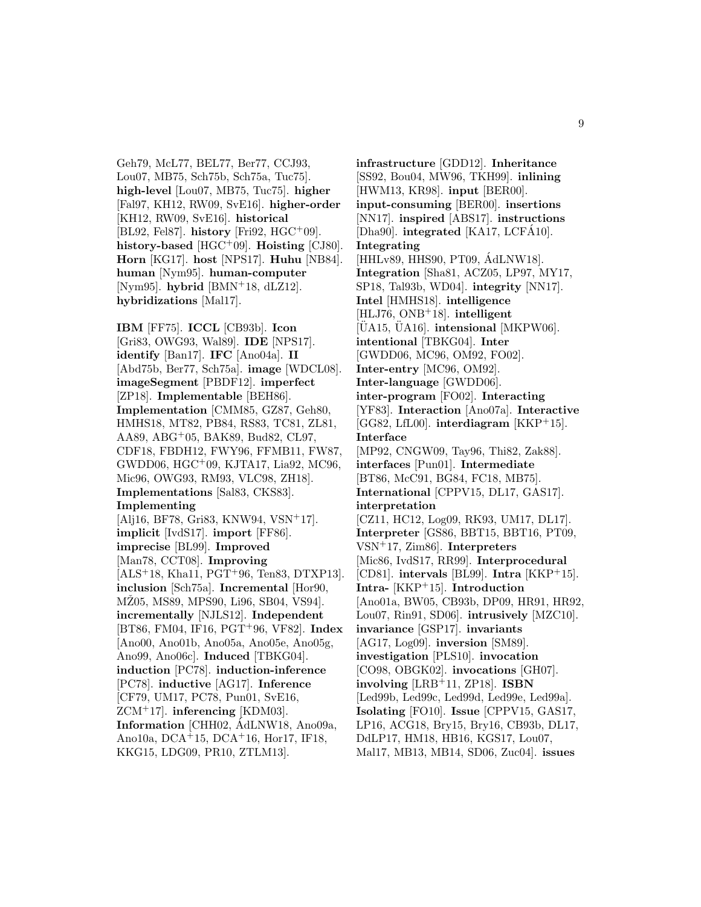Geh79, McL77, BEL77, Ber77, CCJ93, Lou07, MB75, Sch75b, Sch75a, Tuc75]. **high-level** [Lou07, MB75, Tuc75]. **higher** [Fal97, KH12, RW09, SvE16]. **higher-order** [KH12, RW09, SvE16]. **historical** [BL92, Fel87]. **history** [Fri92, HGC[+]09]. **history-based** [HGC[+]09]. **Hoisting** [CJ80]. **Horn** [KG17]. **host** [NPS17]. **Huhu** [NB84]. **human** [Nym95]. **human-computer** [Nym95]. **hybrid** [BMN[+]18, dLZ12]. **hybridizations** [Mal17].

**IBM** [FF75]. **ICCL** [CB93b]. **Icon** [Gri83, OWG93, Wal89]. **IDE** [NPS17]. **identify** [Ban17]. **IFC** [Ano04a]. **II** [Abd75b, Ber77, Sch75a]. **image** [WDCL08]. **imageSegment** [PBDF12]. **imperfect** [ZP18]. **Implementable** [BEH86]. **Implementation** [CMM85, GZ87, Geh80, HMHS18, MT82, PB84, RS83, TC81, ZL81, AA89, ABG[+]05, BAK89, Bud82, CL97, CDF18, FBDH12, FWY96, FFMB11, FW87, GWDD06, HGC[+]09, KJTA17, Lia92, MC96, Mic96, OWG93, RM93, VLC98, ZH18]. **Implementations** [Sal83, CKS83]. **Implementing** [Alj16, BF78, Gri83, KNW94, VSN[+]17]. **implicit** [IvdS17]. **import** [FF86]. **imprecise** [BL99]. **Improved** [Man78, CCT08]. **Improving** [ALS[+]18, Kha11, PGT[+]96, Ten83, DTXP13]. **inclusion** [Sch75a]. **Incremental** [Hor90, MŽ05, MS89, MPS90, Li96, SB04, VS94]. **incrementally** [NJLS12]. **Independent** [BT86, FM04, IF16, PGT[+]96, VF82]. **Index** [Ano00, Ano01b, Ano05a, Ano05e, Ano05g, Ano99, Ano06c]. **Induced** [TBKG04]. **induction** [PC78]. **induction-inference** [PC78]. **inductive** [AG17]. **Inference** [CF79, UM17, PC78, Pun01, SvE16, ZCM[+]17]. **inferencing** [KDM03]. **Information** [CHH02, ÁdLNW18, Ano09a, Ano10a, DCA[+]15, DCA[+]16, Hor17, IF18, KKG15, LDG09, PR10, ZTLM13].

**infrastructure** [GDD12]. **Inheritance** [SS92, Bou04, MW96, TKH99]. **inlining** [HWM13, KR98]. **input** [BER00]. **input-consuming** [BER00]. **insertions** [NN17]. **inspired** [ABS17]. **instructions** [Dha90]. **integrated** [KA17, LCFÁ10]. **Integrating** [HHLv89, HHS90, PT09, ÁdLNW18]. **Integration** [Sha81, ACZ05, LP97, MY17, SP18, Tal93b, WD04]. **integrity** [NN17]. **Intel** [HMHS18]. **intelligence** [HLJ76, ONB[+]18]. **intelligent** [ÜA15, ÜA16]. **intensional** [MKPW06]. **intentional** [TBKG04]. **Inter** [GWDD06, MC96, OM92, FO02]. **Inter-entry** [MC96, OM92]. **Inter-language** [GWDD06]. **inter-program** [FO02]. **Interacting** [YF83]. **Interaction** [Ano07a]. **Interactive** [GG82, LfL00]. **interdiagram** [KKP[+]15]. **Interface** [MP92, CNGW09, Tay96, Thi82, Zak88]. **interfaces** [Pun01]. **Intermediate** [BT86, McC91, BG84, FC18, MB75]. **International** [CPPV15, DL17, GAS17]. **interpretation** [CZ11, HC12, Log09, RK93, UM17, DL17]. **Interpreter** [GS86, BBT15, BBT16, PT09, VSN[+]17, Zim86]. **Interpreters** [Mic86, IvdS17, RR99]. **Interprocedural** [CD81]. **intervals** [BL99]. **Intra** [KKP[+]15]. **Intra-** [KKP[+]15]. **Introduction** [Ano01a, BW05, CB93b, DP09, HR91, HR92, Lou07, Rin91, SD06]. **intrusively** [MZC10]. **invariance** [GSP17]. **invariants** [AG17, Log09]. **inversion** [SM89]. **investigation** [PLS10]. **invocation** [CO98, OBGK02]. **invocations** [GH07]. **involving** [LRB[+]11, ZP18]. **ISBN** [Led99b, Led99c, Led99d, Led99e, Led99a]. **Isolating** [FO10]. **Issue** [CPPV15, GAS17, LP16, ACG18, Bry15, Bry16, CB93b, DL17, DdLP17, HM18, HB16, KGS17, Lou07, Mal17, MB13, MB14, SD06, Zuc04]. **issues**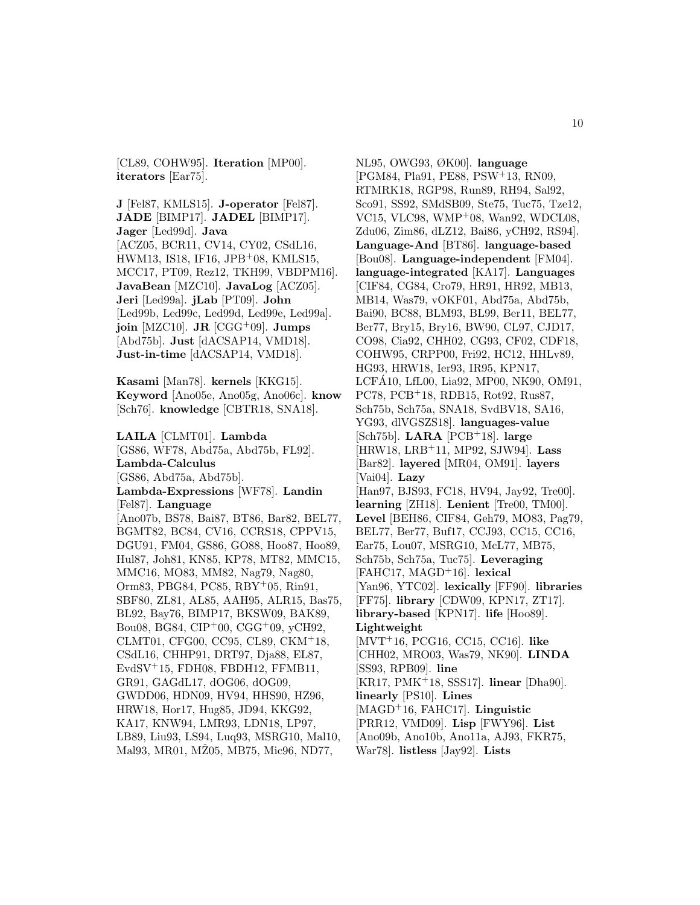[CL89, COHW95]. **Iteration** [MP00]. **iterators** [Ear75].

**J** [Fel87, KMLS15]. **J-operator** [Fel87]. **JADE** [BIMP17]. **JADEL** [BIMP17]. **Jager** [Led99d]. **Java** [ACZ05, BCR11, CV14, CY02, CSdL16, HWM13, IS18, IF16, JPB+08, KMLS15, MCC17, PT09, Rez12, TKH99, VBDPM16]. **JavaBean** [MZC10]. **JavaLog** [ACZ05]. **Jeri** [Led99a]. **jLab** [PT09]. **John** [Led99b, Led99c, Led99d, Led99e, Led99a]. **join** [MZC10]. **JR** [CGG+09]. **Jumps** [Abd75b]. **Just** [dACSAP14, VMD18]. **Just-in-time** [dACSAP14, VMD18].

**Kasami** [Man78]. **kernels** [KKG15]. **Keyword** [Ano05e, Ano05g, Ano06c]. **know** [Sch76]. **knowledge** [CBTR18, SNA18].

**LAILA** [CLMT01]. **Lambda** [GS86, WF78, Abd75a, Abd75b, FL92]. **Lambda-Calculus** [GS86, Abd75a, Abd75b]. **Lambda-Expressions** [WF78]. **Landin** [Fel87]. **Language** [Ano07b, BS78, Bai87, BT86, Bar82, BEL77, BGMT82, BC84, CV16, CCRS18, CPPV15, DGU91, FM04, GS86, GO88, Hoo87, Hoo89, Hul87, Joh81, KN85, KP78, MT82, MMC15, MMC16, MO83, MM82, Nag79, Nag80, Orm83, PBG84, PC85, RBY+05, Rin91, SBF80, ZL81, AL85, AAH95, ALR15, Bas75, BL92, Bay76, BIMP17, BKSW09, BAK89, Bou08, BG84, CIP+00, CGG+09, yCH92, CLMT01, CFG00, CC95, CL89, CKM+18, CSdL16, CHHP91, DRT97, Dja88, EL87, EvdSV+15, FDH08, FBDH12, FFMB11, GR91, GAGdL17, dOG06, dOG09, GWDD06, HDN09, HV94, HHS90, HZ96, HRW18, Hor17, Hug85, JD94, KKG92, KA17, KNW94, LMR93, LDN18, LP97, LB89, Liu93, LS94, Luq93, MSRG10, Mal10, Mal93, MR01, MŽ05, MB75, Mic96, ND77, NL95, OWG93, ØK00]. **language** [PGM84, Pla91, PE88, PSW+13, RN09, RTMRK18, RGP98, Run89, RH94, Sal92, Sco91, SS92, SMdSB09, Ste75, Tuc75, Tze12, VC15, VLC98, WMP+08, Wan92, WDCL08, Zdu06, Zim86, dLZ12, Bai86, yCH92, RS94]. **Language-And** [BT86]. **language-based** [Bou08]. **Language-independent** [FM04]. **language-integrated** [KA17]. **Languages** [CIF84, CG84, Cro79, HR91, HR92, MB13, MB14, Was79, vOKF01, Abd75a, Abd75b, Bai90, BC88, BLM93, BL99, Ber11, BEL77, Ber77, Bry15, Bry16, BW90, CL97, CJD17, CO98, Cia92, CHH02, CG93, CF02, CDF18, COHW95, CRPP00, Fri92, HC12, HHLv89, HG93, HRW18, Ier93, IR95, KPN17, LCFÁ10, LfL00, Lia92, MP00, NK90, OM91, PC78, PCB+18, RDB15, Rot92, Rus87, Sch75b, Sch75a, SNA18, SvdBV18, SA16, YG93, dlVGSZS18]. **languages-value** [Sch75b]. **LARA** [PCB+18]. **large** [HRW18, LRB+11, MP92, SJW94]. **Lass** [Bar82]. **layered** [MR04, OM91]. **layers** [Vai04]. **Lazy** [Han97, BJS93, FC18, HV94, Jay92, Tre00]. **learning** [ZH18]. **Lenient** [Tre00, TM00]. **Level** [BEH86, CIF84, Geh79, MO83, Pag79, BEL77, Ber77, Buf17, CCJ93, CC15, CC16, Ear75, Lou07, MSRG10, McL77, MB75, Sch75b, Sch75a, Tuc75]. **Leveraging** [FAHC17, MAGD+16]. **lexical** [Yan96, YTC02]. **lexically** [FF90]. **libraries** [FF75]. **library** [CDW09, KPN17, ZT17]. **library-based** [KPN17]. **life** [Hoo89]. **Lightweight** [MVT+16, PCG16, CC15, CC16]. **like** [CHH02, MRO03, Was79, NK90]. **LINDA** [SS93, RPB09]. **line** [KR17, PMK+18, SSS17]. **linear** [Dha90]. **linearly** [PS10]. **Lines** [MAGD+16, FAHC17]. **Linguistic** [PRR12, VMD09]. **Lisp** [FWY96]. **List** [Ano09b, Ano10b, Ano11a, AJ93, FKR75, War78]. **listless** [Jay92]. **Lists**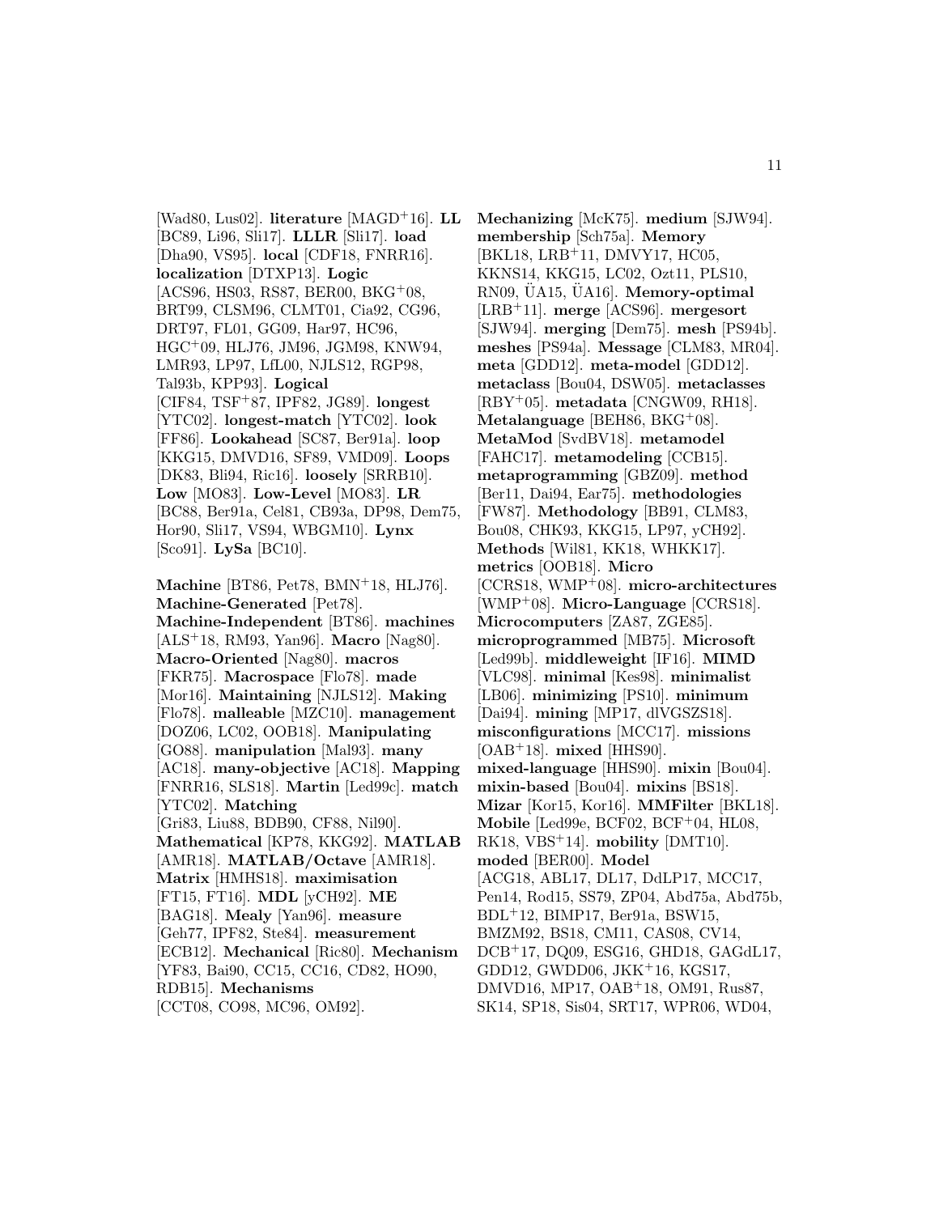[Wad80, Lus02]. **literature** [MAGD+16]. **LL** [BC89, Li96, Sli17]. **LLLR** [Sli17]. **load** [Dha90, VS95]. **local** [CDF18, FNRR16]. **localization** [DTXP13]. **Logic** [ACS96, HS03, RS87, BER00, BKG+08, BRT99, CLSM96, CLMT01, Cia92, CG96, DRT97, FL01, GG09, Har97, HC96, HGC+09, HLJ76, JM96, JGM98, KNW94, LMR93, LP97, LfL00, NJLS12, RGP98, Tal93b, KPP93]. **Logical** [CIF84, TSF+87, IPF82, JG89]. **longest** [YTC02]. **longest-match** [YTC02]. **look** [FF86]. **Lookahead** [SC87, Ber91a]. **loop** [KKG15, DMVD16, SF89, VMD09]. **Loops** [DK83, Bli94, Ric16]. **loosely** [SRRB10]. **Low** [MO83]. **Low-Level** [MO83]. **LR** [BC88, Ber91a, Cel81, CB93a, DP98, Dem75, Hor90, Sli17, VS94, WBGM10]. **Lynx** [Sco91]. **LySa** [BC10].

**Machine** [BT86, Pet78, BMN+18, HLJ76]. **Machine-Generated** [Pet78]. **Machine-Independent** [BT86]. **machines** [ALS+18, RM93, Yan96]. **Macro** [Nag80]. **Macro-Oriented** [Nag80]. **macros** [FKR75]. **Macrospace** [Flo78]. **made** [Mor16]. **Maintaining** [NJLS12]. **Making** [Flo78]. **malleable** [MZC10]. **management** [DOZ06, LC02, OOB18]. **Manipulating** [GO88]. **manipulation** [Mal93]. **many** [AC18]. **many-objective** [AC18]. **Mapping** [FNRR16, SLS18]. **Martin** [Led99c]. **match** [YTC02]. **Matching** [Gri83, Liu88, BDB90, CF88, Nil90]. **Mathematical** [KP78, KKG92]. **MATLAB** [AMR18]. **MATLAB/Octave** [AMR18]. **Matrix** [HMHS18]. **maximisation** [FT15, FT16]. **MDL** [yCH92]. **ME** [BAG18]. **Mealy** [Yan96]. **measure** [Geh77, IPF82, Ste84]. **measurement** [ECB12]. **Mechanical** [Ric80]. **Mechanism** [YF83, Bai90, CC15, CC16, CD82, HO90, RDB15]. **Mechanisms** [CCT08, CO98, MC96, OM92].

**Mechanizing** [McK75]. **medium** [SJW94]. **membership** [Sch75a]. **Memory** [BKL18, LRB+11, DMVY17, HC05, KKNS14, KKG15, LC02, Ozt11, PLS10, RN09, ÜA15, ÜA16]. **Memory-optimal** [LRB+11]. **merge** [ACS96]. **mergesort** [SJW94]. **merging** [Dem75]. **mesh** [PS94b]. **meshes** [PS94a]. **Message** [CLM83, MR04]. **meta** [GDD12]. **meta-model** [GDD12]. **metaclass** [Bou04, DSW05]. **metaclasses** [RBY+05]. **metadata** [CNGW09, RH18]. **Metalanguage** [BEH86, BKG+08]. **MetaMod** [SvdBV18]. **metamodel** [FAHC17]. **metamodeling** [CCB15]. **metaprogramming** [GBZ09]. **method** [Ber11, Dai94, Ear75]. **methodologies** [FW87]. **Methodology** [BB91, CLM83, Bou08, CHK93, KKG15, LP97, yCH92]. **Methods** [Wil81, KK18, WHKK17]. **metrics** [OOB18]. **Micro** [CCRS18, WMP+08]. **micro-architectures** [WMP+08]. **Micro-Language** [CCRS18]. **Microcomputers** [ZA87, ZGE85]. **microprogrammed** [MB75]. **Microsoft** [Led99b]. **middleweight** [IF16]. **MIMD** [VLC98]. **minimal** [Kes98]. **minimalist** [LB06]. **minimizing** [PS10]. **minimum** [Dai94]. **mining** [MP17, dlVGSZS18]. **misconfigurations** [MCC17]. **missions** [OAB+18]. **mixed** [HHS90]. **mixed-language** [HHS90]. **mixin** [Bou04]. **mixin-based** [Bou04]. **mixins** [BS18]. **Mizar** [Kor15, Kor16]. **MMFilter** [BKL18]. **Mobile** [Led99e, BCF02, BCF+04, HL08, RK18, VBS+14]. **mobility** [DMT10]. **moded** [BER00]. **Model** [ACG18, ABL17, DL17, DdLP17, MCC17, Pen14, Rod15, SS79, ZP04, Abd75a, Abd75b, BDL+12, BIMP17, Ber91a, BSW15, BMZM92, BS18, CM11, CAS08, CV14, DCB+17, DQ09, ESG16, GHD18, GAGdL17, GDD12, GWDD06, JKK+16, KGS17, DMVD16, MP17, OAB+18, OM91, Rus87, SK14, SP18, Sis04, SRT17, WPR06, WD04,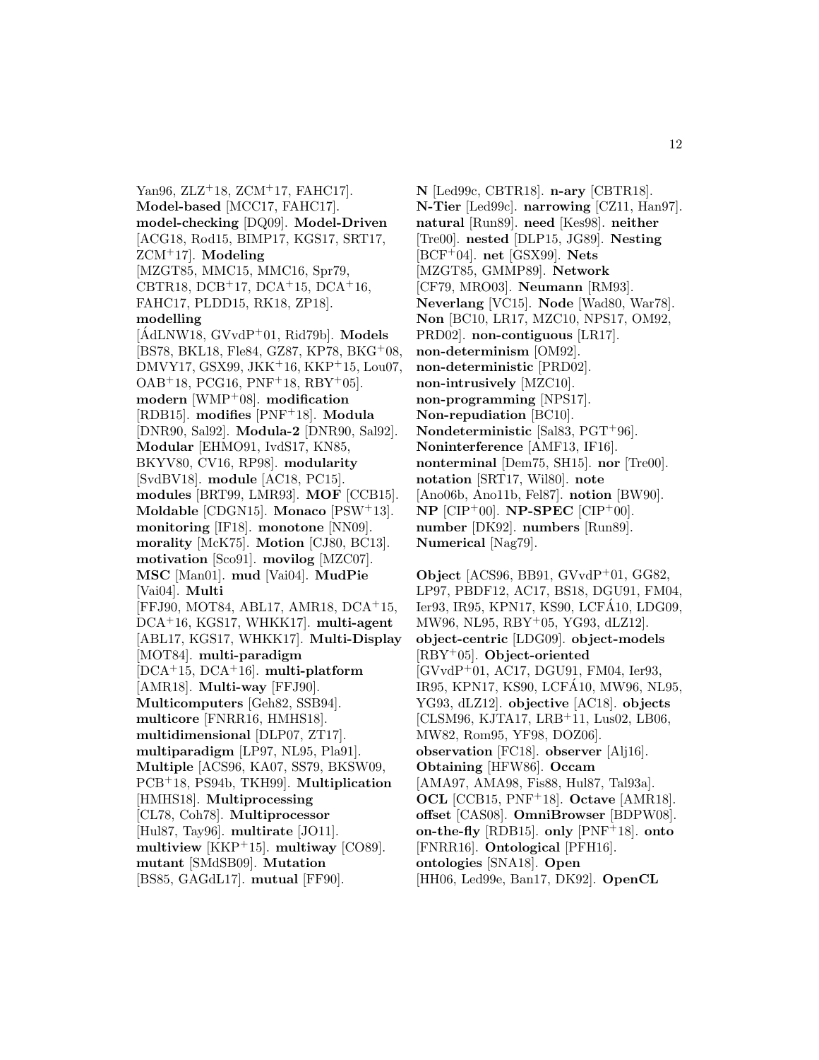Yan96, ZLZ[+]18, ZCM[+]17, FAHC17]. **Model-based** [MCC17, FAHC17]. **model-checking** [DQ09]. **Model-Driven** [ACG18, Rod15, BIMP17, KGS17, SRT17, ZCM[+]17]. **Modeling** [MZGT85, MMC15, MMC16, Spr79, CBTR18, DCB[+]17, DCA[+]15, DCA[+]16, FAHC17, PLDD15, RK18, ZP18]. **modelling** [ÁdLNW18, GVvdP[+]01, Rid79b]. **Models** [BS78, BKL18, Fle84, GZ87, KP78, BKG[+]08, DMVY17, GSX99, JKK[+]16, KKP[+]15, Lou07, OAB[+]18, PCG16, PNF[+]18, RBY[+]05]. **modern** [WMP[+]08]. **modification** [RDB15]. **modifies** [PNF[+]18]. **Modula** [DNR90, Sal92]. **Modula-2** [DNR90, Sal92]. **Modular** [EHMO91, IvdS17, KN85, BKYV80, CV16, RP98]. **modularity** [SvdBV18]. **module** [AC18, PC15]. **modules** [BRT99, LMR93]. **MOF** [CCB15]. **Moldable** [CDGN15]. **Monaco** [PSW[+]13]. **monitoring** [IF18]. **monotone** [NN09]. **morality** [McK75]. **Motion** [CJ80, BC13]. **motivation** [Sco91]. **movilog** [MZC07]. **MSC** [Man01]. **mud** [Vai04]. **MudPie** [Vai04]. **Multi** [FFJ90, MOT84, ABL17, AMR18, DCA[+]15, DCA[+]16, KGS17, WHKK17]. **multi-agent** [ABL17, KGS17, WHKK17]. **Multi-Display** [MOT84]. **multi-paradigm** [DCA[+]15, DCA[+]16]. **multi-platform** [AMR18]. **Multi-way** [FFJ90]. **Multicomputers** [Geh82, SSB94]. **multicore** [FNRR16, HMHS18]. **multidimensional** [DLP07, ZT17]. **multiparadigm** [LP97, NL95, Pla91]. **Multiple** [ACS96, KA07, SS79, BKSW09, PCB[+]18, PS94b, TKH99]. **Multiplication** [HMHS18]. **Multiprocessing** [CL78, Coh78]. **Multiprocessor** [Hul87, Tay96]. **multirate** [JO11]. **multiview** [KKP[+]15]. **multiway** [CO89]. **mutant** [SMdSB09]. **Mutation** [BS85, GAGdL17]. **mutual** [FF90].

**N** [Led99c, CBTR18]. **n-ary** [CBTR18]. **N-Tier** [Led99c]. **narrowing** [CZ11, Han97]. **natural** [Run89]. **need** [Kes98]. **neither** [Tre00]. **nested** [DLP15, JG89]. **Nesting** [BCF[+]04]. **net** [GSX99]. **Nets** [MZGT85, GMMP89]. **Network** [CF79, MRO03]. **Neumann** [RM93]. **Neverlang** [VC15]. **Node** [Wad80, War78]. **Non** [BC10, LR17, MZC10, NPS17, OM92, PRD02]. **non-contiguous** [LR17]. **non-determinism** [OM92]. **non-deterministic** [PRD02]. **non-intrusively** [MZC10]. **non-programming** [NPS17]. **Non-repudiation** [BC10]. **Nondeterministic** [Sal83, PGT[+]96]. **Noninterference** [AMF13, IF16]. **nonterminal** [Dem75, SH15]. **nor** [Tre00]. **notation** [SRT17, Wil80]. **note** [Ano06b, Ano11b, Fel87]. **notion** [BW90]. **NP** [CIP[+]00]. **NP-SPEC** [CIP[+]00]. **number** [DK92]. **numbers** [Run89]. **Numerical** [Nag79].

**Object** [ACS96, BB91, GVvdP[+]01, GG82, LP97, PBDF12, AC17, BS18, DGU91, FM04, Ier93, IR95, KPN17, KS90, LCFÁ10, LDG09, MW96, NL95, RBY[+]05, YG93, dLZ12]. **object-centric** [LDG09]. **object-models** [RBY[+]05]. **Object-oriented** [GVvdP[+]01, AC17, DGU91, FM04, Ier93, IR95, KPN17, KS90, LCFÁ10, MW96, NL95, YG93, dLZ12]. **objective** [AC18]. **objects** [CLSM96, KJTA17, LRB[+]11, Lus02, LB06, MW82, Rom95, YF98, DOZ06]. **observation** [FC18]. **observer** [Alj16]. **Obtaining** [HFW86]. **Occam** [AMA97, AMA98, Fis88, Hul87, Tal93a]. **OCL** [CCB15, PNF[+]18]. **Octave** [AMR18]. **offset** [CAS08]. **OmniBrowser** [BDPW08]. **on-the-fly** [RDB15]. **only** [PNF[+]18]. **onto** [FNRR16]. **Ontological** [PFH16]. **ontologies** [SNA18]. **Open** [HH06, Led99e, Ban17, DK92]. **OpenCL**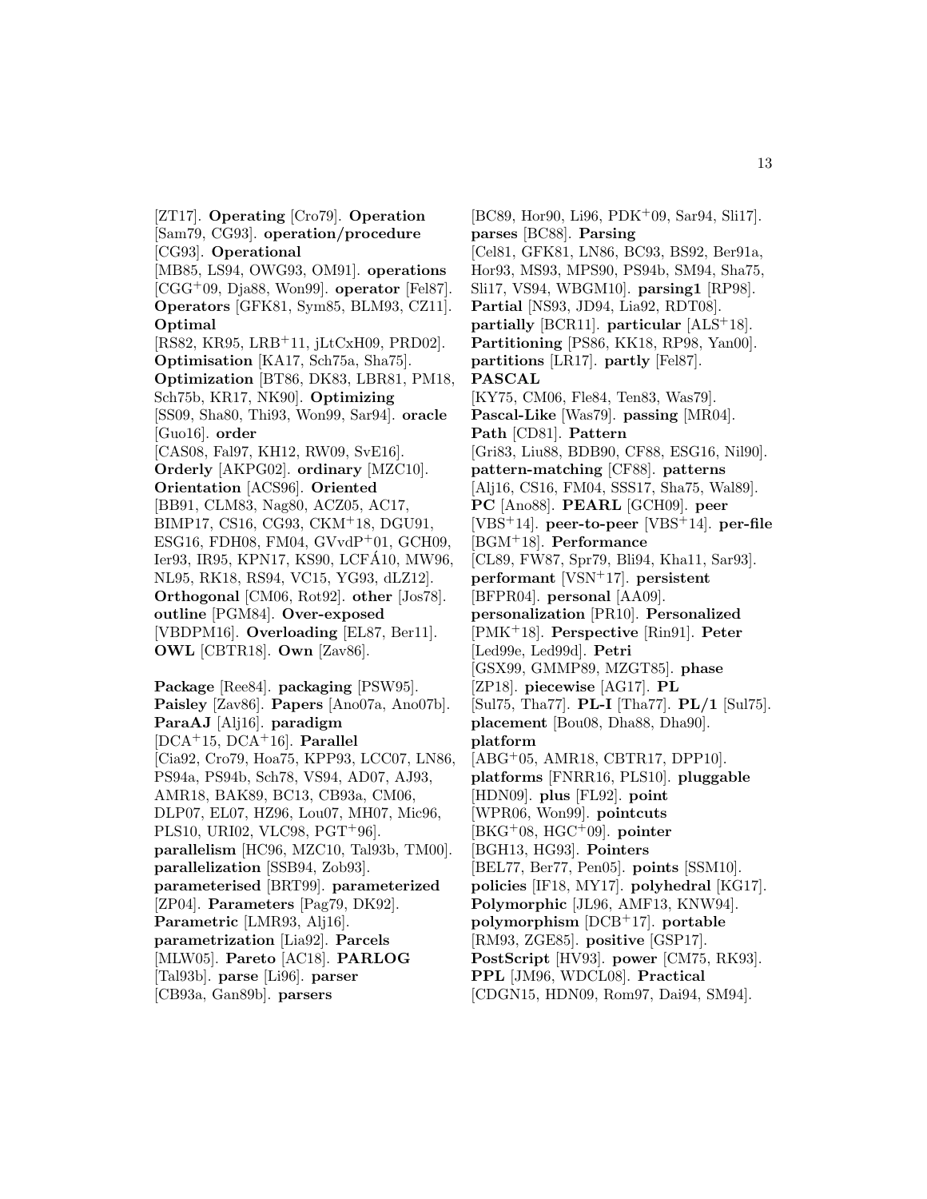[ZT17]. **Operating** [Cro79]. **Operation** [Sam79, CG93]. **operation/procedure** [CG93]. **Operational** [MB85, LS94, OWG93, OM91]. **operations** [CGG+09, Dja88, Won99]. **operator** [Fel87]. **Operators** [GFK81, Sym85, BLM93, CZ11]. **Optimal** [RS82, KR95, LRB+11, jLtCxH09, PRD02]. **Optimisation** [KA17, Sch75a, Sha75]. **Optimization** [BT86, DK83, LBR81, PM18, Sch75b, KR17, NK90]. **Optimizing** [SS09, Sha80, Thi93, Won99, Sar94]. **oracle** [Guo16]. **order** [CAS08, Fal97, KH12, RW09, SvE16]. **Orderly** [AKPG02]. **ordinary** [MZC10]. **Orientation** [ACS96]. **Oriented** [BB91, CLM83, Nag80, ACZ05, AC17, BIMP17, CS16, CG93, CKM+18, DGU91, ESG16, FDH08, FM04, GVvdP+01, GCH09, Ier93, IR95, KPN17, KS90, LCFÁ10, MW96, NL95, RK18, RS94, VC15, YG93, dLZ12]. **Orthogonal** [CM06, Rot92]. **other** [Jos78]. **outline** [PGM84]. **Over-exposed** [VBDPM16]. **Overloading** [EL87, Ber11]. **OWL** [CBTR18]. **Own** [Zav86].

**Package** [Ree84]. **packaging** [PSW95]. **Paisley** [Zav86]. **Papers** [Ano07a, Ano07b]. **ParaAJ** [Alj16]. **paradigm** [DCA+15, DCA+16]. **Parallel** [Cia92, Cro79, Hoa75, KPP93, LCC07, LN86, PS94a, PS94b, Sch78, VS94, AD07, AJ93, AMR18, BAK89, BC13, CB93a, CM06, DLP07, EL07, HZ96, Lou07, MH07, Mic96, PLS10, URI02, VLC98, PGT+96]. **parallelism** [HC96, MZC10, Tal93b, TM00]. **parallelization** [SSB94, Zob93]. **parameterised** [BRT99]. **parameterized** [ZP04]. **Parameters** [Pag79, DK92]. **Parametric** [LMR93, Alj16]. **parametrization** [Lia92]. **Parcels** [MLW05]. **Pareto** [AC18]. **PARLOG** [Tal93b]. **parse** [Li96]. **parser** [CB93a, Gan89b]. **parsers** [BC89, Hor90, Li96, PDK+09, Sar94, Sli17]. **parses** [BC88]. **Parsing** [Cel81, GFK81, LN86, BC93, BS92, Ber91a, Hor93, MS93, MPS90, PS94b, SM94, Sha75, Sli17, VS94, WBGM10]. **parsing1** [RP98]. **Partial** [NS93, JD94, Lia92, RDT08]. **partially** [BCR11]. **particular** [ALS+18]. **Partitioning** [PS86, KK18, RP98, Yan00]. **partitions** [LR17]. **partly** [Fel87]. **PASCAL** [KY75, CM06, Fle84, Ten83, Was79]. **Pascal-Like** [Was79]. **passing** [MR04]. **Path** [CD81]. **Pattern** [Gri83, Liu88, BDB90, CF88, ESG16, Nil90]. **pattern-matching** [CF88]. **patterns** [Alj16, CS16, FM04, SSS17, Sha75, Wal89]. **PC** [Ano88]. **PEARL** [GCH09]. **peer** [VBS+14]. **peer-to-peer** [VBS+14]. **per-file** [BGM+18]. **Performance** [CL89, FW87, Spr79, Bli94, Kha11, Sar93]. **performant** [VSN+17]. **persistent** [BFPR04]. **personal** [AA09]. **personalization** [PR10]. **Personalized** [PMK+18]. **Perspective** [Rin91]. **Peter** [Led99e, Led99d]. **Petri** [GSX99, GMMP89, MZGT85]. **phase** [ZP18]. **piecewise** [AG17]. **PL** [Sul75, Tha77]. **PL-I** [Tha77]. **PL/1** [Sul75]. **placement** [Bou08, Dha88, Dha90]. **platform** [ABG+05, AMR18, CBTR17, DPP10]. **platforms** [FNRR16, PLS10]. **pluggable** [HDN09]. **plus** [FL92]. **point** [WPR06, Won99]. **pointcuts** [BKG+08, HGC+09]. **pointer** [BGH13, HG93]. **Pointers** [BEL77, Ber77, Pen05]. **points** [SSM10]. **policies** [IF18, MY17]. **polyhedral** [KG17]. **Polymorphic** [JL96, AMF13, KNW94]. **polymorphism** [DCB+17]. **portable** [RM93, ZGE85]. **positive** [GSP17]. **PostScript** [HV93]. **power** [CM75, RK93]. **PPL** [JM96, WDCL08]. **Practical** [CDGN15, HDN09, Rom97, Dai94, SM94].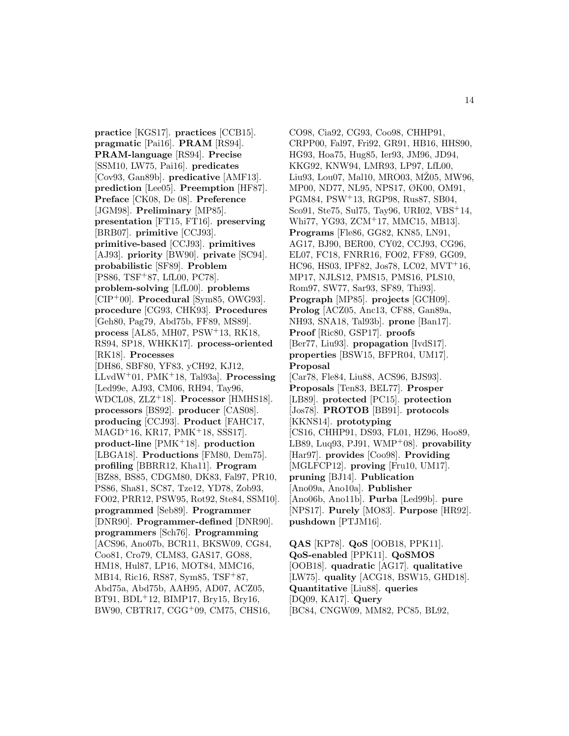**practice** [KGS17]. **practices** [CCB15]. **pragmatic** [Pai16]. **PRAM** [RS94]. **PRAM-language** [RS94]. **Precise** [SSM10, LW75, Pai16]. **predicates** [Cov93, Gan89b]. **predicative** [AMF13]. **prediction** [Lee05]. **Preemption** [HF87]. **Preface** [CK08, De 08]. **Preference** [JGM98]. **Preliminary** [MP85]. **presentation** [FT15, FT16]. **preserving** [BRB07]. **primitive** [CCJ93]. **primitive-based** [CCJ93]. **primitives** [AJ93]. **priority** [BW90]. **private** [SC94]. **probabilistic** [SF89]. **Problem** [PS86, TSF+87, LfL00, PC78]. **problem-solving** [LfL00]. **problems** [CIP+00]. **Procedural** [Sym85, OWG93]. **procedure** [CG93, CHK93]. **Procedures** [Geh80, Pag79, Abd75b, FF89, MS89]. **process** [AL85, MH07, PSW+13, RK18, RS94, SP18, WHKK17]. **process-oriented** [RK18]. **Processes** [DH86, SBF80, YF83, yCH92, KJ12, LLvdW+01, PMK+18, Tal93a]. **Processing** [Led99e, AJ93, CM06, RH94, Tay96, WDCL08, ZLZ+18]. **Processor** [HMHS18]. **processors** [BS92]. **producer** [CAS08]. **producing** [CCJ93]. **Product** [FAHC17, MAGD+16, KR17, PMK+18, SSS17]. **product-line** [PMK+18]. **production** [LBGA18]. **Productions** [FM80, Dem75]. **profiling** [BBRR12, Kha11]. **Program** [BZ88, BS85, CDGM80, DK83, Fal97, PR10, PS86, Sha81, SC87, Tze12, YD78, Zob93, FO02, PRR12, PSW95, Rot92, Ste84, SSM10]. **programmed** [Seb89]. **Programmer** [DNR90]. **Programmer-defined** [DNR90]. **programmers** [Sch76]. **Programming** [ACS96, Ano07b, BCR11, BKSW09, CG84, Coo81, Cro79, CLM83, GAS17, GO88, HM18, Hul87, LP16, MOT84, MMC16, MB14, Ric16, RS87, Sym85, TSF+87, Abd75a, Abd75b, AAH95, AD07, ACZ05, BT91, BDL+12, BIMP17, Bry15, Bry16, BW90, CBTR17, CGG+09, CM75, CHS16, CO98, Cia92, CG93, Coo98, CHHP91, CRPP00, Fal97, Fri92, GR91, HB16, HHS90, HG93, Hoa75, Hug85, Ier93, JM96, JD94, KKG92, KNW94, LMR93, LP97, LfL00, Liu93, Lou07, Mal10, MRO03, MŽ05, MW96, MP00, ND77, NL95, NPS17, ØK00, OM91, PGM84, PSW+13, RGP98, Rus87, SB04, Sco91, Ste75, Sul75, Tay96, URI02, VBS+14, Whi77, YG93, ZCM+17, MMC15, MB13]. **Programs** [Fle86, GG82, KN85, LN91, AG17, BJ90, BER00, CY02, CCJ93, CG96, EL07, FC18, FNRR16, FO02, FF89, GG09, HC96, HS03, IPF82, Jos78, LC02, MVT+16, MP17, NJLS12, PMS15, PMS16, PLS10, Rom97, SW77, Sar93, SF89, Thi93]. **Prograph** [MP85]. **projects** [GCH09]. **Prolog** [ACZ05, Anc13, CF88, Gan89a, NH93, SNA18, Tal93b]. **prone** [Ban17]. **Proof** [Ric80, GSP17]. **proofs** [Ber77, Liu93]. **propagation** [IvdS17]. **properties** [BSW15, BFPR04, UM17]. **Proposal** [Car78, Fle84, Liu88, ACS96, BJS93]. **Proposals** [Ten83, BEL77]. **Prosper** [LB89]. **protected** [PC15]. **protection** [Jos78]. **PROTOB** [BB91]. **protocols** [KKNS14]. **prototyping** [CS16, CHHP91, DS93, FL01, HZ96, Hoo89, LB89, Luq93, PJ91, WMP+08]. **provability** [Har97]. **provides** [Coo98]. **Providing** [MGLFCP12]. **proving** [Fru10, UM17]. **pruning** [BJ14]. **Publication** [Ano09a, Ano10a]. **Publisher** [Ano06b, Ano11b]. **Purba** [Led99b]. **pure** [NPS17]. **Purely** [MO83]. **Purpose** [HR92]. **pushdown** [PTJM16].

**QAS** [KP78]. **QoS** [OOB18, PPK11]. **QoS-enabled** [PPK11]. **QoSMOS** [OOB18]. **quadratic** [AG17]. **qualitative** [LW75]. **quality** [ACG18, BSW15, GHD18]. **Quantitative** [Liu88]. **queries** [DQ09, KA17]. **Query** [BC84, CNGW09, MM82, PC85, BL92,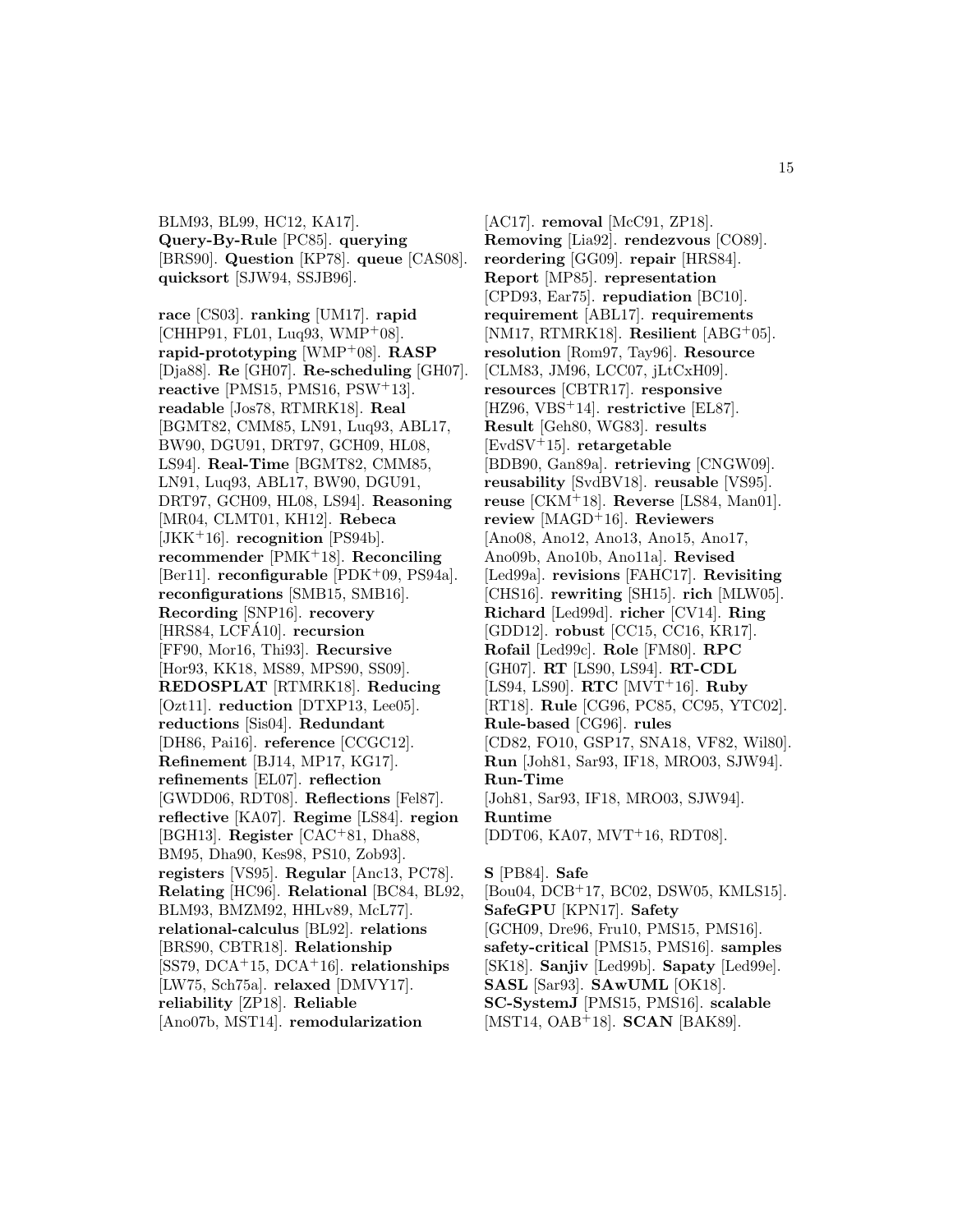BLM93, BL99, HC12, KA17]. **Query-By-Rule** [PC85]. **querying** [BRS90]. **Question** [KP78]. **queue** [CAS08]. **quicksort** [SJW94, SSJB96].

**race** [CS03]. **ranking** [UM17]. **rapid** [CHHP91, FL01, Luq93, WMP+08]. **rapid-prototyping** [WMP+08]. **RASP** [Dja88]. **Re** [GH07]. **Re-scheduling** [GH07]. **reactive** [PMS15, PMS16, PSW+13]. **readable** [Jos78, RTMRK18]. **Real** [BGMT82, CMM85, LN91, Luq93, ABL17, BW90, DGU91, DRT97, GCH09, HL08, LS94]. **Real-Time** [BGMT82, CMM85, LN91, Luq93, ABL17, BW90, DGU91, DRT97, GCH09, HL08, LS94]. **Reasoning** [MR04, CLMT01, KH12]. **Rebeca** [JKK+16]. **recognition** [PS94b]. **recommender** [PMK+18]. **Reconciling** [Ber11]. **reconfigurable** [PDK+09, PS94a]. **reconfigurations** [SMB15, SMB16]. **Recording** [SNP16]. **recovery** [HRS84, LCFÁ10]. **recursion** [FF90, Mor16, Thi93]. **Recursive** [Hor93, KK18, MS89, MPS90, SS09]. **REDOSPLAT** [RTMRK18]. **Reducing** [Ozt11]. **reduction** [DTXP13, Lee05]. **reductions** [Sis04]. **Redundant** [DH86, Pai16]. **reference** [CCGC12]. **Refinement** [BJ14, MP17, KG17]. **refinements** [EL07]. **reflection** [GWDD06, RDT08]. **Reflections** [Fel87]. **reflective** [KA07]. **Regime** [LS84]. **region** [BGH13]. **Register** [CAC+81, Dha88, BM95, Dha90, Kes98, PS10, Zob93]. **registers** [VS95]. **Regular** [Anc13, PC78]. **Relating** [HC96]. **Relational** [BC84, BL92, BLM93, BMZM92, HHLv89, McL77]. **relational-calculus** [BL92]. **relations** [BRS90, CBTR18]. **Relationship** [SS79, DCA+15, DCA+16]. **relationships** [LW75, Sch75a]. **relaxed** [DMVY17]. **reliability** [ZP18]. **Reliable** [Ano07b, MST14]. **remodularization** [AC17]. **removal** [McC91, ZP18]. **Removing** [Lia92]. **rendezvous** [CO89]. **reordering** [GG09]. **repair** [HRS84]. **Report** [MP85]. **representation** [CPD93, Ear75]. **repudiation** [BC10]. **requirement** [ABL17]. **requirements** [NM17, RTMRK18]. **Resilient** [ABG+05]. **resolution** [Rom97, Tay96]. **Resource** [CLM83, JM96, LCC07, jLtCxH09]. **resources** [CBTR17]. **responsive** [HZ96, VBS+14]. **restrictive** [EL87]. **Result** [Geh80, WG83]. **results** [EvdSV+15]. **retargetable** [BDB90, Gan89a]. **retrieving** [CNGW09]. **reusability** [SvdBV18]. **reusable** [VS95]. **reuse** [CKM+18]. **Reverse** [LS84, Man01]. **review** [MAGD+16]. **Reviewers** [Ano08, Ano12, Ano13, Ano15, Ano17, Ano09b, Ano10b, Ano11a]. **Revised** [Led99a]. **revisions** [FAHC17]. **Revisiting** [CHS16]. **rewriting** [SH15]. **rich** [MLW05]. **Richard** [Led99d]. **richer** [CV14]. **Ring** [GDD12]. **robust** [CC15, CC16, KR17]. **Rofail** [Led99c]. **Role** [FM80]. **RPC** [GH07]. **RT** [LS90, LS94]. **RT-CDL** [LS94, LS90]. **RTC** [MVT+16]. **Ruby** [RT18]. **Rule** [CG96, PC85, CC95, YTC02]. **Rule-based** [CG96]. **rules** [CD82, FO10, GSP17, SNA18, VF82, Wil80]. **Run** [Joh81, Sar93, IF18, MRO03, SJW94]. **Run-Time** [Joh81, Sar93, IF18, MRO03, SJW94]. **Runtime** [DDT06, KA07, MVT+16, RDT08].

**S** [PB84]. **Safe** [Bou04, DCB+17, BC02, DSW05, KMLS15]. **SafeGPU** [KPN17]. **Safety** [GCH09, Dre96, Fru10, PMS15, PMS16]. **safety-critical** [PMS15, PMS16]. **samples** [SK18]. **Sanjiv** [Led99b]. **Sapaty** [Led99e]. **SASL** [Sar93]. **SAwUML** [OK18]. **SC-SystemJ** [PMS15, PMS16]. **scalable** [MST14, OAB+18]. **SCAN** [BAK89].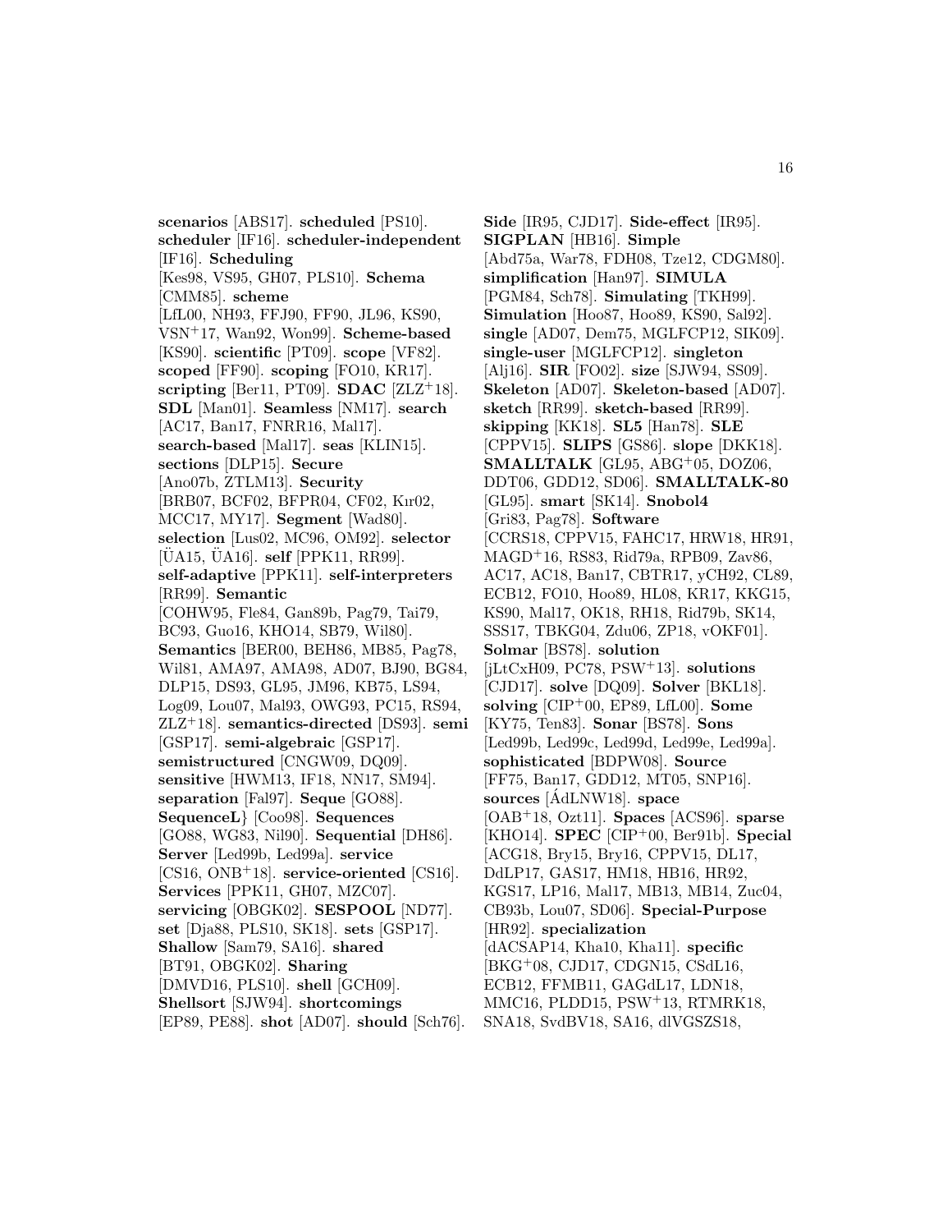**scenarios** [ABS17]. **scheduled** [PS10]. **scheduler** [IF16]. **scheduler-independent** [IF16]. **Scheduling** [Kes98, VS95, GH07, PLS10]. **Schema** [CMM85]. **scheme** [LfL00, NH93, FFJ90, FF90, JL96, KS90, VSN+17, Wan92, Won99]. **Scheme-based** [KS90]. **scientific** [PT09]. **scope** [VF82]. **scoped** [FF90]. **scoping** [FO10, KR17]. **scripting** [Ber11, PT09]. **SDAC** [ZLZ+18]. **SDL** [Man01]. **Seamless** [NM17]. **search** [AC17, Ban17, FNRR16, Mal17]. **search-based** [Mal17]. **seas** [KLIN15]. **sections** [DLP15]. **Secure** [Ano07b, ZTLM13]. **Security** [BRB07, BCF02, BFPR04, CF02, Kır02, MCC17, MY17]. **Segment** [Wad80]. **selection** [Lus02, MC96, OM92]. **selector** [ÜA15, ÜA16]. **self** [PPK11, RR99]. **self-adaptive** [PPK11]. **self-interpreters** [RR99]. **Semantic** [COHW95, Fle84, Gan89b, Pag79, Tai79, BC93, Guo16, KHO14, SB79, Wil80]. **Semantics** [BER00, BEH86, MB85, Pag78, Wil81, AMA97, AMA98, AD07, BJ90, BG84, DLP15, DS93, GL95, JM96, KB75, LS94, Log09, Lou07, Mal93, OWG93, PC15, RS94, ZLZ+18]. **semantics-directed** [DS93]. **semi** [GSP17]. **semi-algebraic** [GSP17]. **semistructured** [CNGW09, DQ09]. **sensitive** [HWM13, IF18, NN17, SM94]. **separation** [Fal97]. **Seque** [GO88]. **SequenceL}** [Coo98]. **Sequences** [GO88, WG83, Nil90]. **Sequential** [DH86]. **Server** [Led99b, Led99a]. **service** [CS16, ONB+18]. **service-oriented** [CS16]. **Services** [PPK11, GH07, MZC07]. **servicing** [OBGK02]. **SESPOOL** [ND77]. **set** [Dja88, PLS10, SK18]. **sets** [GSP17]. **Shallow** [Sam79, SA16]. **shared** [BT91, OBGK02]. **Sharing** [DMVD16, PLS10]. **shell** [GCH09]. **Shellsort** [SJW94]. **shortcomings** [EP89, PE88]. **shot** [AD07]. **should** [Sch76]. **Side** [IR95, CJD17]. **Side-effect** [IR95]. **SIGPLAN** [HB16]. **Simple** [Abd75a, War78, FDH08, Tze12, CDGM80]. **simplification** [Han97]. **SIMULA** [PGM84, Sch78]. **Simulating** [TKH99]. **Simulation** [Hoo87, Hoo89, KS90, Sal92]. **single** [AD07, Dem75, MGLFCP12, SIK09]. **single-user** [MGLFCP12]. **singleton** [Alj16]. **SIR** [FO02]. **size** [SJW94, SS09]. **Skeleton** [AD07]. **Skeleton-based** [AD07]. **sketch** [RR99]. **sketch-based** [RR99]. **skipping** [KK18]. **SL5** [Han78]. **SLE** [CPPV15]. **SLIPS** [GS86]. **slope** [DKK18]. **SMALLTALK** [GL95, ABG+05, DOZ06, DDT06, GDD12, SD06]. **SMALLTALK-80** [GL95]. **smart** [SK14]. **Snobol4** [Gri83, Pag78]. **Software** [CCRS18, CPPV15, FAHC17, HRW18, HR91, MAGD+16, RS83, Rid79a, RPB09, Zav86, AC17, AC18, Ban17, CBTR17, yCH92, CL89, ECB12, FO10, Hoo89, HL08, KR17, KKG15, KS90, Mal17, OK18, RH18, Rid79b, SK14, SSS17, TBKG04, Zdu06, ZP18, vOKF01]. **Solmar** [BS78]. **solution** [jLtCxH09, PC78, PSW+13]. **solutions** [CJD17]. **solve** [DQ09]. **Solver** [BKL18]. **solving** [CIP+00, EP89, LfL00]. **Some** [KY75, Ten83]. **Sonar** [BS78]. **Sons** [Led99b, Led99c, Led99d, Led99e, Led99a]. **sophisticated** [BDPW08]. **Source** [FF75, Ban17, GDD12, MT05, SNP16]. **sources** [ÁdLNW18]. **space** [OAB+18, Ozt11]. **Spaces** [ACS96]. **sparse** [KHO14]. **SPEC** [CIP+00, Ber91b]. **Special** [ACG18, Bry15, Bry16, CPPV15, DL17, DdLP17, GAS17, HM18, HB16, HR92, KGS17, LP16, Mal17, MB13, MB14, Zuc04, CB93b, Lou07, SD06]. **Special-Purpose** [HR92]. **specialization** [dACSAP14, Kha10, Kha11]. **specific** [BKG+08, CJD17, CDGN15, CSdL16, ECB12, FFMB11, GAGdL17, LDN18, MMC16, PLDD15, PSW+13, RTMRK18, SNA18, SvdBV18, SA16, dlVGSZS18,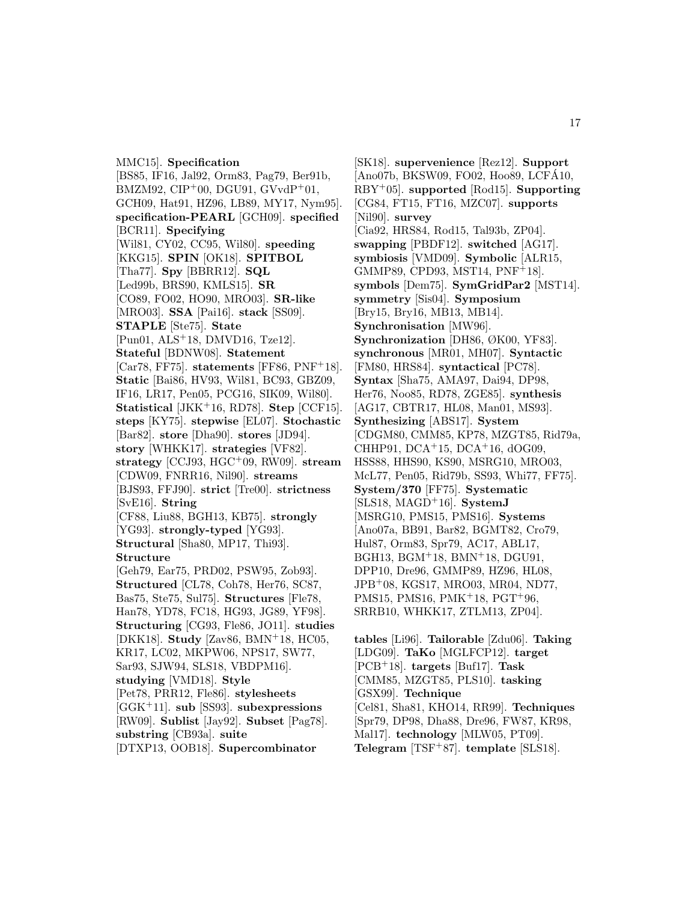MMC15]. **Specification** [BS85, IF16, Jal92, Orm83, Pag79, Ber91b, BMZM92, CIP+00, DGU91, GVvdP+01, GCH09, Hat91, HZ96, LB89, MY17, Nym95]. **specification-PEARL** [GCH09]. **specified** [BCR11]. **Specifying** [Wil81, CY02, CC95, Wil80]. **speeding** [KKG15]. **SPIN** [OK18]. **SPITBOL** [Tha77]. **Spy** [BBRR12]. **SQL** [Led99b, BRS90, KMLS15]. **SR** [CO89, FO02, HO90, MRO03]. **SR-like** [MRO03]. **SSA** [Pai16]. **stack** [SS09]. **STAPLE** [Ste75]. **State** [Pun01, ALS+18, DMVD16, Tze12]. **Stateful** [BDNW08]. **Statement** [Car78, FF75]. **statements** [FF86, PNF+18]. **Static** [Bai86, HV93, Wil81, BC93, GBZ09, IF16, LR17, Pen05, PCG16, SIK09, Wil80]. **Statistical** [JKK+16, RD78]. **Step** [CCF15]. **steps** [KY75]. **stepwise** [EL07]. **Stochastic** [Bar82]. **store** [Dha90]. **stores** [JD94]. **story** [WHKK17]. **strategies** [VF82]. **strategy** [CCJ93, HGC+09, RW09]. **stream** [CDW09, FNRR16, Nil90]. **streams** [BJS93, FFJ90]. **strict** [Tre00]. **strictness** [SvE16]. **String** [CF88, Liu88, BGH13, KB75]. **strongly** [YG93]. **strongly-typed** [YG93]. **Structural** [Sha80, MP17, Thi93]. **Structure** [Geh79, Ear75, PRD02, PSW95, Zob93]. **Structured** [CL78, Coh78, Her76, SC87, Bas75, Ste75, Sul75]. **Structures** [Fle78, Han78, YD78, FC18, HG93, JG89, YF98]. **Structuring** [CG93, Fle86, JO11]. **studies** [DKK18]. **Study** [Zav86, BMN+18, HC05, KR17, LC02, MKPW06, NPS17, SW77, Sar93, SJW94, SLS18, VBDPM16]. **studying** [VMD18]. **Style** [Pet78, PRR12, Fle86]. **stylesheets** [GGK+11]. **sub** [SS93]. **subexpressions** [RW09]. **Sublist** [Jay92]. **Subset** [Pag78]. **substring** [CB93a]. **suite** [DTXP13, OOB18]. **Supercombinator** [SK18]. **supervenience** [Rez12]. **Support** [Ano07b, BKSW09, FO02, Hoo89, LCFÁ10, RBY+05]. **supported** [Rod15]. **Supporting** [CG84, FT15, FT16, MZC07]. **supports** [Nil90]. **survey** [Cia92, HRS84, Rod15, Tal93b, ZP04]. **swapping** [PBDF12]. **switched** [AG17]. **symbiosis** [VMD09]. **Symbolic** [ALR15, GMMP89, CPD93, MST14, PNF+18]. **symbols** [Dem75]. **SymGridPar2** [MST14]. **symmetry** [Sis04]. **Symposium** [Bry15, Bry16, MB13, MB14]. **Synchronisation** [MW96]. **Synchronization** [DH86, ØK00, YF83]. **synchronous** [MR01, MH07]. **Syntactic** [FM80, HRS84]. **syntactical** [PC78]. **Syntax** [Sha75, AMA97, Dai94, DP98, Her76, Noo85, RD78, ZGE85]. **synthesis** [AG17, CBTR17, HL08, Man01, MS93]. **Synthesizing** [ABS17]. **System** [CDGM80, CMM85, KP78, MZGT85, Rid79a, CHHP91, DCA+15, DCA+16, dOG09, HSS88, HHS90, KS90, MSRG10, MRO03, McL77, Pen05, Rid79b, SS93, Whi77, FF75]. **System/370** [FF75]. **Systematic** [SLS18, MAGD+16]. **SystemJ** [MSRG10, PMS15, PMS16]. **Systems** [Ano07a, BB91, Bar82, BGMT82, Cro79, Hul87, Orm83, Spr79, AC17, ABL17, BGH13, BGM+18, BMN+18, DGU91, DPP10, Dre96, GMMP89, HZ96, HL08, JPB+08, KGS17, MRO03, MR04, ND77, PMS15, PMS16, PMK+18, PGT+96, SRRB10, WHKK17, ZTLM13, ZP04].

**tables** [Li96]. **Tailorable** [Zdu06]. **Taking** [LDG09]. **TaKo** [MGLFCP12]. **target** [PCB+18]. **targets** [Buf17]. **Task** [CMM85, MZGT85, PLS10]. **tasking** [GSX99]. **Technique** [Cel81, Sha81, KHO14, RR99]. **Techniques** [Spr79, DP98, Dha88, Dre96, FW87, KR98, Mal17]. **technology** [MLW05, PT09]. **Telegram** [TSF+87]. **template** [SLS18].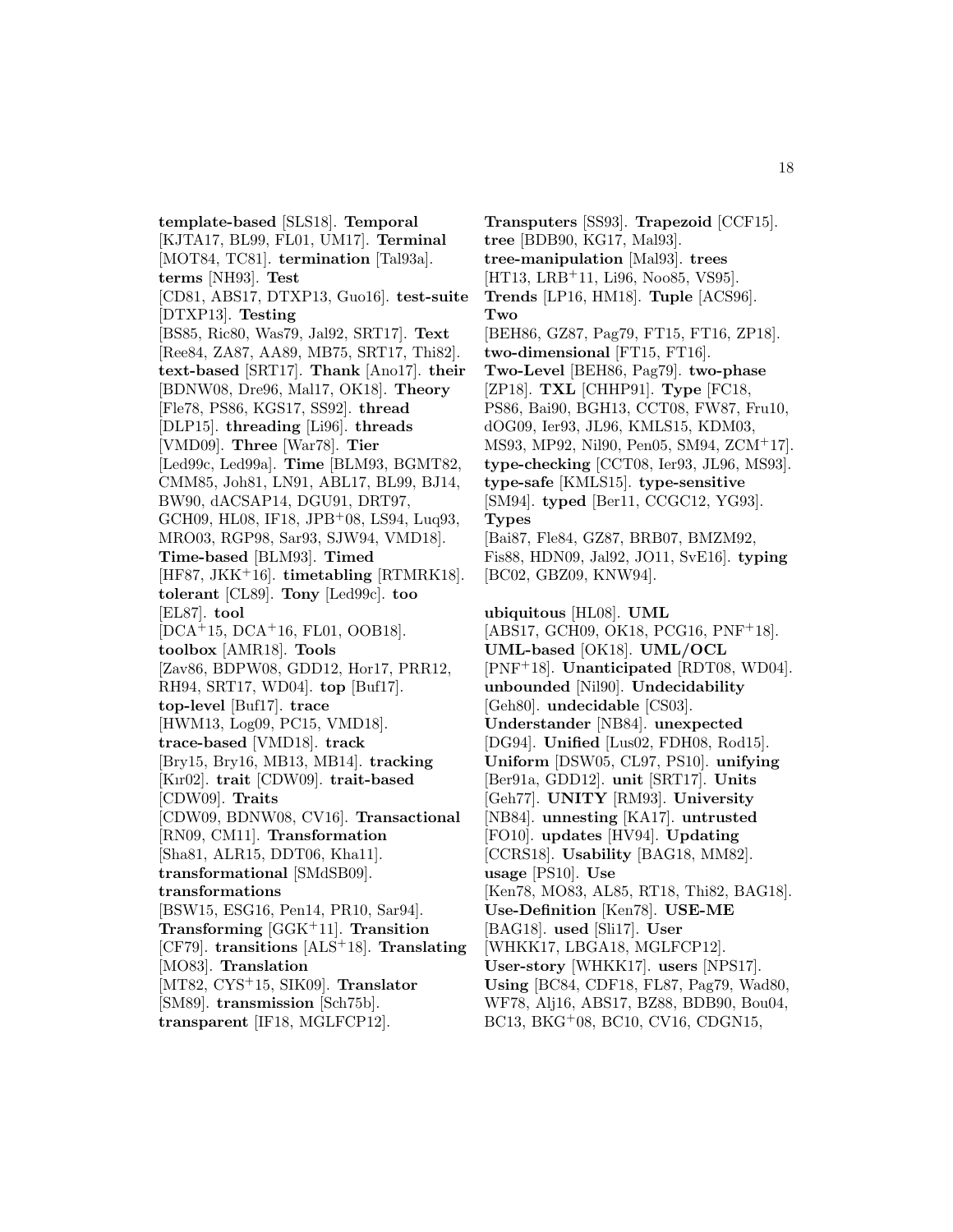**template-based** [SLS18]. **Temporal** [KJTA17, BL99, FL01, UM17]. **Terminal** [MOT84, TC81]. **termination** [Tal93a]. **terms** [NH93]. **Test** [CD81, ABS17, DTXP13, Guo16]. **test-suite** [DTXP13]. **Testing** [BS85, Ric80, Was79, Jal92, SRT17]. **Text** [Ree84, ZA87, AA89, MB75, SRT17, Thi82]. **text-based** [SRT17]. **Thank** [Ano17]. **their** [BDNW08, Dre96, Mal17, OK18]. **Theory** [Fle78, PS86, KGS17, SS92]. **thread** [DLP15]. **threading** [Li96]. **threads** [VMD09]. **Three** [War78]. **Tier** [Led99c, Led99a]. **Time** [BLM93, BGMT82, CMM85, Joh81, LN91, ABL17, BL99, BJ14, BW90, dACSAP14, DGU91, DRT97, GCH09, HL08, IF18, JPB+08, LS94, Luq93, MRO03, RGP98, Sar93, SJW94, VMD18]. **Time-based** [BLM93]. **Timed** [HF87, JKK+16]. **timetabling** [RTMRK18]. **tolerant** [CL89]. **Tony** [Led99c]. **too** [EL87]. **tool** [DCA+15, DCA+16, FL01, OOB18]. **toolbox** [AMR18]. **Tools** [Zav86, BDPW08, GDD12, Hor17, PRR12, RH94, SRT17, WD04]. **top** [Buf17]. **top-level** [Buf17]. **trace** [HWM13, Log09, PC15, VMD18]. **trace-based** [VMD18]. **track** [Bry15, Bry16, MB13, MB14]. **tracking** [Kır02]. **trait** [CDW09]. **trait-based** [CDW09]. **Traits** [CDW09, BDNW08, CV16]. **Transactional** [RN09, CM11]. **Transformation** [Sha81, ALR15, DDT06, Kha11]. **transformational** [SMdSB09]. **transformations** [BSW15, ESG16, Pen14, PR10, Sar94]. **Transforming** [GGK+11]. **Transition** [CF79]. **transitions** [ALS+18]. **Translating** [MO83]. **Translation** [MT82, CYS+15, SIK09]. **Translator** [SM89]. **transmission** [Sch75b]. **transparent** [IF18, MGLFCP12].

**Transputers** [SS93]. **Trapezoid** [CCF15]. **tree** [BDB90, KG17, Mal93]. **tree-manipulation** [Mal93]. **trees** [HT13, LRB+11, Li96, Noo85, VS95]. **Trends** [LP16, HM18]. **Tuple** [ACS96]. **Two** [BEH86, GZ87, Pag79, FT15, FT16, ZP18]. **two-dimensional** [FT15, FT16]. **Two-Level** [BEH86, Pag79]. **two-phase** [ZP18]. **TXL** [CHHP91]. **Type** [FC18, PS86, Bai90, BGH13, CCT08, FW87, Fru10, dOG09, Ier93, JL96, KMLS15, KDM03, MS93, MP92, Nil90, Pen05, SM94, ZCM+17]. **type-checking** [CCT08, Ier93, JL96, MS93]. **type-safe** [KMLS15]. **type-sensitive** [SM94]. **typed** [Ber11, CCGC12, YG93]. **Types** [Bai87, Fle84, GZ87, BRB07, BMZM92, Fis88, HDN09, Jal92, JO11, SvE16]. **typing** [BC02, GBZ09, KNW94].

**ubiquitous** [HL08]. **UML** [ABS17, GCH09, OK18, PCG16, PNF+18]. **UML-based** [OK18]. **UML/OCL** [PNF+18]. **Unanticipated** [RDT08, WD04]. **unbounded** [Nil90]. **Undecidability** [Geh80]. **undecidable** [CS03]. **Understander** [NB84]. **unexpected** [DG94]. **Unified** [Lus02, FDH08, Rod15]. **Uniform** [DSW05, CL97, PS10]. **unifying** [Ber91a, GDD12]. **unit** [SRT17]. **Units** [Geh77]. **UNITY** [RM93]. **University** [NB84]. **unnesting** [KA17]. **untrusted** [FO10]. **updates** [HV94]. **Updating** [CCRS18]. **Usability** [BAG18, MM82]. **usage** [PS10]. **Use** [Ken78, MO83, AL85, RT18, Thi82, BAG18]. **Use-Definition** [Ken78]. **USE-ME** [BAG18]. **used** [Sli17]. **User** [WHKK17, LBGA18, MGLFCP12]. **User-story** [WHKK17]. **users** [NPS17]. **Using** [BC84, CDF18, FL87, Pag79, Wad80, WF78, Alj16, ABS17, BZ88, BDB90, Bou04, BC13, BKG+08, BC10, CV16, CDGN15,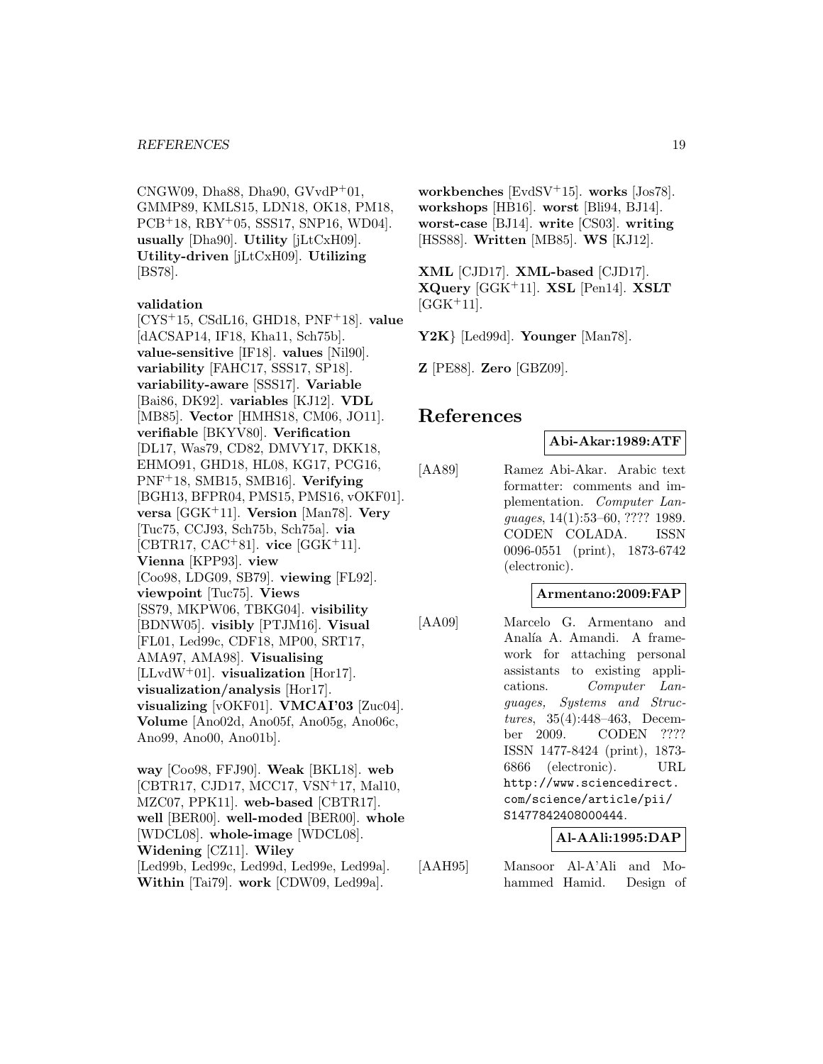CNGW09, Dha88, Dha90, GVvdP+01, GMMP89, KMLS15, LDN18, OK18, PM18, PCB+18, RBY+05, SSS17, SNP16, WD04]. **usually** [Dha90]. **Utility** [jLtCxH09]. **Utility-driven** [jLtCxH09]. **Utilizing** [BS78].

**validation** [CYS+15, CSdL16, GHD18, PNF+18]. **value** [dACSAP14, IF18, Kha11, Sch75b]. **value-sensitive** [IF18]. **values** [Nil90]. **variability** [FAHC17, SSS17, SP18]. **variability-aware** [SSS17]. **Variable** [Bai86, DK92]. **variables** [KJ12]. **VDL** [MB85]. **Vector** [HMHS18, CM06, JO11]. **verifiable** [BKYV80]. **Verification** [DL17, Was79, CD82, DMVY17, DKK18, EHMO91, GHD18, HL08, KG17, PCG16, PNF+18, SMB15, SMB16]. **Verifying** [BGH13, BFPR04, PMS15, PMS16, vOKF01]. **versa** [GGK+11]. **Version** [Man78]. **Very** [Tuc75, CCJ93, Sch75b, Sch75a]. **via** [CBTR17, CAC+81]. **vice** [GGK+11]. **Vienna** [KPP93]. **view** [Coo98, LDG09, SB79]. **viewing** [FL92]. **viewpoint** [Tuc75]. **Views** [SS79, MKPW06, TBKG04]. **visibility** [BDNW05]. **visibly** [PTJM16]. **Visual** [FL01, Led99c, CDF18, MP00, SRT17, AMA97, AMA98]. **Visualising** [LLvdW+01]. **visualization** [Hor17]. **visualization/analysis** [Hor17]. **visualizing** [vOKF01]. **VMCAI'03** [Zuc04]. **Volume** [Ano02d, Ano05f, Ano05g, Ano06c, Ano99, Ano00, Ano01b].

**way** [Coo98, FFJ90]. **Weak** [BKL18]. **web** [CBTR17, CJD17, MCC17, VSN+17, Mal10, MZC07, PPK11]. **web-based** [CBTR17]. **well** [BER00]. **well-moded** [BER00]. **whole** [WDCL08]. **whole-image** [WDCL08]. **Widening** [CZ11]. **Wiley** [Led99b, Led99c, Led99d, Led99e, Led99a]. **Within** [Tai79]. **work** [CDW09, Led99a]. **workbenches** [EvdSV+15]. **works** [Jos78]. **workshops** [HB16]. **worst** [Bli94, BJ14]. **worst-case** [BJ14]. **write** [CS03]. **writing** [HSS88]. **Written** [MB85]. **WS** [KJ12].

**XML** [CJD17]. **XML-based** [CJD17]. **XQuery** [GGK+11]. **XSL** [Pen14]. **XSLT** [GGK+11].

**Y2K**} [Led99d]. **Younger** [Man78].

**Z** [PE88]. **Zero** [GBZ09].

# References

**Abi-Akar:1989:ATF**

[AA89] Ramez Abi-Akar. Arabic text formatter: comments and implementation. *Computer Languages*, 14(1):53–60, ???? 1989. CODEN COLADA. ISSN 0096-0551 (print), 1873-6742 (electronic).

**Armentano:2009:FAP**

[AA09] Marcelo G. Armentano and Analía A. Amandi. A framework for attaching personal assistants to existing applications. *Computer Languages, Systems and Structures*, 35(4):448–463, December 2009. CODEN ???? ISSN 1477-8424 (print), 1873-6866 (electronic). URL http://www.sciencedirect.com/science/article/pii/S1477842408000444.

**Al-AAli:1995:DAP**

[AAH95] Mansoor Al-A'Ali and Mohammed Hamid. Design of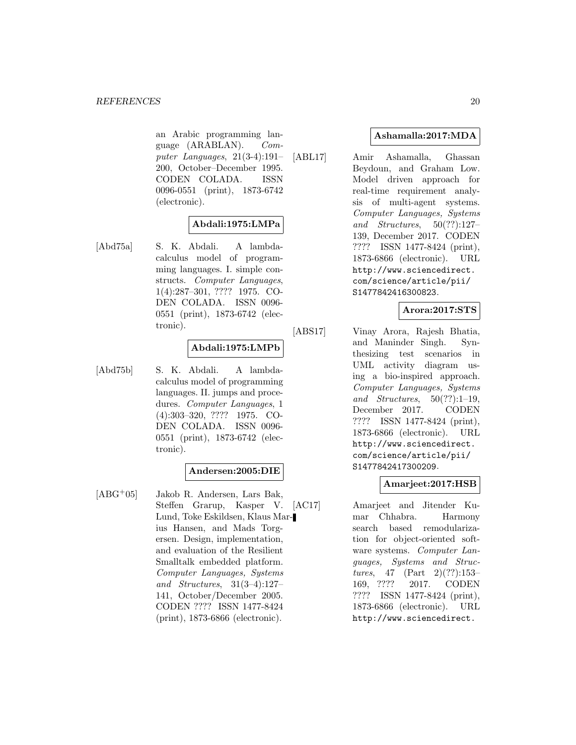an Arabic programming language (ARABLAN). *Computer Languages*, 21(3-4):191–200, October–December 1995. CODEN COLADA. ISSN 0096-0551 (print), 1873-6742 (electronic).

**Abdali:1975:LMPa**

[Abd75a] S. K. Abdali. A lambda-calculus model of programming languages. I. simple constructs. *Computer Languages*, 1(4):287–301, ???? 1975. CODEN COLADA. ISSN 0096-0551 (print), 1873-6742 (electronic).

**Abdali:1975:LMPb**

[Abd75b] S. K. Abdali. A lambda-calculus model of programming languages. II. jumps and procedures. *Computer Languages*, 1 (4):303–320, ???? 1975. CODEN COLADA. ISSN 0096-0551 (print), 1873-6742 (electronic).

**Andersen:2005:DIE**

[ABG+05] Jakob R. Andersen, Lars Bak, Steffen Grarup, Kasper V. Lund, Toke Eskildsen, Klaus Marius Hansen, and Mads Torgersen. Design, implementation, and evaluation of the Resilient Smalltalk embedded platform. *Computer Languages, Systems and Structures*, 31(3–4):127–141, October/December 2005. CODEN ???? ISSN 1477-8424 (print), 1873-6866 (electronic).

**Ashamalla:2017:MDA**

[ABL17] Amir Ashamalla, Ghassan Beydoun, and Graham Low. Model driven approach for real-time requirement analysis of multi-agent systems. *Computer Languages, Systems and Structures*, 50(??):127–139, December 2017. CODEN ???? ISSN 1477-8424 (print), 1873-6866 (electronic). URL http://www.sciencedirect.com/science/article/pii/S1477842416300823.

**Arora:2017:STS**

[ABS17] Vinay Arora, Rajesh Bhatia, and Maninder Singh. Synthesizing test scenarios in UML activity diagram using a bio-inspired approach. *Computer Languages, Systems and Structures*, 50(??):1–19, December 2017. CODEN ???? ISSN 1477-8424 (print), 1873-6866 (electronic). URL http://www.sciencedirect.com/science/article/pii/S1477842417300209.

**Amarjeet:2017:HSB**

[AC17] Amarjeet and Jitender Kumar Chhabra. Harmony search based remodularization for object-oriented software systems. *Computer Languages, Systems and Structures*, 47 (Part 2)(??):153–169, ???? 2017. CODEN ???? ISSN 1477-8424 (print), 1873-6866 (electronic). URL http://www.sciencedirect.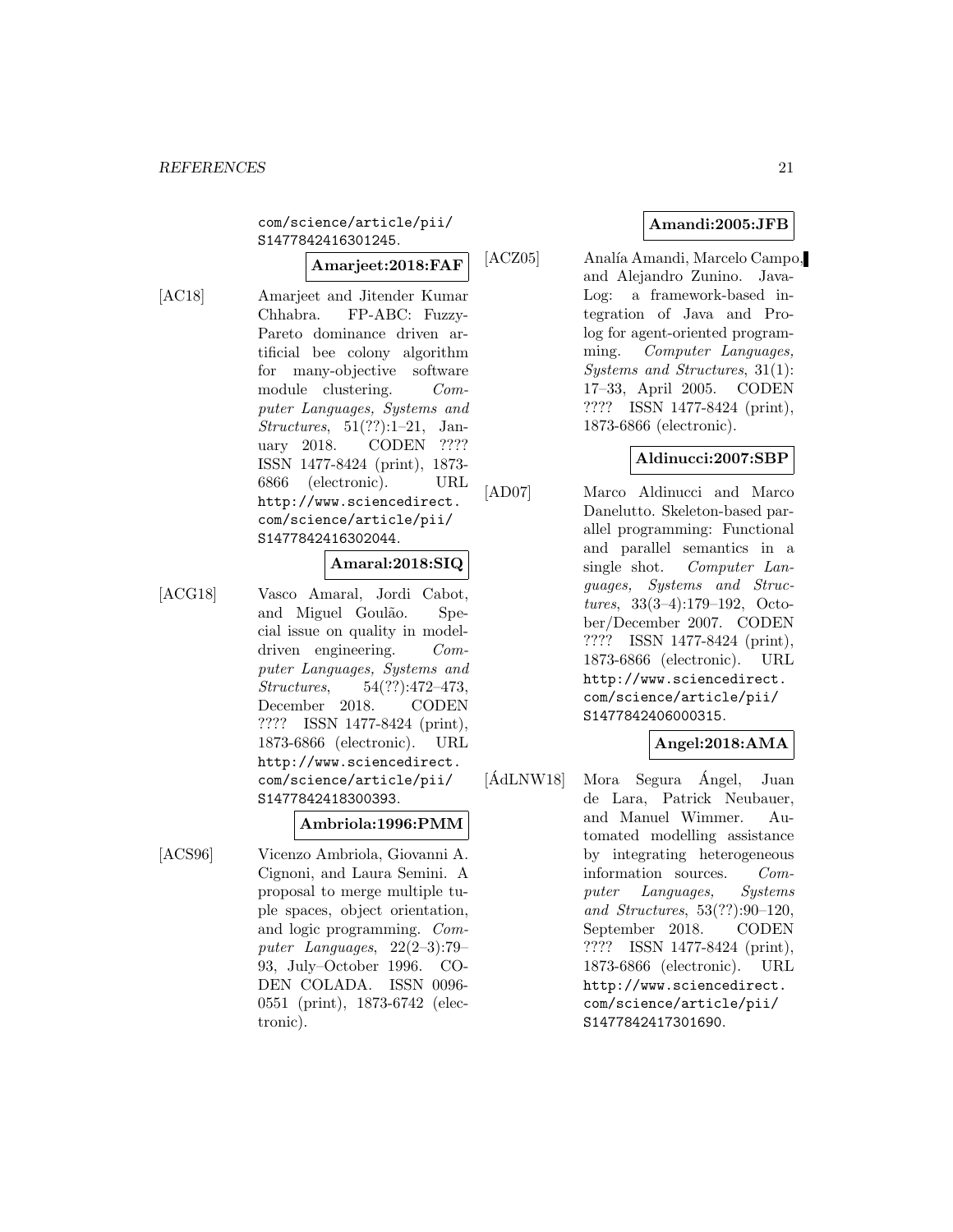com/science/article/pii/S1477842416301245.

**Amarjeet:2018:FAF**

[AC18] Amarjeet and Jitender Kumar Chhabra. FP-ABC: Fuzzy-Pareto dominance driven artificial bee colony algorithm for many-objective software module clustering. *Computer Languages, Systems and Structures*, 51(??):1–21, January 2018. CODEN ???? ISSN 1477-8424 (print), 1873-6866 (electronic). URL http://www.sciencedirect.com/science/article/pii/S1477842416302044.

**Amaral:2018:SIQ**

[ACG18] Vasco Amaral, Jordi Cabot, and Miguel Goulão. Special issue on quality in model-driven engineering. *Computer Languages, Systems and Structures*, 54(??):472–473, December 2018. CODEN ???? ISSN 1477-8424 (print), 1873-6866 (electronic). URL http://www.sciencedirect.com/science/article/pii/S1477842418300393.

**Ambriola:1996:PMM**

[ACS96] Vicenzo Ambriola, Giovanni A. Cignoni, and Laura Semini. A proposal to merge multiple tuple spaces, object orientation, and logic programming. *Computer Languages*, 22(2–3):79–93, July–October 1996. CODEN COLADA. ISSN 0096-0551 (print), 1873-6742 (electronic).

**Amandi:2005:JFB**

[ACZ05] Analía Amandi, Marcelo Campo, and Alejandro Zunino. JavaLog: a framework-based integration of Java and Prolog for agent-oriented programming. *Computer Languages, Systems and Structures*, 31(1): 17–33, April 2005. CODEN ???? ISSN 1477-8424 (print), 1873-6866 (electronic).

**Aldinucci:2007:SBP**

[AD07] Marco Aldinucci and Marco Danelutto. Skeleton-based parallel programming: Functional and parallel semantics in a single shot. *Computer Languages, Systems and Structures*, 33(3–4):179–192, October/December 2007. CODEN ???? ISSN 1477-8424 (print), 1873-6866 (electronic). URL http://www.sciencedirect.com/science/article/pii/S1477842406000315.

**Angel:2018:AMA**

[ÁdLNW18] Mora Segura Ángel, Juan de Lara, Patrick Neubauer, and Manuel Wimmer. Automated modelling assistance by integrating heterogeneous information sources. *Computer Languages, Systems and Structures*, 53(??):90–120, September 2018. CODEN ???? ISSN 1477-8424 (print), 1873-6866 (electronic). URL http://www.sciencedirect.com/science/article/pii/S1477842417301690.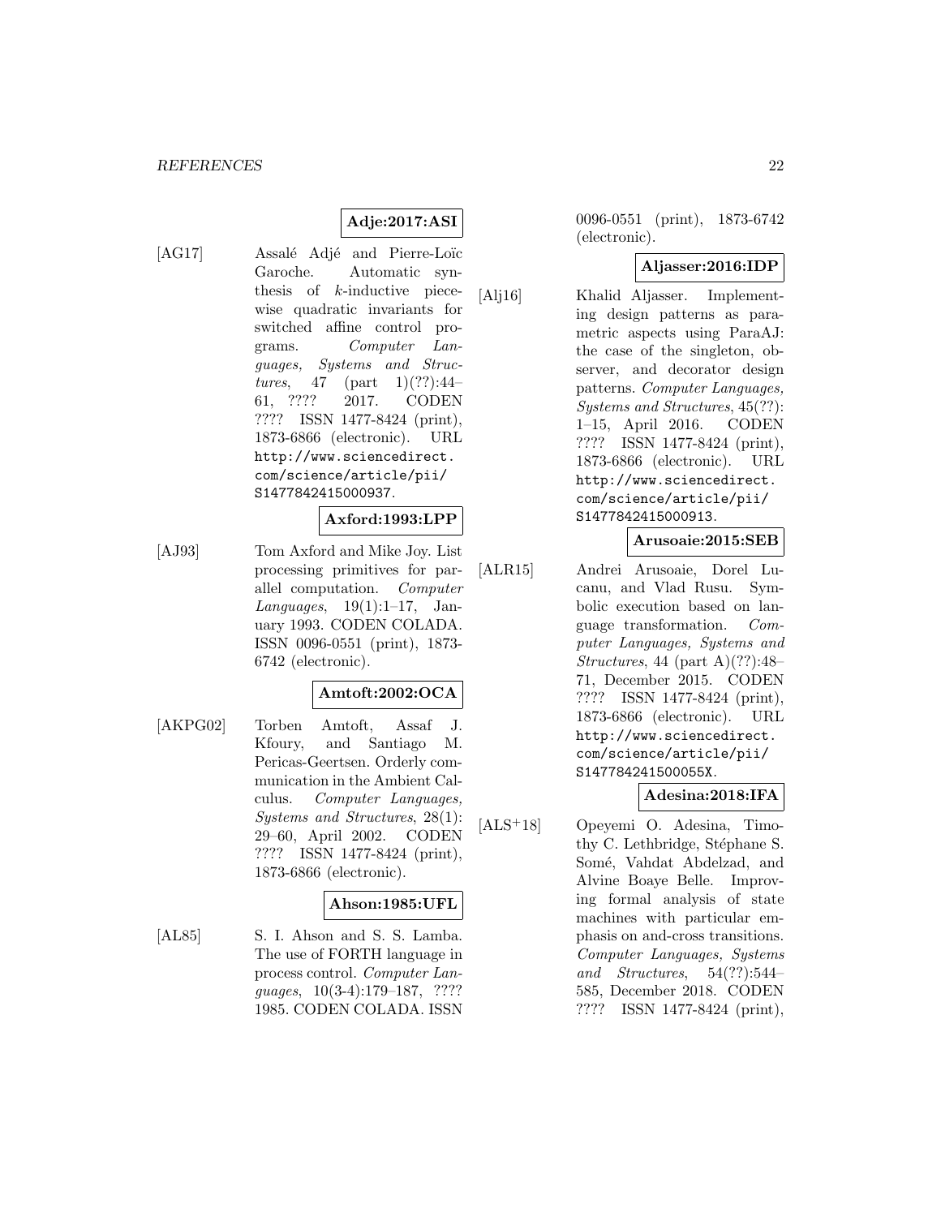**Adje:2017:ASI**

[AG17] Assalé Adjé and Pierre-Loïc Garoche. Automatic synthesis of $k$-inductive piecewise quadratic invariants for switched affine control programs. *Computer Languages, Systems and Structures*, 47 (part 1)(??):44–61, ???? 2017. CODEN ???? ISSN 1477-8424 (print), 1873-6866 (electronic). URL http://www.sciencedirect.com/science/article/pii/S1477842415000937.

**Axford:1993:LPP**

[AJ93] Tom Axford and Mike Joy. List processing primitives for parallel computation. *Computer Languages*, 19(1):1–17, January 1993. CODEN COLADA. ISSN 0096-0551 (print), 1873-6742 (electronic).

**Amtoft:2002:OCA**

[AKPG02] Torben Amtoft, Assaf J. Kfoury, and Santiago M. Pericas-Geertsen. Orderly communication in the Ambient Calculus. *Computer Languages, Systems and Structures*, 28(1): 29–60, April 2002. CODEN ???? ISSN 1477-8424 (print), 1873-6866 (electronic).

**Ahson:1985:UFL**

[AL85] S. I. Ahson and S. S. Lamba. The use of FORTH language in process control. *Computer Languages*, 10(3-4):179–187, ???? 1985. CODEN COLADA. ISSN 0096-0551 (print), 1873-6742 (electronic).

**Aljasser:2016:IDP**

[Alj16] Khalid Aljasser. Implementing design patterns as parametric aspects using ParaAJ: the case of the singleton, observer, and decorator design patterns. *Computer Languages, Systems and Structures*, 45(??): 1–15, April 2016. CODEN ???? ISSN 1477-8424 (print), 1873-6866 (electronic). URL http://www.sciencedirect.com/science/article/pii/S1477842415000913.

**Arusoaie:2015:SEB**

[ALR15] Andrei Arusoaie, Dorel Lucanu, and Vlad Rusu. Symbolic execution based on language transformation. *Computer Languages, Systems and Structures*, 44 (part A)(??):48–71, December 2015. CODEN ???? ISSN 1477-8424 (print), 1873-6866 (electronic). URL http://www.sciencedirect.com/science/article/pii/S147784241500055X.

**Adesina:2018:IFA**

[ALS+18] Opeyemi O. Adesina, Timothy C. Lethbridge, Stéphane S. Somé, Vahdat Abdelzad, and Alvine Boaye Belle. Improving formal analysis of state machines with particular emphasis on and-cross transitions. *Computer Languages, Systems and Structures*, 54(??):544–585, December 2018. CODEN ???? ISSN 1477-8424 (print),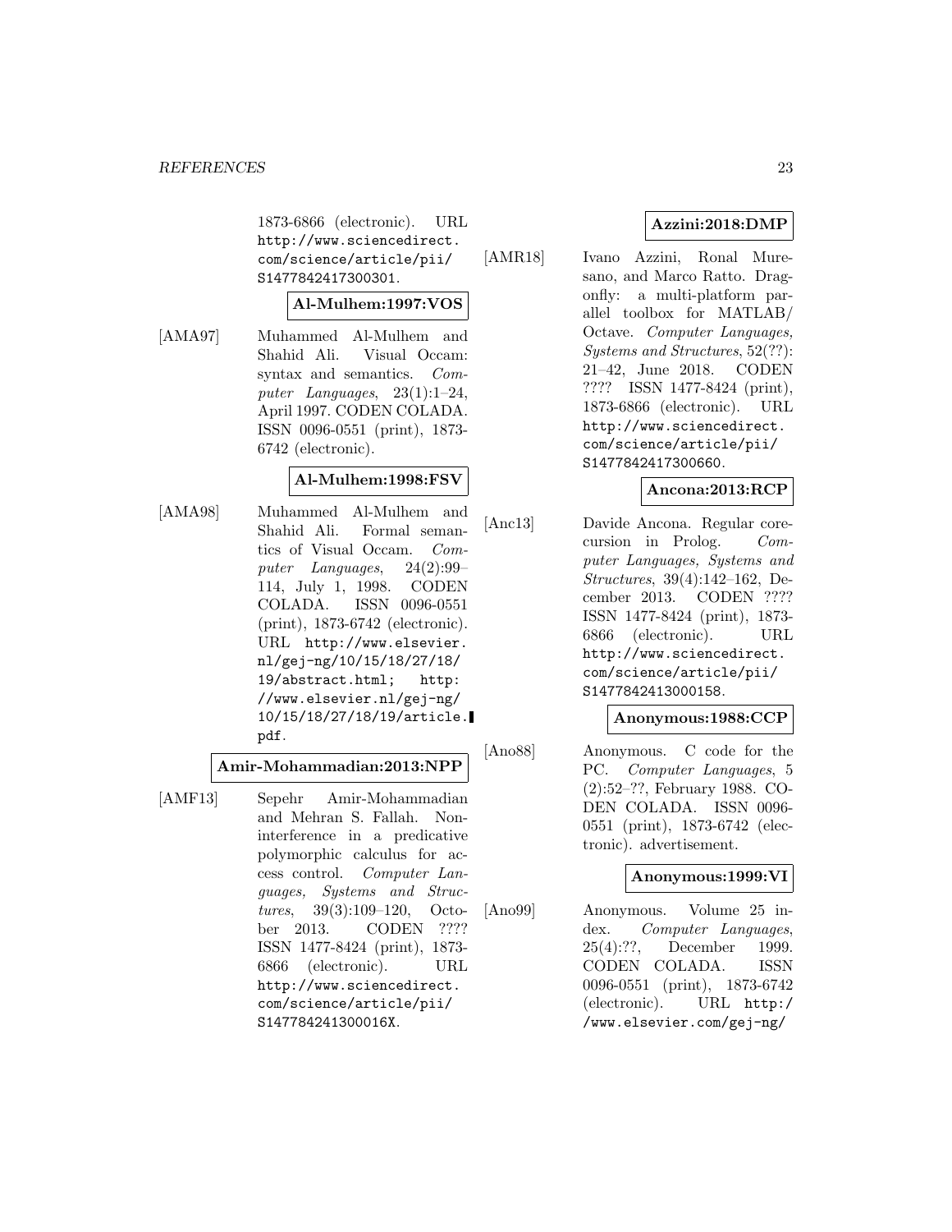1873-6866 (electronic). URL http://www.sciencedirect.com/science/article/pii/S1477842417300301.

**Al-Mulhem:1997:VOS**

[AMA97] Muhammed Al-Mulhem and Shahid Ali. Visual Occam: syntax and semantics. *Computer Languages*, 23(1):1–24, April 1997. CODEN COLADA. ISSN 0096-0551 (print), 1873-6742 (electronic).

**Al-Mulhem:1998:FSV**

[AMA98] Muhammed Al-Mulhem and Shahid Ali. Formal semantics of Visual Occam. *Computer Languages*, 24(2):99–114, July 1, 1998. CODEN COLADA. ISSN 0096-0551 (print), 1873-6742 (electronic). URL http://www.elsevier.nl/gej-ng/10/15/18/27/18/19/abstract.html; http://www.elsevier.nl/gej-ng/10/15/18/27/18/19/article.pdf.

**Amir-Mohammadian:2013:NPP**

[AMF13] Sepehr Amir-Mohammadian and Mehran S. Fallah. Noninterference in a predicative polymorphic calculus for access control. *Computer Languages, Systems and Structures*, 39(3):109–120, October 2013. CODEN ???? ISSN 1477-8424 (print), 1873-6866 (electronic). URL http://www.sciencedirect.com/science/article/pii/S147784241300016X.

**Azzini:2018:DMP**

[AMR18] Ivano Azzini, Ronal Muresano, and Marco Ratto. Dragonfly: a multi-platform parallel toolbox for MATLAB/Octave. *Computer Languages, Systems and Structures*, 52(??):21–42, June 2018. CODEN ???? ISSN 1477-8424 (print), 1873-6866 (electronic). URL http://www.sciencedirect.com/science/article/pii/S1477842417300660.

**Ancona:2013:RCP**

[Anc13] Davide Ancona. Regular corecursion in Prolog. *Computer Languages, Systems and Structures*, 39(4):142–162, December 2013. CODEN ???? ISSN 1477-8424 (print), 1873-6866 (electronic). URL http://www.sciencedirect.com/science/article/pii/S1477842413000158.

**Anonymous:1988:CCP**

[Ano88] Anonymous. C code for the PC. *Computer Languages*, 5 (2):52–??, February 1988. CODEN COLADA. ISSN 0096-0551 (print), 1873-6742 (electronic). advertisement.

**Anonymous:1999:VI**

[Ano99] Anonymous. Volume 25 index. *Computer Languages*, 25(4):??, December 1999. CODEN COLADA. ISSN 0096-0551 (print), 1873-6742 (electronic). URL http://www.elsevier.com/gej-ng/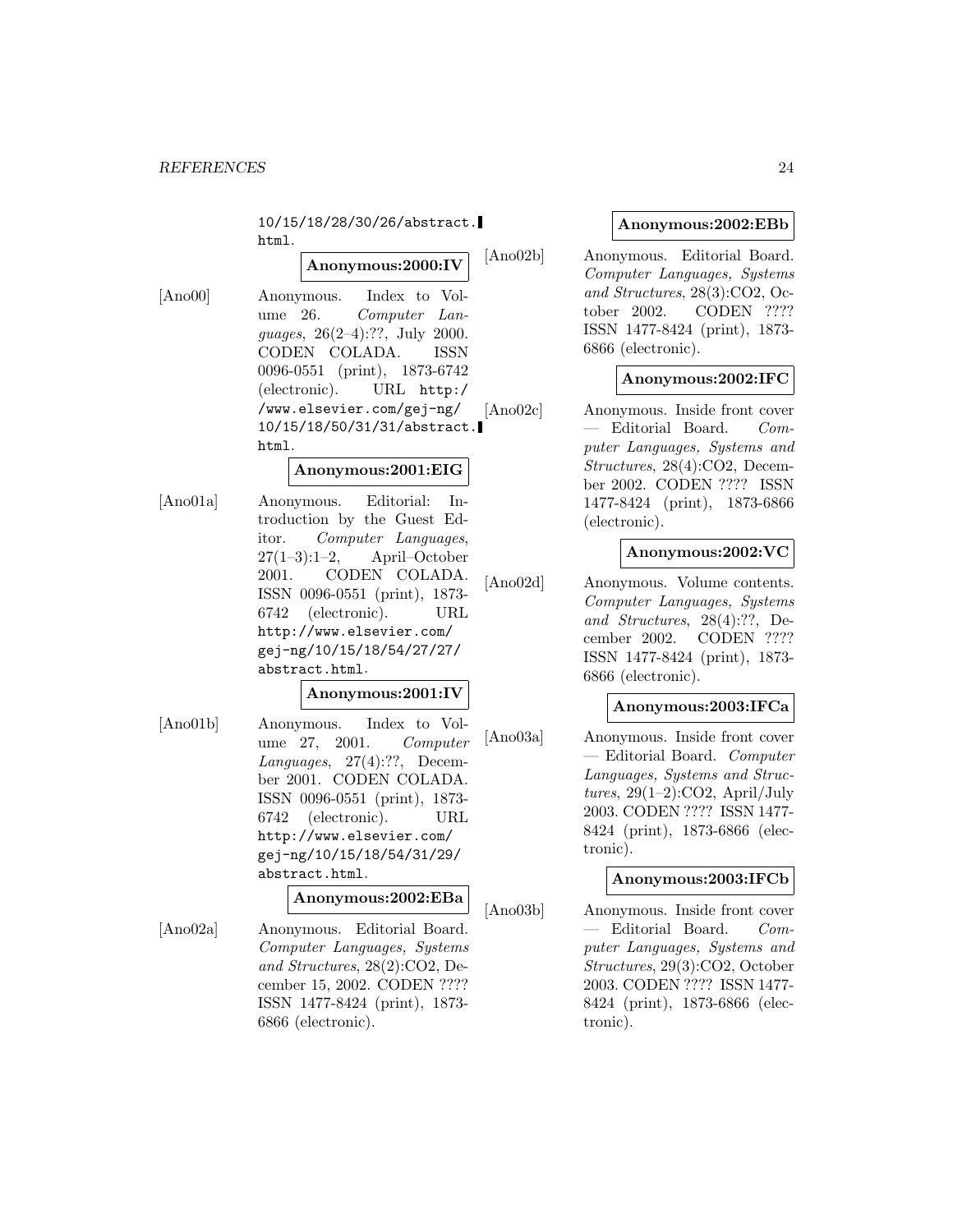10/15/18/28/30/26/abstract.html.

**Anonymous:2000:IV**

[Ano00] Anonymous. Index to Volume 26. *Computer Languages*, 26(2–4):??, July 2000. CODEN COLADA. ISSN 0096-0551 (print), 1873-6742 (electronic). URL http://www.elsevier.com/gej-ng/10/15/18/50/31/31/abstract.html.

**Anonymous:2001:EIG**

[Ano01a] Anonymous. Editorial: Introduction by the Guest Editor. *Computer Languages*, 27(1–3):1–2, April–October 2001. CODEN COLADA. ISSN 0096-0551 (print), 1873-6742 (electronic). URL http://www.elsevier.com/gej-ng/10/15/18/54/27/27/abstract.html.

**Anonymous:2001:IV**

[Ano01b] Anonymous. Index to Volume 27, 2001. *Computer Languages*, 27(4):??, December 2001. CODEN COLADA. ISSN 0096-0551 (print), 1873-6742 (electronic). URL http://www.elsevier.com/gej-ng/10/15/18/54/31/29/abstract.html.

**Anonymous:2002:EBa**

[Ano02a] Anonymous. Editorial Board. *Computer Languages, Systems and Structures*, 28(2):CO2, December 15, 2002. CODEN ???? ISSN 1477-8424 (print), 1873-6866 (electronic).

**Anonymous:2002:EBb**

[Ano02b] Anonymous. Editorial Board. *Computer Languages, Systems and Structures*, 28(3):CO2, October 2002. CODEN ???? ISSN 1477-8424 (print), 1873-6866 (electronic).

**Anonymous:2002:IFC**

[Ano02c] Anonymous. Inside front cover — Editorial Board. *Computer Languages, Systems and Structures*, 28(4):CO2, December 2002. CODEN ???? ISSN 1477-8424 (print), 1873-6866 (electronic).

**Anonymous:2002:VC**

[Ano02d] Anonymous. Volume contents. *Computer Languages, Systems and Structures*, 28(4):??, December 2002. CODEN ???? ISSN 1477-8424 (print), 1873-6866 (electronic).

**Anonymous:2003:IFCa**

[Ano03a] Anonymous. Inside front cover — Editorial Board. *Computer Languages, Systems and Structures*, 29(1–2):CO2, April/July 2003. CODEN ???? ISSN 1477-8424 (print), 1873-6866 (electronic).

**Anonymous:2003:IFCb**

[Ano03b] Anonymous. Inside front cover — Editorial Board. *Computer Languages, Systems and Structures*, 29(3):CO2, October 2003. CODEN ???? ISSN 1477-8424 (print), 1873-6866 (electronic).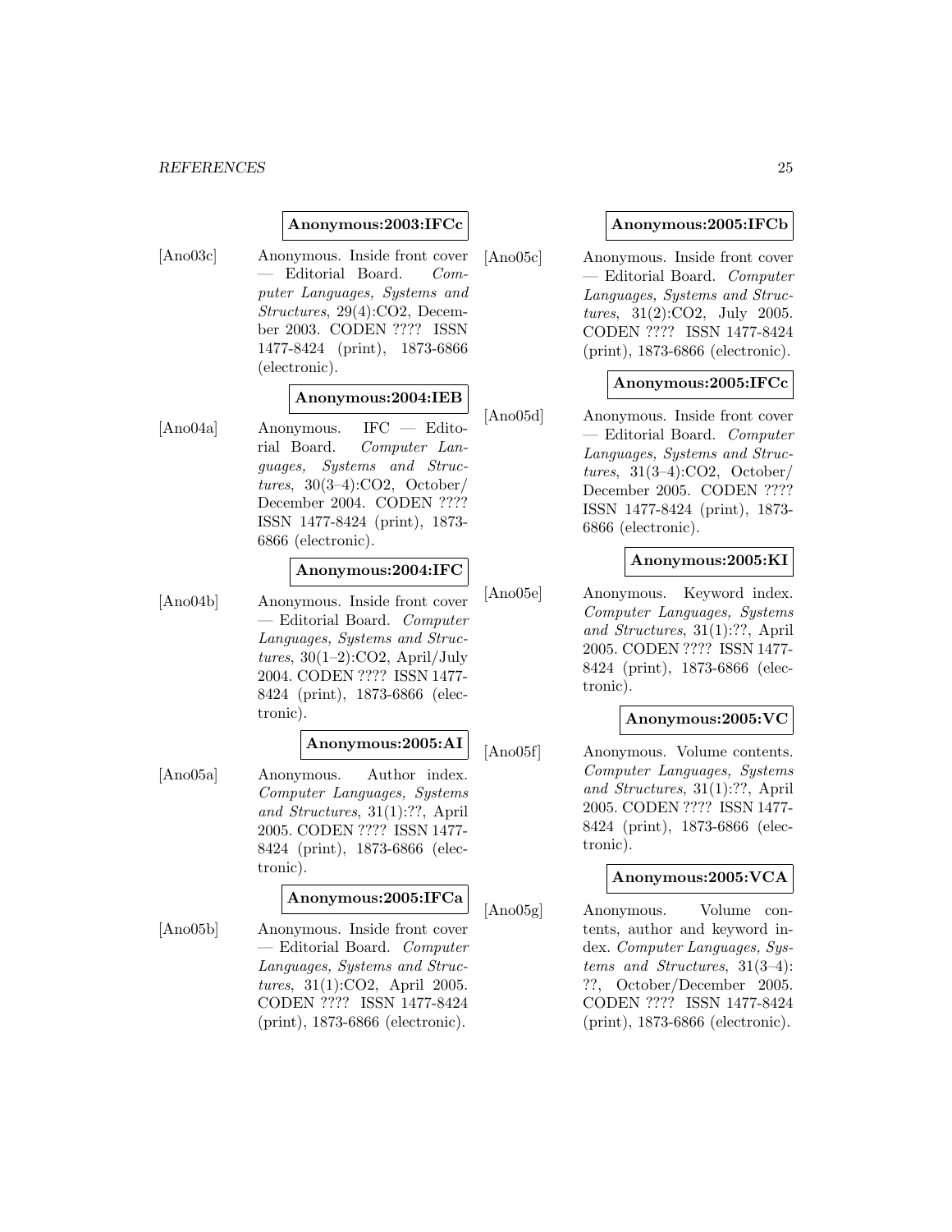**Anonymous:2003:IFCc**

[Ano03c] Anonymous. Inside front cover — Editorial Board. *Computer Languages, Systems and Structures*, 29(4):CO2, December 2003. CODEN ???? ISSN 1477-8424 (print), 1873-6866 (electronic).

**Anonymous:2004:IEB**

[Ano04a] Anonymous. IFC — Editorial Board. *Computer Languages, Systems and Structures*, 30(3–4):CO2, October/December 2004. CODEN ???? ISSN 1477-8424 (print), 1873-6866 (electronic).

**Anonymous:2004:IFC**

[Ano04b] Anonymous. Inside front cover — Editorial Board. *Computer Languages, Systems and Structures*, 30(1–2):CO2, April/July 2004. CODEN ???? ISSN 1477-8424 (print), 1873-6866 (electronic).

**Anonymous:2005:AI**

[Ano05a] Anonymous. Author index. *Computer Languages, Systems and Structures*, 31(1):??, April 2005. CODEN ???? ISSN 1477-8424 (print), 1873-6866 (electronic).

**Anonymous:2005:IFCa**

[Ano05b] Anonymous. Inside front cover — Editorial Board. *Computer Languages, Systems and Structures*, 31(1):CO2, April 2005. CODEN ???? ISSN 1477-8424 (print), 1873-6866 (electronic).

**Anonymous:2005:IFCb**

[Ano05c] Anonymous. Inside front cover — Editorial Board. *Computer Languages, Systems and Structures*, 31(2):CO2, July 2005. CODEN ???? ISSN 1477-8424 (print), 1873-6866 (electronic).

**Anonymous:2005:IFCc**

[Ano05d] Anonymous. Inside front cover — Editorial Board. *Computer Languages, Systems and Structures*, 31(3–4):CO2, October/December 2005. CODEN ???? ISSN 1477-8424 (print), 1873-6866 (electronic).

**Anonymous:2005:KI**

[Ano05e] Anonymous. Keyword index. *Computer Languages, Systems and Structures*, 31(1):??, April 2005. CODEN ???? ISSN 1477-8424 (print), 1873-6866 (electronic).

**Anonymous:2005:VC**

[Ano05f] Anonymous. Volume contents. *Computer Languages, Systems and Structures*, 31(1):??, April 2005. CODEN ???? ISSN 1477-8424 (print), 1873-6866 (electronic).

**Anonymous:2005:VCA**

[Ano05g] Anonymous. Volume contents, author and keyword index. *Computer Languages, Systems and Structures*, 31(3–4): ??, October/December 2005. CODEN ???? ISSN 1477-8424 (print), 1873-6866 (electronic).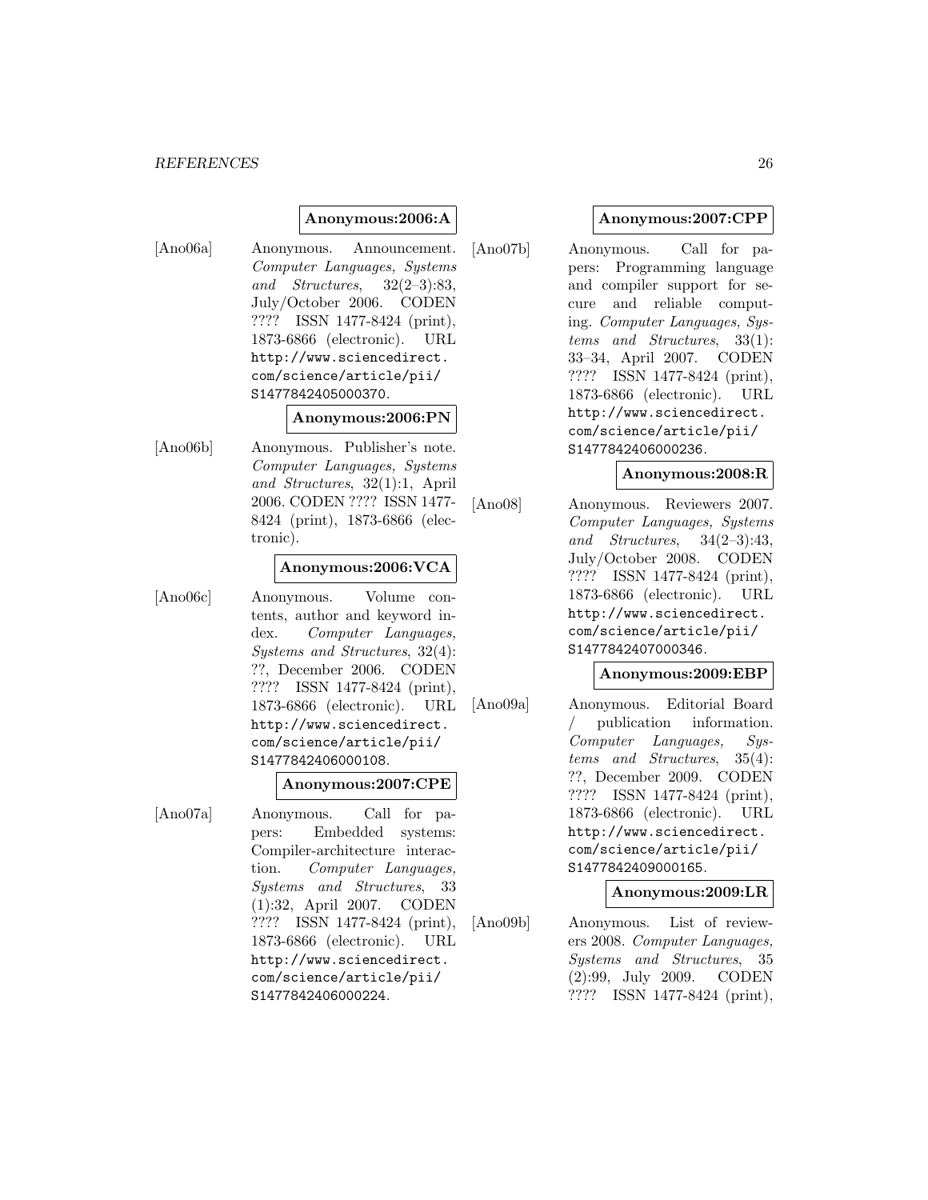**Anonymous:2006:A**

[Ano06a] Anonymous. Announcement. *Computer Languages, Systems and Structures*, 32(2–3):83, July/October 2006. CODEN ???? ISSN 1477-8424 (print), 1873-6866 (electronic). URL http://www.sciencedirect.com/science/article/pii/S1477842405000370.

**Anonymous:2006:PN**

[Ano06b] Anonymous. Publisher's note. *Computer Languages, Systems and Structures*, 32(1):1, April 2006. CODEN ???? ISSN 1477-8424 (print), 1873-6866 (electronic).

**Anonymous:2006:VCA**

[Ano06c] Anonymous. Volume contents, author and keyword index. *Computer Languages, Systems and Structures*, 32(4): ??, December 2006. CODEN ???? ISSN 1477-8424 (print), 1873-6866 (electronic). URL http://www.sciencedirect.com/science/article/pii/S1477842406000108.

**Anonymous:2007:CPE**

[Ano07a] Anonymous. Call for papers: Embedded systems: Compiler-architecture interaction. *Computer Languages, Systems and Structures*, 33 (1):32, April 2007. CODEN ???? ISSN 1477-8424 (print), 1873-6866 (electronic). URL http://www.sciencedirect.com/science/article/pii/S1477842406000224.

**Anonymous:2007:CPP**

[Ano07b] Anonymous. Call for papers: Programming language and compiler support for secure and reliable computing. *Computer Languages, Systems and Structures*, 33(1): 33–34, April 2007. CODEN ???? ISSN 1477-8424 (print), 1873-6866 (electronic). URL http://www.sciencedirect.com/science/article/pii/S1477842406000236.

**Anonymous:2008:R**

[Ano08] Anonymous. Reviewers 2007. *Computer Languages, Systems and Structures*, 34(2–3):43, July/October 2008. CODEN ???? ISSN 1477-8424 (print), 1873-6866 (electronic). URL http://www.sciencedirect.com/science/article/pii/S1477842407000346.

**Anonymous:2009:EBP**

[Ano09a] Anonymous. Editorial Board / publication information. *Computer Languages, Systems and Structures*, 35(4): ??, December 2009. CODEN ???? ISSN 1477-8424 (print), 1873-6866 (electronic). URL http://www.sciencedirect.com/science/article/pii/S1477842409000165.

**Anonymous:2009:LR**

[Ano09b] Anonymous. List of reviewers 2008. *Computer Languages, Systems and Structures*, 35 (2):99, July 2009. CODEN ???? ISSN 1477-8424 (print),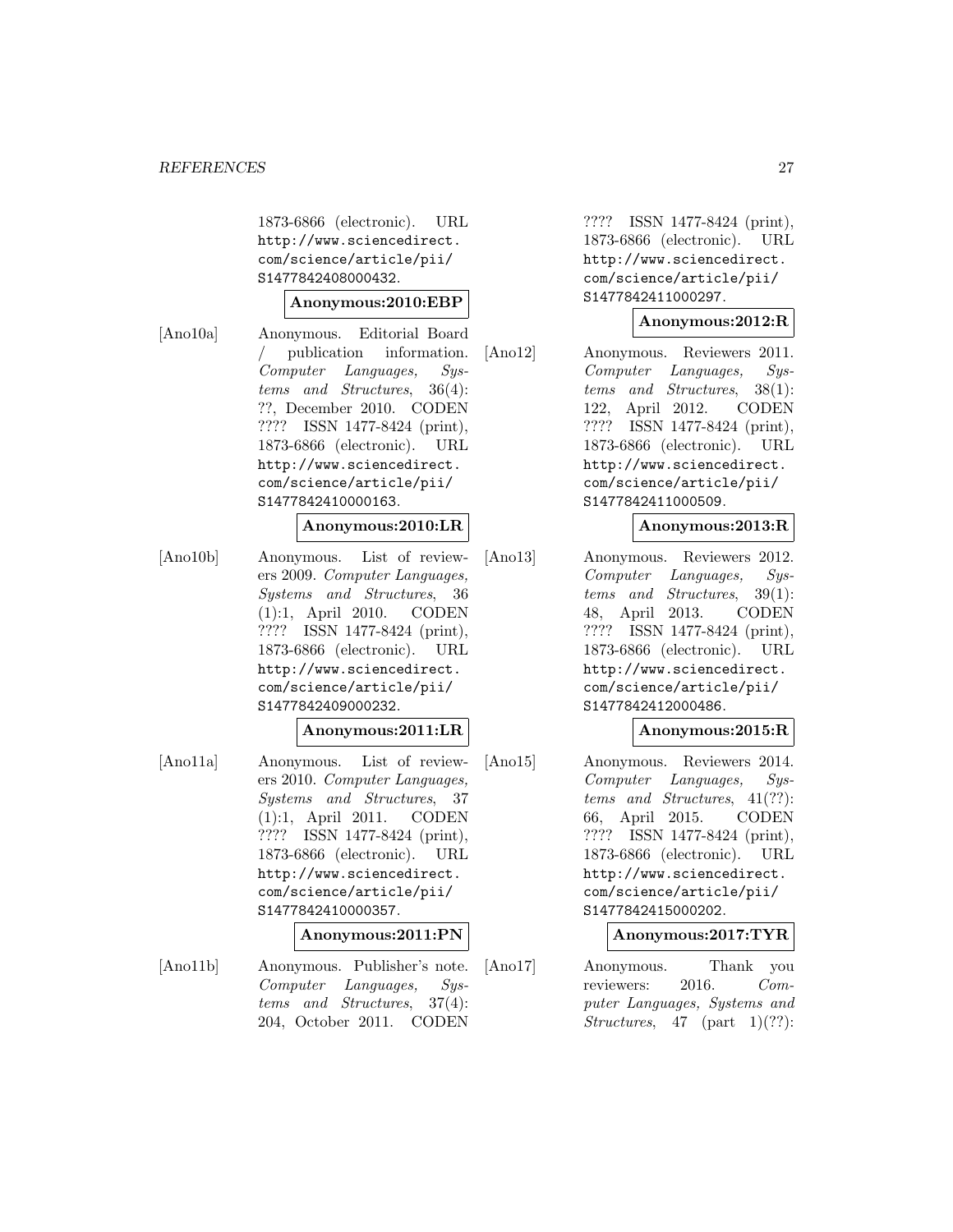1873-6866 (electronic). URL http://www.sciencedirect.com/science/article/pii/S1477842408000432.

**Anonymous:2010:EBP**

[Ano10a] Anonymous. Editorial Board / publication information. *Computer Languages, Systems and Structures*, 36(4): ??, December 2010. CODEN ???? ISSN 1477-8424 (print), 1873-6866 (electronic). URL http://www.sciencedirect.com/science/article/pii/S1477842410000163.

**Anonymous:2010:LR**

[Ano10b] Anonymous. List of reviewers 2009. *Computer Languages, Systems and Structures*, 36 (1):1, April 2010. CODEN ???? ISSN 1477-8424 (print), 1873-6866 (electronic). URL http://www.sciencedirect.com/science/article/pii/S1477842409000232.

**Anonymous:2011:LR**

[Ano11a] Anonymous. List of reviewers 2010. *Computer Languages, Systems and Structures*, 37 (1):1, April 2011. CODEN ???? ISSN 1477-8424 (print), 1873-6866 (electronic). URL http://www.sciencedirect.com/science/article/pii/S1477842410000357.

**Anonymous:2011:PN**

[Ano11b] Anonymous. Publisher's note. *Computer Languages, Systems and Structures*, 37(4): 204, October 2011. CODEN ???? ISSN 1477-8424 (print), 1873-6866 (electronic). URL http://www.sciencedirect.com/science/article/pii/S1477842411000297.

**Anonymous:2012:R**

[Ano12] Anonymous. Reviewers 2011. *Computer Languages, Systems and Structures*, 38(1): 122, April 2012. CODEN ???? ISSN 1477-8424 (print), 1873-6866 (electronic). URL http://www.sciencedirect.com/science/article/pii/S1477842411000509.

**Anonymous:2013:R**

[Ano13] Anonymous. Reviewers 2012. *Computer Languages, Systems and Structures*, 39(1): 48, April 2013. CODEN ???? ISSN 1477-8424 (print), 1873-6866 (electronic). URL http://www.sciencedirect.com/science/article/pii/S1477842412000486.

**Anonymous:2015:R**

[Ano15] Anonymous. Reviewers 2014. *Computer Languages, Systems and Structures*, 41(??): 66, April 2015. CODEN ???? ISSN 1477-8424 (print), 1873-6866 (electronic). URL http://www.sciencedirect.com/science/article/pii/S1477842415000202.

**Anonymous:2017:TYR**

[Ano17] Anonymous. Thank you reviewers: 2016. *Computer Languages, Systems and Structures*, 47 (part 1)(??):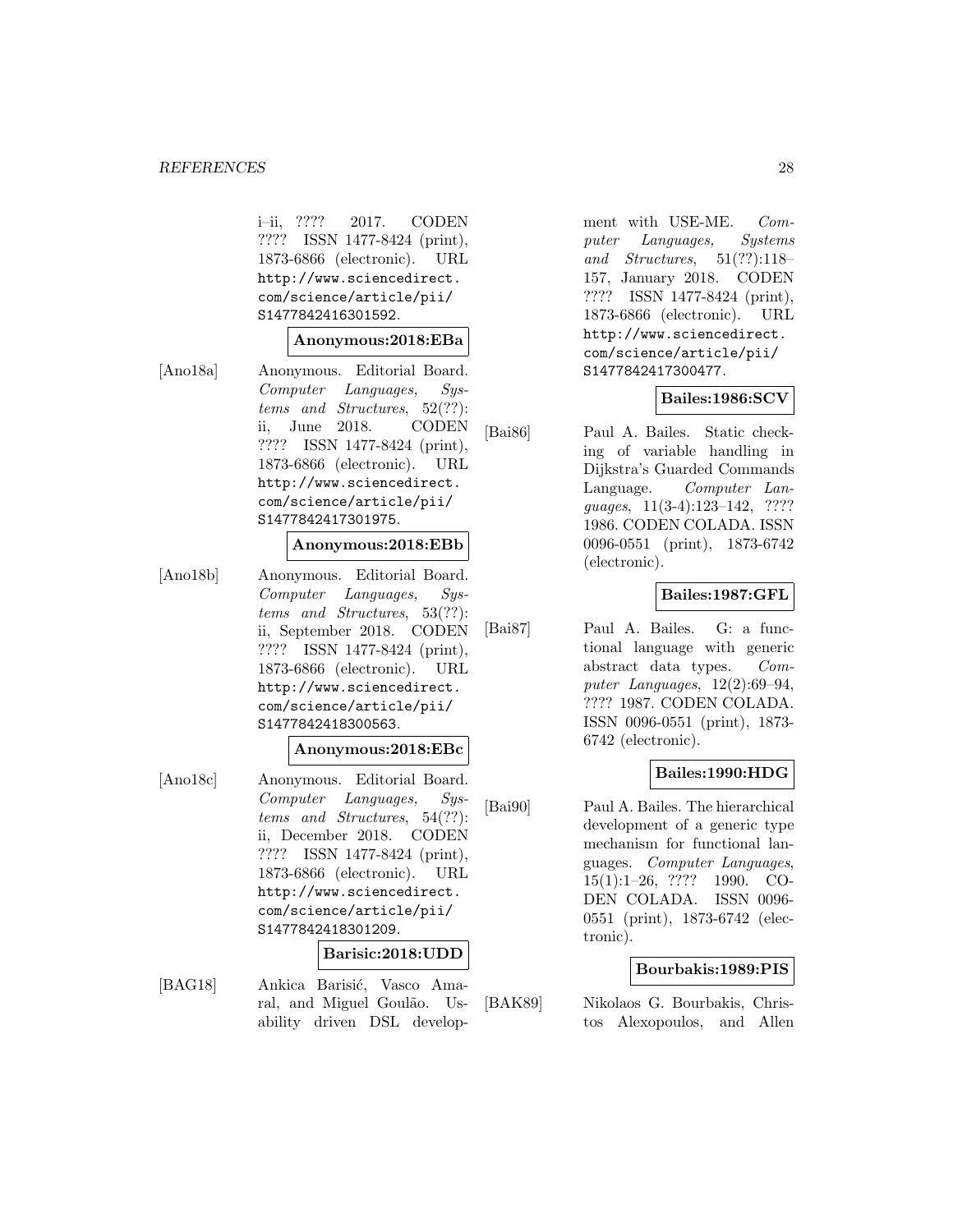i–ii, ???? 2017. CODEN ???? ISSN 1477-8424 (print), 1873-6866 (electronic). URL http://www.sciencedirect.com/science/article/pii/S1477842416301592.

**Anonymous:2018:EBa**

[Ano18a] Anonymous. Editorial Board. *Computer Languages, Systems and Structures*, 52(??): ii, June 2018. CODEN ???? ISSN 1477-8424 (print), 1873-6866 (electronic). URL http://www.sciencedirect.com/science/article/pii/S1477842417301975.

**Anonymous:2018:EBb**

[Ano18b] Anonymous. Editorial Board. *Computer Languages, Systems and Structures*, 53(??): ii, September 2018. CODEN ???? ISSN 1477-8424 (print), 1873-6866 (electronic). URL http://www.sciencedirect.com/science/article/pii/S1477842418300563.

**Anonymous:2018:EBc**

[Ano18c] Anonymous. Editorial Board. *Computer Languages, Systems and Structures*, 54(??): ii, December 2018. CODEN ???? ISSN 1477-8424 (print), 1873-6866 (electronic). URL http://www.sciencedirect.com/science/article/pii/S1477842418301209.

**Barisic:2018:UDD**

[BAG18] Ankica Barisić, Vasco Amaral, and Miguel Goulão. Usability driven DSL development with USE-ME. *Computer Languages, Systems and Structures*, 51(??):118–157, January 2018. CODEN ???? ISSN 1477-8424 (print), 1873-6866 (electronic). URL http://www.sciencedirect.com/science/article/pii/S1477842417300477.

**Bailes:1986:SCV**

[Bai86] Paul A. Bailes. Static checking of variable handling in Dijkstra's Guarded Commands Language. *Computer Languages*, 11(3-4):123–142, ???? 1986. CODEN COLADA. ISSN 0096-0551 (print), 1873-6742 (electronic).

**Bailes:1987:GFL**

[Bai87] Paul A. Bailes. G: a functional language with generic abstract data types. *Computer Languages*, 12(2):69–94, ???? 1987. CODEN COLADA. ISSN 0096-0551 (print), 1873-6742 (electronic).

**Bailes:1990:HDG**

[Bai90] Paul A. Bailes. The hierarchical development of a generic type mechanism for functional languages. *Computer Languages*, 15(1):1–26, ???? 1990. CODEN COLADA. ISSN 0096-0551 (print), 1873-6742 (electronic).

**Bourbakis:1989:PIS**

[BAK89] Nikolaos G. Bourbakis, Christos Alexopoulos, and Allen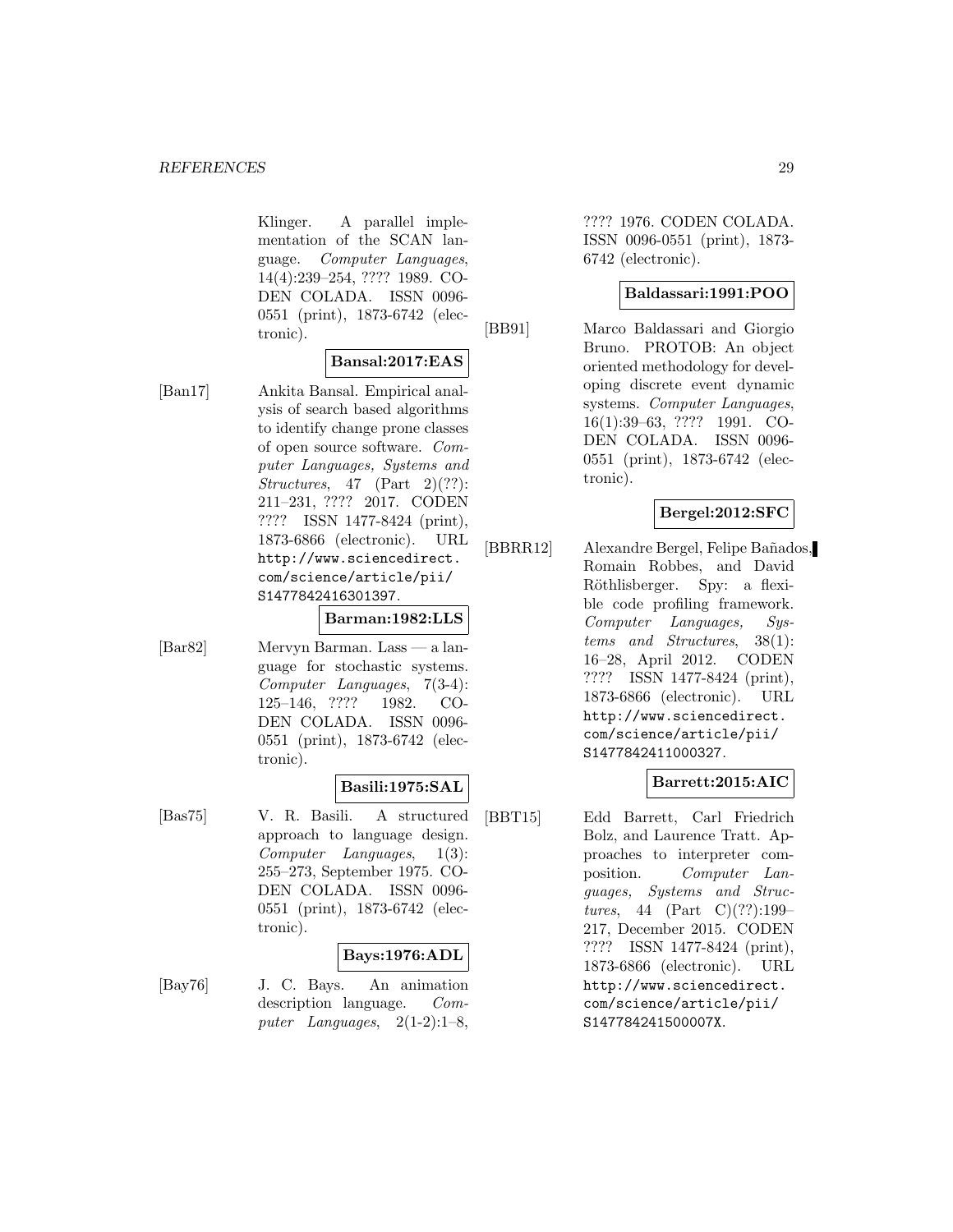Klinger. A parallel implementation of the SCAN language. *Computer Languages*, 14(4):239–254, ???? 1989. CODEN COLADA. ISSN 0096-0551 (print), 1873-6742 (electronic).

**Bansal:2017:EAS**

[Ban17] Ankita Bansal. Empirical analysis of search based algorithms to identify change prone classes of open source software. *Computer Languages, Systems and Structures*, 47 (Part 2)(??): 211–231, ???? 2017. CODEN ???? ISSN 1477-8424 (print), 1873-6866 (electronic). URL http://www.sciencedirect.com/science/article/pii/S1477842416301397.

**Barman:1982:LLS**

[Bar82] Mervyn Barman. Lass — a language for stochastic systems. *Computer Languages*, 7(3-4): 125–146, ???? 1982. CODEN COLADA. ISSN 0096-0551 (print), 1873-6742 (electronic).

**Basili:1975:SAL**

[Bas75] V. R. Basili. A structured approach to language design. *Computer Languages*, 1(3): 255–273, September 1975. CODEN COLADA. ISSN 0096-0551 (print), 1873-6742 (electronic).

**Bays:1976:ADL**

[Bay76] J. C. Bays. An animation description language. *Computer Languages*, 2(1-2):1–8, ???? 1976. CODEN COLADA. ISSN 0096-0551 (print), 1873-6742 (electronic).

**Baldassari:1991:POO**

[BB91] Marco Baldassari and Giorgio Bruno. PROTOB: An object oriented methodology for developing discrete event dynamic systems. *Computer Languages*, 16(1):39–63, ???? 1991. CODEN COLADA. ISSN 0096-0551 (print), 1873-6742 (electronic).

**Bergel:2012:SFC**

[BBRR12] Alexandre Bergel, Felipe Bañados, Romain Robbes, and David Röthlisberger. Spy: a flexible code profiling framework. *Computer Languages, Systems and Structures*, 38(1): 16–28, April 2012. CODEN ???? ISSN 1477-8424 (print), 1873-6866 (electronic). URL http://www.sciencedirect.com/science/article/pii/S1477842411000327.

**Barrett:2015:AIC**

[BBT15] Edd Barrett, Carl Friedrich Bolz, and Laurence Tratt. Approaches to interpreter composition. *Computer Languages, Systems and Structures*, 44 (Part C)(??):199–217, December 2015. CODEN ???? ISSN 1477-8424 (print), 1873-6866 (electronic). URL http://www.sciencedirect.com/science/article/pii/S147784241500007X.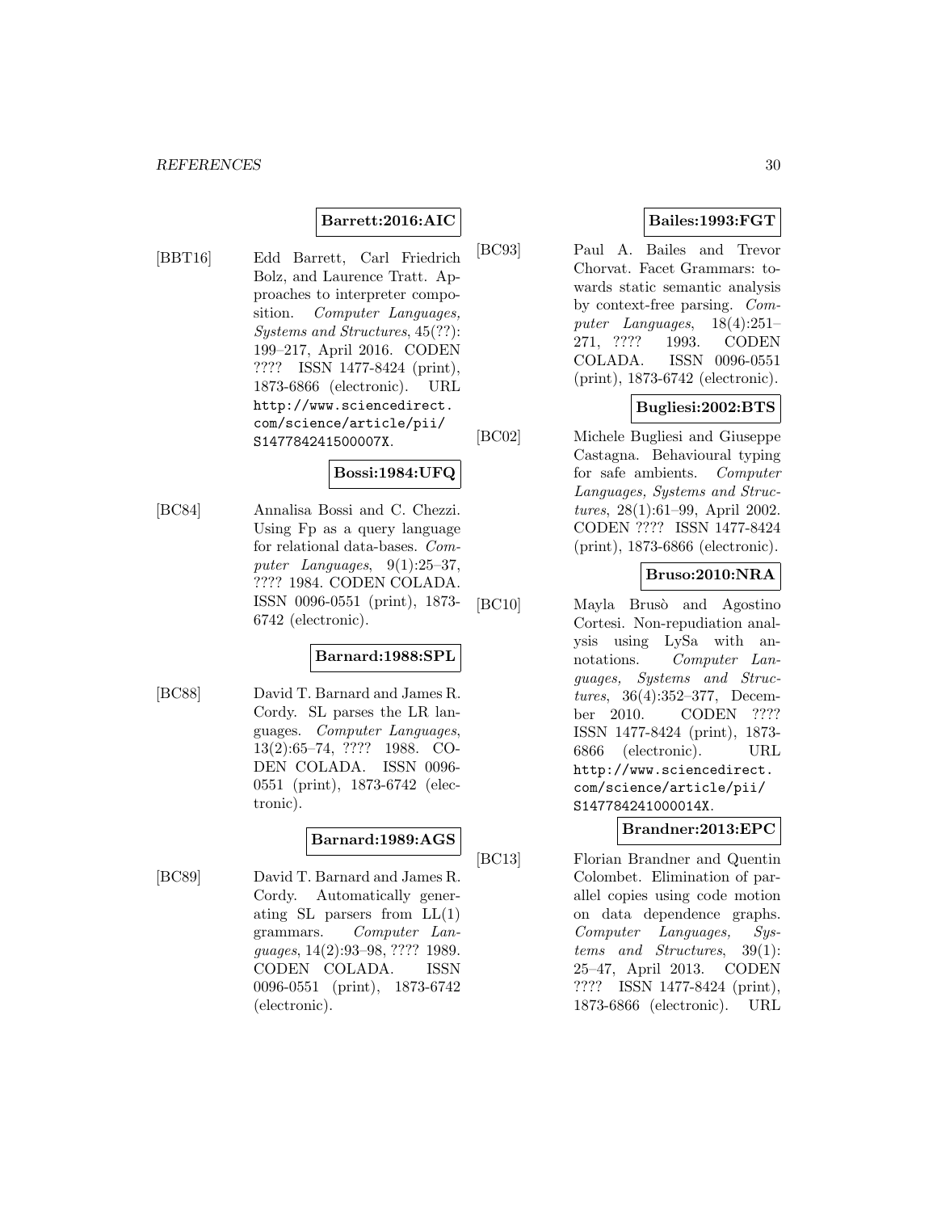**Barrett:2016:AIC**

[BBT16] Edd Barrett, Carl Friedrich Bolz, and Laurence Tratt. Approaches to interpreter composition. *Computer Languages, Systems and Structures*, 45(??): 199–217, April 2016. CODEN ???? ISSN 1477-8424 (print), 1873-6866 (electronic). URL http://www.sciencedirect.com/science/article/pii/S147784241500007X.

**Bossi:1984:UFQ**

[BC84] Annalisa Bossi and C. Chezzi. Using Fp as a query language for relational data-bases. *Computer Languages*, 9(1):25–37, ???? 1984. CODEN COLADA. ISSN 0096-0551 (print), 1873-6742 (electronic).

**Barnard:1988:SPL**

[BC88] David T. Barnard and James R. Cordy. SL parses the LR languages. *Computer Languages*, 13(2):65–74, ???? 1988. CODEN COLADA. ISSN 0096-0551 (print), 1873-6742 (electronic).

**Barnard:1989:AGS**

[BC89] David T. Barnard and James R. Cordy. Automatically generating SL parsers from LL(1) grammars. *Computer Languages*, 14(2):93–98, ???? 1989. CODEN COLADA. ISSN 0096-0551 (print), 1873-6742 (electronic).

**Bailes:1993:FGT**

[BC93] Paul A. Bailes and Trevor Chorvat. Facet Grammars: towards static semantic analysis by context-free parsing. *Computer Languages*, 18(4):251–271, ???? 1993. CODEN COLADA. ISSN 0096-0551 (print), 1873-6742 (electronic).

**Bugliesi:2002:BTS**

[BC02] Michele Bugliesi and Giuseppe Castagna. Behavioural typing for safe ambients. *Computer Languages, Systems and Structures*, 28(1):61–99, April 2002. CODEN ???? ISSN 1477-8424 (print), 1873-6866 (electronic).

**Bruso:2010:NRA**

[BC10] Mayla Brusò and Agostino Cortesi. Non-repudiation analysis using LySa with annotations. *Computer Languages, Systems and Structures*, 36(4):352–377, December 2010. CODEN ???? ISSN 1477-8424 (print), 1873-6866 (electronic). URL http://www.sciencedirect.com/science/article/pii/S147784241000014X.

**Brandner:2013:EPC**

[BC13] Florian Brandner and Quentin Colombet. Elimination of parallel copies using code motion on data dependence graphs. *Computer Languages, Systems and Structures*, 39(1): 25–47, April 2013. CODEN ???? ISSN 1477-8424 (print), 1873-6866 (electronic). URL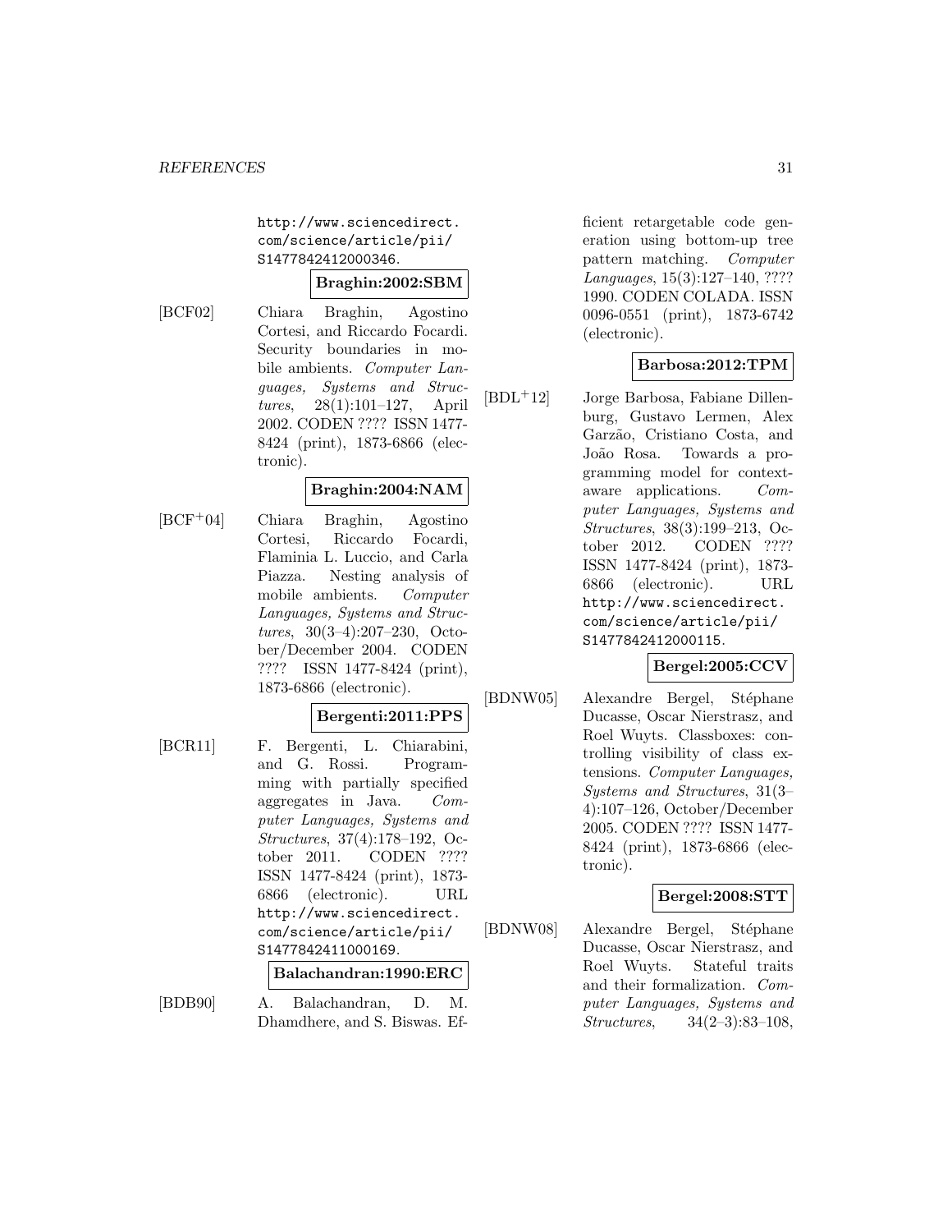http://www.sciencedirect.com/science/article/pii/S1477842412000346.

**Braghin:2002:SBM**

[BCF02] Chiara Braghin, Agostino Cortesi, and Riccardo Focardi. Security boundaries in mobile ambients. *Computer Languages, Systems and Structures*, 28(1):101–127, April 2002. CODEN ???? ISSN 1477-8424 (print), 1873-6866 (electronic).

**Braghin:2004:NAM**

[BCF+04] Chiara Braghin, Agostino Cortesi, Riccardo Focardi, Flaminia L. Luccio, and Carla Piazza. Nesting analysis of mobile ambients. *Computer Languages, Systems and Structures*, 30(3–4):207–230, October/December 2004. CODEN ???? ISSN 1477-8424 (print), 1873-6866 (electronic).

**Bergenti:2011:PPS**

[BCR11] F. Bergenti, L. Chiarabini, and G. Rossi. Programming with partially specified aggregates in Java. *Computer Languages, Systems and Structures*, 37(4):178–192, October 2011. CODEN ???? ISSN 1477-8424 (print), 1873-6866 (electronic). URL http://www.sciencedirect.com/science/article/pii/S1477842411000169.

**Balachandran:1990:ERC**

[BDB90] A. Balachandran, D. M. Dhamdhere, and S. Biswas. Efficient retargetable code generation using bottom-up tree pattern matching. *Computer Languages*, 15(3):127–140, ???? 1990. CODEN COLADA. ISSN 0096-0551 (print), 1873-6742 (electronic).

**Barbosa:2012:TPM**

[BDL+12] Jorge Barbosa, Fabiane Dillenburg, Gustavo Lermen, Alex Garzão, Cristiano Costa, and João Rosa. Towards a programming model for context-aware applications. *Computer Languages, Systems and Structures*, 38(3):199–213, October 2012. CODEN ???? ISSN 1477-8424 (print), 1873-6866 (electronic). URL http://www.sciencedirect.com/science/article/pii/S1477842412000115.

**Bergel:2005:CCV**

[BDNW05] Alexandre Bergel, Stéphane Ducasse, Oscar Nierstrasz, and Roel Wuyts. Classboxes: controlling visibility of class extensions. *Computer Languages, Systems and Structures*, 31(3–4):107–126, October/December 2005. CODEN ???? ISSN 1477-8424 (print), 1873-6866 (electronic).

**Bergel:2008:STT**

[BDNW08] Alexandre Bergel, Stéphane Ducasse, Oscar Nierstrasz, and Roel Wuyts. Stateful traits and their formalization. *Computer Languages, Systems and Structures*, 34(2–3):83–108,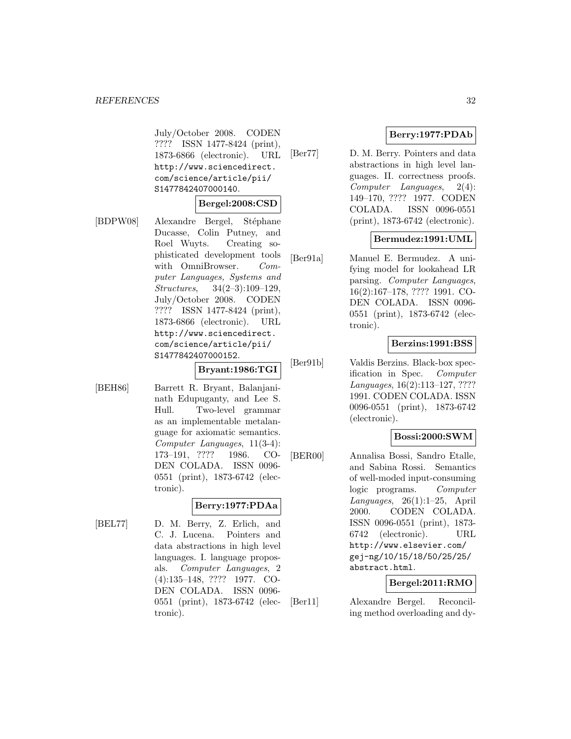July/October 2008. CODEN ???? ISSN 1477-8424 (print), 1873-6866 (electronic). URL http://www.sciencedirect.com/science/article/pii/S1477842407000140.

**Bergel:2008:CSD**

[BDPW08] Alexandre Bergel, Stéphane Ducasse, Colin Putney, and Roel Wuyts. Creating sophisticated development tools with OmniBrowser. *Computer Languages, Systems and Structures*, 34(2–3):109–129, July/October 2008. CODEN ???? ISSN 1477-8424 (print), 1873-6866 (electronic). URL http://www.sciencedirect.com/science/article/pii/S1477842407000152.

**Bryant:1986:TGI**

[BEH86] Barrett R. Bryant, Balanjaninath Edupuganty, and Lee S. Hull. Two-level grammar as an implementable metalanguage for axiomatic semantics. *Computer Languages*, 11(3-4): 173–191, ???? 1986. CODEN COLADA. ISSN 0096-0551 (print), 1873-6742 (electronic).

**Berry:1977:PDAa**

[BEL77] D. M. Berry, Z. Erlich, and C. J. Lucena. Pointers and data abstractions in high level languages. I. language proposals. *Computer Languages*, 2 (4):135–148, ???? 1977. CODEN COLADA. ISSN 0096-0551 (print), 1873-6742 (electronic).

**Berry:1977:PDAb**

[Ber77] D. M. Berry. Pointers and data abstractions in high level languages. II. correctness proofs. *Computer Languages*, 2(4): 149–170, ???? 1977. CODEN COLADA. ISSN 0096-0551 (print), 1873-6742 (electronic).

**Bermudez:1991:UML**

[Ber91a] Manuel E. Bermudez. A unifying model for lookahead LR parsing. *Computer Languages*, 16(2):167–178, ???? 1991. CODEN COLADA. ISSN 0096-0551 (print), 1873-6742 (electronic).

**Berzins:1991:BSS**

[Ber91b] Valdis Berzins. Black-box specification in Spec. *Computer Languages*, 16(2):113–127, ???? 1991. CODEN COLADA. ISSN 0096-0551 (print), 1873-6742 (electronic).

**Bossi:2000:SWM**

[BER00] Annalisa Bossi, Sandro Etalle, and Sabina Rossi. Semantics of well-moded input-consuming logic programs. *Computer Languages*, 26(1):1–25, April 2000. CODEN COLADA. ISSN 0096-0551 (print), 1873-6742 (electronic). URL http://www.elsevier.com/gej-ng/10/15/18/50/25/25/abstract.html.

**Bergel:2011:RMO**

[Ber11] Alexandre Bergel. Reconciling method overloading and dy-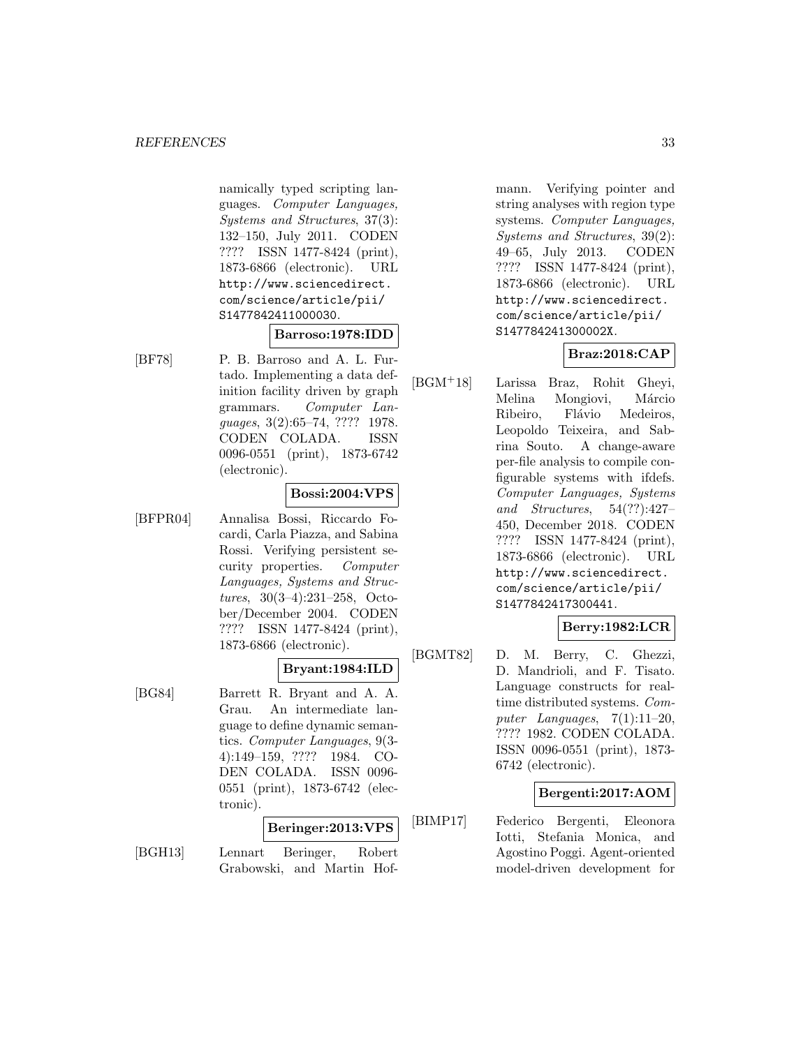namically typed scripting languages. *Computer Languages, Systems and Structures*, 37(3): 132–150, July 2011. CODEN ???? ISSN 1477-8424 (print), 1873-6866 (electronic). URL http://www.sciencedirect.com/science/article/pii/S1477842411000030.

**Barroso:1978:IDD**

[BF78] P. B. Barroso and A. L. Furtado. Implementing a data definition facility driven by graph grammars. *Computer Languages*, 3(2):65–74, ???? 1978. CODEN COLADA. ISSN 0096-0551 (print), 1873-6742 (electronic).

**Bossi:2004:VPS**

[BFPR04] Annalisa Bossi, Riccardo Focardi, Carla Piazza, and Sabina Rossi. Verifying persistent security properties. *Computer Languages, Systems and Structures*, 30(3–4):231–258, October/December 2004. CODEN ???? ISSN 1477-8424 (print), 1873-6866 (electronic).

**Bryant:1984:ILD**

[BG84] Barrett R. Bryant and A. A. Grau. An intermediate language to define dynamic semantics. *Computer Languages*, 9(3-4):149–159, ???? 1984. CODEN COLADA. ISSN 0096-0551 (print), 1873-6742 (electronic).

**Beringer:2013:VPS**

[BGH13] Lennart Beringer, Robert Grabowski, and Martin Hofmann. Verifying pointer and string analyses with region type systems. *Computer Languages, Systems and Structures*, 39(2): 49–65, July 2013. CODEN ???? ISSN 1477-8424 (print), 1873-6866 (electronic). URL http://www.sciencedirect.com/science/article/pii/S147784241300002X.

**Braz:2018:CAP**

[BGM+18] Larissa Braz, Rohit Gheyi, Melina Mongiovi, Márcio Ribeiro, Flávio Medeiros, Leopoldo Teixeira, and Sabrina Souto. A change-aware per-file analysis to compile configurable systems with ifdefs. *Computer Languages, Systems and Structures*, 54(??):427–450, December 2018. CODEN ???? ISSN 1477-8424 (print), 1873-6866 (electronic). URL http://www.sciencedirect.com/science/article/pii/S1477842417300441.

**Berry:1982:LCR**

[BGMT82] D. M. Berry, C. Ghezzi, D. Mandrioli, and F. Tisato. Language constructs for real-time distributed systems. *Computer Languages*, 7(1):11–20, ???? 1982. CODEN COLADA. ISSN 0096-0551 (print), 1873-6742 (electronic).

**Bergenti:2017:AOM**

[BIMP17] Federico Bergenti, Eleonora Iotti, Stefania Monica, and Agostino Poggi. Agent-oriented model-driven development for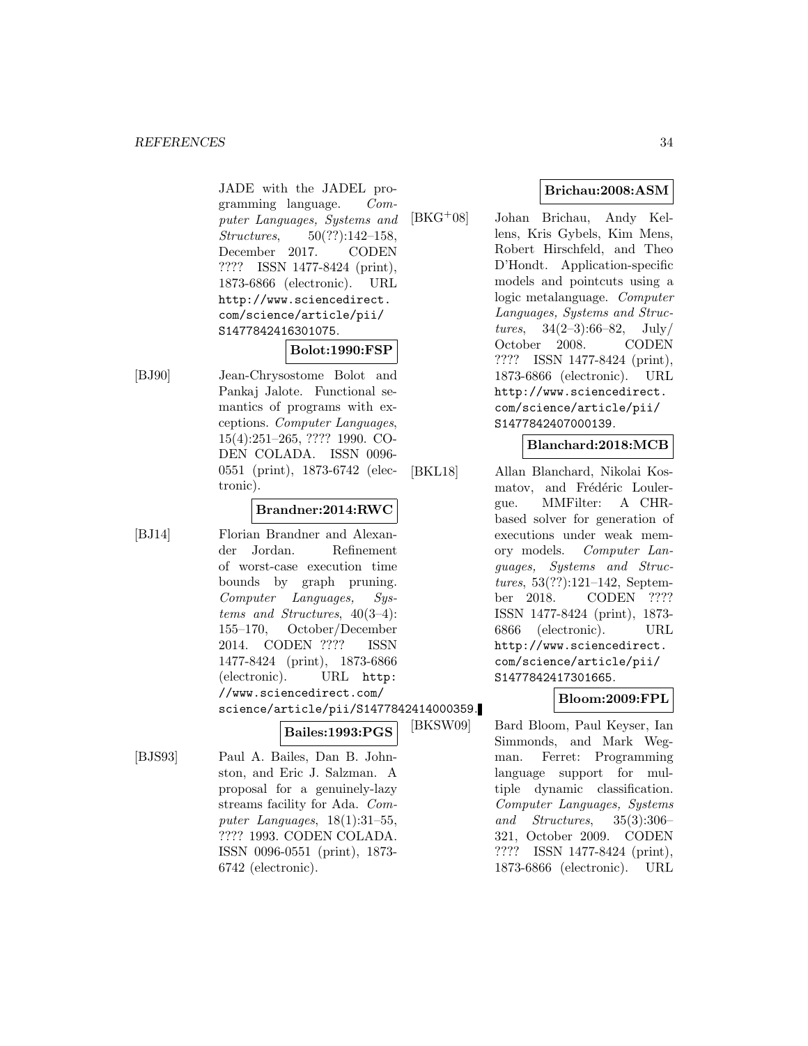JADE with the JADEL programming language. *Computer Languages, Systems and Structures*, 50(??):142–158, December 2017. CODEN ???? ISSN 1477-8424 (print), 1873-6866 (electronic). URL http://www.sciencedirect.com/science/article/pii/S1477842416301075.

**Bolot:1990:FSP**

[BJ90] Jean-Chrysostome Bolot and Pankaj Jalote. Functional semantics of programs with exceptions. *Computer Languages*, 15(4):251–265, ???? 1990. CODEN COLADA. ISSN 0096-0551 (print), 1873-6742 (electronic).

**Brandner:2014:RWC**

[BJ14] Florian Brandner and Alexander Jordan. Refinement of worst-case execution time bounds by graph pruning. *Computer Languages, Systems and Structures*, 40(3–4): 155–170, October/December 2014. CODEN ???? ISSN 1477-8424 (print), 1873-6866 (electronic). URL http://www.sciencedirect.com/science/article/pii/S1477842414000359.

**Bailes:1993:PGS**

[BJS93] Paul A. Bailes, Dan B. Johnston, and Eric J. Salzman. A proposal for a genuinely-lazy streams facility for Ada. *Computer Languages*, 18(1):31–55, ???? 1993. CODEN COLADA. ISSN 0096-0551 (print), 1873-6742 (electronic).

**Brichau:2008:ASM**

[BKG+08] Johan Brichau, Andy Kellens, Kris Gybels, Kim Mens, Robert Hirschfeld, and Theo D'Hondt. Application-specific models and pointcuts using a logic metalanguage. *Computer Languages, Systems and Structures*, 34(2–3):66–82, July/October 2008. CODEN ???? ISSN 1477-8424 (print), 1873-6866 (electronic). URL http://www.sciencedirect.com/science/article/pii/S1477842407000139.

**Blanchard:2018:MCB**

[BKL18] Allan Blanchard, Nikolai Kosmatov, and Frédéric Loulergue. MMFilter: A CHR-based solver for generation of executions under weak memory models. *Computer Languages, Systems and Structures*, 53(??):121–142, September 2018. CODEN ???? ISSN 1477-8424 (print), 1873-6866 (electronic). URL http://www.sciencedirect.com/science/article/pii/S1477842417301665.

**Bloom:2009:FPL**

[BKSW09] Bard Bloom, Paul Keyser, Ian Simmonds, and Mark Wegman. Ferret: Programming language support for multiple dynamic classification. *Computer Languages, Systems and Structures*, 35(3):306–321, October 2009. CODEN ???? ISSN 1477-8424 (print), 1873-6866 (electronic). URL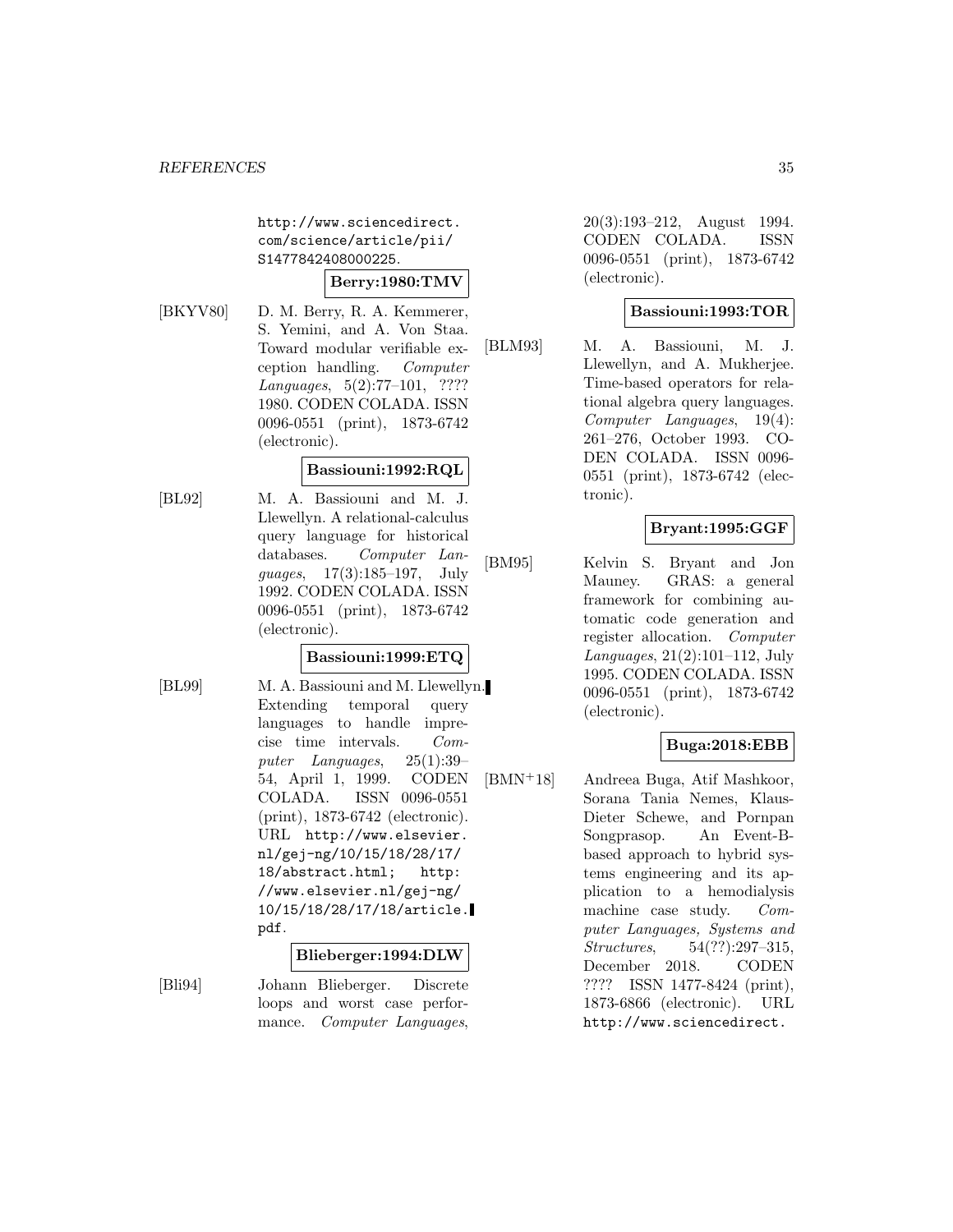http://www.sciencedirect.com/science/article/pii/S1477842408000225.

**Berry:1980:TMV**

[BKYV80] D. M. Berry, R. A. Kemmerer, S. Yemini, and A. Von Staa. Toward modular verifiable exception handling. *Computer Languages*, 5(2):77–101, ???? 1980. CODEN COLADA. ISSN 0096-0551 (print), 1873-6742 (electronic).

**Bassiouni:1992:RQL**

[BL92] M. A. Bassiouni and M. J. Llewellyn. A relational-calculus query language for historical databases. *Computer Languages*, 17(3):185–197, July 1992. CODEN COLADA. ISSN 0096-0551 (print), 1873-6742 (electronic).

**Bassiouni:1999:ETQ**

[BL99] M. A. Bassiouni and M. Llewellyn. Extending temporal query languages to handle imprecise time intervals. *Computer Languages*, 25(1):39–54, April 1, 1999. CODEN COLADA. ISSN 0096-0551 (print), 1873-6742 (electronic). URL http://www.elsevier.nl/gej-ng/10/15/18/28/17/18/abstract.html; http://www.elsevier.nl/gej-ng/10/15/18/28/17/18/article.pdf.

**Blieberger:1994:DLW**

[Bli94] Johann Blieberger. Discrete loops and worst case performance. *Computer Languages*, 20(3):193–212, August 1994. CODEN COLADA. ISSN 0096-0551 (print), 1873-6742 (electronic).

**Bassiouni:1993:TOR**

[BLM93] M. A. Bassiouni, M. J. Llewellyn, and A. Mukherjee. Time-based operators for relational algebra query languages. *Computer Languages*, 19(4):261–276, October 1993. CODEN COLADA. ISSN 0096-0551 (print), 1873-6742 (electronic).

**Bryant:1995:GGF**

[BM95] Kelvin S. Bryant and Jon Mauney. GRAS: a general framework for combining automatic code generation and register allocation. *Computer Languages*, 21(2):101–112, July 1995. CODEN COLADA. ISSN 0096-0551 (print), 1873-6742 (electronic).

**Buga:2018:EBB**

[BMN+18] Andreea Buga, Atif Mashkoor, Sorana Tania Nemes, Klaus-Dieter Schewe, and Pornpan Songprasop. An Event-B-based approach to hybrid systems engineering and its application to a hemodialysis machine case study. *Computer Languages, Systems and Structures*, 54(??):297–315, December 2018. CODEN ???? ISSN 1477-8424 (print), 1873-6866 (electronic). URL http://www.sciencedirect.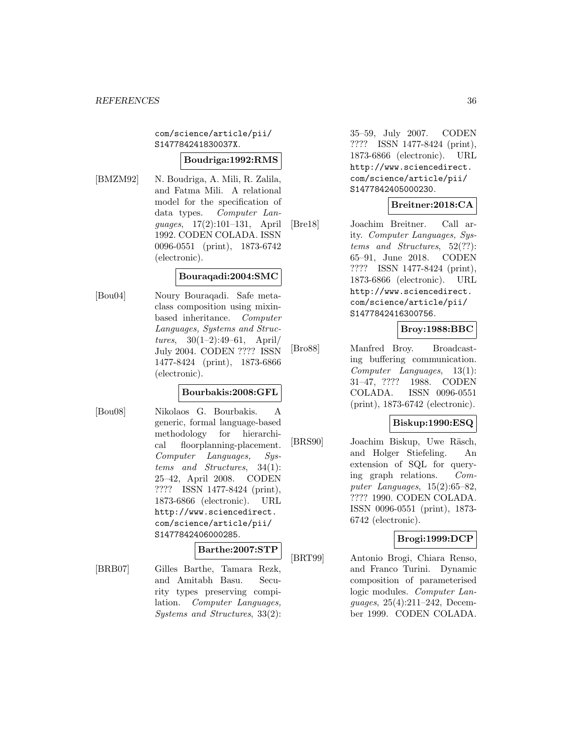com/science/article/pii/S147784241830037X.

**Boudriga:1992:RMS**

[BMZM92] N. Boudriga, A. Mili, R. Zalila, and Fatma Mili. A relational model for the specification of data types. *Computer Languages*, 17(2):101–131, April 1992. CODEN COLADA. ISSN 0096-0551 (print), 1873-6742 (electronic).

**Bouraqadi:2004:SMC**

[Bou04] Noury Bouraqadi. Safe metaclass composition using mixin-based inheritance. *Computer Languages, Systems and Structures*, 30(1–2):49–61, April/July 2004. CODEN ???? ISSN 1477-8424 (print), 1873-6866 (electronic).

**Bourbakis:2008:GFL**

[Bou08] Nikolaos G. Bourbakis. A generic, formal language-based methodology for hierarchical floorplanning-placement. *Computer Languages, Systems and Structures*, 34(1): 25–42, April 2008. CODEN ???? ISSN 1477-8424 (print), 1873-6866 (electronic). URL http://www.sciencedirect.com/science/article/pii/S1477842406000285.

**Barthe:2007:STP**

[BRB07] Gilles Barthe, Tamara Rezk, and Amitabh Basu. Security types preserving compilation. *Computer Languages, Systems and Structures*, 33(2): 35–59, July 2007. CODEN ???? ISSN 1477-8424 (print), 1873-6866 (electronic). URL http://www.sciencedirect.com/science/article/pii/S1477842405000230.

**Breitner:2018:CA**

[Bre18] Joachim Breitner. Call arity. *Computer Languages, Systems and Structures*, 52(??): 65–91, June 2018. CODEN ???? ISSN 1477-8424 (print), 1873-6866 (electronic). URL http://www.sciencedirect.com/science/article/pii/S1477842416300756.

**Broy:1988:BBC**

[Bro88] Manfred Broy. Broadcasting buffering communication. *Computer Languages*, 13(1): 31–47, ???? 1988. CODEN COLADA. ISSN 0096-0551 (print), 1873-6742 (electronic).

**Biskup:1990:ESQ**

[BRS90] Joachim Biskup, Uwe Räsch, and Holger Stiefeling. An extension of SQL for querying graph relations. *Computer Languages*, 15(2):65–82, ???? 1990. CODEN COLADA. ISSN 0096-0551 (print), 1873-6742 (electronic).

**Brogi:1999:DCP**

[BRT99] Antonio Brogi, Chiara Renso, and Franco Turini. Dynamic composition of parameterised logic modules. *Computer Languages*, 25(4):211–242, December 1999. CODEN COLADA.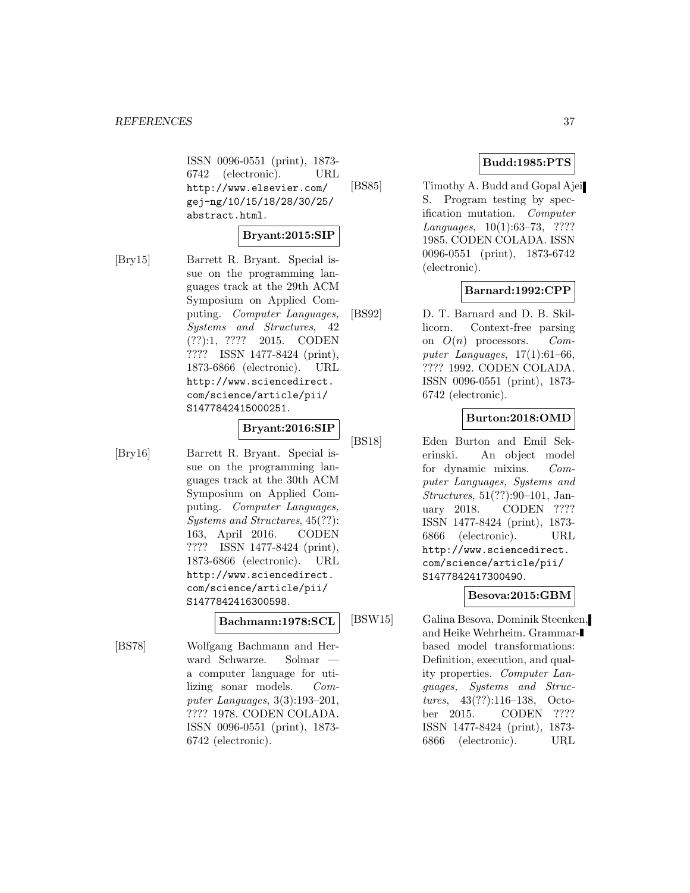ISSN 0096-0551 (print), 1873-6742 (electronic). URL http://www.elsevier.com/gej-ng/10/15/18/28/30/25/abstract.html.

**Bryant:2015:SIP**

[Bry15] Barrett R. Bryant. Special issue on the programming languages track at the 29th ACM Symposium on Applied Computing. *Computer Languages, Systems and Structures*, 42 (??):1, ???? 2015. CODEN ???? ISSN 1477-8424 (print), 1873-6866 (electronic). URL http://www.sciencedirect.com/science/article/pii/S1477842415000251.

**Bryant:2016:SIP**

[Bry16] Barrett R. Bryant. Special issue on the programming languages track at the 30th ACM Symposium on Applied Computing. *Computer Languages, Systems and Structures*, 45(??):163, April 2016. CODEN ???? ISSN 1477-8424 (print), 1873-6866 (electronic). URL http://www.sciencedirect.com/science/article/pii/S1477842416300598.

**Bachmann:1978:SCL**

[BS78] Wolfgang Bachmann and Herward Schwarze. Solmar — a computer language for utilizing sonar models. *Computer Languages*, 3(3):193–201, ???? 1978. CODEN COLADA. ISSN 0096-0551 (print), 1873-6742 (electronic).

**Budd:1985:PTS**

[BS85] Timothy A. Budd and Gopal Ajei S. Program testing by specification mutation. *Computer Languages*, 10(1):63–73, ???? 1985. CODEN COLADA. ISSN 0096-0551 (print), 1873-6742 (electronic).

**Barnard:1992:CPP**

[BS92] D. T. Barnard and D. B. Skillicorn. Context-free parsing on $O(n)$ processors. *Computer Languages*, 17(1):61–66, ???? 1992. CODEN COLADA. ISSN 0096-0551 (print), 1873-6742 (electronic).

**Burton:2018:OMD**

[BS18] Eden Burton and Emil Sekerinski. An object model for dynamic mixins. *Computer Languages, Systems and Structures*, 51(??):90–101, January 2018. CODEN ???? ISSN 1477-8424 (print), 1873-6866 (electronic). URL http://www.sciencedirect.com/science/article/pii/S1477842417300490.

**Besova:2015:GBM**

[BSW15] Galina Besova, Dominik Steenken, and Heike Wehrheim. Grammar-based model transformations: Definition, execution, and quality properties. *Computer Languages, Systems and Structures*, 43(??):116–138, October 2015. CODEN ???? ISSN 1477-8424 (print), 1873-6866 (electronic). URL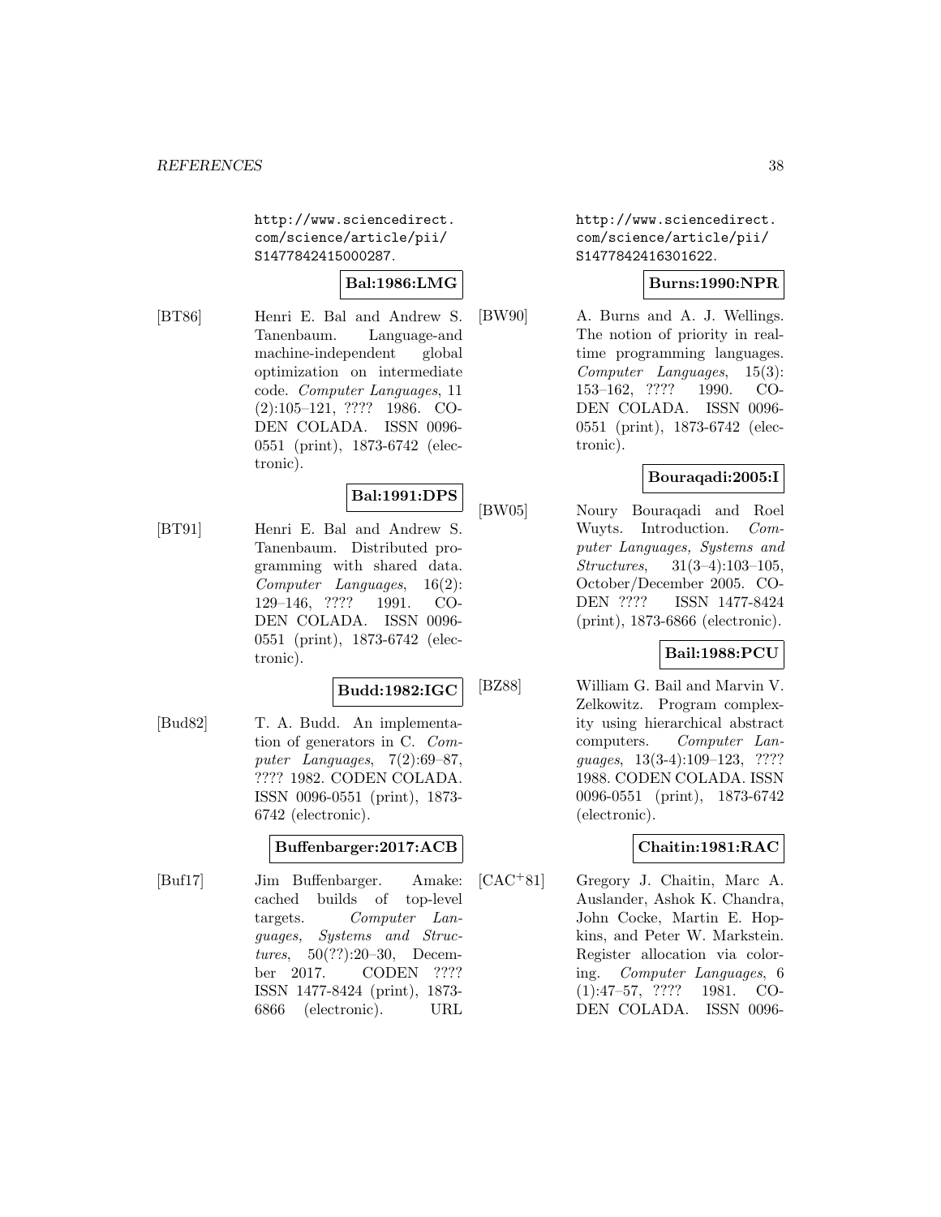http://www.sciencedirect.com/science/article/pii/S1477842415000287.

**Bal:1986:LMG**

[BT86] Henri E. Bal and Andrew S. Tanenbaum. Language-and machine-independent global optimization on intermediate code. *Computer Languages*, 11 (2):105–121, ???? 1986. CODEN COLADA. ISSN 0096-0551 (print), 1873-6742 (electronic).

**Bal:1991:DPS**

[BT91] Henri E. Bal and Andrew S. Tanenbaum. Distributed programming with shared data. *Computer Languages*, 16(2): 129–146, ???? 1991. CODEN COLADA. ISSN 0096-0551 (print), 1873-6742 (electronic).

**Budd:1982:IGC**

[Bud82] T. A. Budd. An implementation of generators in C. *Computer Languages*, 7(2):69–87, ???? 1982. CODEN COLADA. ISSN 0096-0551 (print), 1873-6742 (electronic).

**Buffenbarger:2017:ACB**

[Buf17] Jim Buffenbarger. Amake: cached builds of top-level targets. *Computer Languages, Systems and Structures*, 50(??):20–30, December 2017. CODEN ???? ISSN 1477-8424 (print), 1873-6866 (electronic). URL http://www.sciencedirect.com/science/article/pii/S1477842416301622.

**Burns:1990:NPR**

[BW90] A. Burns and A. J. Wellings. The notion of priority in real-time programming languages. *Computer Languages*, 15(3): 153–162, ???? 1990. CODEN COLADA. ISSN 0096-0551 (print), 1873-6742 (electronic).

**Bouraqadi:2005:I**

[BW05] Noury Bouraqadi and Roel Wuyts. Introduction. *Computer Languages, Systems and Structures*, 31(3–4):103–105, October/December 2005. CODEN ???? ISSN 1477-8424 (print), 1873-6866 (electronic).

**Bail:1988:PCU**

[BZ88] William G. Bail and Marvin V. Zelkowitz. Program complexity using hierarchical abstract computers. *Computer Languages*, 13(3-4):109–123, ???? 1988. CODEN COLADA. ISSN 0096-0551 (print), 1873-6742 (electronic).

**Chaitin:1981:RAC**

[CAC+81] Gregory J. Chaitin, Marc A. Auslander, Ashok K. Chandra, John Cocke, Martin E. Hopkins, and Peter W. Markstein. Register allocation via coloring. *Computer Languages*, 6 (1):47–57, ???? 1981. CODEN COLADA. ISSN 0096-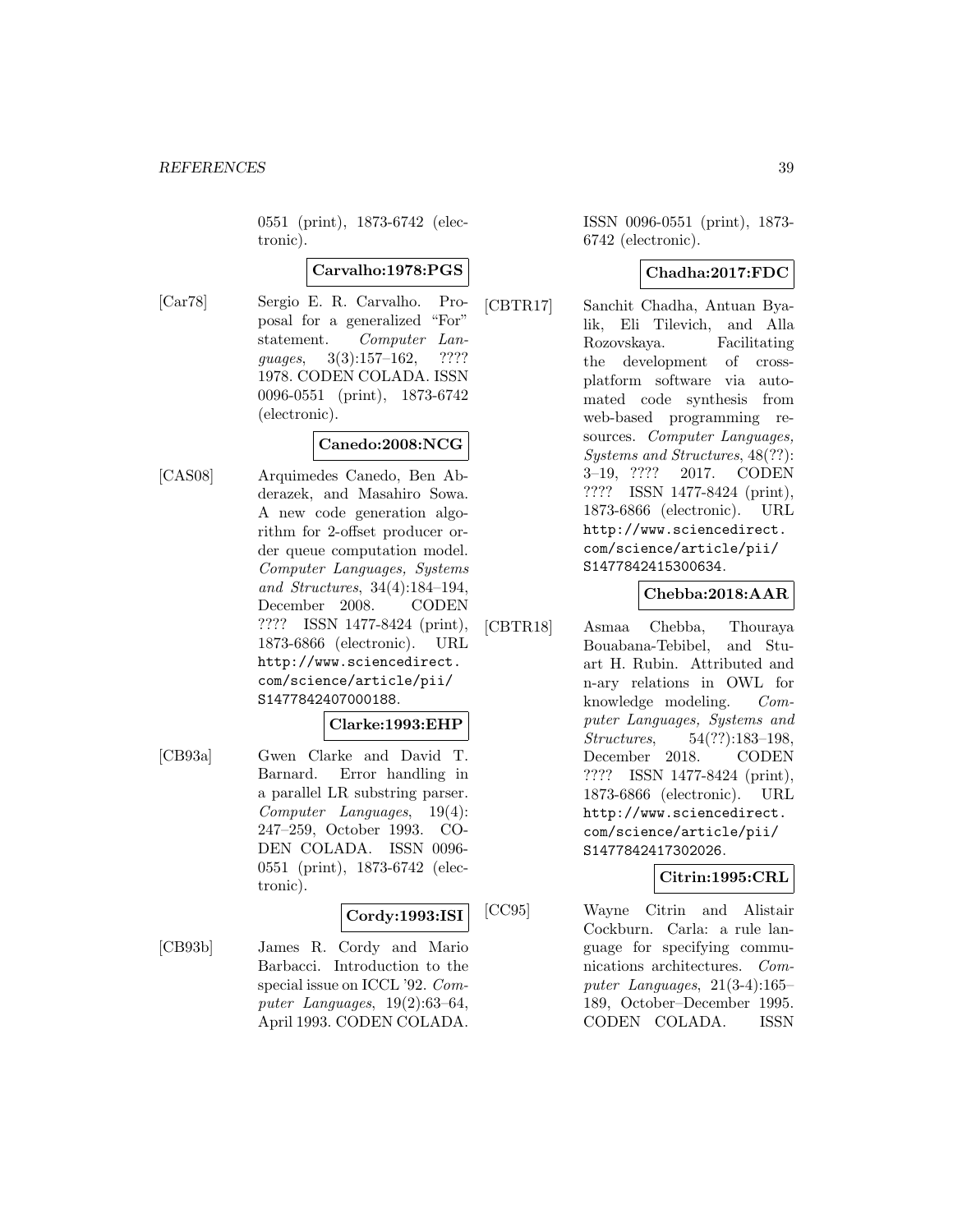0551 (print), 1873-6742 (electronic).

**Carvalho:1978:PGS**

[Car78] Sergio E. R. Carvalho. Proposal for a generalized "For" statement. *Computer Languages*, 3(3):157–162, ???? 1978. CODEN COLADA. ISSN 0096-0551 (print), 1873-6742 (electronic).

**Canedo:2008:NCG**

[CAS08] Arquimedes Canedo, Ben Abderazek, and Masahiro Sowa. A new code generation algorithm for 2-offset producer order queue computation model. *Computer Languages, Systems and Structures*, 34(4):184–194, December 2008. CODEN ???? ISSN 1477-8424 (print), 1873-6866 (electronic). URL http://www.sciencedirect.com/science/article/pii/S1477842407000188.

**Clarke:1993:EHP**

[CB93a] Gwen Clarke and David T. Barnard. Error handling in a parallel LR substring parser. *Computer Languages*, 19(4): 247–259, October 1993. CODEN COLADA. ISSN 0096-0551 (print), 1873-6742 (electronic).

**Cordy:1993:ISI**

[CB93b] James R. Cordy and Mario Barbacci. Introduction to the special issue on ICCL '92. *Computer Languages*, 19(2):63–64, April 1993. CODEN COLADA. ISSN 0096-0551 (print), 1873-6742 (electronic).

**Chadha:2017:FDC**

[CBTR17] Sanchit Chadha, Antuan Byalik, Eli Tilevich, and Alla Rozovskaya. Facilitating the development of cross-platform software via automated code synthesis from web-based programming resources. *Computer Languages, Systems and Structures*, 48(??): 3–19, ???? 2017. CODEN ???? ISSN 1477-8424 (print), 1873-6866 (electronic). URL http://www.sciencedirect.com/science/article/pii/S1477842415300634.

**Chebba:2018:AAR**

[CBTR18] Asmaa Chebba, Thouraya Bouabana-Tebibel, and Stuart H. Rubin. Attributed and n-ary relations in OWL for knowledge modeling. *Computer Languages, Systems and Structures*, 54(??):183–198, December 2018. CODEN ???? ISSN 1477-8424 (print), 1873-6866 (electronic). URL http://www.sciencedirect.com/science/article/pii/S1477842417302026.

**Citrin:1995:CRL**

[CC95] Wayne Citrin and Alistair Cockburn. Carla: a rule language for specifying communications architectures. *Computer Languages*, 21(3-4):165–189, October–December 1995. CODEN COLADA. ISSN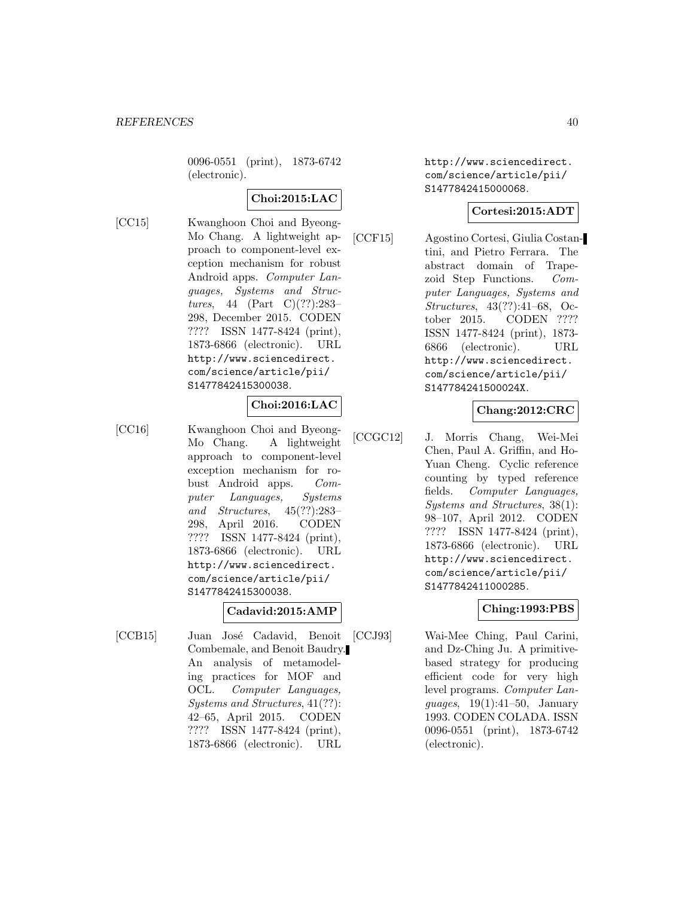0096-0551 (print), 1873-6742 (electronic).

**Choi:2015:LAC**

[CC15] Kwanghoon Choi and Byeong-Mo Chang. A lightweight approach to component-level exception mechanism for robust Android apps. *Computer Languages, Systems and Structures*, 44 (Part C)(??):283–298, December 2015. CODEN ???? ISSN 1477-8424 (print), 1873-6866 (electronic). URL http://www.sciencedirect.com/science/article/pii/S1477842415300038.

**Choi:2016:LAC**

[CC16] Kwanghoon Choi and Byeong-Mo Chang. A lightweight approach to component-level exception mechanism for robust Android apps. *Computer Languages, Systems and Structures*, 45(??):283–298, April 2016. CODEN ???? ISSN 1477-8424 (print), 1873-6866 (electronic). URL http://www.sciencedirect.com/science/article/pii/S1477842415300038.

**Cadavid:2015:AMP**

[CCB15] Juan José Cadavid, Benoit Combemale, and Benoit Baudry. An analysis of metamodeling practices for MOF and OCL. *Computer Languages, Systems and Structures*, 41(??):42–65, April 2015. CODEN ???? ISSN 1477-8424 (print), 1873-6866 (electronic). URL http://www.sciencedirect.com/science/article/pii/S1477842415000068.

**Cortesi:2015:ADT**

[CCF15] Agostino Cortesi, Giulia Costantini, and Pietro Ferrara. The abstract domain of Trapezoid Step Functions. *Computer Languages, Systems and Structures*, 43(??):41–68, October 2015. CODEN ???? ISSN 1477-8424 (print), 1873-6866 (electronic). URL http://www.sciencedirect.com/science/article/pii/S147784241500024X.

**Chang:2012:CRC**

[CCGC12] J. Morris Chang, Wei-Mei Chen, Paul A. Griffin, and Ho-Yuan Cheng. Cyclic reference counting by typed reference fields. *Computer Languages, Systems and Structures*, 38(1):98–107, April 2012. CODEN ???? ISSN 1477-8424 (print), 1873-6866 (electronic). URL http://www.sciencedirect.com/science/article/pii/S1477842411000285.

**Ching:1993:PBS**

[CCJ93] Wai-Mee Ching, Paul Carini, and Dz-Ching Ju. A primitive-based strategy for producing efficient code for very high level programs. *Computer Languages*, 19(1):41–50, January 1993. CODEN COLADA. ISSN 0096-0551 (print), 1873-6742 (electronic).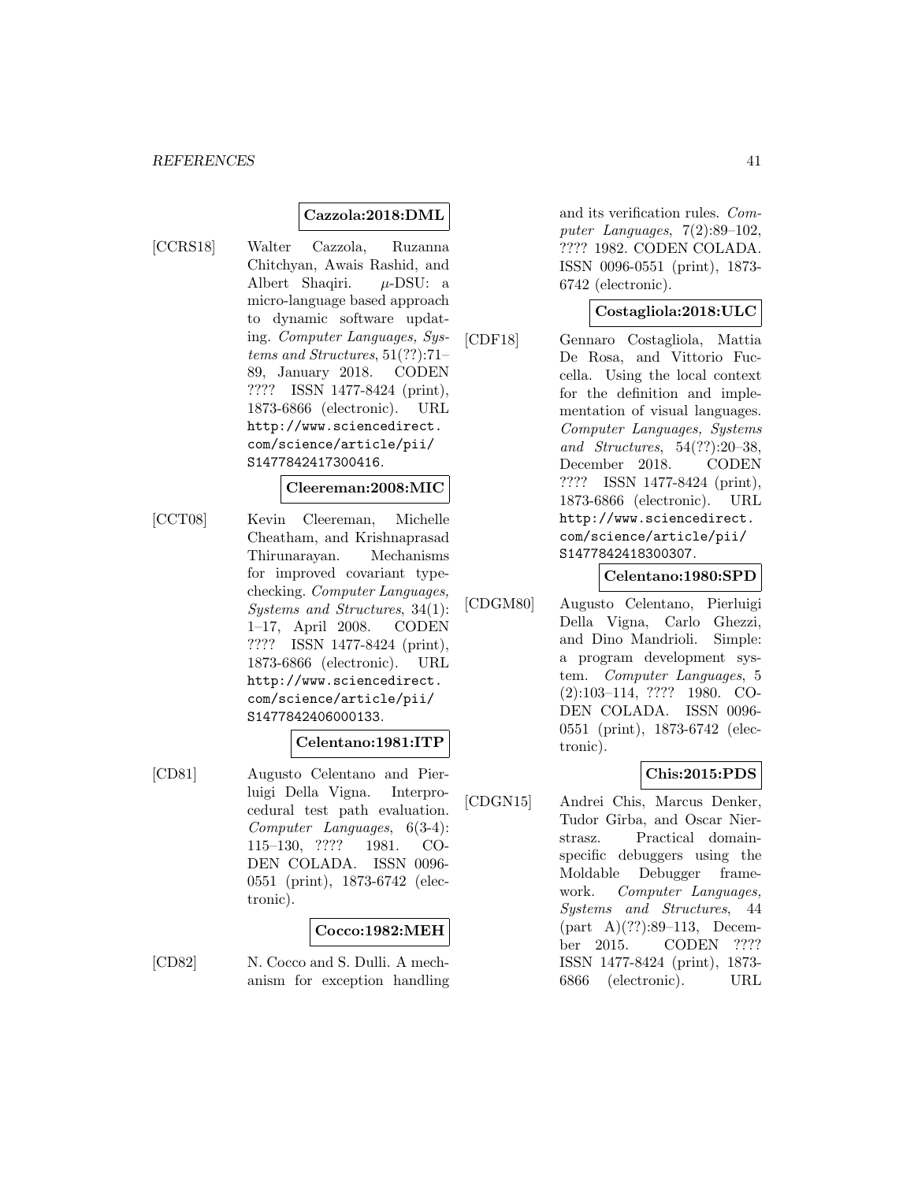**Cazzola:2018:DML**

[CCRS18] Walter Cazzola, Ruzanna Chitchyan, Awais Rashid, and Albert Shaqiri. $\mu$-DSU: a micro-language based approach to dynamic software updating. *Computer Languages, Systems and Structures*, 51(??):71–89, January 2018. CODEN ???? ISSN 1477-8424 (print), 1873-6866 (electronic). URL http://www.sciencedirect.com/science/article/pii/S1477842417300416.

**Cleereman:2008:MIC**

[CCT08] Kevin Cleereman, Michelle Cheatham, and Krishnaprasad Thirunarayan. Mechanisms for improved covariant type-checking. *Computer Languages, Systems and Structures*, 34(1): 1–17, April 2008. CODEN ???? ISSN 1477-8424 (print), 1873-6866 (electronic). URL http://www.sciencedirect.com/science/article/pii/S1477842406000133.

**Celentano:1981:ITP**

[CD81] Augusto Celentano and Pierluigi Della Vigna. Interprocedural test path evaluation. *Computer Languages*, 6(3-4): 115–130, ???? 1981. CODEN COLADA. ISSN 0096-0551 (print), 1873-6742 (electronic).

**Cocco:1982:MEH**

[CD82] N. Cocco and S. Dulli. A mechanism for exception handling and its verification rules. *Computer Languages*, 7(2):89–102, ???? 1982. CODEN COLADA. ISSN 0096-0551 (print), 1873-6742 (electronic).

**Costagliola:2018:ULC**

[CDF18] Gennaro Costagliola, Mattia De Rosa, and Vittorio Fuccella. Using the local context for the definition and implementation of visual languages. *Computer Languages, Systems and Structures*, 54(??):20–38, December 2018. CODEN ???? ISSN 1477-8424 (print), 1873-6866 (electronic). URL http://www.sciencedirect.com/science/article/pii/S1477842418300307.

**Celentano:1980:SPD**

[CDGM80] Augusto Celentano, Pierluigi Della Vigna, Carlo Ghezzi, and Dino Mandrioli. Simple: a program development system. *Computer Languages*, 5 (2):103–114, ???? 1980. CODEN COLADA. ISSN 0096-0551 (print), 1873-6742 (electronic).

**Chis:2015:PDS**

[CDGN15] Andrei Chis, Marcus Denker, Tudor Gîrba, and Oscar Nierstrasz. Practical domain-specific debuggers using the Moldable Debugger framework. *Computer Languages, Systems and Structures*, 44 (part A)(??):89–113, December 2015. CODEN ???? ISSN 1477-8424 (print), 1873-6866 (electronic). URL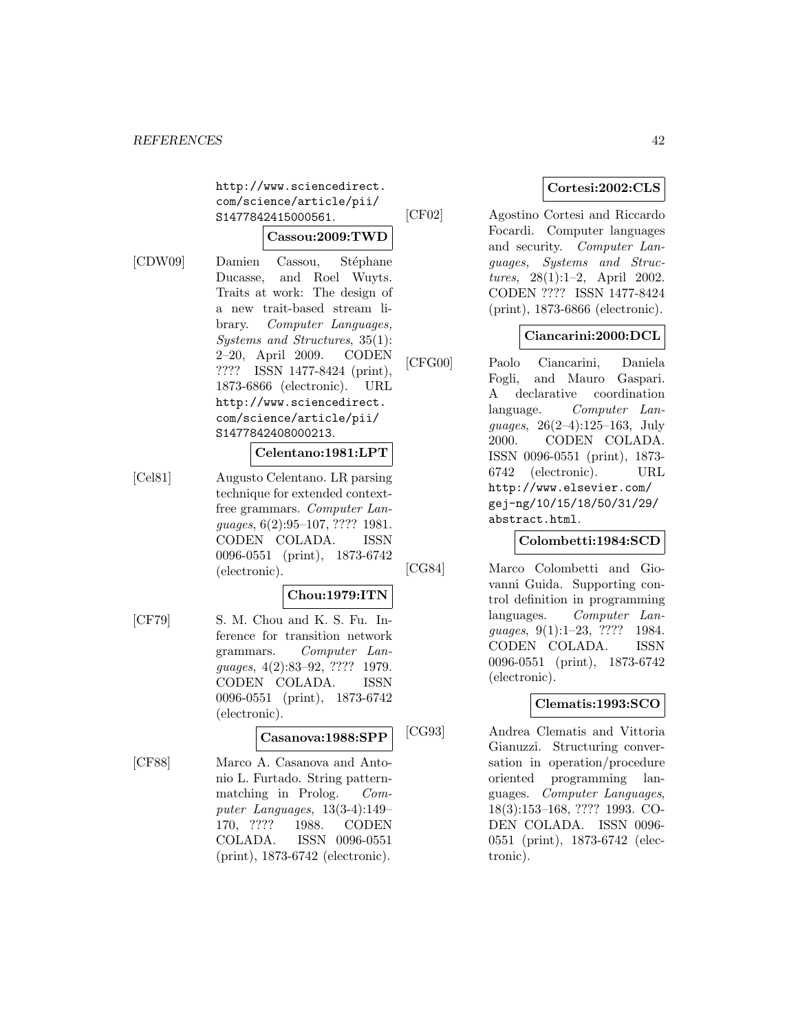http://www.sciencedirect.com/science/article/pii/S1477842415000561.

**Cassou:2009:TWD**

[CDW09] Damien Cassou, Stéphane Ducasse, and Roel Wuyts. Traits at work: The design of a new trait-based stream library. *Computer Languages, Systems and Structures*, 35(1): 2–20, April 2009. CODEN ???? ISSN 1477-8424 (print), 1873-6866 (electronic). URL http://www.sciencedirect.com/science/article/pii/S1477842408000213.

**Celentano:1981:LPT**

[Cel81] Augusto Celentano. LR parsing technique for extended context-free grammars. *Computer Languages*, 6(2):95–107, ???? 1981. CODEN COLADA. ISSN 0096-0551 (print), 1873-6742 (electronic).

**Chou:1979:ITN**

[CF79] S. M. Chou and K. S. Fu. Inference for transition network grammars. *Computer Languages*, 4(2):83–92, ???? 1979. CODEN COLADA. ISSN 0096-0551 (print), 1873-6742 (electronic).

**Casanova:1988:SPP**

[CF88] Marco A. Casanova and Antonio L. Furtado. String pattern-matching in Prolog. *Computer Languages*, 13(3-4):149–170, ???? 1988. CODEN COLADA. ISSN 0096-0551 (print), 1873-6742 (electronic).

**Cortesi:2002:CLS**

[CF02] Agostino Cortesi and Riccardo Focardi. Computer languages and security. *Computer Languages, Systems and Structures*, 28(1):1–2, April 2002. CODEN ???? ISSN 1477-8424 (print), 1873-6866 (electronic).

**Ciancarini:2000:DCL**

[CFG00] Paolo Ciancarini, Daniela Fogli, and Mauro Gaspari. A declarative coordination language. *Computer Languages*, 26(2–4):125–163, July 2000. CODEN COLADA. ISSN 0096-0551 (print), 1873-6742 (electronic). URL http://www.elsevier.com/gej-ng/10/15/18/50/31/29/abstract.html.

**Colombetti:1984:SCD**

[CG84] Marco Colombetti and Giovanni Guida. Supporting control definition in programming languages. *Computer Languages*, 9(1):1–23, ???? 1984. CODEN COLADA. ISSN 0096-0551 (print), 1873-6742 (electronic).

**Clematis:1993:SCO**

[CG93] Andrea Clematis and Vittoria Gianuzzi. Structuring conversation in operation/procedure oriented programming languages. *Computer Languages*, 18(3):153–168, ???? 1993. CODEN COLADA. ISSN 0096-0551 (print), 1873-6742 (electronic).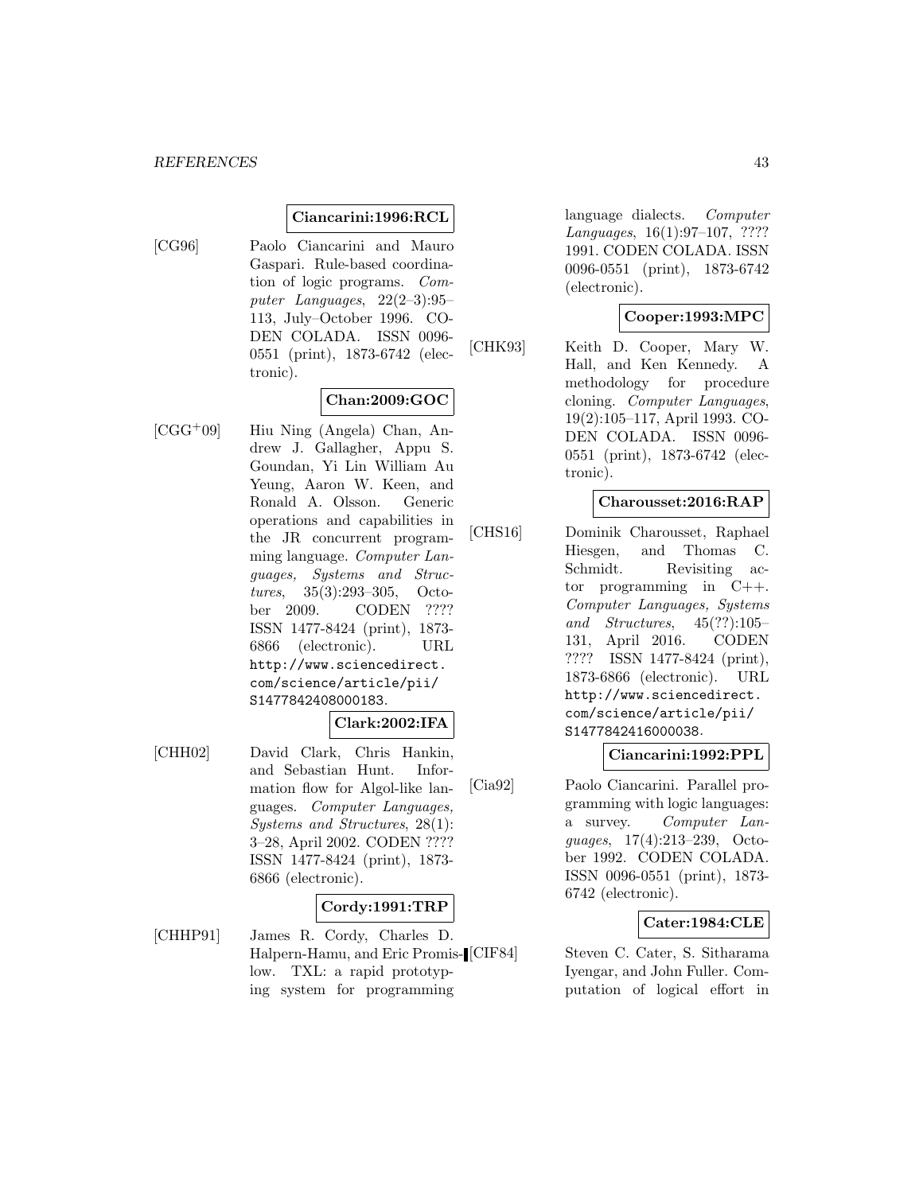**Ciancarini:1996:RCL**

[CG96] Paolo Ciancarini and Mauro Gaspari. Rule-based coordination of logic programs. *Computer Languages*, 22(2–3):95–113, July–October 1996. CODEN COLADA. ISSN 0096-0551 (print), 1873-6742 (electronic).

**Chan:2009:GOC**

[CGG+09] Hiu Ning (Angela) Chan, Andrew J. Gallagher, Appu S. Goundan, Yi Lin William Au Yeung, Aaron W. Keen, and Ronald A. Olsson. Generic operations and capabilities in the JR concurrent programming language. *Computer Languages, Systems and Structures*, 35(3):293–305, October 2009. CODEN ???? ISSN 1477-8424 (print), 1873-6866 (electronic). URL http://www.sciencedirect.com/science/article/pii/S1477842408000183.

**Clark:2002:IFA**

[CHH02] David Clark, Chris Hankin, and Sebastian Hunt. Information flow for Algol-like languages. *Computer Languages, Systems and Structures*, 28(1):3–28, April 2002. CODEN ???? ISSN 1477-8424 (print), 1873-6866 (electronic).

**Cordy:1991:TRP**

[CHHP91] James R. Cordy, Charles D. Halpern-Hamu, and Eric Promislow. TXL: a rapid prototyping system for programming language dialects. *Computer Languages*, 16(1):97–107, ???? 1991. CODEN COLADA. ISSN 0096-0551 (print), 1873-6742 (electronic).

**Cooper:1993:MPC**

[CHK93] Keith D. Cooper, Mary W. Hall, and Ken Kennedy. A methodology for procedure cloning. *Computer Languages*, 19(2):105–117, April 1993. CODEN COLADA. ISSN 0096-0551 (print), 1873-6742 (electronic).

**Charousset:2016:RAP**

[CHS16] Dominik Charousset, Raphael Hiesgen, and Thomas C. Schmidt. Revisiting actor programming in C++. *Computer Languages, Systems and Structures*, 45(??):105–131, April 2016. CODEN ???? ISSN 1477-8424 (print), 1873-6866 (electronic). URL http://www.sciencedirect.com/science/article/pii/S1477842416000038.

**Ciancarini:1992:PPL**

[Cia92] Paolo Ciancarini. Parallel programming with logic languages: a survey. *Computer Languages*, 17(4):213–239, October 1992. CODEN COLADA. ISSN 0096-0551 (print), 1873-6742 (electronic).

**Cater:1984:CLE**

[CIF84] Steven C. Cater, S. Sitharama Iyengar, and John Fuller. Computation of logical effort in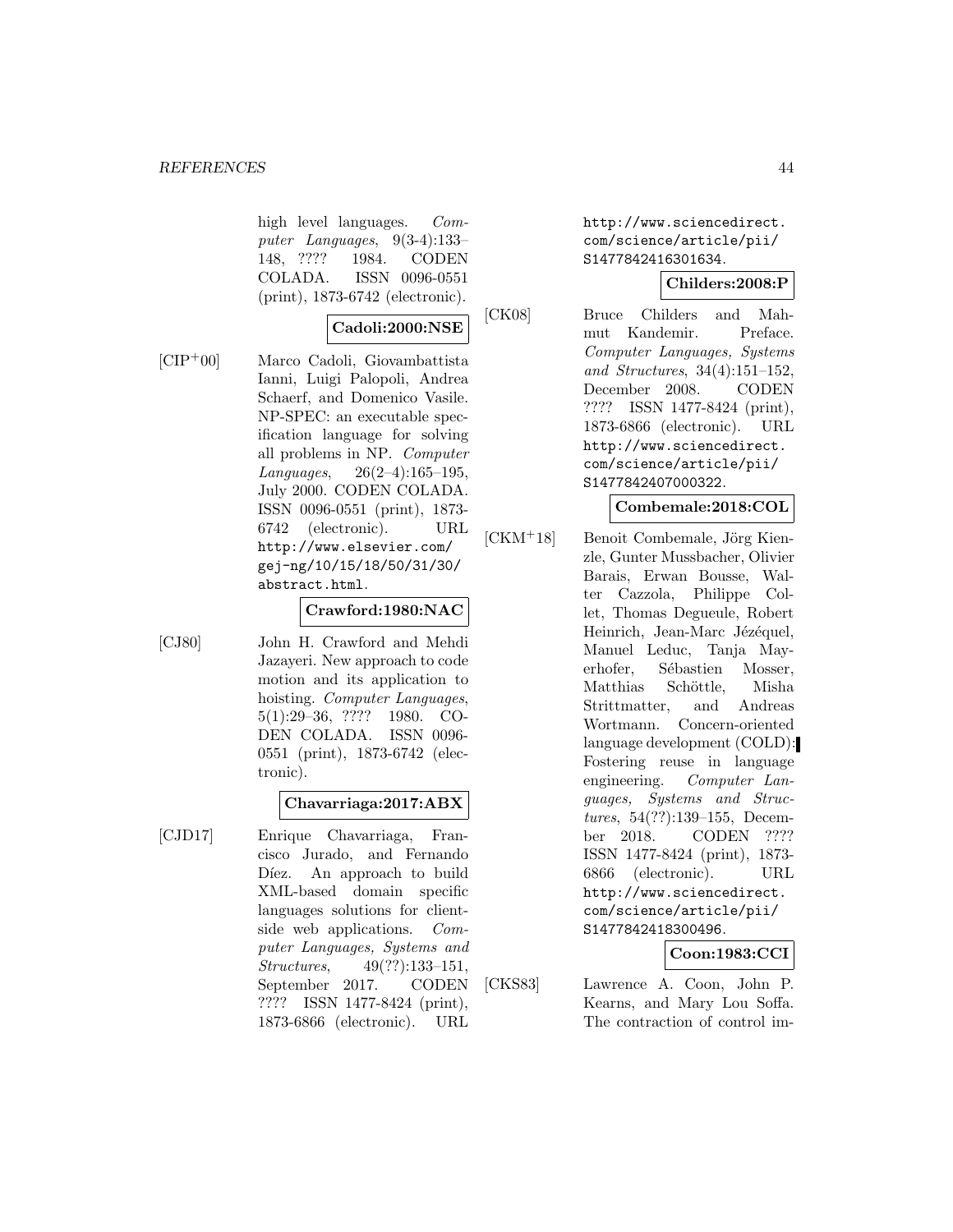high level languages. *Computer Languages*, 9(3-4):133–148, ???? 1984. CODEN COLADA. ISSN 0096-0551 (print), 1873-6742 (electronic).

**Cadoli:2000:NSE**

[CIP+00] Marco Cadoli, Giovambattista Ianni, Luigi Palopoli, Andrea Schaerf, and Domenico Vasile. NP-SPEC: an executable specification language for solving all problems in NP. *Computer Languages*, 26(2–4):165–195, July 2000. CODEN COLADA. ISSN 0096-0551 (print), 1873-6742 (electronic). URL http://www.elsevier.com/gej-ng/10/15/18/50/31/30/abstract.html.

**Crawford:1980:NAC**

[CJ80] John H. Crawford and Mehdi Jazayeri. New approach to code motion and its application to hoisting. *Computer Languages*, 5(1):29–36, ???? 1980. CODEN COLADA. ISSN 0096-0551 (print), 1873-6742 (electronic).

**Chavarriaga:2017:ABX**

[CJD17] Enrique Chavarriaga, Francisco Jurado, and Fernando Díez. An approach to build XML-based domain specific languages solutions for client-side web applications. *Computer Languages, Systems and Structures*, 49(??):133–151, September 2017. CODEN ???? ISSN 1477-8424 (print), 1873-6866 (electronic). URL http://www.sciencedirect.com/science/article/pii/S1477842416301634.

**Childers:2008:P**

[CK08] Bruce Childers and Mahmut Kandemir. Preface. *Computer Languages, Systems and Structures*, 34(4):151–152, December 2008. CODEN ???? ISSN 1477-8424 (print), 1873-6866 (electronic). URL http://www.sciencedirect.com/science/article/pii/S1477842407000322.

**Combemale:2018:COL**

[CKM+18] Benoit Combemale, Jörg Kienzle, Gunter Mussbacher, Olivier Barais, Erwan Bousse, Walter Cazzola, Philippe Collet, Thomas Degueule, Robert Heinrich, Jean-Marc Jézéquel, Manuel Leduc, Tanja Mayerhofer, Sébastien Mosser, Matthias Schöttle, Misha Strittmatter, and Andreas Wortmann. Concern-oriented language development (COLD): Fostering reuse in language engineering. *Computer Languages, Systems and Structures*, 54(??):139–155, December 2018. CODEN ???? ISSN 1477-8424 (print), 1873-6866 (electronic). URL http://www.sciencedirect.com/science/article/pii/S1477842418300496.

**Coon:1983:CCI**

[CKS83] Lawrence A. Coon, John P. Kearns, and Mary Lou Soffa. The contraction of control im-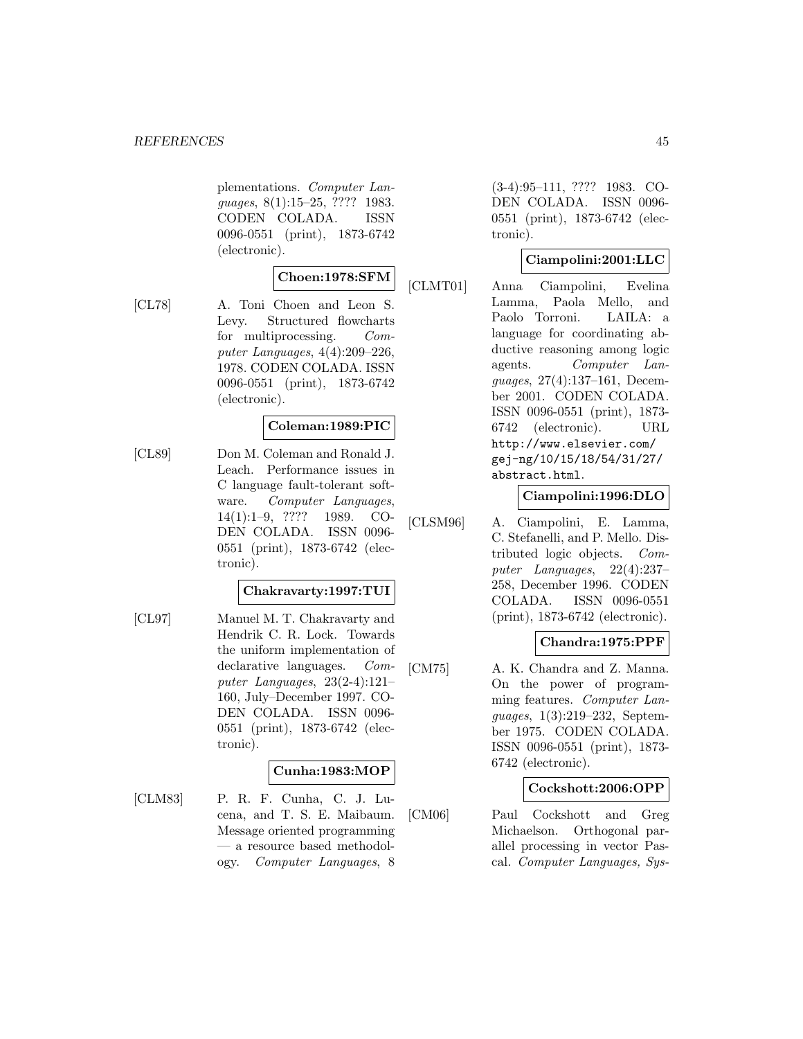plementations. *Computer Languages*, 8(1):15–25, ???? 1983. CODEN COLADA. ISSN 0096-0551 (print), 1873-6742 (electronic).

**Choen:1978:SFM**

[CL78] A. Toni Choen and Leon S. Levy. Structured flowcharts for multiprocessing. *Computer Languages*, 4(4):209–226, 1978. CODEN COLADA. ISSN 0096-0551 (print), 1873-6742 (electronic).

**Coleman:1989:PIC**

[CL89] Don M. Coleman and Ronald J. Leach. Performance issues in C language fault-tolerant software. *Computer Languages*, 14(1):1–9, ???? 1989. CODEN COLADA. ISSN 0096-0551 (print), 1873-6742 (electronic).

**Chakravarty:1997:TUI**

[CL97] Manuel M. T. Chakravarty and Hendrik C. R. Lock. Towards the uniform implementation of declarative languages. *Computer Languages*, 23(2-4):121–160, July–December 1997. CODEN COLADA. ISSN 0096-0551 (print), 1873-6742 (electronic).

**Cunha:1983:MOP**

[CLM83] P. R. F. Cunha, C. J. Lucena, and T. S. E. Maibaum. Message oriented programming — a resource based methodology. *Computer Languages*, 8 (3-4):95–111, ???? 1983. CODEN COLADA. ISSN 0096-0551 (print), 1873-6742 (electronic).

**Ciampolini:2001:LLC**

[CLMT01] Anna Ciampolini, Evelina Lamma, Paola Mello, and Paolo Torroni. LAILA: a language for coordinating abductive reasoning among logic agents. *Computer Languages*, 27(4):137–161, December 2001. CODEN COLADA. ISSN 0096-0551 (print), 1873-6742 (electronic). URL http://www.elsevier.com/gej-ng/10/15/18/54/31/27/abstract.html.

**Ciampolini:1996:DLO**

[CLSM96] A. Ciampolini, E. Lamma, C. Stefanelli, and P. Mello. Distributed logic objects. *Computer Languages*, 22(4):237–258, December 1996. CODEN COLADA. ISSN 0096-0551 (print), 1873-6742 (electronic).

**Chandra:1975:PPF**

[CM75] A. K. Chandra and Z. Manna. On the power of programming features. *Computer Languages*, 1(3):219–232, September 1975. CODEN COLADA. ISSN 0096-0551 (print), 1873-6742 (electronic).

**Cockshott:2006:OPP**

[CM06] Paul Cockshott and Greg Michaelson. Orthogonal parallel processing in vector Pascal. *Computer Languages, Sys-*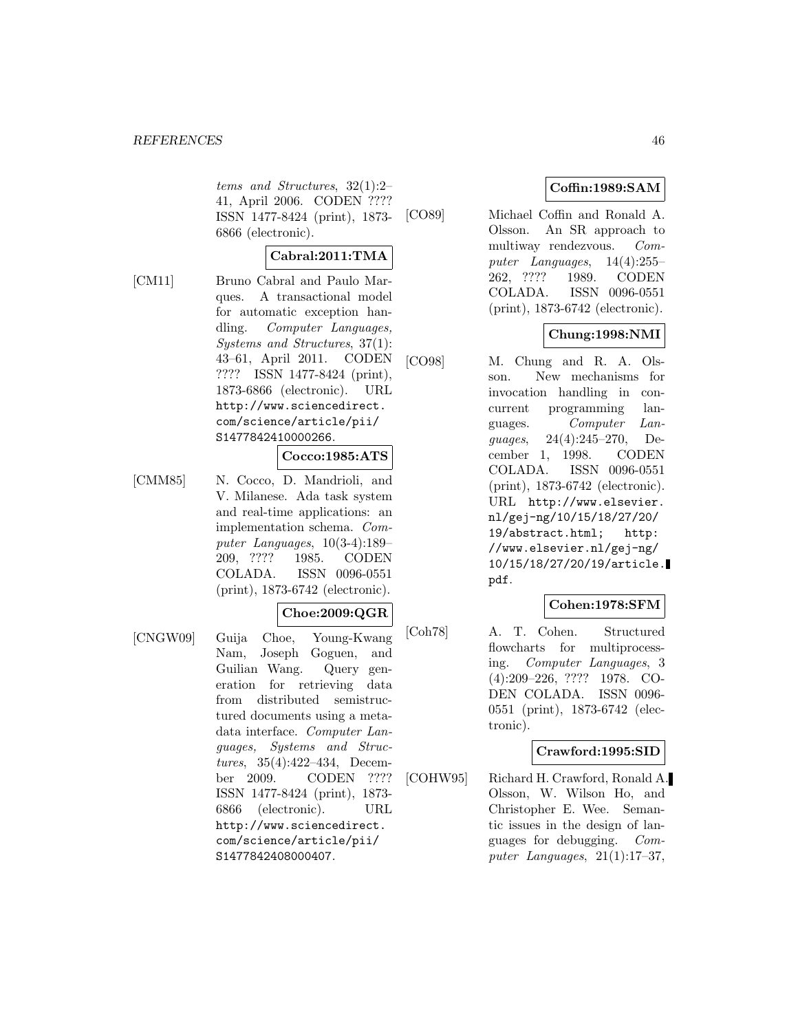*tems and Structures*, 32(1):2–41, April 2006. CODEN ???? ISSN 1477-8424 (print), 1873-6866 (electronic).

**Cabral:2011:TMA**

[CM11] Bruno Cabral and Paulo Marques. A transactional model for automatic exception handling. *Computer Languages, Systems and Structures*, 37(1): 43–61, April 2011. CODEN ???? ISSN 1477-8424 (print), 1873-6866 (electronic). URL http://www.sciencedirect.com/science/article/pii/S1477842410000266.

**Cocco:1985:ATS**

[CMM85] N. Cocco, D. Mandrioli, and V. Milanese. Ada task system and real-time applications: an implementation schema. *Computer Languages*, 10(3-4):189–209, ???? 1985. CODEN COLADA. ISSN 0096-0551 (print), 1873-6742 (electronic).

**Choe:2009:QGR**

[CNGW09] Guija Choe, Young-Kwang Nam, Joseph Goguen, and Guilian Wang. Query generation for retrieving data from distributed semistructured documents using a metadata interface. *Computer Languages, Systems and Structures*, 35(4):422–434, December 2009. CODEN ???? ISSN 1477-8424 (print), 1873-6866 (electronic). URL http://www.sciencedirect.com/science/article/pii/S1477842408000407.

**Coffin:1989:SAM**

[CO89] Michael Coffin and Ronald A. Olsson. An SR approach to multiway rendezvous. *Computer Languages*, 14(4):255–262, ???? 1989. CODEN COLADA. ISSN 0096-0551 (print), 1873-6742 (electronic).

**Chung:1998:NMI**

[CO98] M. Chung and R. A. Olsson. New mechanisms for invocation handling in concurrent programming languages. *Computer Languages*, 24(4):245–270, December 1, 1998. CODEN COLADA. ISSN 0096-0551 (print), 1873-6742 (electronic). URL http://www.elsevier.nl/gej-ng/10/15/18/27/20/19/abstract.html; http://www.elsevier.nl/gej-ng/10/15/18/27/20/19/article.pdf.

**Cohen:1978:SFM**

[Coh78] A. T. Cohen. Structured flowcharts for multiprocessing. *Computer Languages*, 3 (4):209–226, ???? 1978. CODEN COLADA. ISSN 0096-0551 (print), 1873-6742 (electronic).

**Crawford:1995:SID**

[COHW95] Richard H. Crawford, Ronald A. Olsson, W. Wilson Ho, and Christopher E. Wee. Semantic issues in the design of languages for debugging. *Computer Languages*, 21(1):17–37,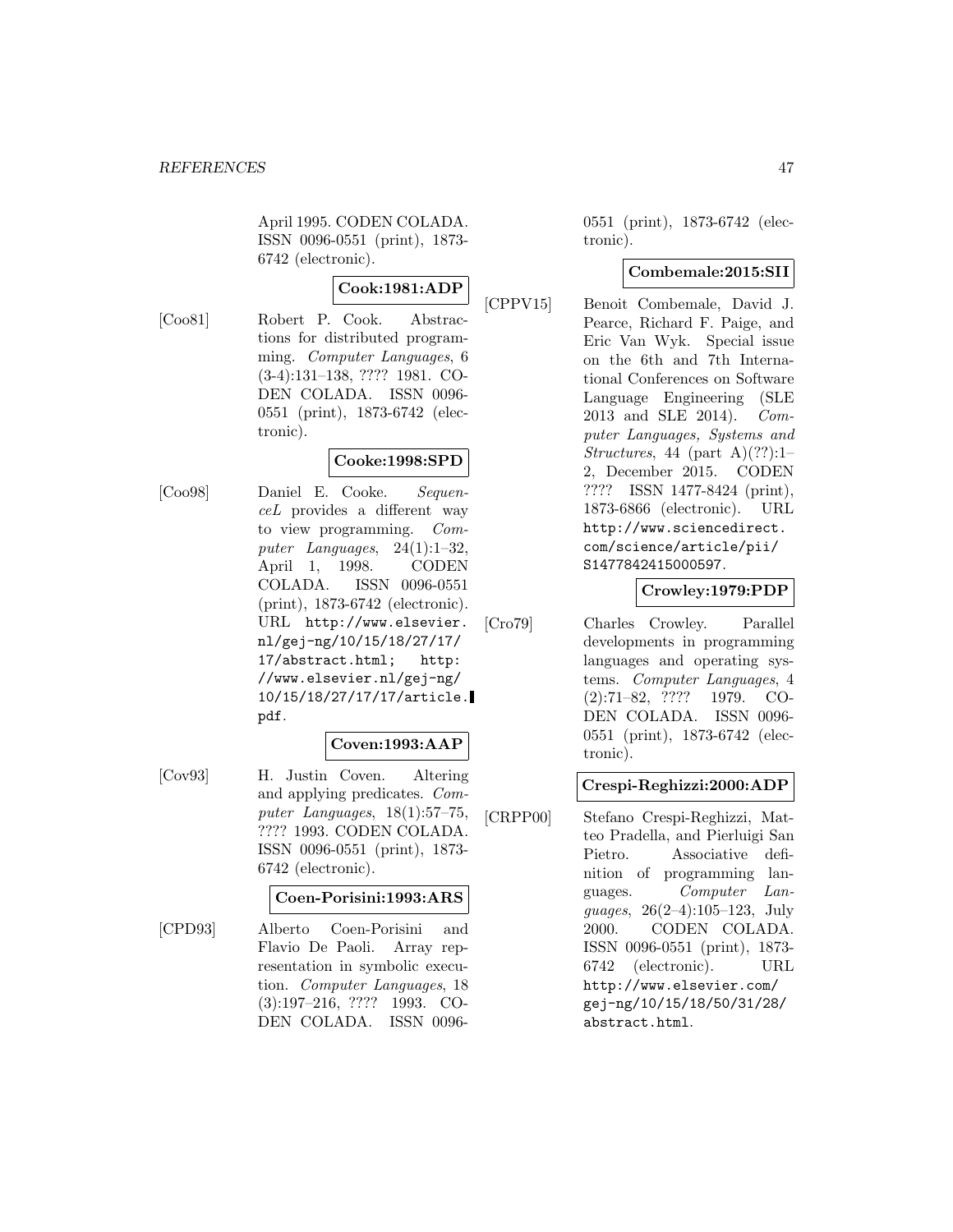April 1995. CODEN COLADA. ISSN 0096-0551 (print), 1873-6742 (electronic).

**Cook:1981:ADP**

[Coo81] Robert P. Cook. Abstractions for distributed programming. *Computer Languages*, 6 (3-4):131–138, ???? 1981. CODEN COLADA. ISSN 0096-0551 (print), 1873-6742 (electronic).

**Cooke:1998:SPD**

[Coo98] Daniel E. Cooke. *SequenceL* provides a different way to view programming. *Computer Languages*, 24(1):1–32, April 1, 1998. CODEN COLADA. ISSN 0096-0551 (print), 1873-6742 (electronic). URL http://www.elsevier.nl/gej-ng/10/15/18/27/17/17/abstract.html; http://www.elsevier.nl/gej-ng/10/15/18/27/17/17/article.pdf.

**Coven:1993:AAP**

[Cov93] H. Justin Coven. Altering and applying predicates. *Computer Languages*, 18(1):57–75, ???? 1993. CODEN COLADA. ISSN 0096-0551 (print), 1873-6742 (electronic).

**Coen-Porisini:1993:ARS**

[CPD93] Alberto Coen-Porisini and Flavio De Paoli. Array representation in symbolic execution. *Computer Languages*, 18 (3):197–216, ???? 1993. CODEN COLADA. ISSN 0096-0551 (print), 1873-6742 (electronic).

**Combemale:2015:SII**

[CPPV15] Benoit Combemale, David J. Pearce, Richard F. Paige, and Eric Van Wyk. Special issue on the 6th and 7th International Conferences on Software Language Engineering (SLE 2013 and SLE 2014). *Computer Languages, Systems and Structures*, 44 (part A)(??):1–2, December 2015. CODEN ???? ISSN 1477-8424 (print), 1873-6866 (electronic). URL http://www.sciencedirect.com/science/article/pii/S1477842415000597.

**Crowley:1979:PDP**

[Cro79] Charles Crowley. Parallel developments in programming languages and operating systems. *Computer Languages*, 4 (2):71–82, ???? 1979. CODEN COLADA. ISSN 0096-0551 (print), 1873-6742 (electronic).

**Crespi-Reghizzi:2000:ADP**

[CRPP00] Stefano Crespi-Reghizzi, Matteo Pradella, and Pierluigi San Pietro. Associative definition of programming languages. *Computer Languages*, 26(2–4):105–123, July 2000. CODEN COLADA. ISSN 0096-0551 (print), 1873-6742 (electronic). URL http://www.elsevier.com/gej-ng/10/15/18/50/31/28/abstract.html.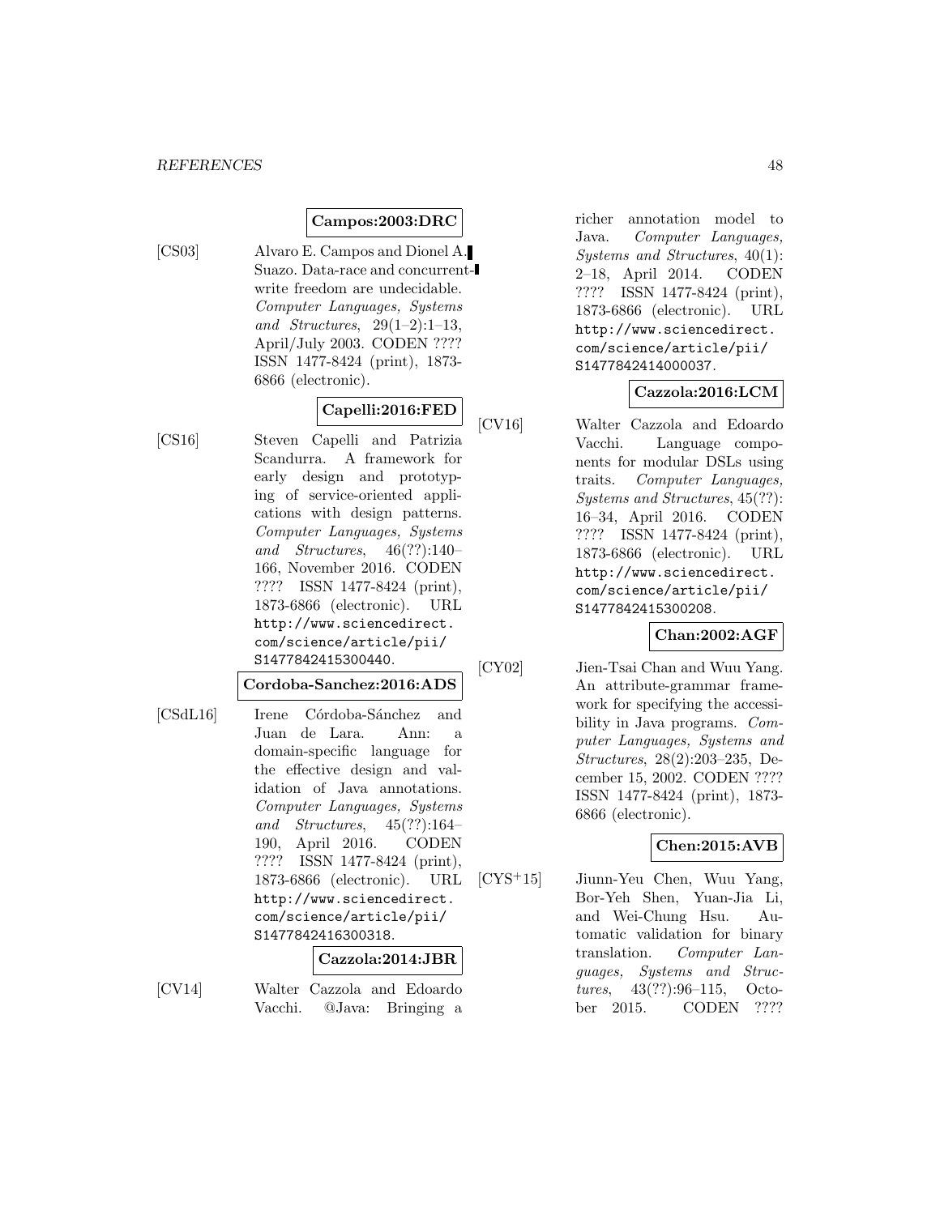**Campos:2003:DRC**

[CS03] Alvaro E. Campos and Dionel A. Suazo. Data-race and concurrent-write freedom are undecidable. *Computer Languages, Systems and Structures*, 29(1–2):1–13, April/July 2003. CODEN ???? ISSN 1477-8424 (print), 1873-6866 (electronic).

**Capelli:2016:FED**

[CS16] Steven Capelli and Patrizia Scandurra. A framework for early design and prototyping of service-oriented applications with design patterns. *Computer Languages, Systems and Structures*, 46(??):140–166, November 2016. CODEN ???? ISSN 1477-8424 (print), 1873-6866 (electronic). URL http://www.sciencedirect.com/science/article/pii/S1477842415300440.

**Cordoba-Sanchez:2016:ADS**

[CSdL16] Irene Córdoba-Sánchez and Juan de Lara. Ann: a domain-specific language for the effective design and validation of Java annotations. *Computer Languages, Systems and Structures*, 45(??):164–190, April 2016. CODEN ???? ISSN 1477-8424 (print), 1873-6866 (electronic). URL http://www.sciencedirect.com/science/article/pii/S1477842416300318.

**Cazzola:2014:JBR**

[CV14] Walter Cazzola and Edoardo Vacchi. @Java: Bringing a richer annotation model to Java. *Computer Languages, Systems and Structures*, 40(1):2–18, April 2014. CODEN ???? ISSN 1477-8424 (print), 1873-6866 (electronic). URL http://www.sciencedirect.com/science/article/pii/S1477842414000037.

**Cazzola:2016:LCM**

[CV16] Walter Cazzola and Edoardo Vacchi. Language components for modular DSLs using traits. *Computer Languages, Systems and Structures*, 45(??):16–34, April 2016. CODEN ???? ISSN 1477-8424 (print), 1873-6866 (electronic). URL http://www.sciencedirect.com/science/article/pii/S1477842415300208.

**Chan:2002:AGF**

[CY02] Jien-Tsai Chan and Wuu Yang. An attribute-grammar framework for specifying the accessibility in Java programs. *Computer Languages, Systems and Structures*, 28(2):203–235, December 15, 2002. CODEN ???? ISSN 1477-8424 (print), 1873-6866 (electronic).

**Chen:2015:AVB**

[CYS+15] Jiunn-Yeu Chen, Wuu Yang, Bor-Yeh Shen, Yuan-Jia Li, and Wei-Chung Hsu. Automatic validation for binary translation. *Computer Languages, Systems and Structures*, 43(??):96–115, October 2015. CODEN ????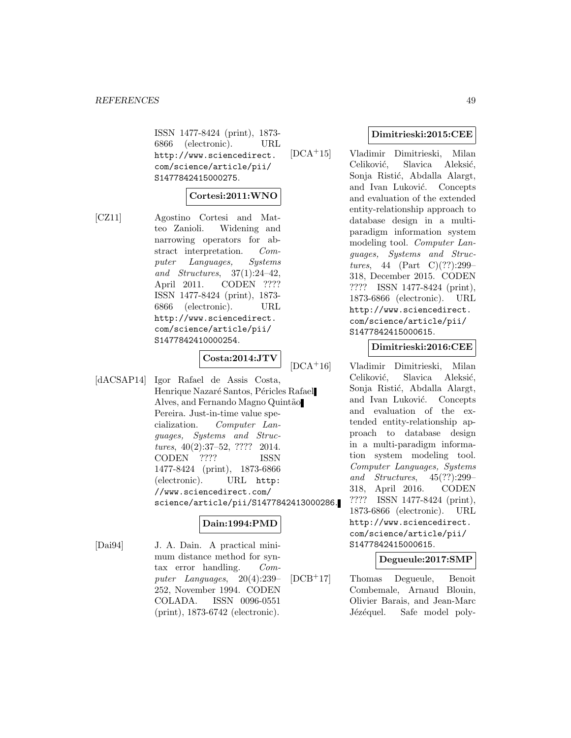ISSN 1477-8424 (print), 1873-6866 (electronic). URL http://www.sciencedirect.com/science/article/pii/S1477842415000275.

**Cortesi:2011:WNO**

[CZ11] Agostino Cortesi and Matteo Zanioli. Widening and narrowing operators for abstract interpretation. *Computer Languages, Systems and Structures*, 37(1):24–42, April 2011. CODEN ???? ISSN 1477-8424 (print), 1873-6866 (electronic). URL http://www.sciencedirect.com/science/article/pii/S1477842410000254.

**Costa:2014:JTV**

[dACSAP14] Igor Rafael de Assis Costa, Henrique Nazaré Santos, Péricles Rafael Alves, and Fernando Magno Quintão Pereira. Just-in-time value specialization. *Computer Languages, Systems and Structures*, 40(2):37–52, ???? 2014. CODEN ???? ISSN 1477-8424 (print), 1873-6866 (electronic). URL http://www.sciencedirect.com/science/article/pii/S1477842413000286.

**Dain:1994:PMD**

[Dai94] J. A. Dain. A practical minimum distance method for syntax error handling. *Computer Languages*, 20(4):239–252, November 1994. CODEN COLADA. ISSN 0096-0551 (print), 1873-6742 (electronic).

**Dimitrieski:2015:CEE**

[DCA+15] Vladimir Dimitrieski, Milan Celiković, Slavica Aleksić, Sonja Ristić, Abdalla Alargt, and Ivan Luković. Concepts and evaluation of the extended entity-relationship approach to database design in a multi-paradigm information system modeling tool. *Computer Languages, Systems and Structures*, 44 (Part C)(??):299–318, December 2015. CODEN ???? ISSN 1477-8424 (print), 1873-6866 (electronic). URL http://www.sciencedirect.com/science/article/pii/S1477842415000615.

**Dimitrieski:2016:CEE**

[DCA+16] Vladimir Dimitrieski, Milan Celiković, Slavica Aleksić, Sonja Ristić, Abdalla Alargt, and Ivan Luković. Concepts and evaluation of the extended entity-relationship approach to database design in a multi-paradigm information system modeling tool. *Computer Languages, Systems and Structures*, 45(??):299–318, April 2016. CODEN ???? ISSN 1477-8424 (print), 1873-6866 (electronic). URL http://www.sciencedirect.com/science/article/pii/S1477842415000615.

**Degueule:2017:SMP**

[DCB+17] Thomas Degueule, Benoit Combemale, Arnaud Blouin, Olivier Barais, and Jean-Marc Jézéquel. Safe model poly-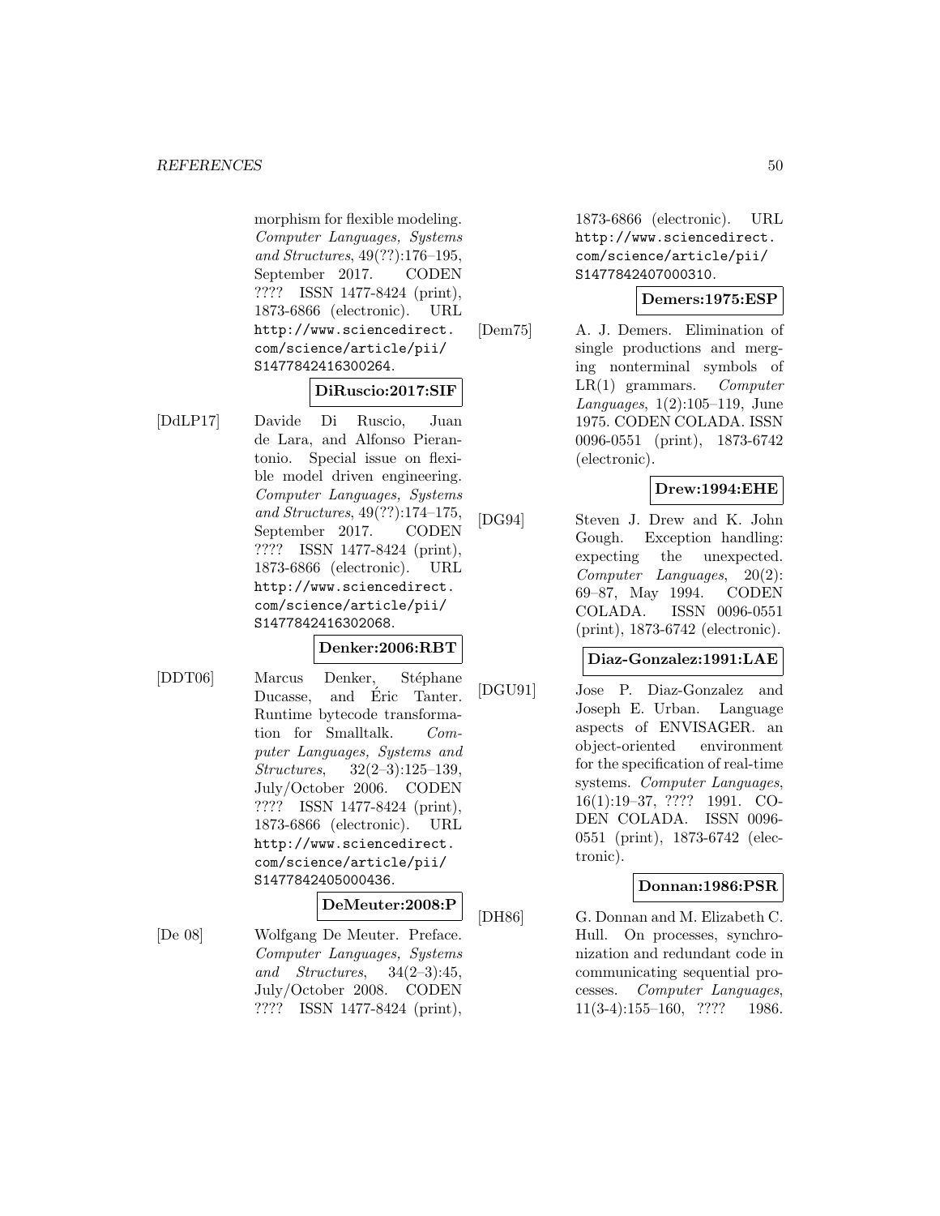morphism for flexible modeling. *Computer Languages, Systems and Structures*, 49(??):176–195, September 2017. CODEN ???? ISSN 1477-8424 (print), 1873-6866 (electronic). URL http://www.sciencedirect.com/science/article/pii/S1477842416300264.

**DiRuscio:2017:SIF**

[DdLP17] Davide Di Ruscio, Juan de Lara, and Alfonso Pierantonio. Special issue on flexible model driven engineering. *Computer Languages, Systems and Structures*, 49(??):174–175, September 2017. CODEN ???? ISSN 1477-8424 (print), 1873-6866 (electronic). URL http://www.sciencedirect.com/science/article/pii/S1477842416302068.

**Denker:2006:RBT**

[DDT06] Marcus Denker, Stéphane Ducasse, and Éric Tanter. Runtime bytecode transformation for Smalltalk. *Computer Languages, Systems and Structures*, 32(2–3):125–139, July/October 2006. CODEN ???? ISSN 1477-8424 (print), 1873-6866 (electronic). URL http://www.sciencedirect.com/science/article/pii/S1477842405000436.

**DeMeuter:2008:P**

[De 08] Wolfgang De Meuter. Preface. *Computer Languages, Systems and Structures*, 34(2–3):45, July/October 2008. CODEN ???? ISSN 1477-8424 (print), 1873-6866 (electronic). URL http://www.sciencedirect.com/science/article/pii/S1477842407000310.

**Demers:1975:ESP**

[Dem75] A. J. Demers. Elimination of single productions and merging nonterminal symbols of LR(1) grammars. *Computer Languages*, 1(2):105–119, June 1975. CODEN COLADA. ISSN 0096-0551 (print), 1873-6742 (electronic).

**Drew:1994:EHE**

[DG94] Steven J. Drew and K. John Gough. Exception handling: expecting the unexpected. *Computer Languages*, 20(2):69–87, May 1994. CODEN COLADA. ISSN 0096-0551 (print), 1873-6742 (electronic).

**Diaz-Gonzalez:1991:LAE**

[DGU91] Jose P. Diaz-Gonzalez and Joseph E. Urban. Language aspects of ENVISAGER. an object-oriented environment for the specification of real-time systems. *Computer Languages*, 16(1):19–37, ???? 1991. CODEN COLADA. ISSN 0096-0551 (print), 1873-6742 (electronic).

**Donnan:1986:PSR**

[DH86] G. Donnan and M. Elizabeth C. Hull. On processes, synchronization and redundant code in communicating sequential processes. *Computer Languages*, 11(3-4):155–160, ???? 1986.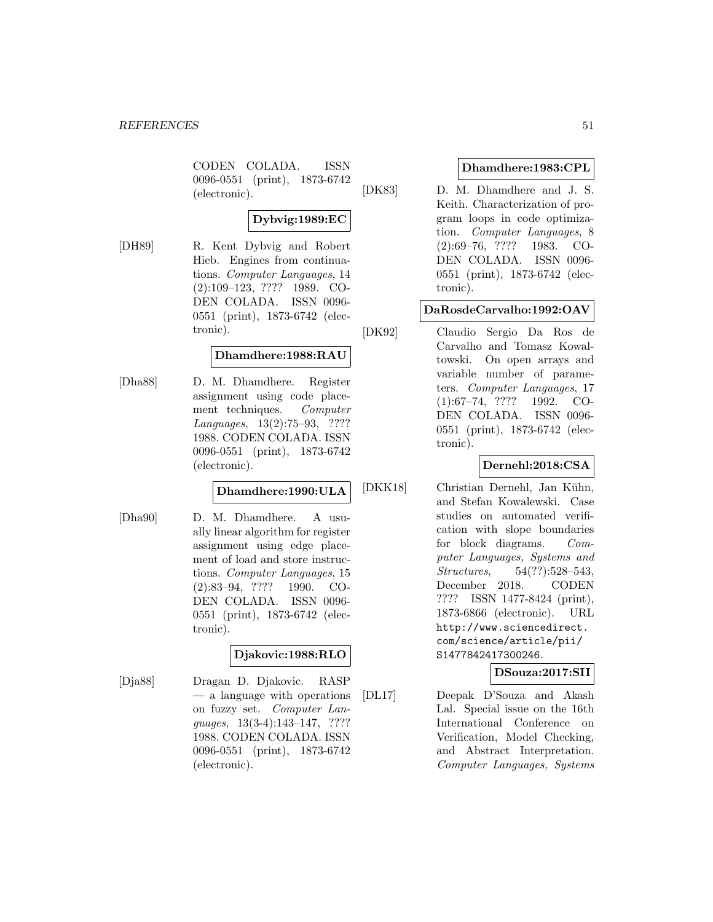CODEN COLADA. ISSN 0096-0551 (print), 1873-6742 (electronic).

**Dybvig:1989:EC**

[DH89] R. Kent Dybvig and Robert Hieb. Engines from continuations. *Computer Languages*, 14 (2):109–123, ???? 1989. CODEN COLADA. ISSN 0096-0551 (print), 1873-6742 (electronic).

**Dhamdhere:1988:RAU**

[Dha88] D. M. Dhamdhere. Register assignment using code placement techniques. *Computer Languages*, 13(2):75–93, ???? 1988. CODEN COLADA. ISSN 0096-0551 (print), 1873-6742 (electronic).

**Dhamdhere:1990:ULA**

[Dha90] D. M. Dhamdhere. A usually linear algorithm for register assignment using edge placement of load and store instructions. *Computer Languages*, 15 (2):83–94, ???? 1990. CODEN COLADA. ISSN 0096-0551 (print), 1873-6742 (electronic).

**Djakovic:1988:RLO**

[Dja88] Dragan D. Djakovic. RASP — a language with operations on fuzzy set. *Computer Languages*, 13(3-4):143–147, ???? 1988. CODEN COLADA. ISSN 0096-0551 (print), 1873-6742 (electronic).

**Dhamdhere:1983:CPL**

[DK83] D. M. Dhamdhere and J. S. Keith. Characterization of program loops in code optimization. *Computer Languages*, 8 (2):69–76, ???? 1983. CODEN COLADA. ISSN 0096-0551 (print), 1873-6742 (electronic).

**DaRosdeCarvalho:1992:OAV**

[DK92] Claudio Sergio Da Ros de Carvalho and Tomasz Kowaltowski. On open arrays and variable number of parameters. *Computer Languages*, 17 (1):67–74, ???? 1992. CODEN COLADA. ISSN 0096-0551 (print), 1873-6742 (electronic).

**Dernehl:2018:CSA**

[DKK18] Christian Dernehl, Jan Kühn, and Stefan Kowalewski. Case studies on automated verification with slope boundaries for block diagrams. *Computer Languages, Systems and Structures*, 54(??):528–543, December 2018. CODEN ???? ISSN 1477-8424 (print), 1873-6866 (electronic). URL http://www.sciencedirect.com/science/article/pii/S1477842417300246.

**DSouza:2017:SII**

[DL17] Deepak D'Souza and Akash Lal. Special issue on the 16th International Conference on Verification, Model Checking, and Abstract Interpretation. *Computer Languages, Systems*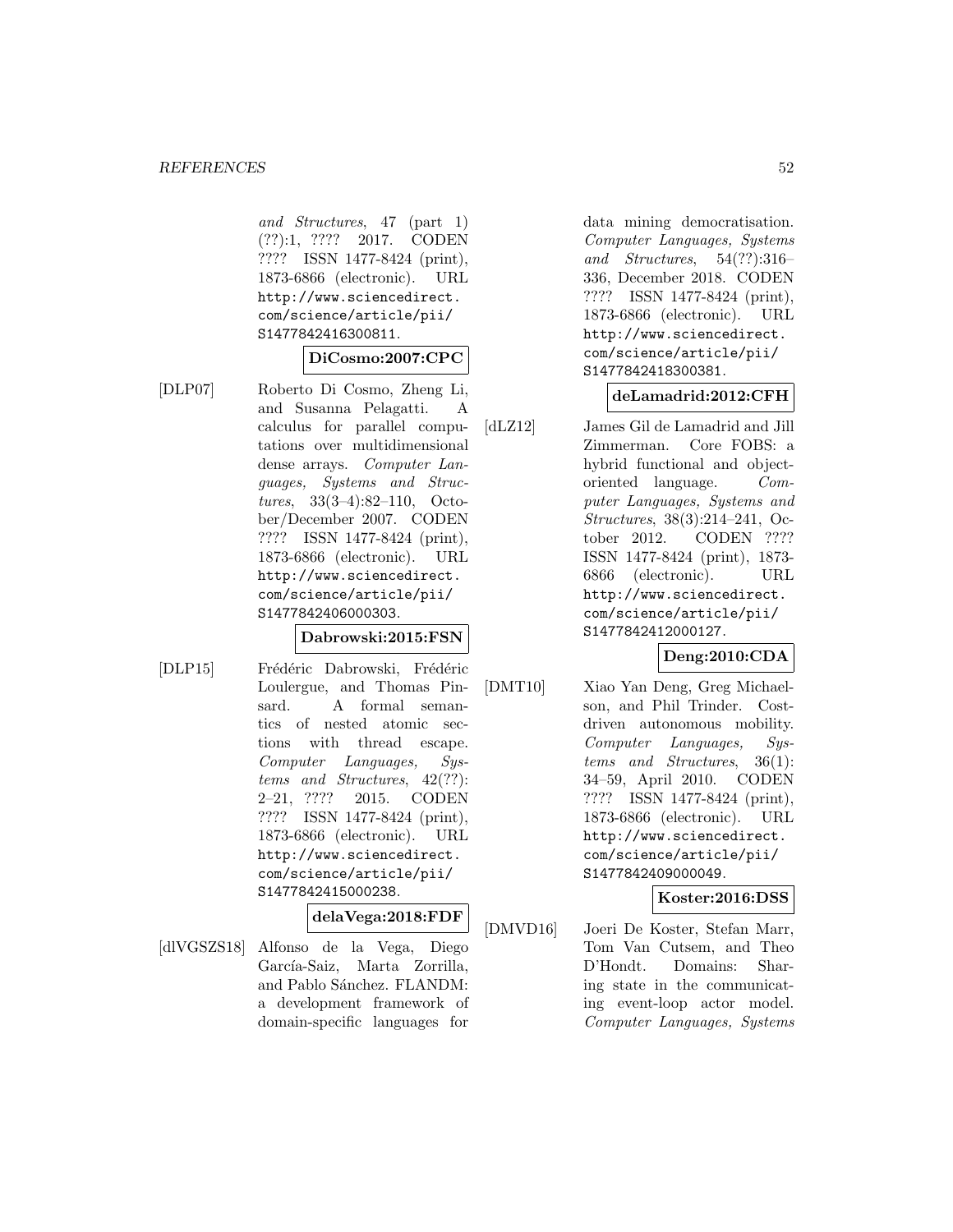*and Structures*, 47 (part 1) (??):1, ???? 2017. CODEN ???? ISSN 1477-8424 (print), 1873-6866 (electronic). URL http://www.sciencedirect.com/science/article/pii/S1477842416300811.

**DiCosmo:2007:CPC**

[DLP07] Roberto Di Cosmo, Zheng Li, and Susanna Pelagatti. A calculus for parallel computations over multidimensional dense arrays. *Computer Languages, Systems and Structures*, 33(3–4):82–110, October/December 2007. CODEN ???? ISSN 1477-8424 (print), 1873-6866 (electronic). URL http://www.sciencedirect.com/science/article/pii/S1477842406000303.

**Dabrowski:2015:FSN**

[DLP15] Frédéric Dabrowski, Frédéric Loulergue, and Thomas Pinsard. A formal semantics of nested atomic sections with thread escape. *Computer Languages, Systems and Structures*, 42(??):2–21, ???? 2015. CODEN ???? ISSN 1477-8424 (print), 1873-6866 (electronic). URL http://www.sciencedirect.com/science/article/pii/S1477842415000238.

**delaVega:2018:FDF**

[dlVGSZS18] Alfonso de la Vega, Diego García-Saiz, Marta Zorrilla, and Pablo Sánchez. FLANDM: a development framework of domain-specific languages for data mining democratisation. *Computer Languages, Systems and Structures*, 54(??):316–336, December 2018. CODEN ???? ISSN 1477-8424 (print), 1873-6866 (electronic). URL http://www.sciencedirect.com/science/article/pii/S1477842418300381.

**deLamadrid:2012:CFH**

[dLZ12] James Gil de Lamadrid and Jill Zimmerman. Core FOBS: a hybrid functional and object-oriented language. *Computer Languages, Systems and Structures*, 38(3):214–241, October 2012. CODEN ???? ISSN 1477-8424 (print), 1873-6866 (electronic). URL http://www.sciencedirect.com/science/article/pii/S1477842412000127.

**Deng:2010:CDA**

[DMT10] Xiao Yan Deng, Greg Michaelson, and Phil Trinder. Cost-driven autonomous mobility. *Computer Languages, Systems and Structures*, 36(1):34–59, April 2010. CODEN ???? ISSN 1477-8424 (print), 1873-6866 (electronic). URL http://www.sciencedirect.com/science/article/pii/S1477842409000049.

**Koster:2016:DSS**

[DMVD16] Joeri De Koster, Stefan Marr, Tom Van Cutsem, and Theo D'Hondt. Domains: Sharing state in the communicating event-loop actor model. *Computer Languages, Systems*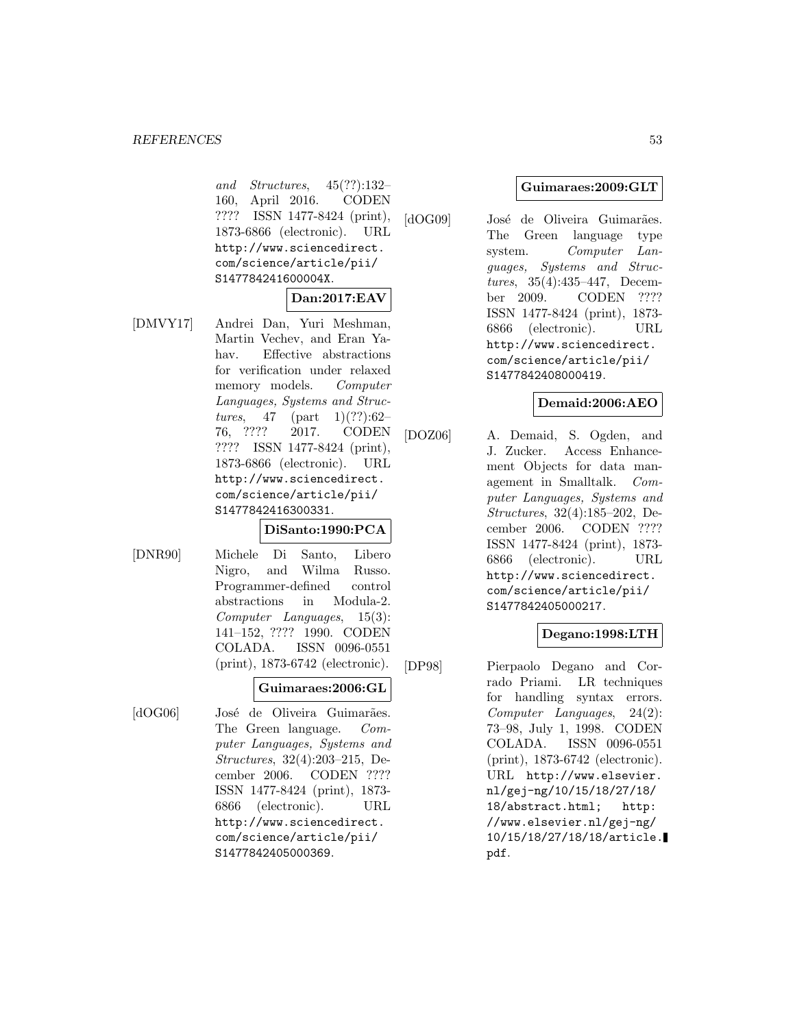*and Structures*, 45(??):132–160, April 2016. CODEN ???? ISSN 1477-8424 (print), 1873-6866 (electronic). URL http://www.sciencedirect.com/science/article/pii/S147784241600004X.

**Dan:2017:EAV**

[DMVY17] Andrei Dan, Yuri Meshman, Martin Vechev, and Eran Yahav. Effective abstractions for verification under relaxed memory models. *Computer Languages, Systems and Structures*, 47 (part 1)(??):62–76, ???? 2017. CODEN ???? ISSN 1477-8424 (print), 1873-6866 (electronic). URL http://www.sciencedirect.com/science/article/pii/S1477842416300331.

**DiSanto:1990:PCA**

[DNR90] Michele Di Santo, Libero Nigro, and Wilma Russo. Programmer-defined control abstractions in Modula-2. *Computer Languages*, 15(3): 141–152, ???? 1990. CODEN COLADA. ISSN 0096-0551 (print), 1873-6742 (electronic).

**Guimaraes:2006:GL**

[dOG06] José de Oliveira Guimarães. The Green language. *Computer Languages, Systems and Structures*, 32(4):203–215, December 2006. CODEN ???? ISSN 1477-8424 (print), 1873-6866 (electronic). URL http://www.sciencedirect.com/science/article/pii/S1477842405000369.

**Guimaraes:2009:GLT**

[dOG09] José de Oliveira Guimarães. The Green language type system. *Computer Languages, Systems and Structures*, 35(4):435–447, December 2009. CODEN ???? ISSN 1477-8424 (print), 1873-6866 (electronic). URL http://www.sciencedirect.com/science/article/pii/S1477842408000419.

**Demaid:2006:AEO**

[DOZ06] A. Demaid, S. Ogden, and J. Zucker. Access Enhancement Objects for data management in Smalltalk. *Computer Languages, Systems and Structures*, 32(4):185–202, December 2006. CODEN ???? ISSN 1477-8424 (print), 1873-6866 (electronic). URL http://www.sciencedirect.com/science/article/pii/S1477842405000217.

**Degano:1998:LTH**

[DP98] Pierpaolo Degano and Corrado Priami. LR techniques for handling syntax errors. *Computer Languages*, 24(2): 73–98, July 1, 1998. CODEN COLADA. ISSN 0096-0551 (print), 1873-6742 (electronic). URL http://www.elsevier.nl/gej-ng/10/15/18/27/18/18/abstract.html; http://www.elsevier.nl/gej-ng/10/15/18/27/18/18/article.pdf.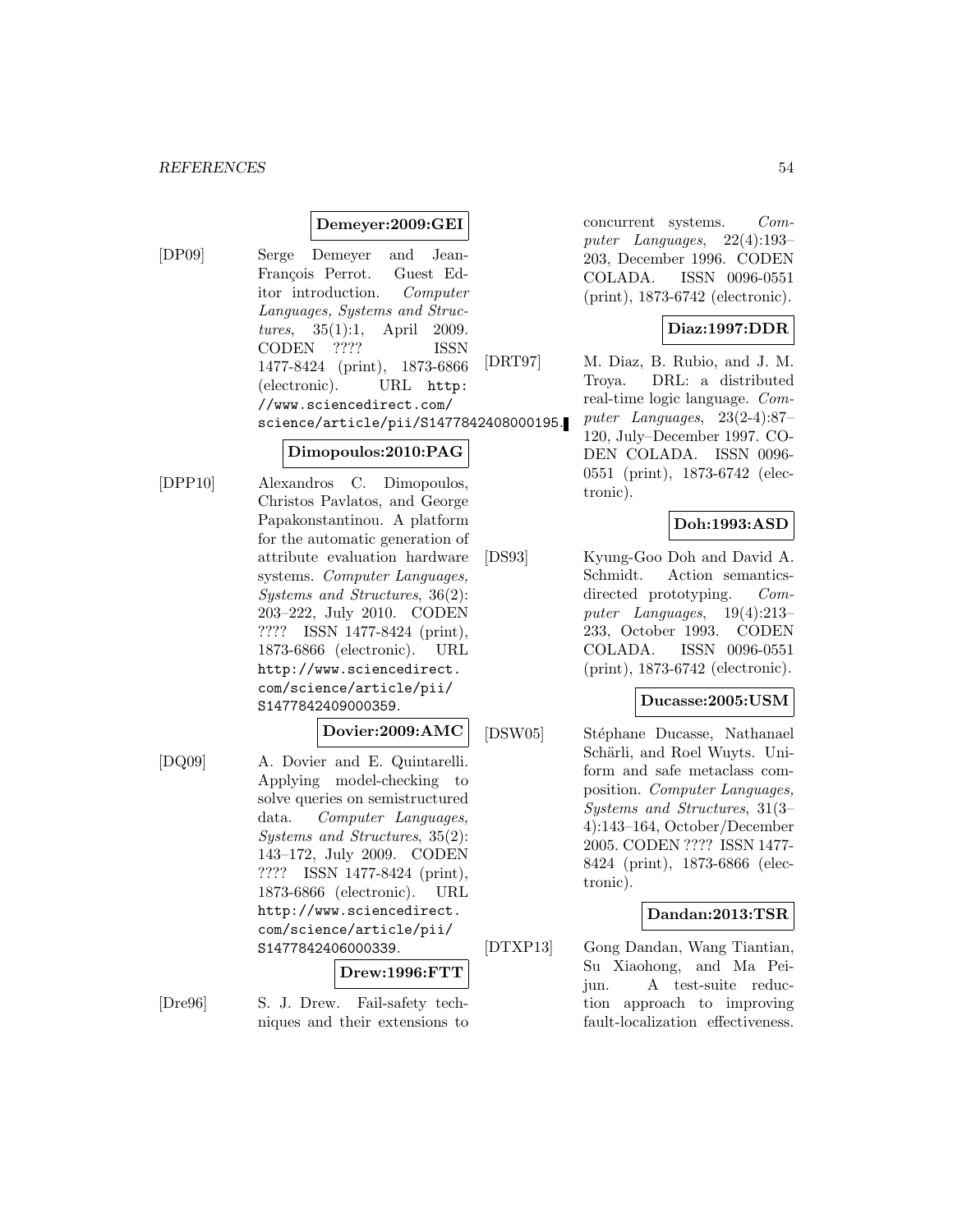**Demeyer:2009:GEI**

[DP09] Serge Demeyer and Jean-François Perrot. Guest Editor introduction. *Computer Languages, Systems and Structures*, 35(1):1, April 2009. CODEN ???? ISSN 1477-8424 (print), 1873-6866 (electronic). URL http://www.sciencedirect.com/science/article/pii/S1477842408000195.

**Dimopoulos:2010:PAG**

[DPP10] Alexandros C. Dimopoulos, Christos Pavlatos, and George Papakonstantinou. A platform for the automatic generation of attribute evaluation hardware systems. *Computer Languages, Systems and Structures*, 36(2):203–222, July 2010. CODEN ???? ISSN 1477-8424 (print), 1873-6866 (electronic). URL http://www.sciencedirect.com/science/article/pii/S1477842409000359.

**Dovier:2009:AMC**

[DQ09] A. Dovier and E. Quintarelli. Applying model-checking to solve queries on semistructured data. *Computer Languages, Systems and Structures*, 35(2):143–172, July 2009. CODEN ???? ISSN 1477-8424 (print), 1873-6866 (electronic). URL http://www.sciencedirect.com/science/article/pii/S1477842406000339.

**Drew:1996:FTT**

[Dre96] S. J. Drew. Fail-safety techniques and their extensions to concurrent systems. *Computer Languages*, 22(4):193–203, December 1996. CODEN COLADA. ISSN 0096-0551 (print), 1873-6742 (electronic).

**Diaz:1997:DDR**

[DRT97] M. Diaz, B. Rubio, and J. M. Troya. DRL: a distributed real-time logic language. *Computer Languages*, 23(2-4):87–120, July–December 1997. CODEN COLADA. ISSN 0096-0551 (print), 1873-6742 (electronic).

**Doh:1993:ASD**

[DS93] Kyung-Goo Doh and David A. Schmidt. Action semantics-directed prototyping. *Computer Languages*, 19(4):213–233, October 1993. CODEN COLADA. ISSN 0096-0551 (print), 1873-6742 (electronic).

**Ducasse:2005:USM**

[DSW05] Stéphane Ducasse, Nathanael Schärli, and Roel Wuyts. Uniform and safe metaclass composition. *Computer Languages, Systems and Structures*, 31(3–4):143–164, October/December 2005. CODEN ???? ISSN 1477-8424 (print), 1873-6866 (electronic).

**Dandan:2013:TSR**

[DTXP13] Gong Dandan, Wang Tiantian, Su Xiaohong, and Ma Peijun. A test-suite reduction approach to improving fault-localization effectiveness.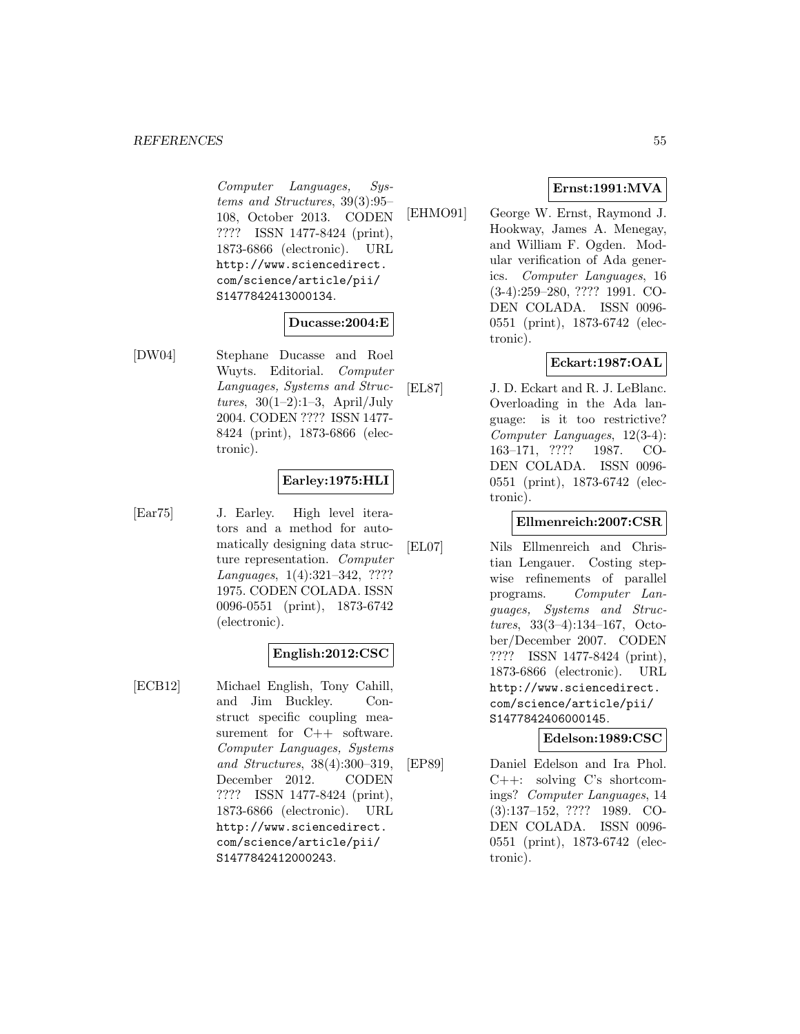*Computer Languages, Systems and Structures*, 39(3):95–108, October 2013. CODEN ???? ISSN 1477-8424 (print), 1873-6866 (electronic). URL http://www.sciencedirect.com/science/article/pii/S1477842413000134.

**Ducasse:2004:E**

[DW04] Stephane Ducasse and Roel Wuyts. Editorial. *Computer Languages, Systems and Structures*, 30(1–2):1–3, April/July 2004. CODEN ???? ISSN 1477-8424 (print), 1873-6866 (electronic).

**Earley:1975:HLI**

[Ear75] J. Earley. High level iterators and a method for automatically designing data structure representation. *Computer Languages*, 1(4):321–342, ???? 1975. CODEN COLADA. ISSN 0096-0551 (print), 1873-6742 (electronic).

**English:2012:CSC**

[ECB12] Michael English, Tony Cahill, and Jim Buckley. Construct specific coupling measurement for C++ software. *Computer Languages, Systems and Structures*, 38(4):300–319, December 2012. CODEN ???? ISSN 1477-8424 (print), 1873-6866 (electronic). URL http://www.sciencedirect.com/science/article/pii/S1477842412000243.

**Ernst:1991:MVA**

[EHMO91] George W. Ernst, Raymond J. Hookway, James A. Menegay, and William F. Ogden. Modular verification of Ada generics. *Computer Languages*, 16 (3-4):259–280, ???? 1991. CODEN COLADA. ISSN 0096-0551 (print), 1873-6742 (electronic).

**Eckart:1987:OAL**

[EL87] J. D. Eckart and R. J. LeBlanc. Overloading in the Ada language: is it too restrictive? *Computer Languages*, 12(3-4): 163–171, ???? 1987. CODEN COLADA. ISSN 0096-0551 (print), 1873-6742 (electronic).

**Ellmenreich:2007:CSR**

[EL07] Nils Ellmenreich and Christian Lengauer. Costing stepwise refinements of parallel programs. *Computer Languages, Systems and Structures*, 33(3–4):134–167, October/December 2007. CODEN ???? ISSN 1477-8424 (print), 1873-6866 (electronic). URL http://www.sciencedirect.com/science/article/pii/S1477842406000145.

**Edelson:1989:CSC**

[EP89] Daniel Edelson and Ira Phol. C++: solving C's shortcomings? *Computer Languages*, 14 (3):137–152, ???? 1989. CODEN COLADA. ISSN 0096-0551 (print), 1873-6742 (electronic).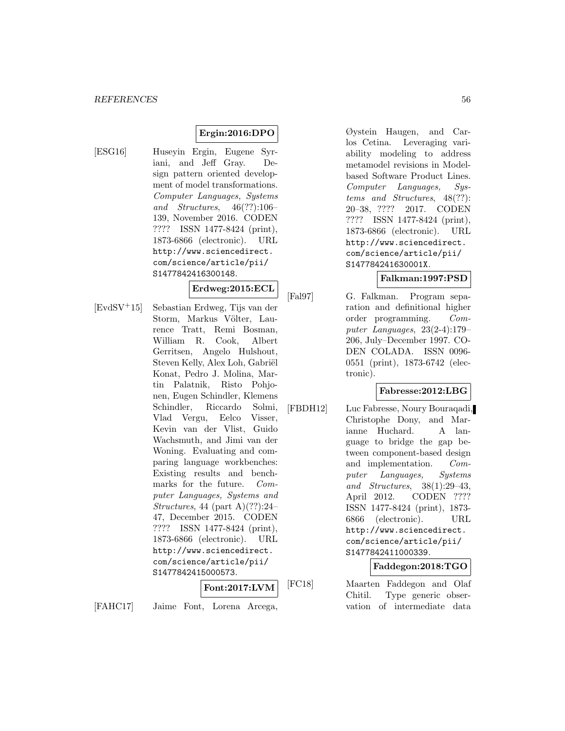**Ergin:2016:DPO**

[ESG16] Huseyin Ergin, Eugene Syriani, and Jeff Gray. Design pattern oriented development of model transformations. *Computer Languages, Systems and Structures*, 46(??):106–139, November 2016. CODEN ???? ISSN 1477-8424 (print), 1873-6866 (electronic). URL http://www.sciencedirect.com/science/article/pii/S1477842416300148.

**Erdweg:2015:ECL**

[EvdSV$^{+}$15] Sebastian Erdweg, Tijs van der Storm, Markus Völter, Laurence Tratt, Remi Bosman, William R. Cook, Albert Gerritsen, Angelo Hulshout, Steven Kelly, Alex Loh, Gabriël Konat, Pedro J. Molina, Martin Palatnik, Risto Pohjonen, Eugen Schindler, Klemens Schindler, Riccardo Solmi, Vlad Vergu, Eelco Visser, Kevin van der Vlist, Guido Wachsmuth, and Jimi van der Woning. Evaluating and comparing language workbenches: Existing results and benchmarks for the future. *Computer Languages, Systems and Structures*, 44 (part A)(??):24–47, December 2015. CODEN ???? ISSN 1477-8424 (print), 1873-6866 (electronic). URL http://www.sciencedirect.com/science/article/pii/S1477842415000573.

**Font:2017:LVM**

[FAHC17] Jaime Font, Lorena Arcega, Øystein Haugen, and Carlos Cetina. Leveraging variability modeling to address metamodel revisions in Model-based Software Product Lines. *Computer Languages, Systems and Structures*, 48(??):20–38, ???? 2017. CODEN ???? ISSN 1477-8424 (print), 1873-6866 (electronic). URL http://www.sciencedirect.com/science/article/pii/S147784241630001X.

**Falkman:1997:PSD**

[Fal97] G. Falkman. Program separation and definitional higher order programming. *Computer Languages*, 23(2-4):179–206, July–December 1997. CODEN COLADA. ISSN 0096-0551 (print), 1873-6742 (electronic).

**Fabresse:2012:LBG**

[FBDH12] Luc Fabresse, Noury Bouraqadi, Christophe Dony, and Marianne Huchard. A language to bridge the gap between component-based design and implementation. *Computer Languages, Systems and Structures*, 38(1):29–43, April 2012. CODEN ???? ISSN 1477-8424 (print), 1873-6866 (electronic). URL http://www.sciencedirect.com/science/article/pii/S1477842411000339.

**Faddegon:2018:TGO**

[FC18] Maarten Faddegon and Olaf Chitil. Type generic observation of intermediate data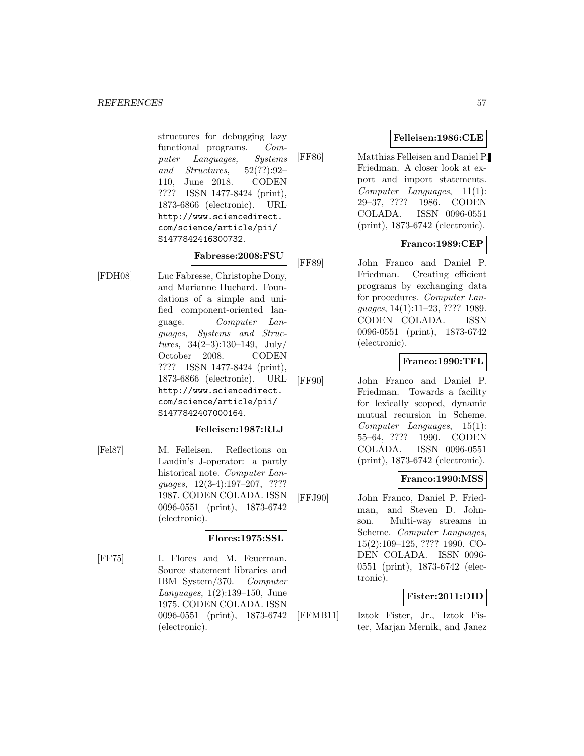structures for debugging lazy functional programs. *Computer Languages, Systems and Structures*, 52(??):92–110, June 2018. CODEN ???? ISSN 1477-8424 (print), 1873-6866 (electronic). URL http://www.sciencedirect.com/science/article/pii/S1477842416300732.

**Fabresse:2008:FSU**

[FDH08] Luc Fabresse, Christophe Dony, and Marianne Huchard. Foundations of a simple and unified component-oriented language. *Computer Languages, Systems and Structures*, 34(2–3):130–149, July/October 2008. CODEN ???? ISSN 1477-8424 (print), 1873-6866 (electronic). URL http://www.sciencedirect.com/science/article/pii/S1477842407000164.

**Felleisen:1987:RLJ**

[Fel87] M. Felleisen. Reflections on Landin's J-operator: a partly historical note. *Computer Languages*, 12(3-4):197–207, ???? 1987. CODEN COLADA. ISSN 0096-0551 (print), 1873-6742 (electronic).

**Flores:1975:SSL**

[FF75] I. Flores and M. Feuerman. Source statement libraries and IBM System/370. *Computer Languages*, 1(2):139–150, June 1975. CODEN COLADA. ISSN 0096-0551 (print), 1873-6742 (electronic).

**Felleisen:1986:CLE**

[FF86] Matthias Felleisen and Daniel P. Friedman. A closer look at export and import statements. *Computer Languages*, 11(1):29–37, ???? 1986. CODEN COLADA. ISSN 0096-0551 (print), 1873-6742 (electronic).

**Franco:1989:CEP**

[FF89] John Franco and Daniel P. Friedman. Creating efficient programs by exchanging data for procedures. *Computer Languages*, 14(1):11–23, ???? 1989. CODEN COLADA. ISSN 0096-0551 (print), 1873-6742 (electronic).

**Franco:1990:TFL**

[FF90] John Franco and Daniel P. Friedman. Towards a facility for lexically scoped, dynamic mutual recursion in Scheme. *Computer Languages*, 15(1):55–64, ???? 1990. CODEN COLADA. ISSN 0096-0551 (print), 1873-6742 (electronic).

**Franco:1990:MSS**

[FFJ90] John Franco, Daniel P. Friedman, and Steven D. Johnson. Multi-way streams in Scheme. *Computer Languages*, 15(2):109–125, ???? 1990. CODEN COLADA. ISSN 0096-0551 (print), 1873-6742 (electronic).

**Fister:2011:DID**

[FFMB11] Iztok Fister, Jr., Iztok Fister, Marjan Mernik, and Janez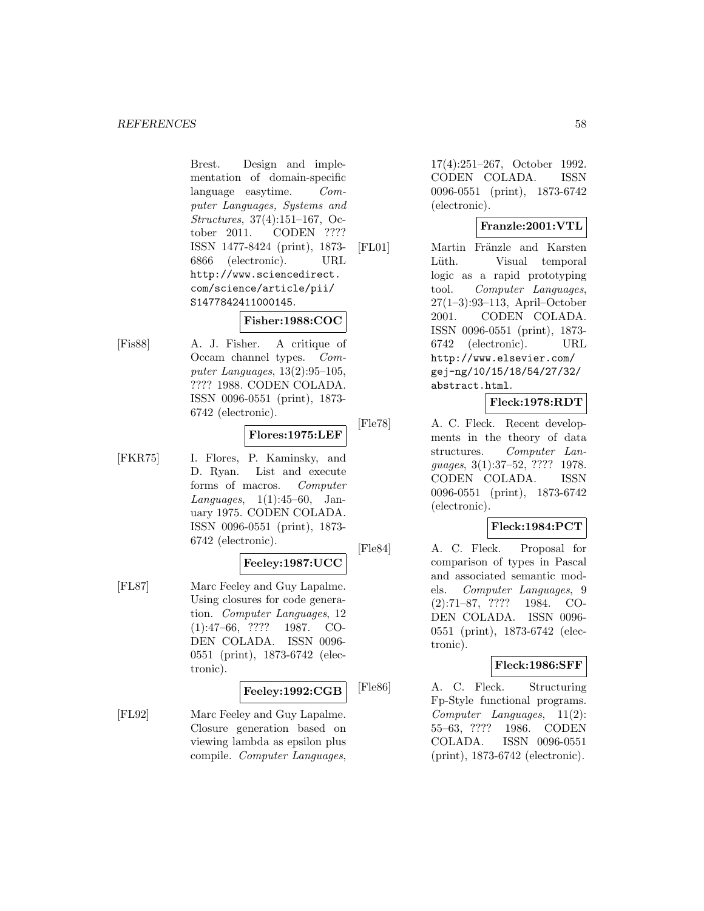Brest. Design and implementation of domain-specific language easytime. *Computer Languages, Systems and Structures*, 37(4):151–167, October 2011. CODEN ???? ISSN 1477-8424 (print), 1873-6866 (electronic). URL http://www.sciencedirect.com/science/article/pii/S1477842411000145.

**Fisher:1988:COC**

[Fis88] A. J. Fisher. A critique of Occam channel types. *Computer Languages*, 13(2):95–105, ???? 1988. CODEN COLADA. ISSN 0096-0551 (print), 1873-6742 (electronic).

**Flores:1975:LEF**

[FKR75] I. Flores, P. Kaminsky, and D. Ryan. List and execute forms of macros. *Computer Languages*, 1(1):45–60, January 1975. CODEN COLADA. ISSN 0096-0551 (print), 1873-6742 (electronic).

**Feeley:1987:UCC**

[FL87] Marc Feeley and Guy Lapalme. Using closures for code generation. *Computer Languages*, 12 (1):47–66, ???? 1987. CODEN COLADA. ISSN 0096-0551 (print), 1873-6742 (electronic).

**Feeley:1992:CGB**

[FL92] Marc Feeley and Guy Lapalme. Closure generation based on viewing lambda as epsilon plus compile. *Computer Languages*, 17(4):251–267, October 1992. CODEN COLADA. ISSN 0096-0551 (print), 1873-6742 (electronic).

**Franzle:2001:VTL**

[FL01] Martin Fränzle and Karsten Lüth. Visual temporal logic as a rapid prototyping tool. *Computer Languages*, 27(1–3):93–113, April–October 2001. CODEN COLADA. ISSN 0096-0551 (print), 1873-6742 (electronic). URL http://www.elsevier.com/gej-ng/10/15/18/54/27/32/abstract.html.

**Fleck:1978:RDT**

[Fle78] A. C. Fleck. Recent developments in the theory of data structures. *Computer Languages*, 3(1):37–52, ???? 1978. CODEN COLADA. ISSN 0096-0551 (print), 1873-6742 (electronic).

**Fleck:1984:PCT**

[Fle84] A. C. Fleck. Proposal for comparison of types in Pascal and associated semantic models. *Computer Languages*, 9 (2):71–87, ???? 1984. CODEN COLADA. ISSN 0096-0551 (print), 1873-6742 (electronic).

**Fleck:1986:SFF**

[Fle86] A. C. Fleck. Structuring Fp-Style functional programs. *Computer Languages*, 11(2): 55–63, ???? 1986. CODEN COLADA. ISSN 0096-0551 (print), 1873-6742 (electronic).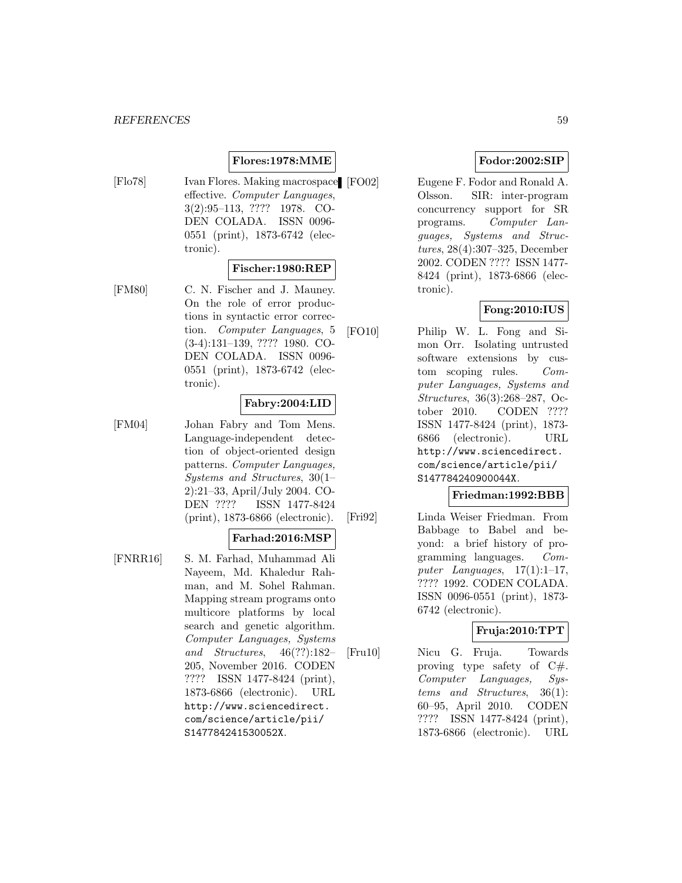**Flores:1978:MME**

[Flo78] Ivan Flores. Making macrospace effective. *Computer Languages*, 3(2):95–113, ???? 1978. CODEN COLADA. ISSN 0096-0551 (print), 1873-6742 (electronic).

**Fischer:1980:REP**

[FM80] C. N. Fischer and J. Mauney. On the role of error productions in syntactic error correction. *Computer Languages*, 5 (3-4):131–139, ???? 1980. CODEN COLADA. ISSN 0096-0551 (print), 1873-6742 (electronic).

**Fabry:2004:LID**

[FM04] Johan Fabry and Tom Mens. Language-independent detection of object-oriented design patterns. *Computer Languages, Systems and Structures*, 30(1–2):21–33, April/July 2004. CODEN ???? ISSN 1477-8424 (print), 1873-6866 (electronic).

**Farhad:2016:MSP**

[FNRR16] S. M. Farhad, Muhammad Ali Nayeem, Md. Khaledur Rahman, and M. Sohel Rahman. Mapping stream programs onto multicore platforms by local search and genetic algorithm. *Computer Languages, Systems and Structures*, 46(??):182–205, November 2016. CODEN ???? ISSN 1477-8424 (print), 1873-6866 (electronic). URL http://www.sciencedirect.com/science/article/pii/S147784241530052X.

**Fodor:2002:SIP**

[FO02] Eugene F. Fodor and Ronald A. Olsson. SIR: inter-program concurrency support for SR programs. *Computer Languages, Systems and Structures*, 28(4):307–325, December 2002. CODEN ???? ISSN 1477-8424 (print), 1873-6866 (electronic).

**Fong:2010:IUS**

[FO10] Philip W. L. Fong and Simon Orr. Isolating untrusted software extensions by custom scoping rules. *Computer Languages, Systems and Structures*, 36(3):268–287, October 2010. CODEN ???? ISSN 1477-8424 (print), 1873-6866 (electronic). URL http://www.sciencedirect.com/science/article/pii/S147784240900044X.

**Friedman:1992:BBB**

[Fri92] Linda Weiser Friedman. From Babbage to Babel and beyond: a brief history of programming languages. *Computer Languages*, 17(1):1–17, ???? 1992. CODEN COLADA. ISSN 0096-0551 (print), 1873-6742 (electronic).

**Fruja:2010:TPT**

[Fru10] Nicu G. Fruja. Towards proving type safety of C#. *Computer Languages, Systems and Structures*, 36(1): 60–95, April 2010. CODEN ???? ISSN 1477-8424 (print), 1873-6866 (electronic). URL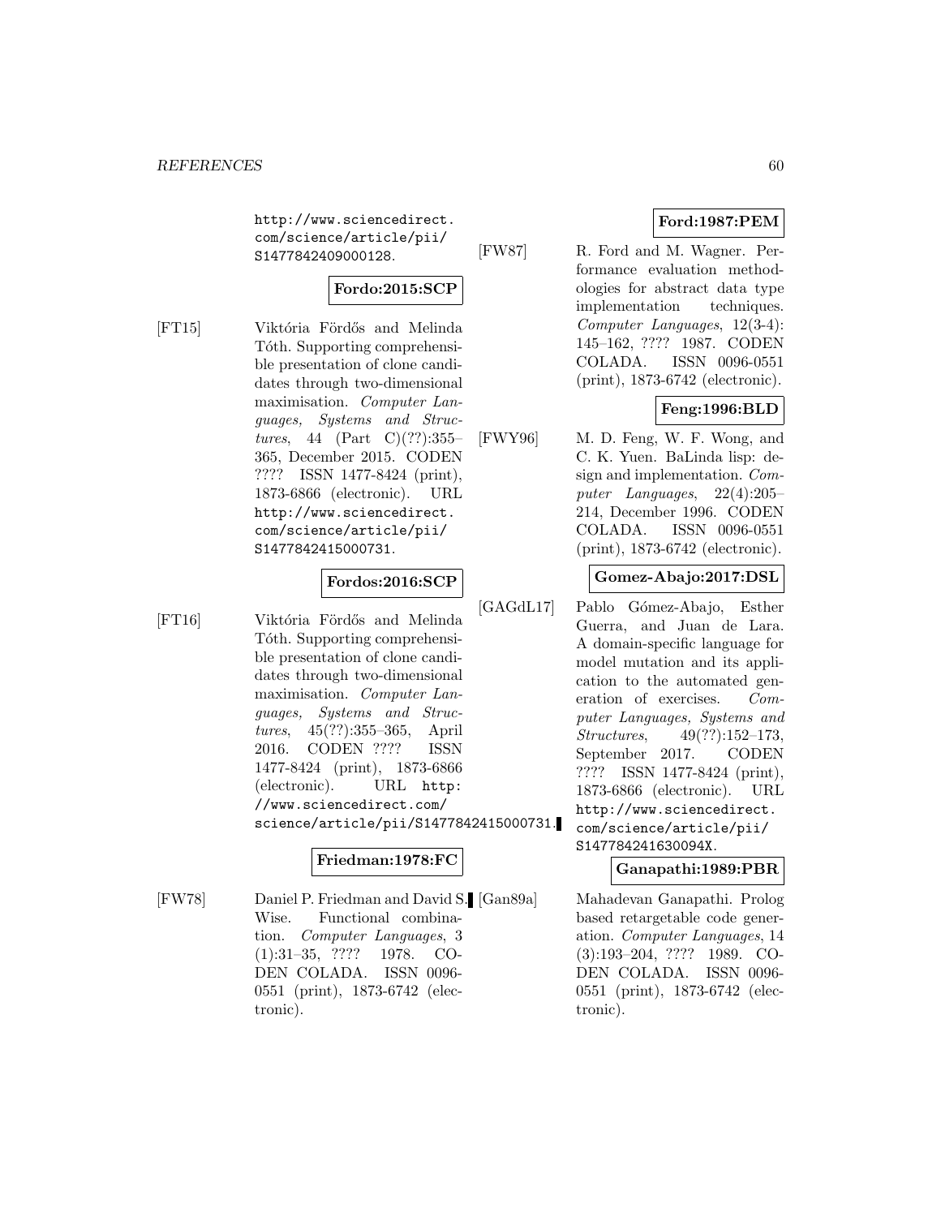http://www.sciencedirect.com/science/article/pii/S1477842409000128.

**Fordo:2015:SCP**

[FT15] Viktória Fördős and Melinda Tóth. Supporting comprehensible presentation of clone candidates through two-dimensional maximisation. *Computer Languages, Systems and Structures*, 44 (Part C)(??):355–365, December 2015. CODEN ???? ISSN 1477-8424 (print), 1873-6866 (electronic). URL http://www.sciencedirect.com/science/article/pii/S1477842415000731.

**Fordos:2016:SCP**

[FT16] Viktória Fördős and Melinda Tóth. Supporting comprehensible presentation of clone candidates through two-dimensional maximisation. *Computer Languages, Systems and Structures*, 45(??):355–365, April 2016. CODEN ???? ISSN 1477-8424 (print), 1873-6866 (electronic). URL http://www.sciencedirect.com/science/article/pii/S1477842415000731.

**Friedman:1978:FC**

[FW78] Daniel P. Friedman and David S. Wise. Functional combination. *Computer Languages*, 3 (1):31–35, ???? 1978. CODEN COLADA. ISSN 0096-0551 (print), 1873-6742 (electronic).

**Ford:1987:PEM**

[FW87] R. Ford and M. Wagner. Performance evaluation methodologies for abstract data type implementation techniques. *Computer Languages*, 12(3-4): 145–162, ???? 1987. CODEN COLADA. ISSN 0096-0551 (print), 1873-6742 (electronic).

**Feng:1996:BLD**

[FWY96] M. D. Feng, W. F. Wong, and C. K. Yuen. BaLinda lisp: design and implementation. *Computer Languages*, 22(4):205–214, December 1996. CODEN COLADA. ISSN 0096-0551 (print), 1873-6742 (electronic).

**Gomez-Abajo:2017:DSL**

[GAGdL17] Pablo Gómez-Abajo, Esther Guerra, and Juan de Lara. A domain-specific language for model mutation and its application to the automated generation of exercises. *Computer Languages, Systems and Structures*, 49(??):152–173, September 2017. CODEN ???? ISSN 1477-8424 (print), 1873-6866 (electronic). URL http://www.sciencedirect.com/science/article/pii/S147784241630094X.

**Ganapathi:1989:PBR**

[Gan89a] Mahadevan Ganapathi. Prolog based retargetable code generation. *Computer Languages*, 14 (3):193–204, ???? 1989. CODEN COLADA. ISSN 0096-0551 (print), 1873-6742 (electronic).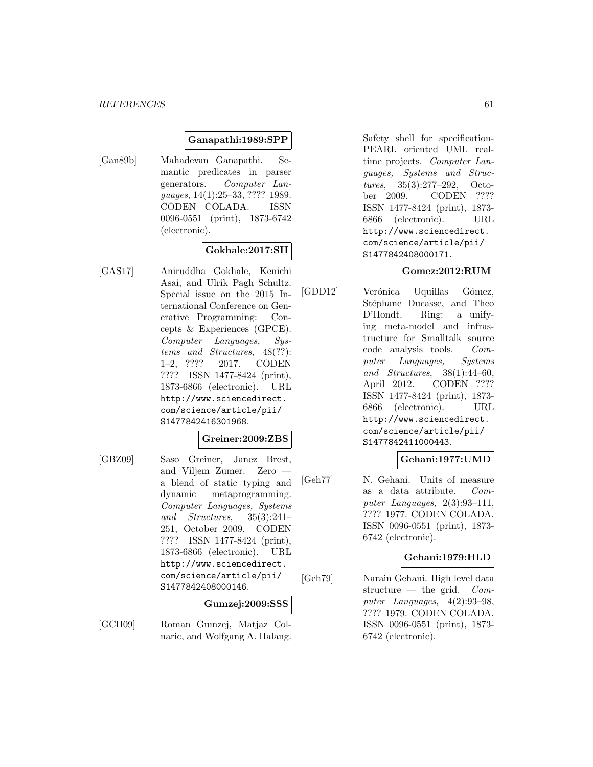**Ganapathi:1989:SPP**

[Gan89b] Mahadevan Ganapathi. Semantic predicates in parser generators. *Computer Languages*, 14(1):25–33, ???? 1989. CODEN COLADA. ISSN 0096-0551 (print), 1873-6742 (electronic).

**Gokhale:2017:SII**

[GAS17] Aniruddha Gokhale, Kenichi Asai, and Ulrik Pagh Schultz. Special issue on the 2015 International Conference on Generative Programming: Concepts & Experiences (GPCE). *Computer Languages, Systems and Structures*, 48(??): 1–2, ???? 2017. CODEN ???? ISSN 1477-8424 (print), 1873-6866 (electronic). URL http://www.sciencedirect.com/science/article/pii/S1477842416301968.

**Greiner:2009:ZBS**

[GBZ09] Saso Greiner, Janez Brest, and Viljem Zumer. Zero — a blend of static typing and dynamic metaprogramming. *Computer Languages, Systems and Structures*, 35(3):241–251, October 2009. CODEN ???? ISSN 1477-8424 (print), 1873-6866 (electronic). URL http://www.sciencedirect.com/science/article/pii/S1477842408000146.

**Gumzej:2009:SSS**

[GCH09] Roman Gumzej, Matjaz Colnaric, and Wolfgang A. Halang. Safety shell for specification-PEARL oriented UML real-time projects. *Computer Languages, Systems and Structures*, 35(3):277–292, October 2009. CODEN ???? ISSN 1477-8424 (print), 1873-6866 (electronic). URL http://www.sciencedirect.com/science/article/pii/S1477842408000171.

**Gomez:2012:RUM**

[GDD12] Verónica Uquillas Gómez, Stéphane Ducasse, and Theo D'Hondt. Ring: a unifying meta-model and infrastructure for Smalltalk source code analysis tools. *Computer Languages, Systems and Structures*, 38(1):44–60, April 2012. CODEN ???? ISSN 1477-8424 (print), 1873-6866 (electronic). URL http://www.sciencedirect.com/science/article/pii/S1477842411000443.

**Gehani:1977:UMD**

[Geh77] N. Gehani. Units of measure as a data attribute. *Computer Languages*, 2(3):93–111, ???? 1977. CODEN COLADA. ISSN 0096-0551 (print), 1873-6742 (electronic).

**Gehani:1979:HLD**

[Geh79] Narain Gehani. High level data structure — the grid. *Computer Languages*, 4(2):93–98, ???? 1979. CODEN COLADA. ISSN 0096-0551 (print), 1873-6742 (electronic).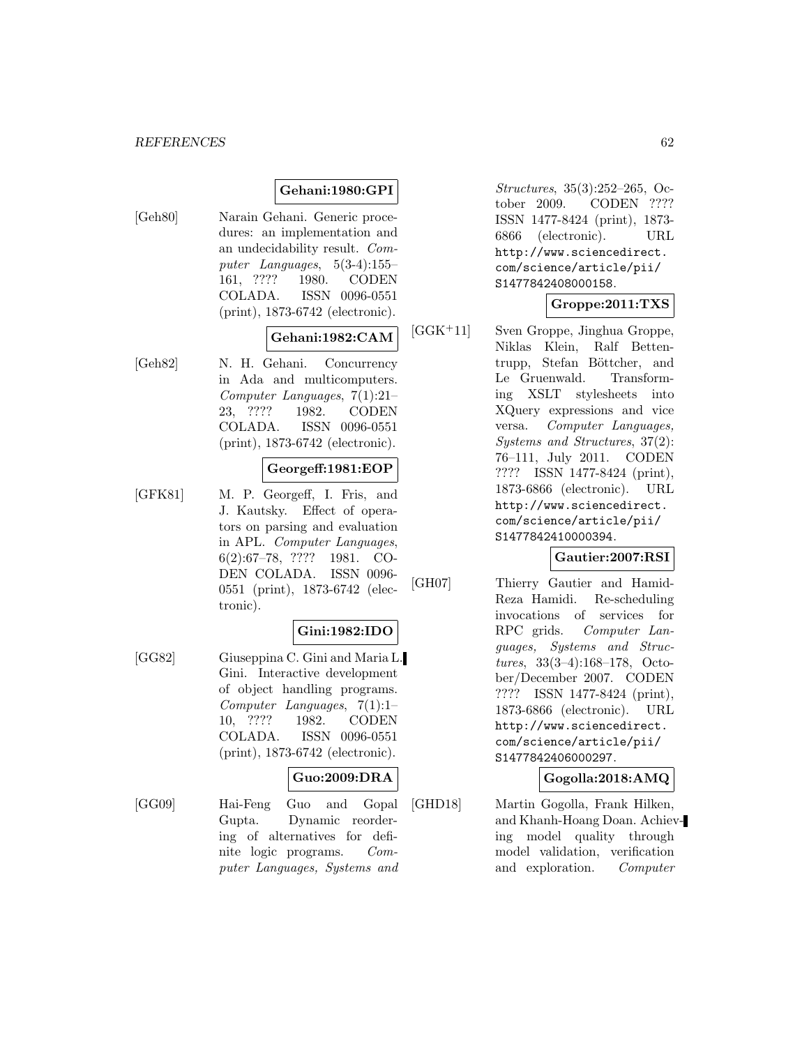**Gehani:1980:GPI**

[Geh80] Narain Gehani. Generic procedures: an implementation and an undecidability result. *Computer Languages*, 5(3-4):155–161, ???? 1980. CODEN COLADA. ISSN 0096-0551 (print), 1873-6742 (electronic).

**Gehani:1982:CAM**

[Geh82] N. H. Gehani. Concurrency in Ada and multicomputers. *Computer Languages*, 7(1):21–23, ???? 1982. CODEN COLADA. ISSN 0096-0551 (print), 1873-6742 (electronic).

**Georgeff:1981:EOP**

[GFK81] M. P. Georgeff, I. Fris, and J. Kautsky. Effect of operators on parsing and evaluation in APL. *Computer Languages*, 6(2):67–78, ???? 1981. CODEN COLADA. ISSN 0096-0551 (print), 1873-6742 (electronic).

**Gini:1982:IDO**

[GG82] Giuseppina C. Gini and Maria L. Gini. Interactive development of object handling programs. *Computer Languages*, 7(1):1–10, ???? 1982. CODEN COLADA. ISSN 0096-0551 (print), 1873-6742 (electronic).

**Guo:2009:DRA**

[GG09] Hai-Feng Guo and Gopal Gupta. Dynamic reordering of alternatives for definite logic programs. *Computer Languages, Systems and Structures*, 35(3):252–265, October 2009. CODEN ???? ISSN 1477-8424 (print), 1873-6866 (electronic). URL http://www.sciencedirect.com/science/article/pii/S1477842408000158.

**Groppe:2011:TXS**

[GGK+11] Sven Groppe, Jinghua Groppe, Niklas Klein, Ralf Bettentrupp, Stefan Böttcher, and Le Gruenwald. Transforming XSLT stylesheets into XQuery expressions and vice versa. *Computer Languages, Systems and Structures*, 37(2):76–111, July 2011. CODEN ???? ISSN 1477-8424 (print), 1873-6866 (electronic). URL http://www.sciencedirect.com/science/article/pii/S1477842410000394.

**Gautier:2007:RSI**

[GH07] Thierry Gautier and Hamid-Reza Hamidi. Re-scheduling invocations of services for RPC grids. *Computer Languages, Systems and Structures*, 33(3–4):168–178, October/December 2007. CODEN ???? ISSN 1477-8424 (print), 1873-6866 (electronic). URL http://www.sciencedirect.com/science/article/pii/S1477842406000297.

**Gogolla:2018:AMQ**

[GHD18] Martin Gogolla, Frank Hilken, and Khanh-Hoang Doan. Achieving model quality through model validation, verification and exploration. *Computer*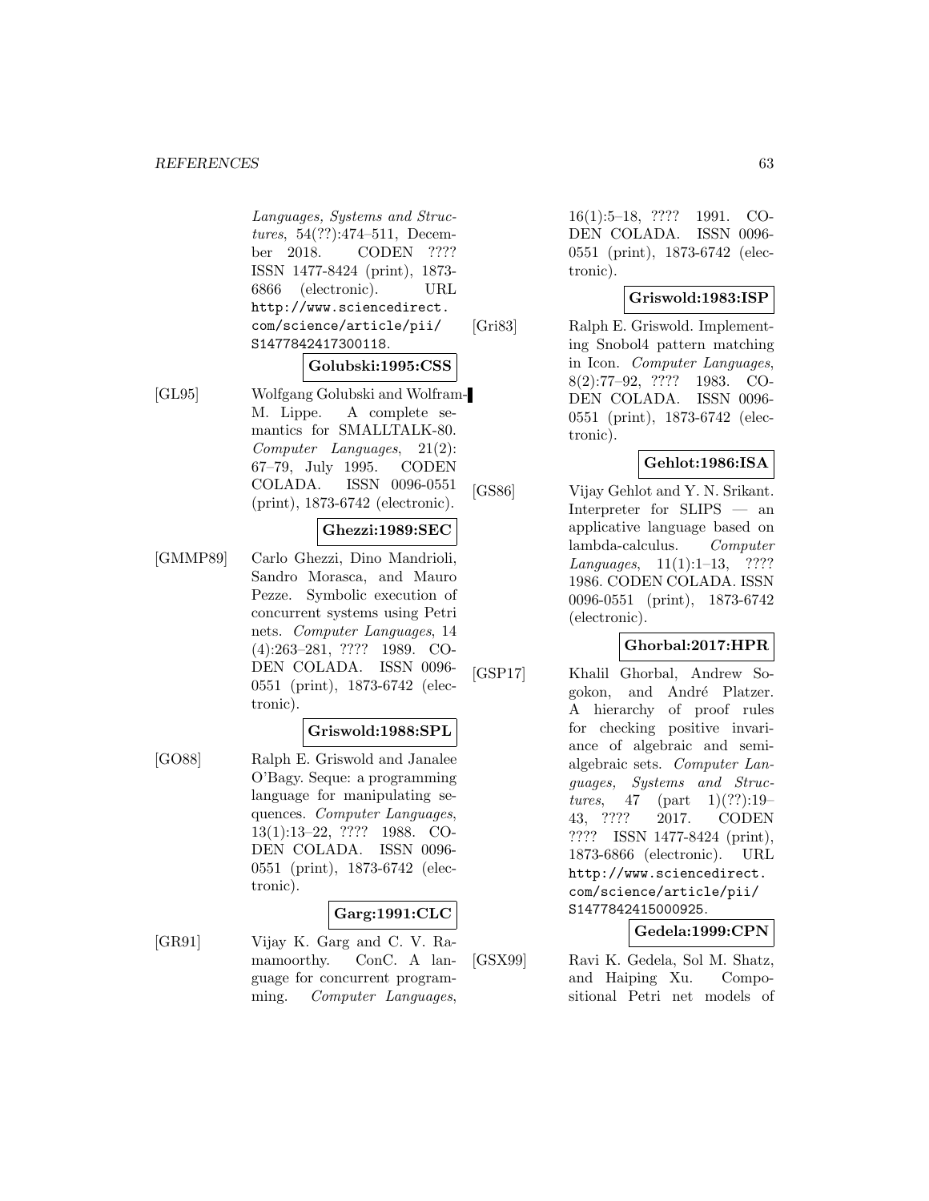*Languages, Systems and Structures*, 54(??):474–511, December 2018. CODEN ???? ISSN 1477-8424 (print), 1873-6866 (electronic). URL http://www.sciencedirect.com/science/article/pii/S1477842417300118.

**Golubski:1995:CSS**

[GL95] Wolfgang Golubski and Wolfram-M. Lippe. A complete semantics for SMALLTALK-80. *Computer Languages*, 21(2): 67–79, July 1995. CODEN COLADA. ISSN 0096-0551 (print), 1873-6742 (electronic).

**Ghezzi:1989:SEC**

[GMMP89] Carlo Ghezzi, Dino Mandrioli, Sandro Morasca, and Mauro Pezze. Symbolic execution of concurrent systems using Petri nets. *Computer Languages*, 14 (4):263–281, ???? 1989. CODEN COLADA. ISSN 0096-0551 (print), 1873-6742 (electronic).

**Griswold:1988:SPL**

[GO88] Ralph E. Griswold and Janalee O'Bagy. Seque: a programming language for manipulating sequences. *Computer Languages*, 13(1):13–22, ???? 1988. CODEN COLADA. ISSN 0096-0551 (print), 1873-6742 (electronic).

**Garg:1991:CLC**

[GR91] Vijay K. Garg and C. V. Ramamoorthy. ConC. A language for concurrent programming. *Computer Languages*, 16(1):5–18, ???? 1991. CODEN COLADA. ISSN 0096-0551 (print), 1873-6742 (electronic).

**Griswold:1983:ISP**

[Gri83] Ralph E. Griswold. Implementing Snobol4 pattern matching in Icon. *Computer Languages*, 8(2):77–92, ???? 1983. CODEN COLADA. ISSN 0096-0551 (print), 1873-6742 (electronic).

**Gehlot:1986:ISA**

[GS86] Vijay Gehlot and Y. N. Srikant. Interpreter for SLIPS — an applicative language based on lambda-calculus. *Computer Languages*, 11(1):1–13, ???? 1986. CODEN COLADA. ISSN 0096-0551 (print), 1873-6742 (electronic).

**Ghorbal:2017:HPR**

[GSP17] Khalil Ghorbal, Andrew Sogokon, and André Platzer. A hierarchy of proof rules for checking positive invariance of algebraic and semi-algebraic sets. *Computer Languages, Systems and Structures*, 47 (part 1)(??):19–43, ???? 2017. CODEN ???? ISSN 1477-8424 (print), 1873-6866 (electronic). URL http://www.sciencedirect.com/science/article/pii/S1477842415000925.

**Gedela:1999:CPN**

[GSX99] Ravi K. Gedela, Sol M. Shatz, and Haiping Xu. Compositional Petri net models of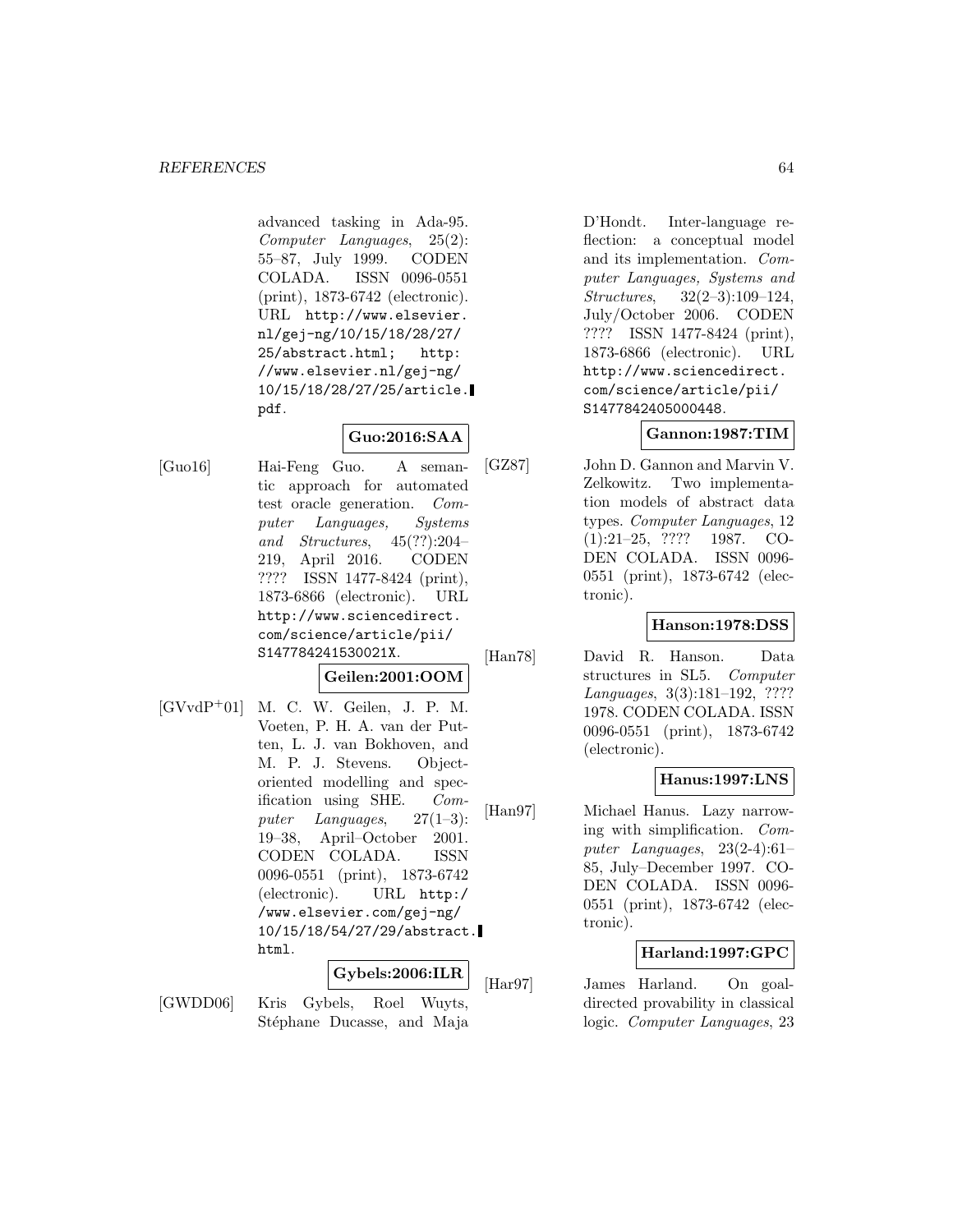advanced tasking in Ada-95. *Computer Languages*, 25(2): 55–87, July 1999. CODEN COLADA. ISSN 0096-0551 (print), 1873-6742 (electronic). URL http://www.elsevier.nl/gej-ng/10/15/18/28/27/25/abstract.html; http://www.elsevier.nl/gej-ng/10/15/18/28/27/25/article.pdf.

**Guo:2016:SAA**

[Guo16] Hai-Feng Guo. A semantic approach for automated test oracle generation. *Computer Languages, Systems and Structures*, 45(??):204–219, April 2016. CODEN ???? ISSN 1477-8424 (print), 1873-6866 (electronic). URL http://www.sciencedirect.com/science/article/pii/S147784241530021X.

**Geilen:2001:OOM**

[GVvdP+01] M. C. W. Geilen, J. P. M. Voeten, P. H. A. van der Putten, L. J. van Bokhoven, and M. P. J. Stevens. Object-oriented modelling and specification using SHE. *Computer Languages*, 27(1–3): 19–38, April–October 2001. CODEN COLADA. ISSN 0096-0551 (print), 1873-6742 (electronic). URL http://www.elsevier.com/gej-ng/10/15/18/54/27/29/abstract.html.

**Gybels:2006:ILR**

[GWDD06] Kris Gybels, Roel Wuyts, Stéphane Ducasse, and Maja D'Hondt. Inter-language reflection: a conceptual model and its implementation. *Computer Languages, Systems and Structures*, 32(2–3):109–124, July/October 2006. CODEN ???? ISSN 1477-8424 (print), 1873-6866 (electronic). URL http://www.sciencedirect.com/science/article/pii/S1477842405000448.

**Gannon:1987:TIM**

[GZ87] John D. Gannon and Marvin V. Zelkowitz. Two implementation models of abstract data types. *Computer Languages*, 12 (1):21–25, ???? 1987. CODEN COLADA. ISSN 0096-0551 (print), 1873-6742 (electronic).

**Hanson:1978:DSS**

[Han78] David R. Hanson. Data structures in SL5. *Computer Languages*, 3(3):181–192, ???? 1978. CODEN COLADA. ISSN 0096-0551 (print), 1873-6742 (electronic).

**Hanus:1997:LNS**

[Han97] Michael Hanus. Lazy narrowing with simplification. *Computer Languages*, 23(2-4):61–85, July–December 1997. CODEN COLADA. ISSN 0096-0551 (print), 1873-6742 (electronic).

**Harland:1997:GPC**

[Har97] James Harland. On goal-directed provability in classical logic. *Computer Languages*, 23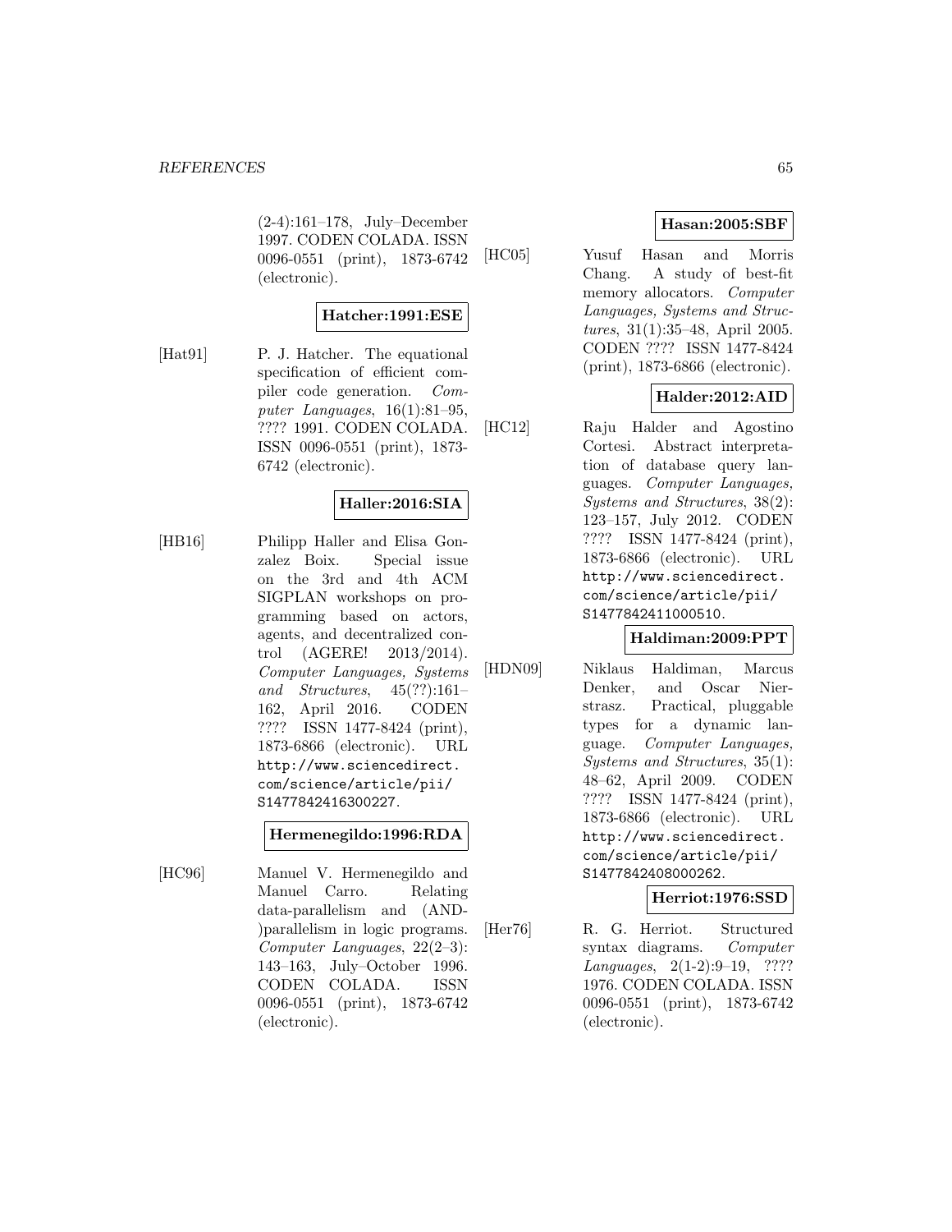(2-4):161–178, July–December 1997. CODEN COLADA. ISSN 0096-0551 (print), 1873-6742 (electronic).

**Hatcher:1991:ESE**

[Hat91] P. J. Hatcher. The equational specification of efficient compiler code generation. *Computer Languages*, 16(1):81–95, ???? 1991. CODEN COLADA. ISSN 0096-0551 (print), 1873-6742 (electronic).

**Haller:2016:SIA**

[HB16] Philipp Haller and Elisa Gonzalez Boix. Special issue on the 3rd and 4th ACM SIGPLAN workshops on programming based on actors, agents, and decentralized control (AGERE! 2013/2014). *Computer Languages, Systems and Structures*, 45(??):161–162, April 2016. CODEN ???? ISSN 1477-8424 (print), 1873-6866 (electronic). URL http://www.sciencedirect.com/science/article/pii/S1477842416300227.

**Hermenegildo:1996:RDA**

[HC96] Manuel V. Hermenegildo and Manuel Carro. Relating data-parallelism and (AND-)parallelism in logic programs. *Computer Languages*, 22(2–3):143–163, July–October 1996. CODEN COLADA. ISSN 0096-0551 (print), 1873-6742 (electronic).

**Hasan:2005:SBF**

[HC05] Yusuf Hasan and Morris Chang. A study of best-fit memory allocators. *Computer Languages, Systems and Structures*, 31(1):35–48, April 2005. CODEN ???? ISSN 1477-8424 (print), 1873-6866 (electronic).

**Halder:2012:AID**

[HC12] Raju Halder and Agostino Cortesi. Abstract interpretation of database query languages. *Computer Languages, Systems and Structures*, 38(2):123–157, July 2012. CODEN ???? ISSN 1477-8424 (print), 1873-6866 (electronic). URL http://www.sciencedirect.com/science/article/pii/S1477842411000510.

**Haldiman:2009:PPT**

[HDN09] Niklaus Haldiman, Marcus Denker, and Oscar Nierstrasz. Practical, pluggable types for a dynamic language. *Computer Languages, Systems and Structures*, 35(1):48–62, April 2009. CODEN ???? ISSN 1477-8424 (print), 1873-6866 (electronic). URL http://www.sciencedirect.com/science/article/pii/S1477842408000262.

**Herriot:1976:SSD**

[Her76] R. G. Herriot. Structured syntax diagrams. *Computer Languages*, 2(1-2):9–19, ???? 1976. CODEN COLADA. ISSN 0096-0551 (print), 1873-6742 (electronic).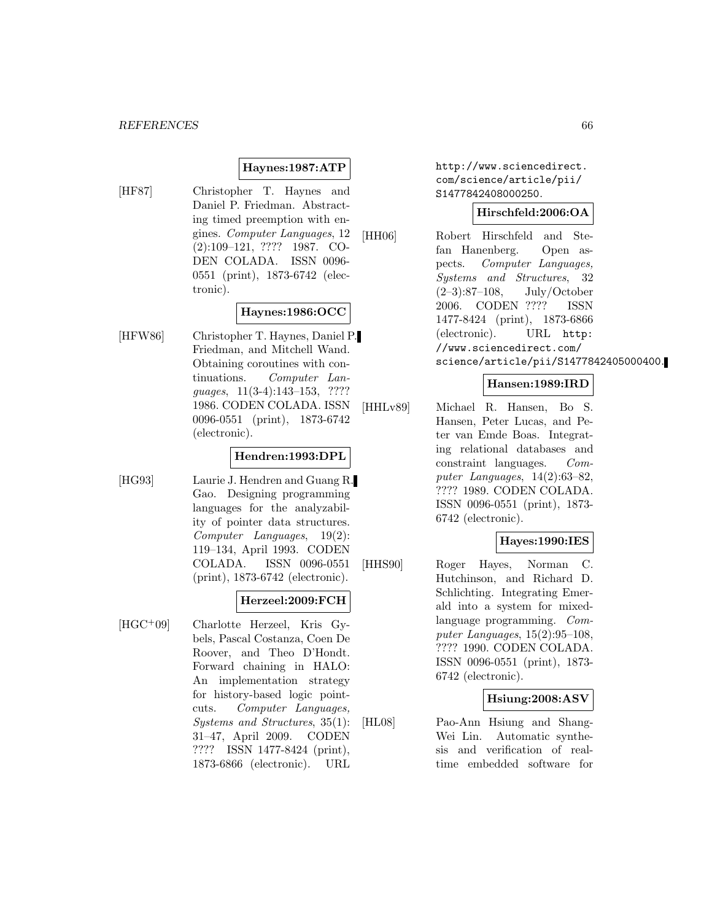**Haynes:1987:ATP**

[HF87] Christopher T. Haynes and Daniel P. Friedman. Abstracting timed preemption with engines. *Computer Languages*, 12 (2):109–121, ???? 1987. CODEN COLADA. ISSN 0096-0551 (print), 1873-6742 (electronic).

**Haynes:1986:OCC**

[HFW86] Christopher T. Haynes, Daniel P. Friedman, and Mitchell Wand. Obtaining coroutines with continuations. *Computer Languages*, 11(3-4):143–153, ???? 1986. CODEN COLADA. ISSN 0096-0551 (print), 1873-6742 (electronic).

**Hendren:1993:DPL**

[HG93] Laurie J. Hendren and Guang R. Gao. Designing programming languages for the analyzability of pointer data structures. *Computer Languages*, 19(2): 119–134, April 1993. CODEN COLADA. ISSN 0096-0551 (print), 1873-6742 (electronic).

**Herzeel:2009:FCH**

[HGC+09] Charlotte Herzeel, Kris Gybels, Pascal Costanza, Coen De Roover, and Theo D'Hondt. Forward chaining in HALO: An implementation strategy for history-based logic pointcuts. *Computer Languages, Systems and Structures*, 35(1): 31–47, April 2009. CODEN ???? ISSN 1477-8424 (print), 1873-6866 (electronic). URL http://www.sciencedirect.com/science/article/pii/S1477842408000250.

**Hirschfeld:2006:OA**

[HH06] Robert Hirschfeld and Stefan Hanenberg. Open aspects. *Computer Languages, Systems and Structures*, 32 (2–3):87–108, July/October 2006. CODEN ???? ISSN 1477-8424 (print), 1873-6866 (electronic). URL http://www.sciencedirect.com/science/article/pii/S1477842405000400.

**Hansen:1989:IRD**

[HHLv89] Michael R. Hansen, Bo S. Hansen, Peter Lucas, and Peter van Emde Boas. Integrating relational databases and constraint languages. *Computer Languages*, 14(2):63–82, ???? 1989. CODEN COLADA. ISSN 0096-0551 (print), 1873-6742 (electronic).

**Hayes:1990:IES**

[HHS90] Roger Hayes, Norman C. Hutchinson, and Richard D. Schlichting. Integrating Emerald into a system for mixed-language programming. *Computer Languages*, 15(2):95–108, ???? 1990. CODEN COLADA. ISSN 0096-0551 (print), 1873-6742 (electronic).

**Hsiung:2008:ASV**

[HL08] Pao-Ann Hsiung and Shang-Wei Lin. Automatic synthesis and verification of real-time embedded software for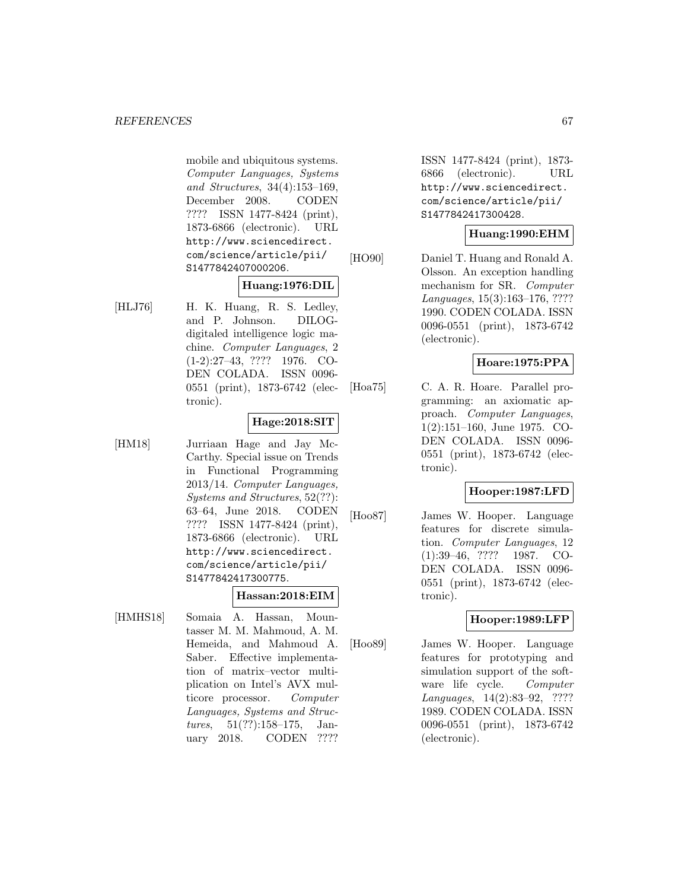mobile and ubiquitous systems. *Computer Languages, Systems and Structures*, 34(4):153–169, December 2008. CODEN ???? ISSN 1477-8424 (print), 1873-6866 (electronic). URL http://www.sciencedirect.com/science/article/pii/S1477842407000206.

**Huang:1976:DIL**

[HLJ76] H. K. Huang, R. S. Ledley, and P. Johnson. DILOG-digitaled intelligence logic machine. *Computer Languages*, 2 (1-2):27–43, ???? 1976. CODEN COLADA. ISSN 0096-0551 (print), 1873-6742 (electronic).

**Hage:2018:SIT**

[HM18] Jurriaan Hage and Jay McCarthy. Special issue on Trends in Functional Programming 2013/14. *Computer Languages, Systems and Structures*, 52(??):63–64, June 2018. CODEN ???? ISSN 1477-8424 (print), 1873-6866 (electronic). URL http://www.sciencedirect.com/science/article/pii/S1477842417300775.

**Hassan:2018:EIM**

[HMHS18] Somaia A. Hassan, Mountasser M. M. Mahmoud, A. M. Hemeida, and Mahmoud A. Saber. Effective implementation of matrix–vector multiplication on Intel's AVX multicore processor. *Computer Languages, Systems and Structures*, 51(??):158–175, January 2018. CODEN ???? ISSN 1477-8424 (print), 1873-6866 (electronic). URL http://www.sciencedirect.com/science/article/pii/S1477842417300428.

**Huang:1990:EHM**

[HO90] Daniel T. Huang and Ronald A. Olsson. An exception handling mechanism for SR. *Computer Languages*, 15(3):163–176, ???? 1990. CODEN COLADA. ISSN 0096-0551 (print), 1873-6742 (electronic).

**Hoare:1975:PPA**

[Hoa75] C. A. R. Hoare. Parallel programming: an axiomatic approach. *Computer Languages*, 1(2):151–160, June 1975. CODEN COLADA. ISSN 0096-0551 (print), 1873-6742 (electronic).

**Hooper:1987:LFD**

[Hoo87] James W. Hooper. Language features for discrete simulation. *Computer Languages*, 12 (1):39–46, ???? 1987. CODEN COLADA. ISSN 0096-0551 (print), 1873-6742 (electronic).

**Hooper:1989:LFP**

[Hoo89] James W. Hooper. Language features for prototyping and simulation support of the software life cycle. *Computer Languages*, 14(2):83–92, ???? 1989. CODEN COLADA. ISSN 0096-0551 (print), 1873-6742 (electronic).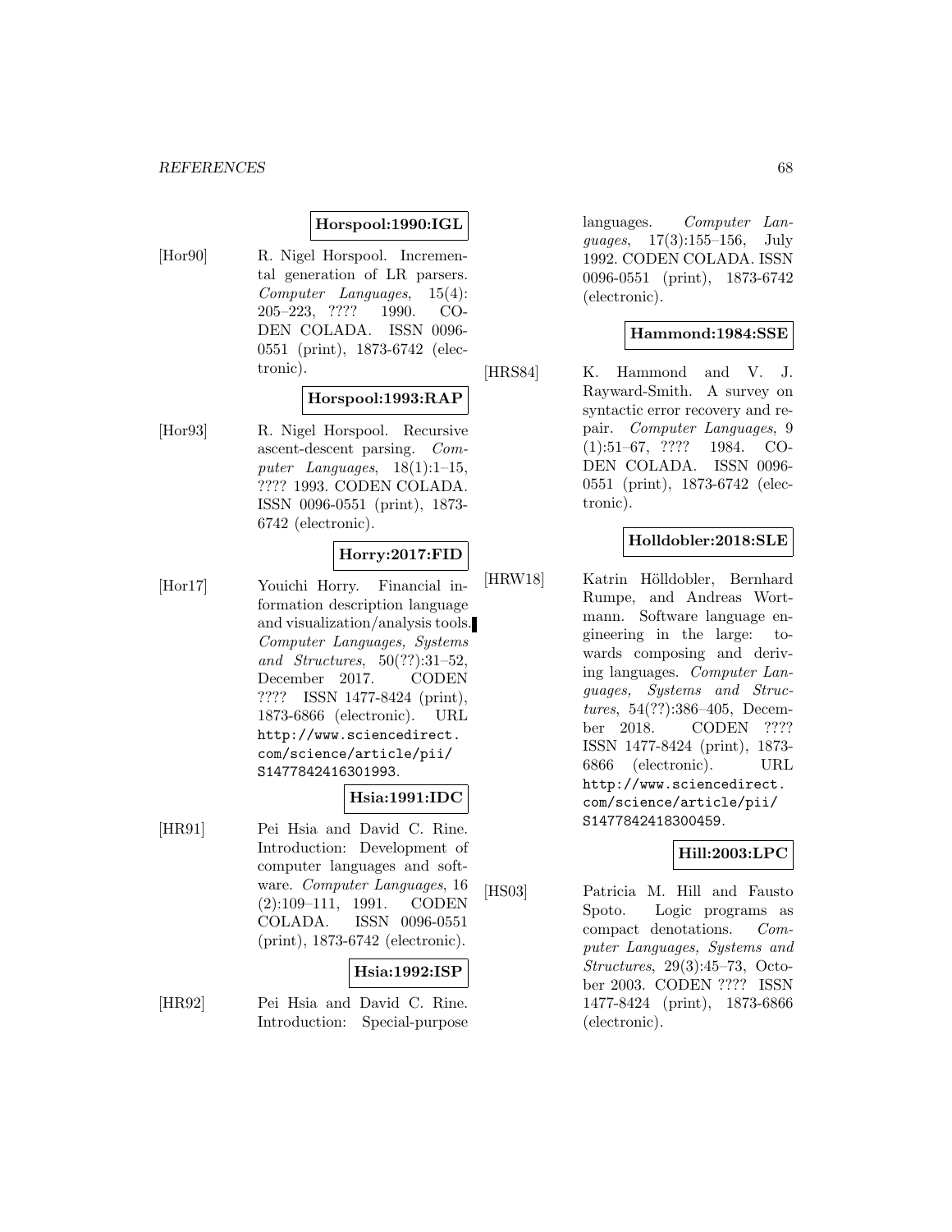**Horspool:1990:IGL**

[Hor90] R. Nigel Horspool. Incremental generation of LR parsers. *Computer Languages*, 15(4): 205–223, ???? 1990. CODEN COLADA. ISSN 0096-0551 (print), 1873-6742 (electronic).

**Horspool:1993:RAP**

[Hor93] R. Nigel Horspool. Recursive ascent-descent parsing. *Computer Languages*, 18(1):1–15, ???? 1993. CODEN COLADA. ISSN 0096-0551 (print), 1873-6742 (electronic).

**Horry:2017:FID**

[Hor17] Youichi Horry. Financial information description language and visualization/analysis tools. *Computer Languages, Systems and Structures*, 50(??):31–52, December 2017. CODEN ???? ISSN 1477-8424 (print), 1873-6866 (electronic). URL http://www.sciencedirect.com/science/article/pii/S1477842416301993.

**Hsia:1991:IDC**

[HR91] Pei Hsia and David C. Rine. Introduction: Development of computer languages and software. *Computer Languages*, 16 (2):109–111, 1991. CODEN COLADA. ISSN 0096-0551 (print), 1873-6742 (electronic).

**Hsia:1992:ISP**

[HR92] Pei Hsia and David C. Rine. Introduction: Special-purpose languages. *Computer Languages*, 17(3):155–156, July 1992. CODEN COLADA. ISSN 0096-0551 (print), 1873-6742 (electronic).

**Hammond:1984:SSE**

[HRS84] K. Hammond and V. J. Rayward-Smith. A survey on syntactic error recovery and repair. *Computer Languages*, 9 (1):51–67, ???? 1984. CODEN COLADA. ISSN 0096-0551 (print), 1873-6742 (electronic).

**Holldobler:2018:SLE**

[HRW18] Katrin Hölldobler, Bernhard Rumpe, and Andreas Wortmann. Software language engineering in the large: towards composing and deriving languages. *Computer Languages, Systems and Structures*, 54(??):386–405, December 2018. CODEN ???? ISSN 1477-8424 (print), 1873-6866 (electronic). URL http://www.sciencedirect.com/science/article/pii/S1477842418300459.

**Hill:2003:LPC**

[HS03] Patricia M. Hill and Fausto Spoto. Logic programs as compact denotations. *Computer Languages, Systems and Structures*, 29(3):45–73, October 2003. CODEN ???? ISSN 1477-8424 (print), 1873-6866 (electronic).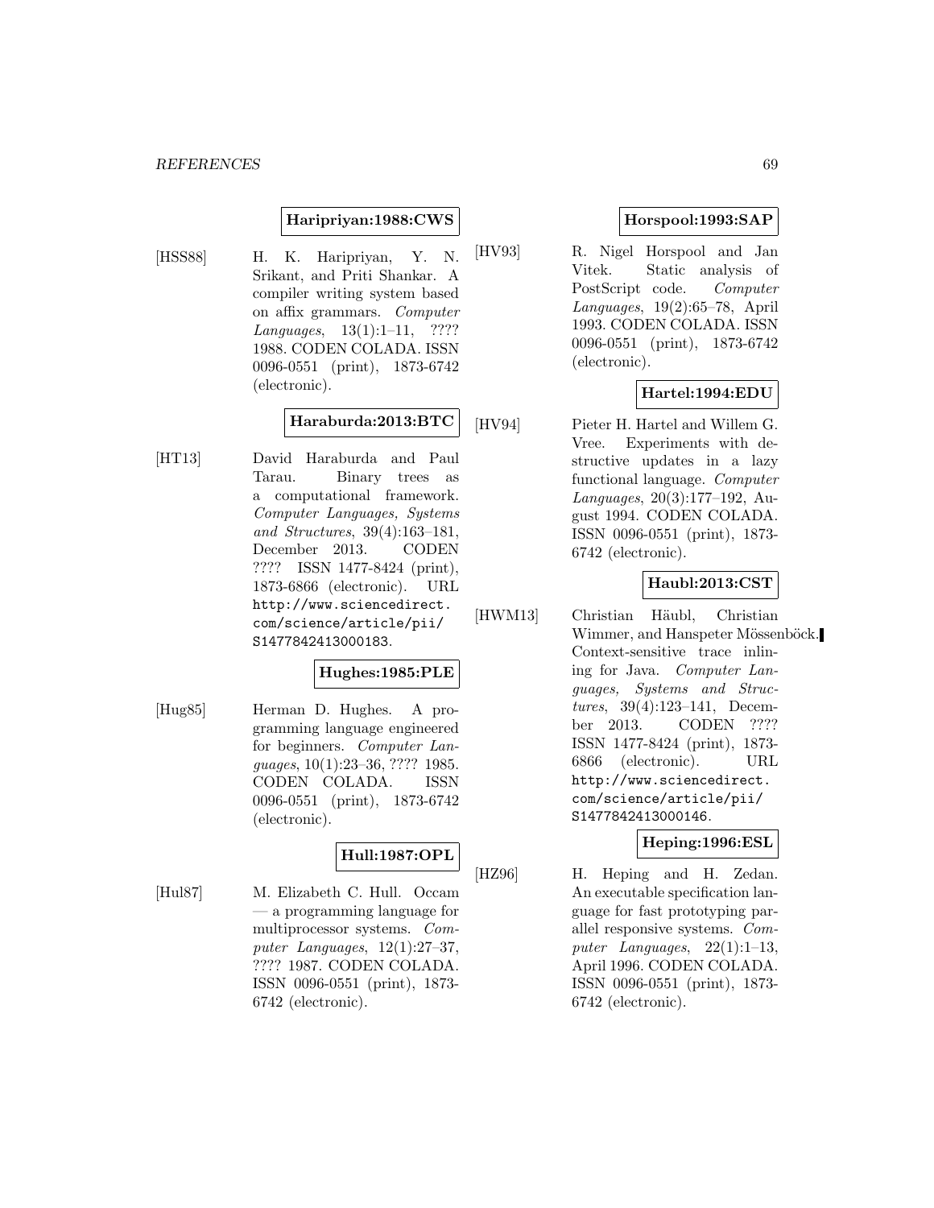**Haripriyan:1988:CWS**

[HSS88] H. K. Haripriyan, Y. N. Srikant, and Priti Shankar. A compiler writing system based on affix grammars. *Computer Languages*, 13(1):1–11, ???? 1988. CODEN COLADA. ISSN 0096-0551 (print), 1873-6742 (electronic).

**Haraburda:2013:BTC**

[HT13] David Haraburda and Paul Tarau. Binary trees as a computational framework. *Computer Languages, Systems and Structures*, 39(4):163–181, December 2013. CODEN ???? ISSN 1477-8424 (print), 1873-6866 (electronic). URL http://www.sciencedirect.com/science/article/pii/S1477842413000183.

**Hughes:1985:PLE**

[Hug85] Herman D. Hughes. A programming language engineered for beginners. *Computer Languages*, 10(1):23–36, ???? 1985. CODEN COLADA. ISSN 0096-0551 (print), 1873-6742 (electronic).

**Hull:1987:OPL**

[Hul87] M. Elizabeth C. Hull. Occam — a programming language for multiprocessor systems. *Computer Languages*, 12(1):27–37, ???? 1987. CODEN COLADA. ISSN 0096-0551 (print), 1873-6742 (electronic).

**Horspool:1993:SAP**

[HV93] R. Nigel Horspool and Jan Vitek. Static analysis of PostScript code. *Computer Languages*, 19(2):65–78, April 1993. CODEN COLADA. ISSN 0096-0551 (print), 1873-6742 (electronic).

**Hartel:1994:EDU**

[HV94] Pieter H. Hartel and Willem G. Vree. Experiments with destructive updates in a lazy functional language. *Computer Languages*, 20(3):177–192, August 1994. CODEN COLADA. ISSN 0096-0551 (print), 1873-6742 (electronic).

**Haubl:2013:CST**

[HWM13] Christian Häubl, Christian Wimmer, and Hanspeter Mössenböck. Context-sensitive trace inlining for Java. *Computer Languages, Systems and Structures*, 39(4):123–141, December 2013. CODEN ???? ISSN 1477-8424 (print), 1873-6866 (electronic). URL http://www.sciencedirect.com/science/article/pii/S1477842413000146.

**Heping:1996:ESL**

[HZ96] H. Heping and H. Zedan. An executable specification language for fast prototyping parallel responsive systems. *Computer Languages*, 22(1):1–13, April 1996. CODEN COLADA. ISSN 0096-0551 (print), 1873-6742 (electronic).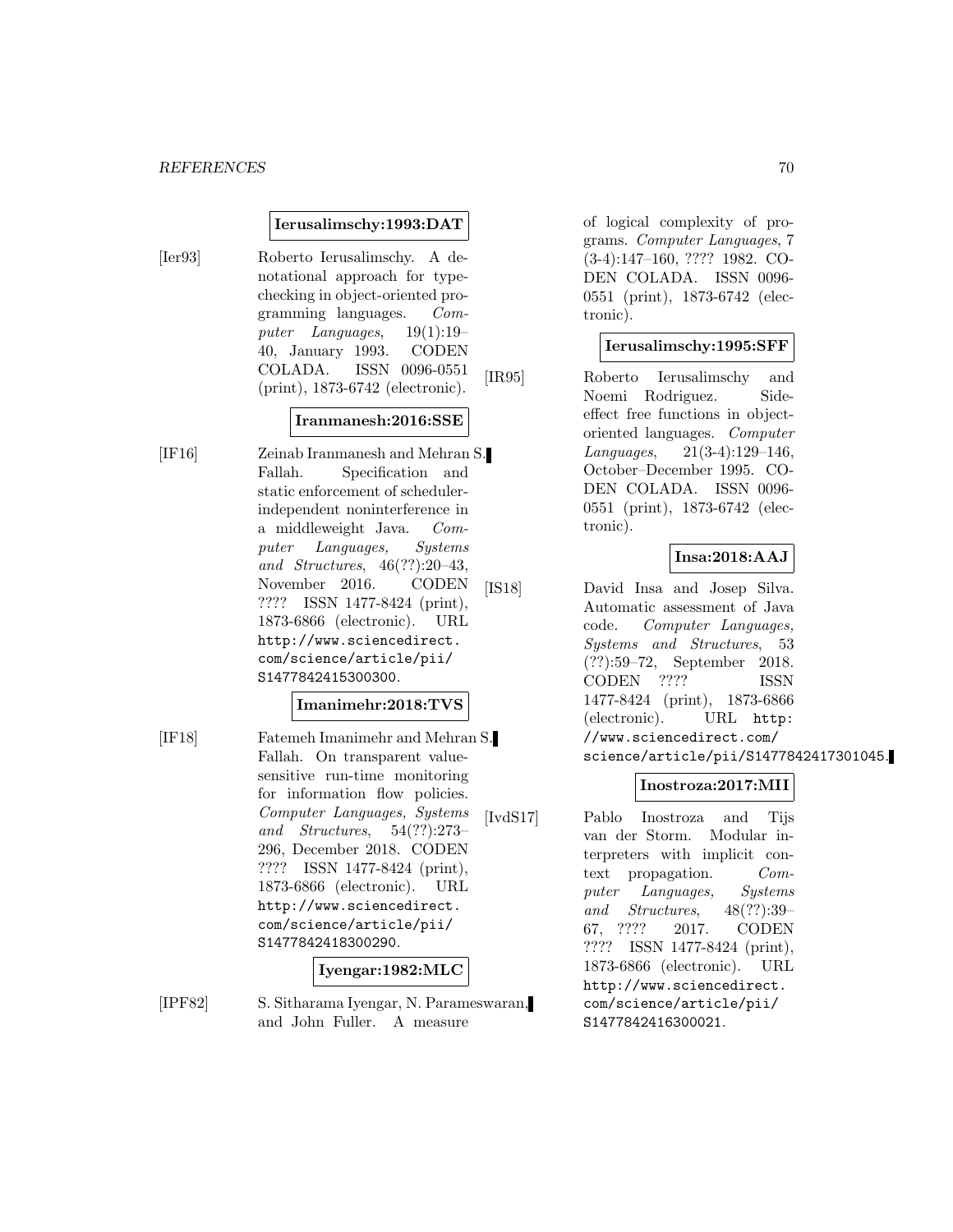**Ierusalimschy:1993:DAT**

[Ier93] Roberto Ierusalimschy. A denotational approach for type-checking in object-oriented programming languages. *Computer Languages*, 19(1):19–40, January 1993. CODEN COLADA. ISSN 0096-0551 (print), 1873-6742 (electronic).

**Iranmanesh:2016:SSE**

[IF16] Zeinab Iranmanesh and Mehran S. Fallah. Specification and static enforcement of scheduler-independent noninterference in a middleweight Java. *Computer Languages, Systems and Structures*, 46(??):20–43, November 2016. CODEN ???? ISSN 1477-8424 (print), 1873-6866 (electronic). URL http://www.sciencedirect.com/science/article/pii/S1477842415300300.

**Imanimehr:2018:TVS**

[IF18] Fatemeh Imanimehr and Mehran S. Fallah. On transparent value-sensitive run-time monitoring for information flow policies. *Computer Languages, Systems and Structures*, 54(??):273–296, December 2018. CODEN ???? ISSN 1477-8424 (print), 1873-6866 (electronic). URL http://www.sciencedirect.com/science/article/pii/S1477842418300290.

**Iyengar:1982:MLC**

[IPF82] S. Sitharama Iyengar, N. Parameswaran, and John Fuller. A measure of logical complexity of programs. *Computer Languages*, 7 (3-4):147–160, ???? 1982. CODEN COLADA. ISSN 0096-0551 (print), 1873-6742 (electronic).

**Ierusalimschy:1995:SFF**

[IR95] Roberto Ierusalimschy and Noemi Rodriguez. Side-effect free functions in object-oriented languages. *Computer Languages*, 21(3-4):129–146, October–December 1995. CODEN COLADA. ISSN 0096-0551 (print), 1873-6742 (electronic).

**Insa:2018:AAJ**

[IS18] David Insa and Josep Silva. Automatic assessment of Java code. *Computer Languages, Systems and Structures*, 53 (??):59–72, September 2018. CODEN ???? ISSN 1477-8424 (print), 1873-6866 (electronic). URL http://www.sciencedirect.com/science/article/pii/S1477842417301045.

**Inostroza:2017:MII**

[IvdS17] Pablo Inostroza and Tijs van der Storm. Modular interpreters with implicit context propagation. *Computer Languages, Systems and Structures*, 48(??):39–67, ???? 2017. CODEN ???? ISSN 1477-8424 (print), 1873-6866 (electronic). URL http://www.sciencedirect.com/science/article/pii/S1477842416300021.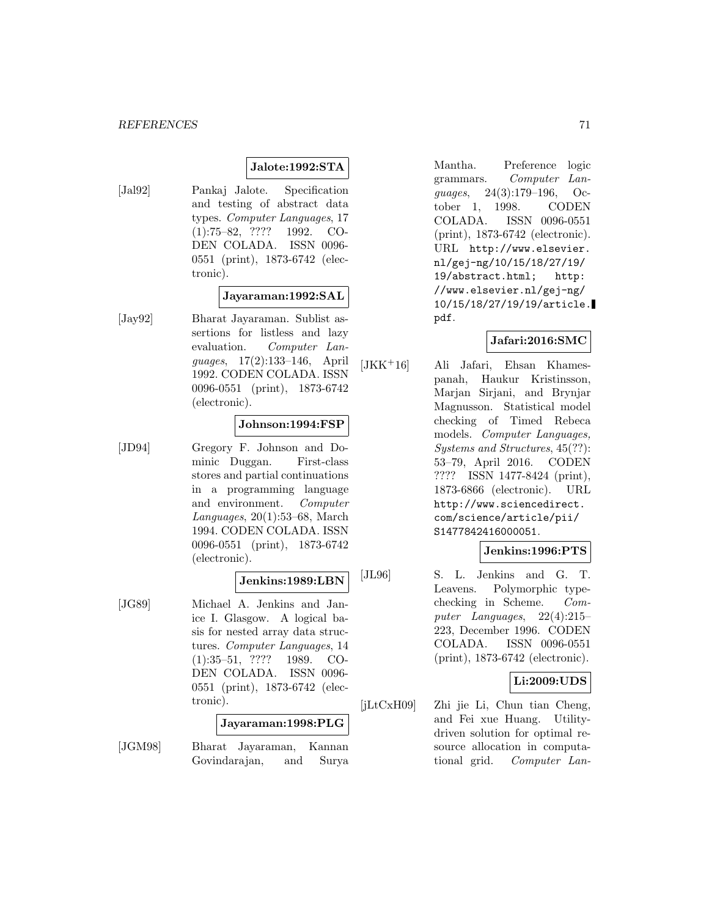**Jalote:1992:STA**

[Jal92] Pankaj Jalote. Specification and testing of abstract data types. *Computer Languages*, 17 (1):75–82, ???? 1992. CODEN COLADA. ISSN 0096-0551 (print), 1873-6742 (electronic).

**Jayaraman:1992:SAL**

[Jay92] Bharat Jayaraman. Sublist assertions for listless and lazy evaluation. *Computer Languages*, 17(2):133–146, April 1992. CODEN COLADA. ISSN 0096-0551 (print), 1873-6742 (electronic).

**Johnson:1994:FSP**

[JD94] Gregory F. Johnson and Dominic Duggan. First-class stores and partial continuations in a programming language and environment. *Computer Languages*, 20(1):53–68, March 1994. CODEN COLADA. ISSN 0096-0551 (print), 1873-6742 (electronic).

**Jenkins:1989:LBN**

[JG89] Michael A. Jenkins and Janice I. Glasgow. A logical basis for nested array data structures. *Computer Languages*, 14 (1):35–51, ???? 1989. CODEN COLADA. ISSN 0096-0551 (print), 1873-6742 (electronic).

**Jayaraman:1998:PLG**

[JGM98] Bharat Jayaraman, Kannan Govindarajan, and Surya Mantha. Preference logic grammars. *Computer Languages*, 24(3):179–196, October 1, 1998. CODEN COLADA. ISSN 0096-0551 (print), 1873-6742 (electronic). URL http://www.elsevier.nl/gej-ng/10/15/18/27/19/19/abstract.html; http://www.elsevier.nl/gej-ng/10/15/18/27/19/19/article.pdf.

**Jafari:2016:SMC**

[JKK+16] Ali Jafari, Ehsan Khamespanah, Haukur Kristinsson, Marjan Sirjani, and Brynjar Magnusson. Statistical model checking of Timed Rebeca models. *Computer Languages, Systems and Structures*, 45(??):53–79, April 2016. CODEN ???? ISSN 1477-8424 (print), 1873-6866 (electronic). URL http://www.sciencedirect.com/science/article/pii/S1477842416000051.

**Jenkins:1996:PTS**

[JL96] S. L. Jenkins and G. T. Leavens. Polymorphic typechecking in Scheme. *Computer Languages*, 22(4):215–223, December 1996. CODEN COLADA. ISSN 0096-0551 (print), 1873-6742 (electronic).

**Li:2009:UDS**

[jLtCxH09] Zhi jie Li, Chun tian Cheng, and Fei xue Huang. Utility-driven solution for optimal resource allocation in computational grid. *Computer Lan-*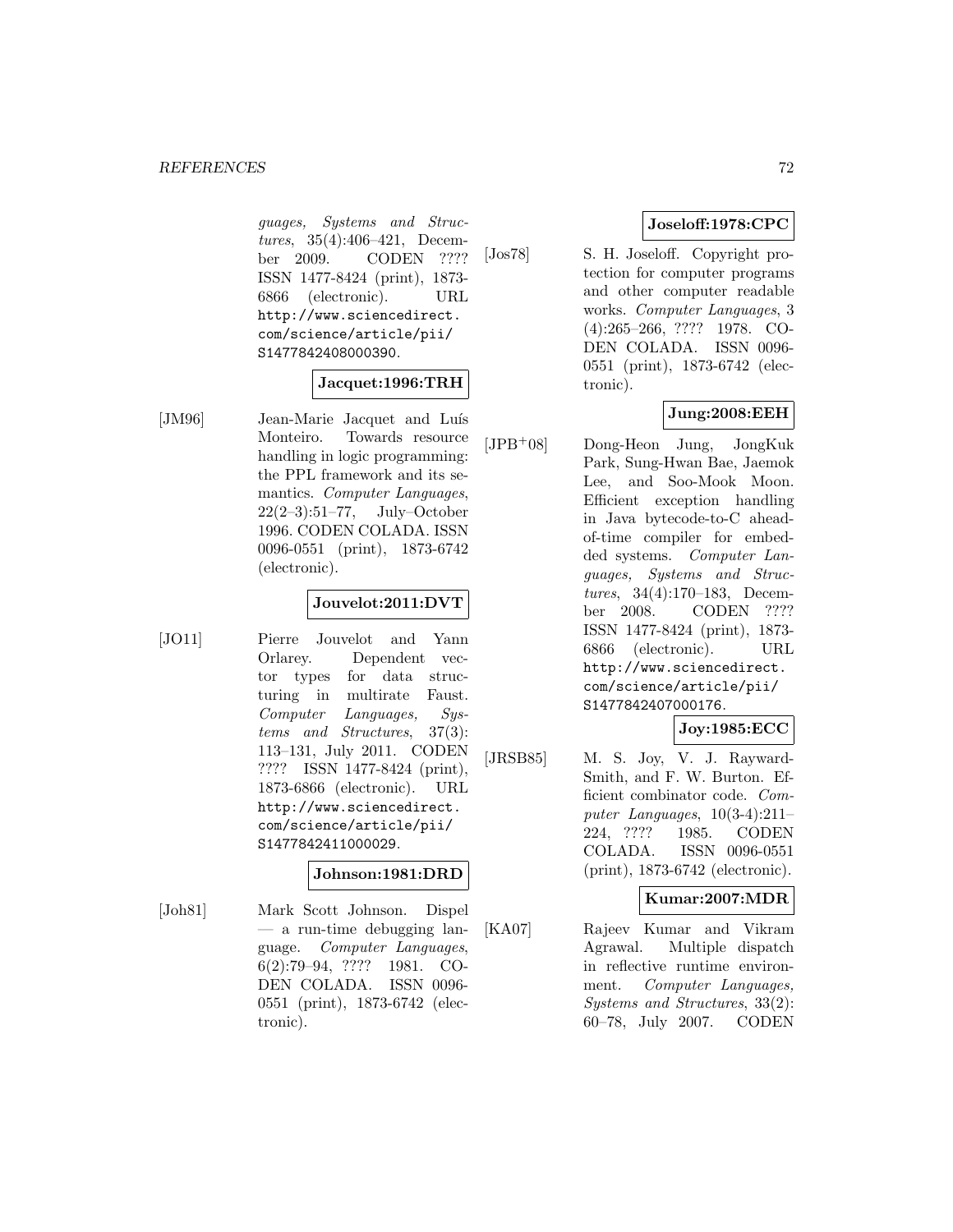*guages, Systems and Structures*, 35(4):406–421, December 2009. CODEN ???? ISSN 1477-8424 (print), 1873-6866 (electronic). URL http://www.sciencedirect.com/science/article/pii/S1477842408000390.

**Jacquet:1996:TRH**

[JM96] Jean-Marie Jacquet and Luís Monteiro. Towards resource handling in logic programming: the PPL framework and its semantics. *Computer Languages*, 22(2–3):51–77, July–October 1996. CODEN COLADA. ISSN 0096-0551 (print), 1873-6742 (electronic).

**Jouvelot:2011:DVT**

[JO11] Pierre Jouvelot and Yann Orlarey. Dependent vector types for data structuring in multirate Faust. *Computer Languages, Systems and Structures*, 37(3):113–131, July 2011. CODEN ???? ISSN 1477-8424 (print), 1873-6866 (electronic). URL http://www.sciencedirect.com/science/article/pii/S1477842411000029.

**Johnson:1981:DRD**

[Joh81] Mark Scott Johnson. Dispel — a run-time debugging language. *Computer Languages*, 6(2):79–94, ???? 1981. CODEN COLADA. ISSN 0096-0551 (print), 1873-6742 (electronic).

**Joseloff:1978:CPC**

[Jos78] S. H. Joseloff. Copyright protection for computer programs and other computer readable works. *Computer Languages*, 3(4):265–266, ???? 1978. CODEN COLADA. ISSN 0096-0551 (print), 1873-6742 (electronic).

**Jung:2008:EEH**

[JPB+08] Dong-Heon Jung, JongKuk Park, Sung-Hwan Bae, Jaemok Lee, and Soo-Mook Moon. Efficient exception handling in Java bytecode-to-C ahead-of-time compiler for embedded systems. *Computer Languages, Systems and Structures*, 34(4):170–183, December 2008. CODEN ???? ISSN 1477-8424 (print), 1873-6866 (electronic). URL http://www.sciencedirect.com/science/article/pii/S1477842407000176.

**Joy:1985:ECC**

[JRSB85] M. S. Joy, V. J. Rayward-Smith, and F. W. Burton. Efficient combinator code. *Computer Languages*, 10(3-4):211–224, ???? 1985. CODEN COLADA. ISSN 0096-0551 (print), 1873-6742 (electronic).

**Kumar:2007:MDR**

[KA07] Rajeev Kumar and Vikram Agrawal. Multiple dispatch in reflective runtime environment. *Computer Languages, Systems and Structures*, 33(2):60–78, July 2007. CODEN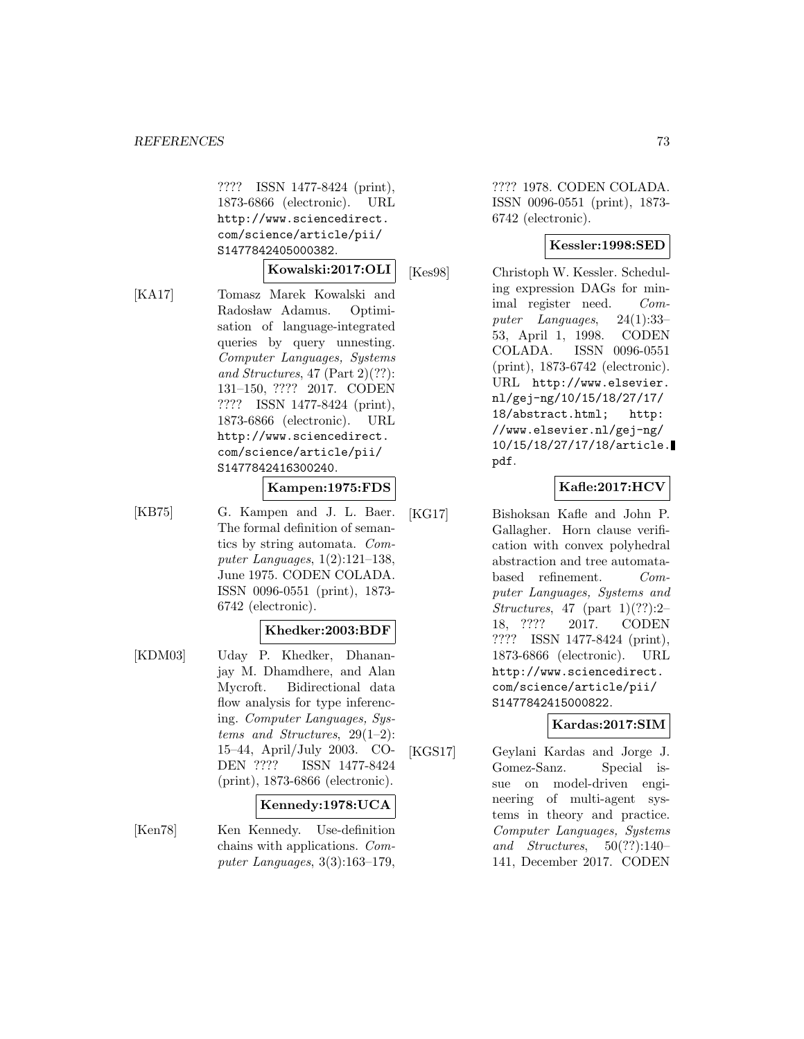???? ISSN 1477-8424 (print), 1873-6866 (electronic). URL http://www.sciencedirect.com/science/article/pii/S1477842405000382.

**Kowalski:2017:OLI**

[KA17] Tomasz Marek Kowalski and Radosław Adamus. Optimisation of language-integrated queries by query unnesting. *Computer Languages, Systems and Structures*, 47 (Part 2)(??): 131–150, ???? 2017. CODEN ???? ISSN 1477-8424 (print), 1873-6866 (electronic). URL http://www.sciencedirect.com/science/article/pii/S1477842416300240.

**Kampen:1975:FDS**

[KB75] G. Kampen and J. L. Baer. The formal definition of semantics by string automata. *Computer Languages*, 1(2):121–138, June 1975. CODEN COLADA. ISSN 0096-0551 (print), 1873-6742 (electronic).

**Khedker:2003:BDF**

[KDM03] Uday P. Khedker, Dhananjay M. Dhamdhere, and Alan Mycroft. Bidirectional data flow analysis for type inferencing. *Computer Languages, Systems and Structures*, 29(1–2): 15–44, April/July 2003. CODEN ???? ISSN 1477-8424 (print), 1873-6866 (electronic).

**Kennedy:1978:UCA**

[Ken78] Ken Kennedy. Use-definition chains with applications. *Computer Languages*, 3(3):163–179, ???? 1978. CODEN COLADA. ISSN 0096-0551 (print), 1873-6742 (electronic).

**Kessler:1998:SED**

[Kes98] Christoph W. Kessler. Scheduling expression DAGs for minimal register need. *Computer Languages*, 24(1):33–53, April 1, 1998. CODEN COLADA. ISSN 0096-0551 (print), 1873-6742 (electronic). URL http://www.elsevier.nl/gej-ng/10/15/18/27/17/18/abstract.html; http://www.elsevier.nl/gej-ng/10/15/18/27/17/18/article.pdf.

**Kafle:2017:HCV**

[KG17] Bishoksan Kafle and John P. Gallagher. Horn clause verification with convex polyhedral abstraction and tree automata-based refinement. *Computer Languages, Systems and Structures*, 47 (part 1)(??):2–18, ???? 2017. CODEN ???? ISSN 1477-8424 (print), 1873-6866 (electronic). URL http://www.sciencedirect.com/science/article/pii/S1477842415000822.

**Kardas:2017:SIM**

[KGS17] Geylani Kardas and Jorge J. Gomez-Sanz. Special issue on model-driven engineering of multi-agent systems in theory and practice. *Computer Languages, Systems and Structures*, 50(??):140–141, December 2017. CODEN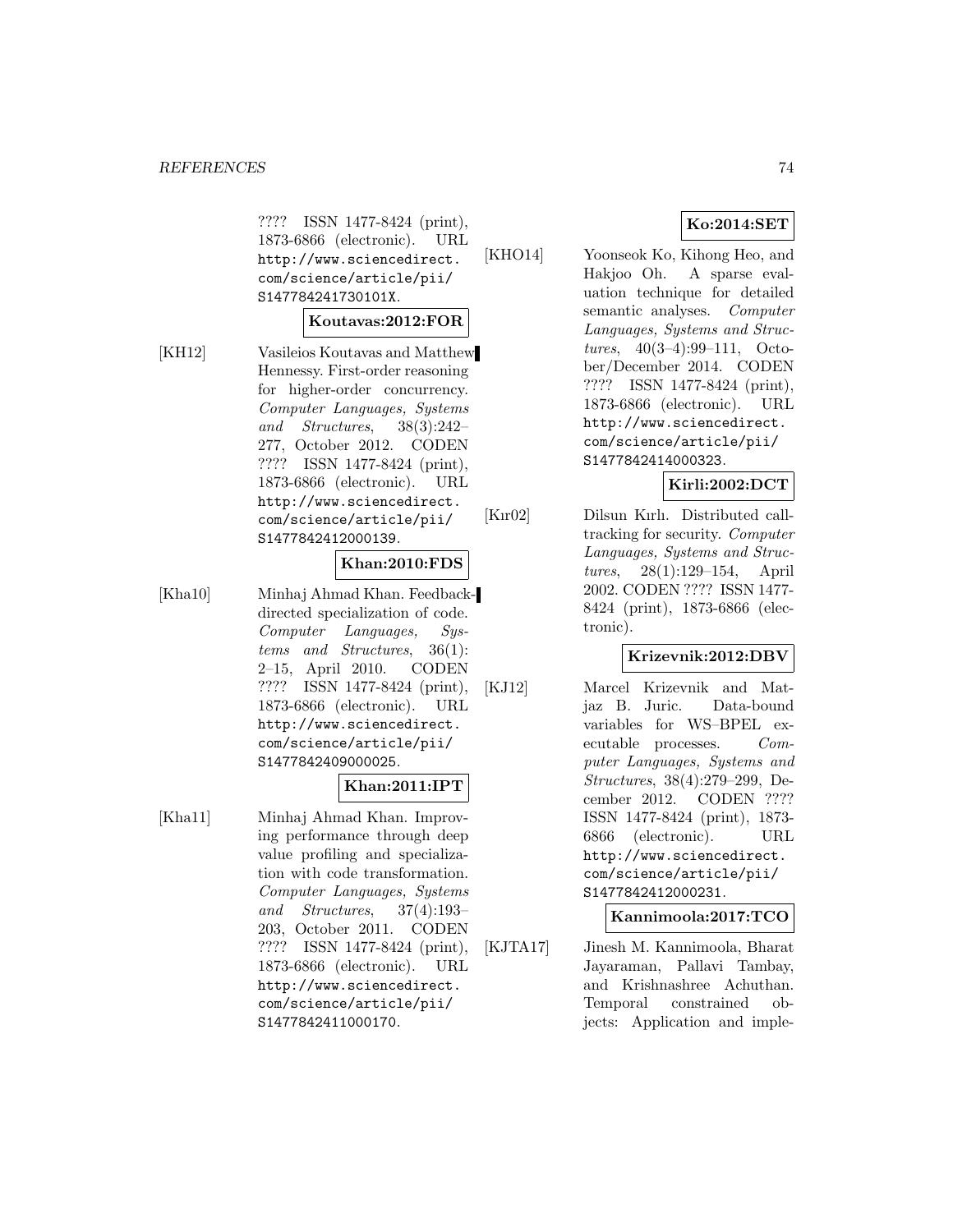???? ISSN 1477-8424 (print), 1873-6866 (electronic). URL http://www.sciencedirect.com/science/article/pii/S147784241730101X.

**Koutavas:2012:FOR**

[KH12] Vasileios Koutavas and Matthew Hennessy. First-order reasoning for higher-order concurrency. *Computer Languages, Systems and Structures*, 38(3):242–277, October 2012. CODEN ???? ISSN 1477-8424 (print), 1873-6866 (electronic). URL http://www.sciencedirect.com/science/article/pii/S1477842412000139.

**Khan:2010:FDS**

[Kha10] Minhaj Ahmad Khan. Feedback-directed specialization of code. *Computer Languages, Systems and Structures*, 36(1): 2–15, April 2010. CODEN ???? ISSN 1477-8424 (print), 1873-6866 (electronic). URL http://www.sciencedirect.com/science/article/pii/S1477842409000025.

**Khan:2011:IPT**

[Kha11] Minhaj Ahmad Khan. Improving performance through deep value profiling and specialization with code transformation. *Computer Languages, Systems and Structures*, 37(4):193–203, October 2011. CODEN ???? ISSN 1477-8424 (print), 1873-6866 (electronic). URL http://www.sciencedirect.com/science/article/pii/S1477842411000170.

**Ko:2014:SET**

[KHO14] Yoonseok Ko, Kihong Heo, and Hakjoo Oh. A sparse evaluation technique for detailed semantic analyses. *Computer Languages, Systems and Structures*, 40(3–4):99–111, October/December 2014. CODEN ???? ISSN 1477-8424 (print), 1873-6866 (electronic). URL http://www.sciencedirect.com/science/article/pii/S1477842414000323.

**Kirli:2002:DCT**

[Kır02] Dilsun Kırlı. Distributed call-tracking for security. *Computer Languages, Systems and Structures*, 28(1):129–154, April 2002. CODEN ???? ISSN 1477-8424 (print), 1873-6866 (electronic).

**Krizevnik:2012:DBV**

[KJ12] Marcel Krizevnik and Matjaz B. Juric. Data-bound variables for WS–BPEL executable processes. *Computer Languages, Systems and Structures*, 38(4):279–299, December 2012. CODEN ???? ISSN 1477-8424 (print), 1873-6866 (electronic). URL http://www.sciencedirect.com/science/article/pii/S1477842412000231.

**Kannimoola:2017:TCO**

[KJTA17] Jinesh M. Kannimoola, Bharat Jayaraman, Pallavi Tambay, and Krishnashree Achuthan. Temporal constrained objects: Application and imple-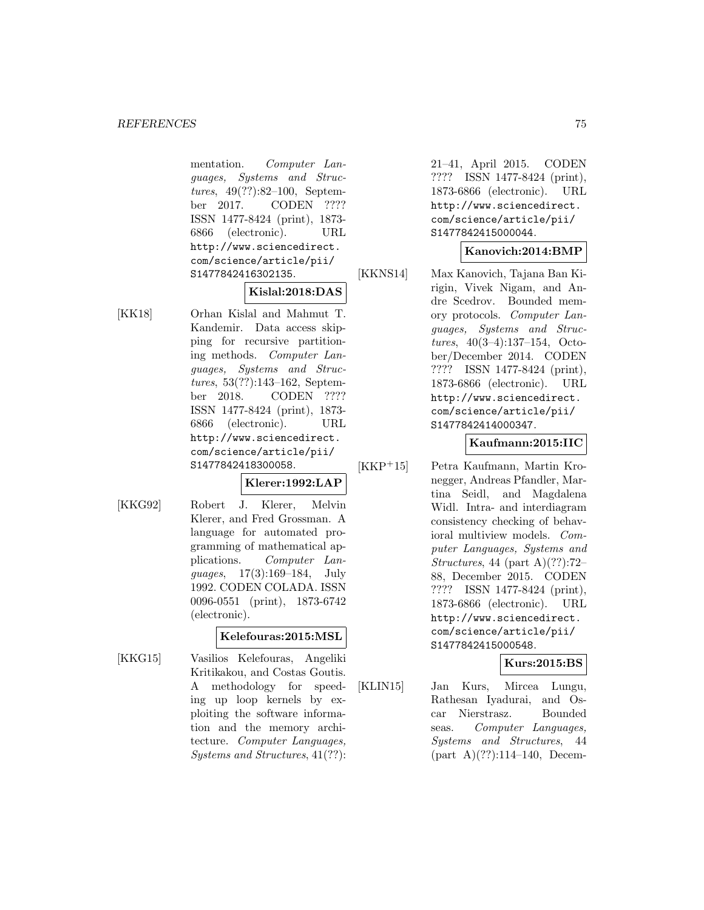mentation. *Computer Languages, Systems and Structures*, 49(??):82–100, September 2017. CODEN ???? ISSN 1477-8424 (print), 1873-6866 (electronic). URL http://www.sciencedirect.com/science/article/pii/S1477842416302135.

**Kislal:2018:DAS**

[KK18] Orhan Kislal and Mahmut T. Kandemir. Data access skipping for recursive partitioning methods. *Computer Languages, Systems and Structures*, 53(??):143–162, September 2018. CODEN ???? ISSN 1477-8424 (print), 1873-6866 (electronic). URL http://www.sciencedirect.com/science/article/pii/S1477842418300058.

**Klerer:1992:LAP**

[KKG92] Robert J. Klerer, Melvin Klerer, and Fred Grossman. A language for automated programming of mathematical applications. *Computer Languages*, 17(3):169–184, July 1992. CODEN COLADA. ISSN 0096-0551 (print), 1873-6742 (electronic).

**Kelefouras:2015:MSL**

[KKG15] Vasilios Kelefouras, Angeliki Kritikakou, and Costas Goutis. A methodology for speeding up loop kernels by exploiting the software information and the memory architecture. *Computer Languages, Systems and Structures*, 41(??):21–41, April 2015. CODEN ???? ISSN 1477-8424 (print), 1873-6866 (electronic). URL http://www.sciencedirect.com/science/article/pii/S1477842415000044.

**Kanovich:2014:BMP**

[KKNS14] Max Kanovich, Tajana Ban Kirigin, Vivek Nigam, and Andre Scedrov. Bounded memory protocols. *Computer Languages, Systems and Structures*, 40(3–4):137–154, October/December 2014. CODEN ???? ISSN 1477-8424 (print), 1873-6866 (electronic). URL http://www.sciencedirect.com/science/article/pii/S1477842414000347.

**Kaufmann:2015:IIC**

[KKP+15] Petra Kaufmann, Martin Kronegger, Andreas Pfandler, Martina Seidl, and Magdalena Widl. Intra- and interdiagram consistency checking of behavioral multiview models. *Computer Languages, Systems and Structures*, 44 (part A)(??):72–88, December 2015. CODEN ???? ISSN 1477-8424 (print), 1873-6866 (electronic). URL http://www.sciencedirect.com/science/article/pii/S1477842415000548.

**Kurs:2015:BS**

[KLIN15] Jan Kurs, Mircea Lungu, Rathesan Iyadurai, and Oscar Nierstrasz. Bounded seas. *Computer Languages, Systems and Structures*, 44 (part A)(??):114–140, Decem-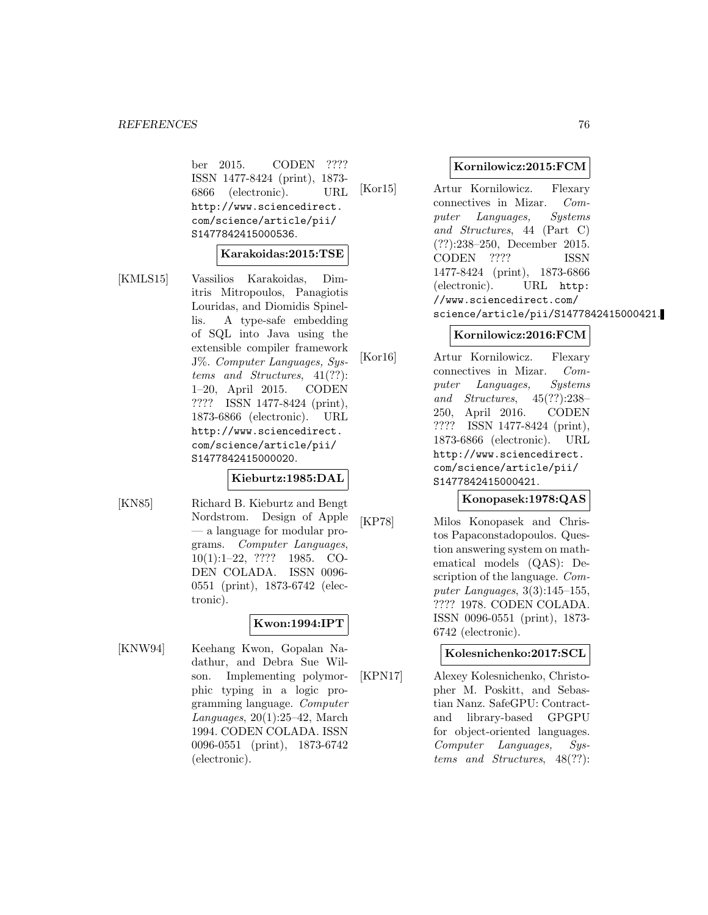ber 2015. CODEN ???? ISSN 1477-8424 (print), 1873-6866 (electronic). URL http://www.sciencedirect.com/science/article/pii/S1477842415000536.

**Karakoidas:2015:TSE**

[KMLS15] Vassilios Karakoidas, Dimitris Mitropoulos, Panagiotis Louridas, and Diomidis Spinellis. A type-safe embedding of SQL into Java using the extensible compiler framework J%. *Computer Languages, Systems and Structures*, 41(??): 1–20, April 2015. CODEN ???? ISSN 1477-8424 (print), 1873-6866 (electronic). URL http://www.sciencedirect.com/science/article/pii/S1477842415000020.

**Kieburtz:1985:DAL**

[KN85] Richard B. Kieburtz and Bengt Nordstrom. Design of Apple — a language for modular programs. *Computer Languages*, 10(1):1–22, ???? 1985. CODEN COLADA. ISSN 0096-0551 (print), 1873-6742 (electronic).

**Kwon:1994:IPT**

[KNW94] Keehang Kwon, Gopalan Nadathur, and Debra Sue Wilson. Implementing polymorphic typing in a logic programming language. *Computer Languages*, 20(1):25–42, March 1994. CODEN COLADA. ISSN 0096-0551 (print), 1873-6742 (electronic).

**Kornilowicz:2015:FCM**

[Kor15] Artur Kornilowicz. Flexary connectives in Mizar. *Computer Languages, Systems and Structures*, 44 (Part C) (??):238–250, December 2015. CODEN ???? ISSN 1477-8424 (print), 1873-6866 (electronic). URL http://www.sciencedirect.com/science/article/pii/S1477842415000421.

**Kornilowicz:2016:FCM**

[Kor16] Artur Kornilowicz. Flexary connectives in Mizar. *Computer Languages, Systems and Structures*, 45(??):238–250, April 2016. CODEN ???? ISSN 1477-8424 (print), 1873-6866 (electronic). URL http://www.sciencedirect.com/science/article/pii/S1477842415000421.

**Konopasek:1978:QAS**

[KP78] Milos Konopasek and Christos Papaconstadopoulos. Question answering system on mathematical models (QAS): Description of the language. *Computer Languages*, 3(3):145–155, ???? 1978. CODEN COLADA. ISSN 0096-0551 (print), 1873-6742 (electronic).

**Kolesnichenko:2017:SCL**

[KPN17] Alexey Kolesnichenko, Christopher M. Poskitt, and Sebastian Nanz. SafeGPU: Contract- and library-based GPGPU for object-oriented languages. *Computer Languages, Systems and Structures*, 48(??):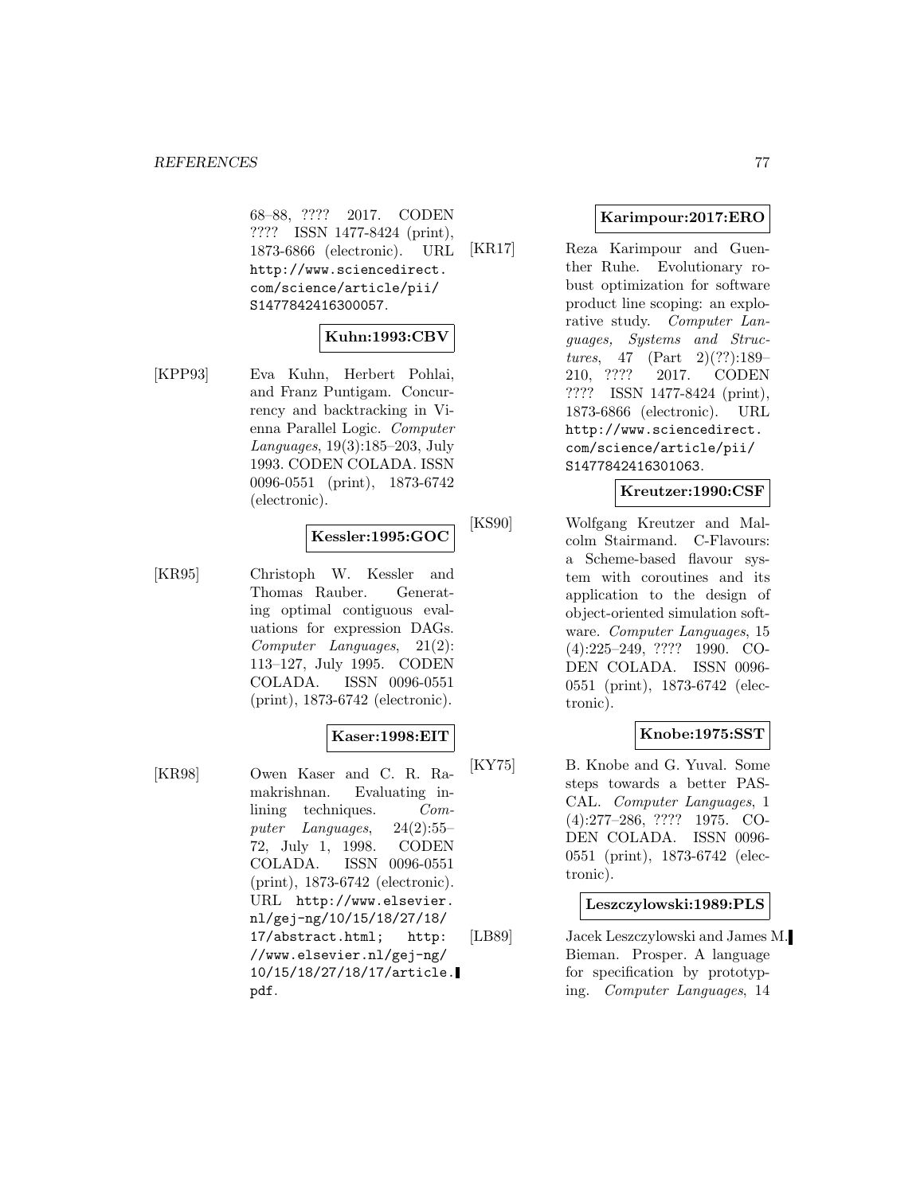68–88, ???? 2017. CODEN ???? ISSN 1477-8424 (print), 1873-6866 (electronic). URL http://www.sciencedirect.com/science/article/pii/S1477842416300057.

**Kuhn:1993:CBV**

[KPP93] Eva Kuhn, Herbert Pohlai, and Franz Puntigam. Concurrency and backtracking in Vienna Parallel Logic. *Computer Languages*, 19(3):185–203, July 1993. CODEN COLADA. ISSN 0096-0551 (print), 1873-6742 (electronic).

**Kessler:1995:GOC**

[KR95] Christoph W. Kessler and Thomas Rauber. Generating optimal contiguous evaluations for expression DAGs. *Computer Languages*, 21(2): 113–127, July 1995. CODEN COLADA. ISSN 0096-0551 (print), 1873-6742 (electronic).

**Kaser:1998:EIT**

[KR98] Owen Kaser and C. R. Ramakrishnan. Evaluating inlining techniques. *Computer Languages*, 24(2):55–72, July 1, 1998. CODEN COLADA. ISSN 0096-0551 (print), 1873-6742 (electronic). URL http://www.elsevier.nl/gej-ng/10/15/18/27/18/17/abstract.html; http://www.elsevier.nl/gej-ng/10/15/18/27/18/17/article.pdf.

**Karimpour:2017:ERO**

[KR17] Reza Karimpour and Guenther Ruhe. Evolutionary robust optimization for software product line scoping: an explorative study. *Computer Languages, Systems and Structures*, 47 (Part 2)(??):189–210, ???? 2017. CODEN ???? ISSN 1477-8424 (print), 1873-6866 (electronic). URL http://www.sciencedirect.com/science/article/pii/S1477842416301063.

**Kreutzer:1990:CSF**

[KS90] Wolfgang Kreutzer and Malcolm Stairmand. C-Flavours: a Scheme-based flavour system with coroutines and its application to the design of object-oriented simulation software. *Computer Languages*, 15 (4):225–249, ???? 1990. CODEN COLADA. ISSN 0096-0551 (print), 1873-6742 (electronic).

**Knobe:1975:SST**

[KY75] B. Knobe and G. Yuval. Some steps towards a better PASCAL. *Computer Languages*, 1 (4):277–286, ???? 1975. CODEN COLADA. ISSN 0096-0551 (print), 1873-6742 (electronic).

**Leszczylowski:1989:PLS**

[LB89] Jacek Leszczylowski and James M. Bieman. Prosper. A language for specification by prototyping. *Computer Languages*, 14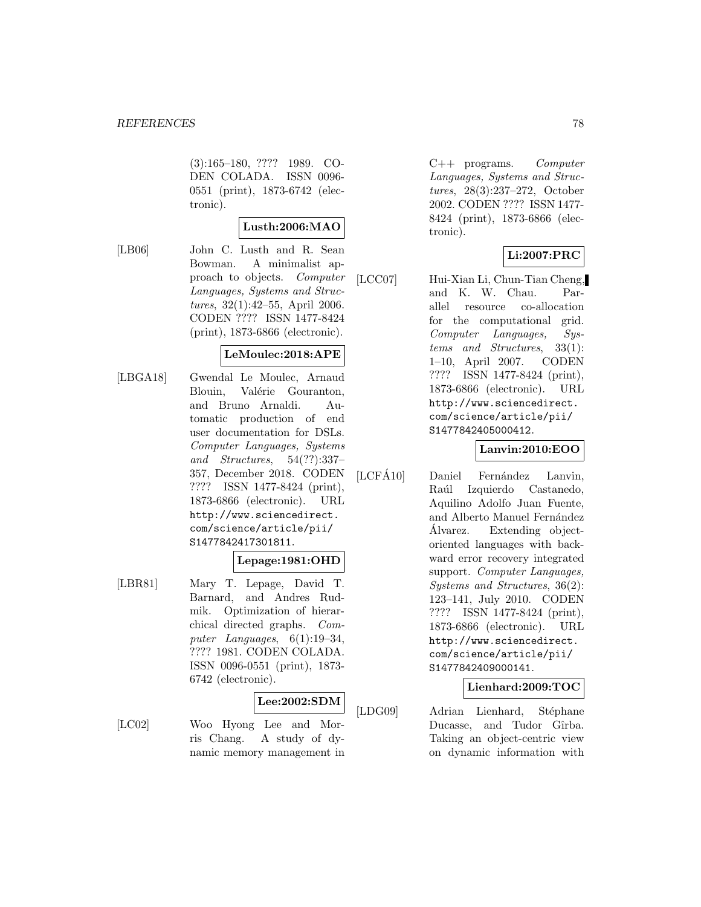(3):165–180, ???? 1989. CODEN COLADA. ISSN 0096-0551 (print), 1873-6742 (electronic).

**Lusth:2006:MAO**

[LB06] John C. Lusth and R. Sean Bowman. A minimalist approach to objects. *Computer Languages, Systems and Structures*, 32(1):42–55, April 2006. CODEN ???? ISSN 1477-8424 (print), 1873-6866 (electronic).

**LeMoulec:2018:APE**

[LBGA18] Gwendal Le Moulec, Arnaud Blouin, Valérie Gouranton, and Bruno Arnaldi. Automatic production of end user documentation for DSLs. *Computer Languages, Systems and Structures*, 54(??):337–357, December 2018. CODEN ???? ISSN 1477-8424 (print), 1873-6866 (electronic). URL http://www.sciencedirect.com/science/article/pii/S1477842417301811.

**Lepage:1981:OHD**

[LBR81] Mary T. Lepage, David T. Barnard, and Andres Rudmik. Optimization of hierarchical directed graphs. *Computer Languages*, 6(1):19–34, ???? 1981. CODEN COLADA. ISSN 0096-0551 (print), 1873-6742 (electronic).

**Lee:2002:SDM**

[LC02] Woo Hyong Lee and Morris Chang. A study of dynamic memory management in C++ programs. *Computer Languages, Systems and Structures*, 28(3):237–272, October 2002. CODEN ???? ISSN 1477-8424 (print), 1873-6866 (electronic).

**Li:2007:PRC**

[LCC07] Hui-Xian Li, Chun-Tian Cheng, and K. W. Chau. Parallel resource co-allocation for the computational grid. *Computer Languages, Systems and Structures*, 33(1):1–10, April 2007. CODEN ???? ISSN 1477-8424 (print), 1873-6866 (electronic). URL http://www.sciencedirect.com/science/article/pii/S1477842405000412.

**Lanvin:2010:EOO**

[LCFÁ10] Daniel Fernández Lanvin, Raúl Izquierdo Castanedo, Aquilino Adolfo Juan Fuente, and Alberto Manuel Fernández Álvarez. Extending object-oriented languages with backward error recovery integrated support. *Computer Languages, Systems and Structures*, 36(2):123–141, July 2010. CODEN ???? ISSN 1477-8424 (print), 1873-6866 (electronic). URL http://www.sciencedirect.com/science/article/pii/S1477842409000141.

**Lienhard:2009:TOC**

[LDG09] Adrian Lienhard, Stéphane Ducasse, and Tudor Gîrba. Taking an object-centric view on dynamic information with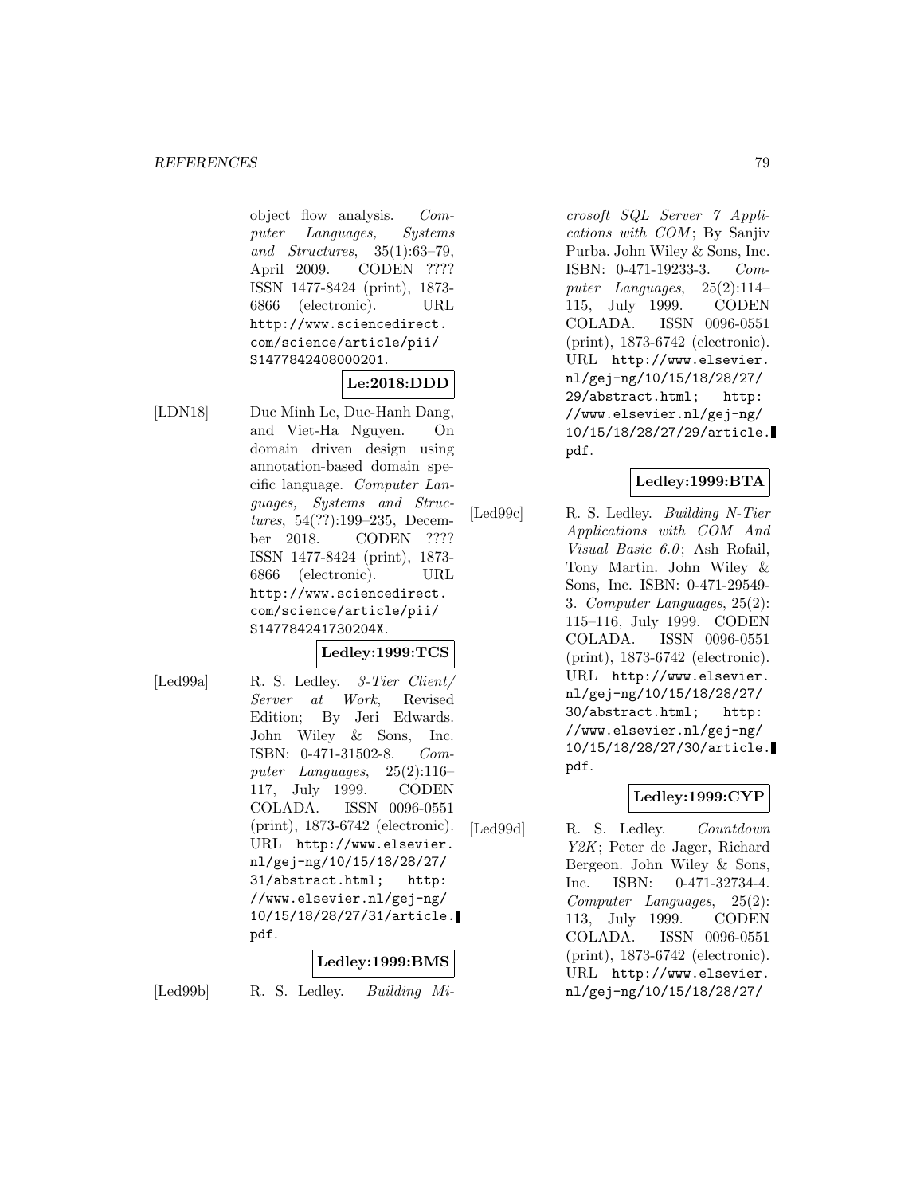object flow analysis. *Computer Languages, Systems and Structures*, 35(1):63–79, April 2009. CODEN ???? ISSN 1477-8424 (print), 1873-6866 (electronic). URL http://www.sciencedirect.com/science/article/pii/S1477842408000201.

**Le:2018:DDD**

[LDN18] Duc Minh Le, Duc-Hanh Dang, and Viet-Ha Nguyen. On domain driven design using annotation-based domain specific language. *Computer Languages, Systems and Structures*, 54(??):199–235, December 2018. CODEN ???? ISSN 1477-8424 (print), 1873-6866 (electronic). URL http://www.sciencedirect.com/science/article/pii/S147784241730204X.

**Ledley:1999:TCS**

[Led99a] R. S. Ledley. *3-Tier Client/Server at Work*, Revised Edition; By Jeri Edwards. John Wiley & Sons, Inc. ISBN: 0-471-31502-8. *Computer Languages*, 25(2):116–117, July 1999. CODEN COLADA. ISSN 0096-0551 (print), 1873-6742 (electronic). URL http://www.elsevier.nl/gej-ng/10/15/18/28/27/31/abstract.html; http://www.elsevier.nl/gej-ng/10/15/18/28/27/31/article.pdf.

**Ledley:1999:BMS**

[Led99b] R. S. Ledley. *Building Microsoft SQL Server 7 Applications with COM*; By Sanjiv Purba. John Wiley & Sons, Inc. ISBN: 0-471-19233-3. *Computer Languages*, 25(2):114–115, July 1999. CODEN COLADA. ISSN 0096-0551 (print), 1873-6742 (electronic). URL http://www.elsevier.nl/gej-ng/10/15/18/28/27/29/abstract.html; http://www.elsevier.nl/gej-ng/10/15/18/28/27/29/article.pdf.

**Ledley:1999:BTA**

[Led99c] R. S. Ledley. *Building N-Tier Applications with COM And Visual Basic 6.0*; Ash Rofail, Tony Martin. John Wiley & Sons, Inc. ISBN: 0-471-29549-3. *Computer Languages*, 25(2):115–116, July 1999. CODEN COLADA. ISSN 0096-0551 (print), 1873-6742 (electronic). URL http://www.elsevier.nl/gej-ng/10/15/18/28/27/30/abstract.html; http://www.elsevier.nl/gej-ng/10/15/18/28/27/30/article.pdf.

**Ledley:1999:CYP**

[Led99d] R. S. Ledley. *Countdown Y2K*; Peter de Jager, Richard Bergeon. John Wiley & Sons, Inc. ISBN: 0-471-32734-4. *Computer Languages*, 25(2):113, July 1999. CODEN COLADA. ISSN 0096-0551 (print), 1873-6742 (electronic). URL http://www.elsevier.nl/gej-ng/10/15/18/28/27/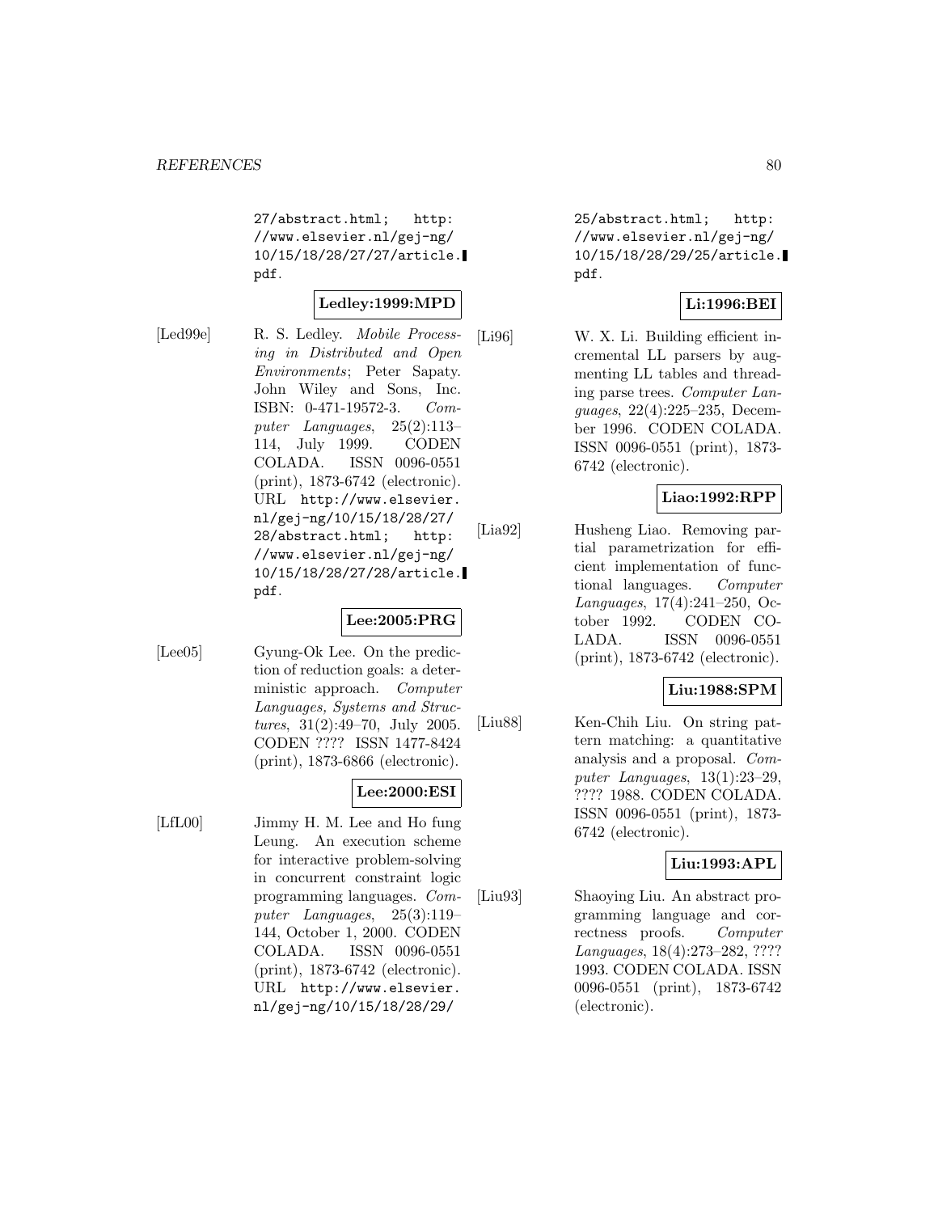27/abstract.html; http://www.elsevier.nl/gej-ng/10/15/18/28/27/27/article.pdf.

**Ledley:1999:MPD**

[Led99e] R. S. Ledley. *Mobile Processing in Distributed and Open Environments*; Peter Sapaty. John Wiley and Sons, Inc. ISBN: 0-471-19572-3. *Computer Languages*, 25(2):113–114, July 1999. CODEN COLADA. ISSN 0096-0551 (print), 1873-6742 (electronic). URL http://www.elsevier.nl/gej-ng/10/15/18/28/27/28/abstract.html; http://www.elsevier.nl/gej-ng/10/15/18/28/27/28/article.pdf.

**Lee:2005:PRG**

[Lee05] Gyung-Ok Lee. On the prediction of reduction goals: a deterministic approach. *Computer Languages, Systems and Structures*, 31(2):49–70, July 2005. CODEN ???? ISSN 1477-8424 (print), 1873-6866 (electronic).

**Lee:2000:ESI**

[LfL00] Jimmy H. M. Lee and Ho fung Leung. An execution scheme for interactive problem-solving in concurrent constraint logic programming languages. *Computer Languages*, 25(3):119–144, October 1, 2000. CODEN COLADA. ISSN 0096-0551 (print), 1873-6742 (electronic). URL http://www.elsevier.nl/gej-ng/10/15/18/28/29/25/abstract.html; http://www.elsevier.nl/gej-ng/10/15/18/28/29/25/article.pdf.

**Li:1996:BEI**

[Li96] W. X. Li. Building efficient incremental LL parsers by augmenting LL tables and threading parse trees. *Computer Languages*, 22(4):225–235, December 1996. CODEN COLADA. ISSN 0096-0551 (print), 1873-6742 (electronic).

**Liao:1992:RPP**

[Lia92] Husheng Liao. Removing partial parametrization for efficient implementation of functional languages. *Computer Languages*, 17(4):241–250, October 1992. CODEN COLADA. ISSN 0096-0551 (print), 1873-6742 (electronic).

**Liu:1988:SPM**

[Liu88] Ken-Chih Liu. On string pattern matching: a quantitative analysis and a proposal. *Computer Languages*, 13(1):23–29, ???? 1988. CODEN COLADA. ISSN 0096-0551 (print), 1873-6742 (electronic).

**Liu:1993:APL**

[Liu93] Shaoying Liu. An abstract programming language and correctness proofs. *Computer Languages*, 18(4):273–282, ???? 1993. CODEN COLADA. ISSN 0096-0551 (print), 1873-6742 (electronic).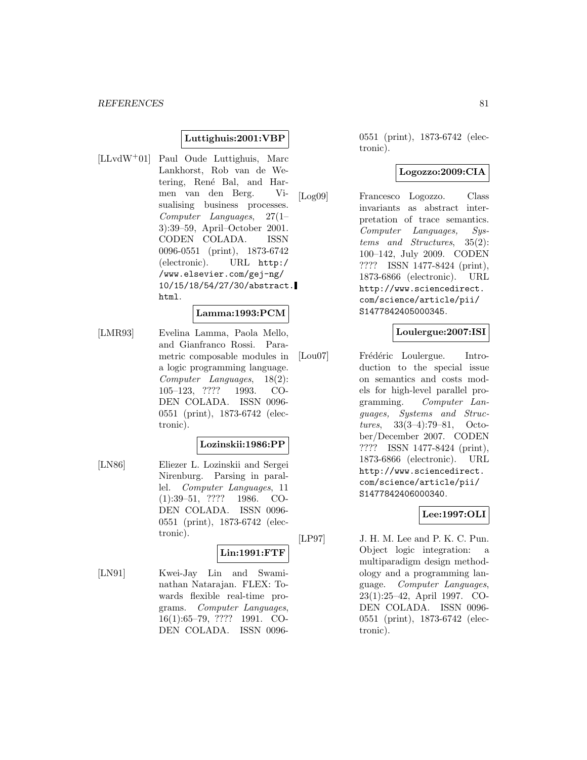**Luttighuis:2001:VBP**

[LLvdW+01] Paul Oude Luttighuis, Marc Lankhorst, Rob van de Wetering, René Bal, and Harmen van den Berg. Visualising business processes. *Computer Languages*, 27(1–3):39–59, April–October 2001. CODEN COLADA. ISSN 0096-0551 (print), 1873-6742 (electronic). URL http://www.elsevier.com/gej-ng/10/15/18/54/27/30/abstract.html.

**Lamma:1993:PCM**

[LMR93] Evelina Lamma, Paola Mello, and Gianfranco Rossi. Parametric composable modules in a logic programming language. *Computer Languages*, 18(2):105–123, ???? 1993. CODEN COLADA. ISSN 0096-0551 (print), 1873-6742 (electronic).

**Lozinskii:1986:PP**

[LN86] Eliezer L. Lozinskii and Sergei Nirenburg. Parsing in parallel. *Computer Languages*, 11(1):39–51, ???? 1986. CODEN COLADA. ISSN 0096-0551 (print), 1873-6742 (electronic).

**Lin:1991:FTF**

[LN91] Kwei-Jay Lin and Swaminathan Natarajan. FLEX: Towards flexible real-time programs. *Computer Languages*, 16(1):65–79, ???? 1991. CODEN COLADA. ISSN 0096-0551 (print), 1873-6742 (electronic).

**Logozzo:2009:CIA**

[Log09] Francesco Logozzo. Class invariants as abstract interpretation of trace semantics. *Computer Languages, Systems and Structures*, 35(2):100–142, July 2009. CODEN ???? ISSN 1477-8424 (print), 1873-6866 (electronic). URL http://www.sciencedirect.com/science/article/pii/S1477842405000345.

**Loulergue:2007:ISI**

[Lou07] Frédéric Loulergue. Introduction to the special issue on semantics and costs models for high-level parallel programming. *Computer Languages, Systems and Structures*, 33(3–4):79–81, October/December 2007. CODEN ???? ISSN 1477-8424 (print), 1873-6866 (electronic). URL http://www.sciencedirect.com/science/article/pii/S1477842406000340.

**Lee:1997:OLI**

[LP97] J. H. M. Lee and P. K. C. Pun. Object logic integration: a multiparadigm design methodology and a programming language. *Computer Languages*, 23(1):25–42, April 1997. CODEN COLADA. ISSN 0096-0551 (print), 1873-6742 (electronic).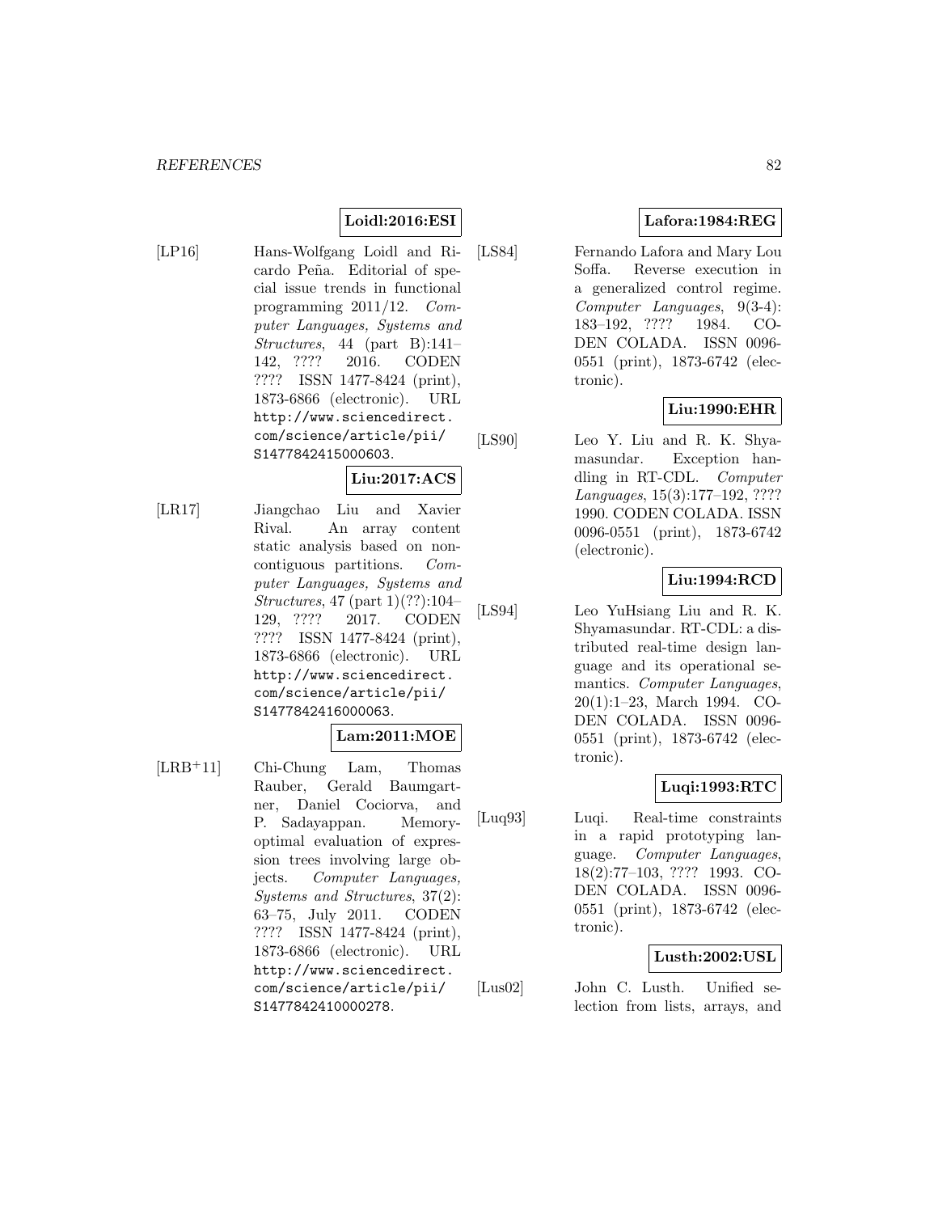**Loidl:2016:ESI**

[LP16] Hans-Wolfgang Loidl and Ricardo Peña. Editorial of special issue trends in functional programming 2011/12. *Computer Languages, Systems and Structures*, 44 (part B):141–142, ???? 2016. CODEN ???? ISSN 1477-8424 (print), 1873-6866 (electronic). URL http://www.sciencedirect.com/science/article/pii/S1477842415000603.

**Liu:2017:ACS**

[LR17] Jiangchao Liu and Xavier Rival. An array content static analysis based on non-contiguous partitions. *Computer Languages, Systems and Structures*, 47 (part 1)(??):104–129, ???? 2017. CODEN ???? ISSN 1477-8424 (print), 1873-6866 (electronic). URL http://www.sciencedirect.com/science/article/pii/S1477842416000063.

**Lam:2011:MOE**

[LRB+11] Chi-Chung Lam, Thomas Rauber, Gerald Baumgartner, Daniel Cociorva, and P. Sadayappan. Memory-optimal evaluation of expression trees involving large objects. *Computer Languages, Systems and Structures*, 37(2): 63–75, July 2011. CODEN ???? ISSN 1477-8424 (print), 1873-6866 (electronic). URL http://www.sciencedirect.com/science/article/pii/S1477842410000278.

**Lafora:1984:REG**

[LS84] Fernando Lafora and Mary Lou Soffa. Reverse execution in a generalized control regime. *Computer Languages*, 9(3-4): 183–192, ???? 1984. CODEN COLADA. ISSN 0096-0551 (print), 1873-6742 (electronic).

**Liu:1990:EHR**

[LS90] Leo Y. Liu and R. K. Shyamasundar. Exception handling in RT-CDL. *Computer Languages*, 15(3):177–192, ???? 1990. CODEN COLADA. ISSN 0096-0551 (print), 1873-6742 (electronic).

**Liu:1994:RCD**

[LS94] Leo YuHsiang Liu and R. K. Shyamasundar. RT-CDL: a distributed real-time design language and its operational semantics. *Computer Languages*, 20(1):1–23, March 1994. CODEN COLADA. ISSN 0096-0551 (print), 1873-6742 (electronic).

**Luqi:1993:RTC**

[Luq93] Luqi. Real-time constraints in a rapid prototyping language. *Computer Languages*, 18(2):77–103, ???? 1993. CODEN COLADA. ISSN 0096-0551 (print), 1873-6742 (electronic).

**Lusth:2002:USL**

[Lus02] John C. Lusth. Unified selection from lists, arrays, and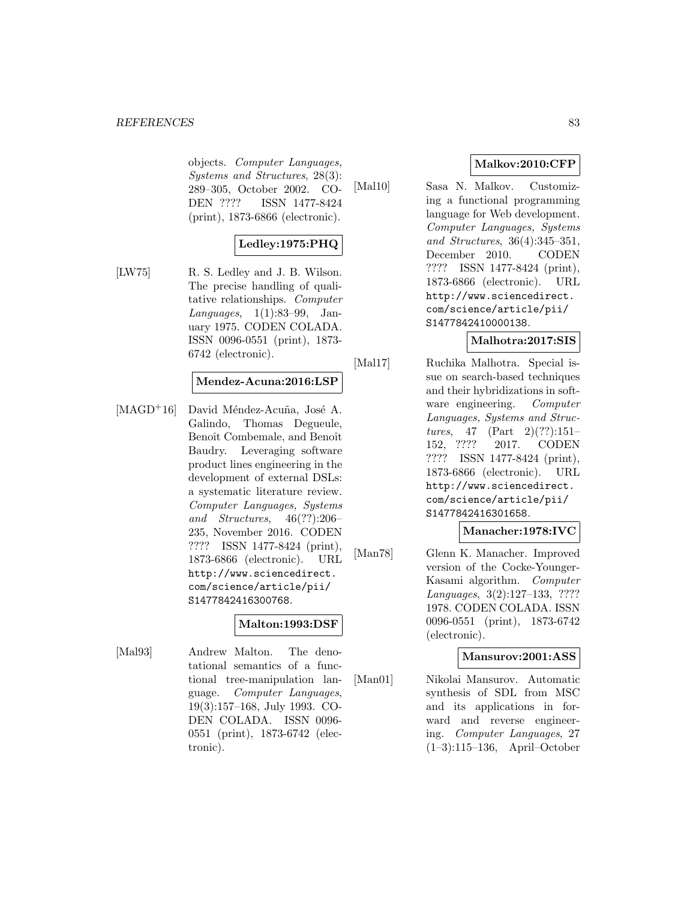objects. *Computer Languages, Systems and Structures*, 28(3): 289–305, October 2002. CODEN ???? ISSN 1477-8424 (print), 1873-6866 (electronic).

**Ledley:1975:PHQ**

[LW75] R. S. Ledley and J. B. Wilson. The precise handling of qualitative relationships. *Computer Languages*, 1(1):83–99, January 1975. CODEN COLADA. ISSN 0096-0551 (print), 1873-6742 (electronic).

**Mendez-Acuna:2016:LSP**

[MAGD+16] David Méndez-Acuña, José A. Galindo, Thomas Degueule, Benoît Combemale, and Benoît Baudry. Leveraging software product lines engineering in the development of external DSLs: a systematic literature review. *Computer Languages, Systems and Structures*, 46(??):206–235, November 2016. CODEN ???? ISSN 1477-8424 (print), 1873-6866 (electronic). URL http://www.sciencedirect.com/science/article/pii/S1477842416300768.

**Malton:1993:DSF**

[Mal93] Andrew Malton. The denotational semantics of a functional tree-manipulation language. *Computer Languages*, 19(3):157–168, July 1993. CODEN COLADA. ISSN 0096-0551 (print), 1873-6742 (electronic).

**Malkov:2010:CFP**

[Mal10] Sasa N. Malkov. Customizing a functional programming language for Web development. *Computer Languages, Systems and Structures*, 36(4):345–351, December 2010. CODEN ???? ISSN 1477-8424 (print), 1873-6866 (electronic). URL http://www.sciencedirect.com/science/article/pii/S1477842410000138.

**Malhotra:2017:SIS**

[Mal17] Ruchika Malhotra. Special issue on search-based techniques and their hybridizations in software engineering. *Computer Languages, Systems and Structures*, 47 (Part 2)(??):151–152, ???? 2017. CODEN ???? ISSN 1477-8424 (print), 1873-6866 (electronic). URL http://www.sciencedirect.com/science/article/pii/S1477842416301658.

**Manacher:1978:IVC**

[Man78] Glenn K. Manacher. Improved version of the Cocke-Younger-Kasami algorithm. *Computer Languages*, 3(2):127–133, ???? 1978. CODEN COLADA. ISSN 0096-0551 (print), 1873-6742 (electronic).

**Mansurov:2001:ASS**

[Man01] Nikolai Mansurov. Automatic synthesis of SDL from MSC and its applications in forward and reverse engineering. *Computer Languages*, 27 (1–3):115–136, April–October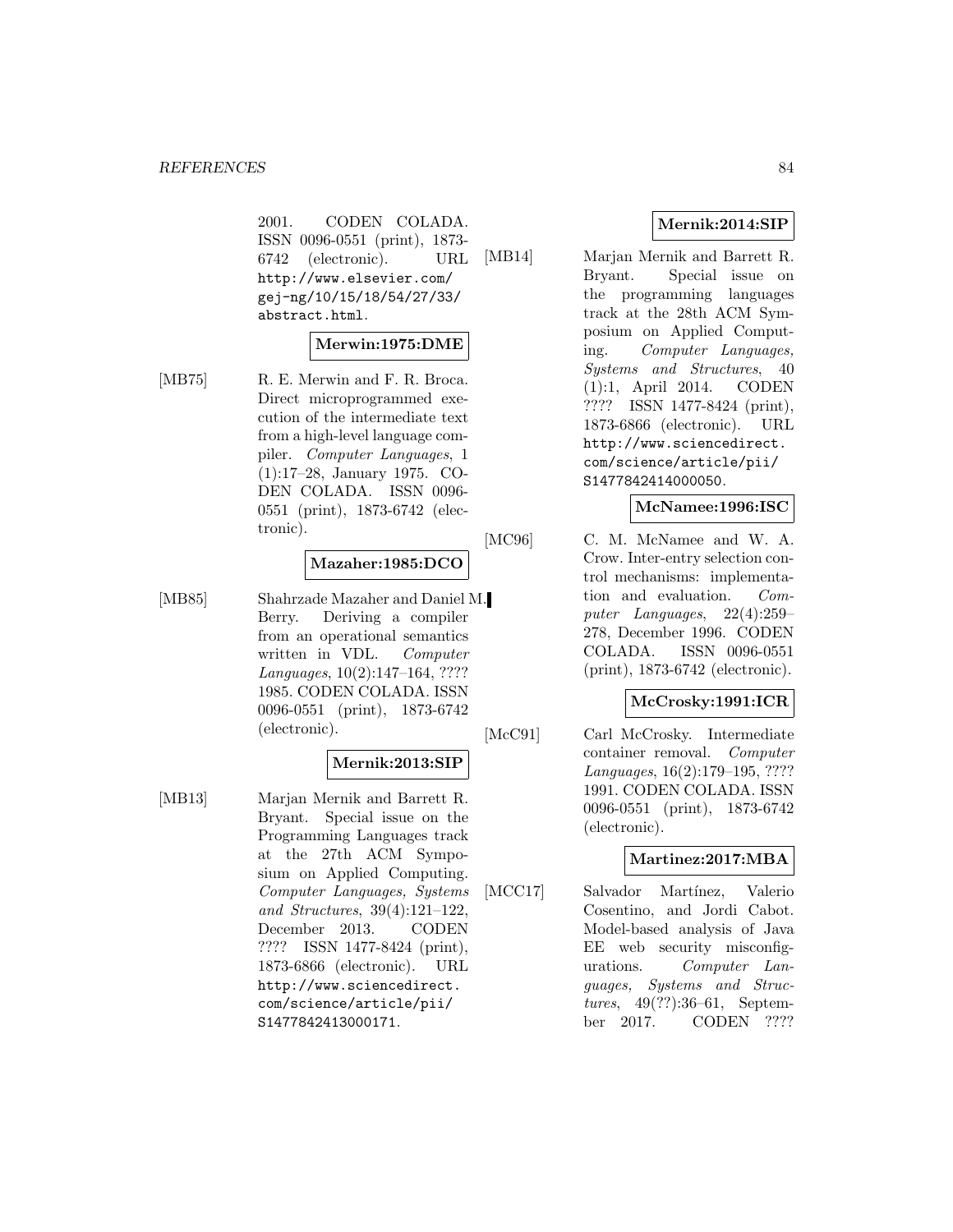2001. CODEN COLADA. ISSN 0096-0551 (print), 1873-6742 (electronic). URL http://www.elsevier.com/gej-ng/10/15/18/54/27/33/abstract.html.

**Merwin:1975:DME**

[MB75] R. E. Merwin and F. R. Broca. Direct microprogrammed execution of the intermediate text from a high-level language compiler. *Computer Languages*, 1 (1):17–28, January 1975. CODEN COLADA. ISSN 0096-0551 (print), 1873-6742 (electronic).

**Mazaher:1985:DCO**

[MB85] Shahrzade Mazaher and Daniel M. Berry. Deriving a compiler from an operational semantics written in VDL. *Computer Languages*, 10(2):147–164, ???? 1985. CODEN COLADA. ISSN 0096-0551 (print), 1873-6742 (electronic).

**Mernik:2013:SIP**

[MB13] Marjan Mernik and Barrett R. Bryant. Special issue on the Programming Languages track at the 27th ACM Symposium on Applied Computing. *Computer Languages, Systems and Structures*, 39(4):121–122, December 2013. CODEN ???? ISSN 1477-8424 (print), 1873-6866 (electronic). URL http://www.sciencedirect.com/science/article/pii/S1477842413000171.

**Mernik:2014:SIP**

[MB14] Marjan Mernik and Barrett R. Bryant. Special issue on the programming languages track at the 28th ACM Symposium on Applied Computing. *Computer Languages, Systems and Structures*, 40 (1):1, April 2014. CODEN ???? ISSN 1477-8424 (print), 1873-6866 (electronic). URL http://www.sciencedirect.com/science/article/pii/S1477842414000050.

**McNamee:1996:ISC**

[MC96] C. M. McNamee and W. A. Crow. Inter-entry selection control mechanisms: implementation and evaluation. *Computer Languages*, 22(4):259–278, December 1996. CODEN COLADA. ISSN 0096-0551 (print), 1873-6742 (electronic).

**McCrosky:1991:ICR**

[McC91] Carl McCrosky. Intermediate container removal. *Computer Languages*, 16(2):179–195, ???? 1991. CODEN COLADA. ISSN 0096-0551 (print), 1873-6742 (electronic).

**Martinez:2017:MBA**

[MCC17] Salvador Martínez, Valerio Cosentino, and Jordi Cabot. Model-based analysis of Java EE web security misconfigurations. *Computer Languages, Systems and Structures*, 49(??):36–61, September 2017. CODEN ????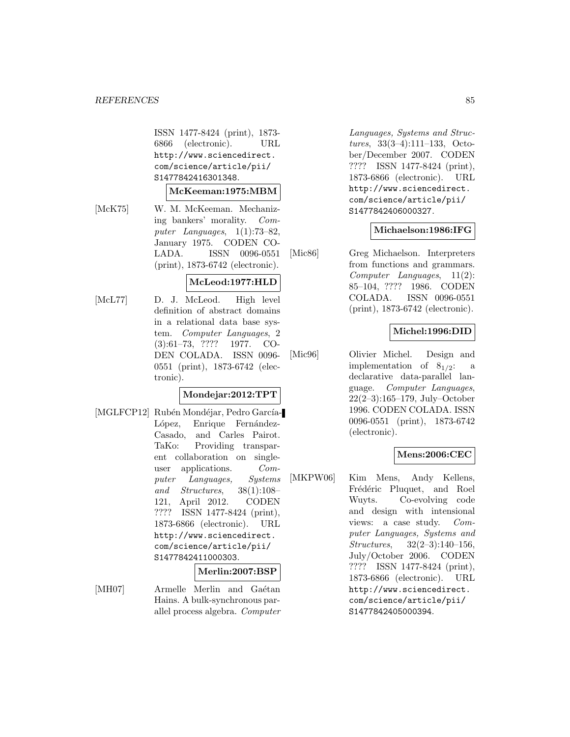ISSN 1477-8424 (print), 1873-6866 (electronic). URL http://www.sciencedirect.com/science/article/pii/S1477842416301348.

**McKeeman:1975:MBM**

[McK75] W. M. McKeeman. Mechanizing bankers' morality. *Computer Languages*, 1(1):73–82, January 1975. CODEN COLADA. ISSN 0096-0551 (print), 1873-6742 (electronic).

**McLeod:1977:HLD**

[McL77] D. J. McLeod. High level definition of abstract domains in a relational data base system. *Computer Languages*, 2(3):61–73, ???? 1977. CODEN COLADA. ISSN 0096-0551 (print), 1873-6742 (electronic).

**Mondejar:2012:TPT**

[MGLFCP12] Rubén Mondéjar, Pedro García-López, Enrique Fernández-Casado, and Carles Pairot. TaKo: Providing transparent collaboration on single-user applications. *Computer Languages, Systems and Structures*, 38(1):108–121, April 2012. CODEN ???? ISSN 1477-8424 (print), 1873-6866 (electronic). URL http://www.sciencedirect.com/science/article/pii/S1477842411000303.

**Merlin:2007:BSP**

[MH07] Armelle Merlin and Gaétan Hains. A bulk-synchronous parallel process algebra. *Computer Languages, Systems and Structures*, 33(3–4):111–133, October/December 2007. CODEN ???? ISSN 1477-8424 (print), 1873-6866 (electronic). URL http://www.sciencedirect.com/science/article/pii/S1477842406000327.

**Michaelson:1986:IFG**

[Mic86] Greg Michaelson. Interpreters from functions and grammars. *Computer Languages*, 11(2):85–104, ???? 1986. CODEN COLADA. ISSN 0096-0551 (print), 1873-6742 (electronic).

**Michel:1996:DID**

[Mic96] Olivier Michel. Design and implementation of $8_{1/2}$: a declarative data-parallel language. *Computer Languages*, 22(2–3):165–179, July–October 1996. CODEN COLADA. ISSN 0096-0551 (print), 1873-6742 (electronic).

**Mens:2006:CEC**

[MKPW06] Kim Mens, Andy Kellens, Frédéric Pluquet, and Roel Wuyts. Co-evolving code and design with intensional views: a case study. *Computer Languages, Systems and Structures*, 32(2–3):140–156, July/October 2006. CODEN ???? ISSN 1477-8424 (print), 1873-6866 (electronic). URL http://www.sciencedirect.com/science/article/pii/S1477842405000394.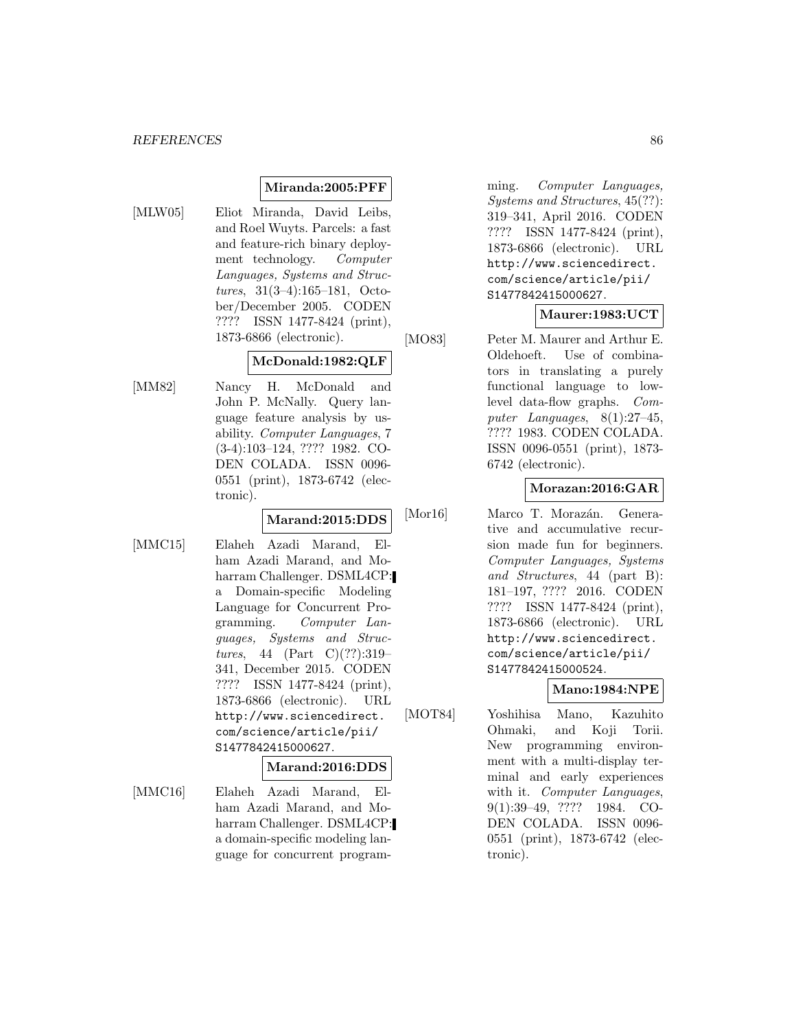**Miranda:2005:PFF**

[MLW05] Eliot Miranda, David Leibs, and Roel Wuyts. Parcels: a fast and feature-rich binary deployment technology. *Computer Languages, Systems and Structures*, 31(3–4):165–181, October/December 2005. CODEN ???? ISSN 1477-8424 (print), 1873-6866 (electronic).

**McDonald:1982:QLF**

[MM82] Nancy H. McDonald and John P. McNally. Query language feature analysis by usability. *Computer Languages*, 7 (3-4):103–124, ???? 1982. CODEN COLADA. ISSN 0096-0551 (print), 1873-6742 (electronic).

**Marand:2015:DDS**

[MMC15] Elaheh Azadi Marand, Elham Azadi Marand, and Moharram Challenger. DSML4CP: a Domain-specific Modeling Language for Concurrent Programming. *Computer Languages, Systems and Structures*, 44 (Part C)(??):319–341, December 2015. CODEN ???? ISSN 1477-8424 (print), 1873-6866 (electronic). URL http://www.sciencedirect.com/science/article/pii/S1477842415000627.

**Marand:2016:DDS**

[MMC16] Elaheh Azadi Marand, Elham Azadi Marand, and Moharram Challenger. DSML4CP: a domain-specific modeling language for concurrent programming. *Computer Languages, Systems and Structures*, 45(??): 319–341, April 2016. CODEN ???? ISSN 1477-8424 (print), 1873-6866 (electronic). URL http://www.sciencedirect.com/science/article/pii/S1477842415000627.

**Maurer:1983:UCT**

[MO83] Peter M. Maurer and Arthur E. Oldehoeft. Use of combinators in translating a purely functional language to low-level data-flow graphs. *Computer Languages*, 8(1):27–45, ???? 1983. CODEN COLADA. ISSN 0096-0551 (print), 1873-6742 (electronic).

**Morazan:2016:GAR**

[Mor16] Marco T. Morazán. Generative and accumulative recursion made fun for beginners. *Computer Languages, Systems and Structures*, 44 (part B): 181–197, ???? 2016. CODEN ???? ISSN 1477-8424 (print), 1873-6866 (electronic). URL http://www.sciencedirect.com/science/article/pii/S1477842415000524.

**Mano:1984:NPE**

[MOT84] Yoshihisa Mano, Kazuhito Ohmaki, and Koji Torii. New programming environment with a multi-display terminal and early experiences with it. *Computer Languages*, 9(1):39–49, ???? 1984. CODEN COLADA. ISSN 0096-0551 (print), 1873-6742 (electronic).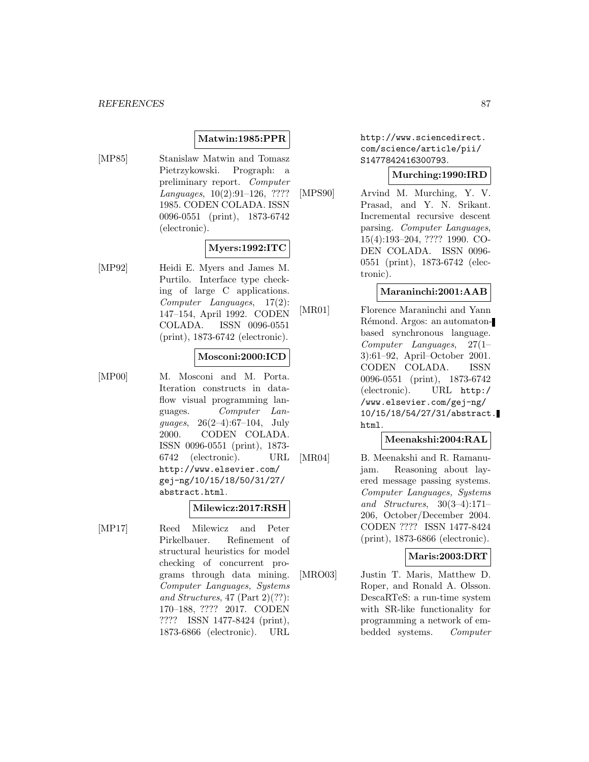**Matwin:1985:PPR**

[MP85] Stanislaw Matwin and Tomasz Pietrzykowski. Prograph: a preliminary report. *Computer Languages*, 10(2):91–126, ???? 1985. CODEN COLADA. ISSN 0096-0551 (print), 1873-6742 (electronic).

**Myers:1992:ITC**

[MP92] Heidi E. Myers and James M. Purtilo. Interface type checking of large C applications. *Computer Languages*, 17(2): 147–154, April 1992. CODEN COLADA. ISSN 0096-0551 (print), 1873-6742 (electronic).

**Mosconi:2000:ICD**

[MP00] M. Mosconi and M. Porta. Iteration constructs in dataflow visual programming languages. *Computer Languages*, 26(2–4):67–104, July 2000. CODEN COLADA. ISSN 0096-0551 (print), 1873-6742 (electronic). URL http://www.elsevier.com/gej-ng/10/15/18/50/31/27/abstract.html.

**Milewicz:2017:RSH**

[MP17] Reed Milewicz and Peter Pirkelbauer. Refinement of structural heuristics for model checking of concurrent programs through data mining. *Computer Languages, Systems and Structures*, 47 (Part 2)(??): 170–188, ???? 2017. CODEN ???? ISSN 1477-8424 (print), 1873-6866 (electronic). URL http://www.sciencedirect.com/science/article/pii/S1477842416300793.

**Murching:1990:IRD**

[MPS90] Arvind M. Murching, Y. V. Prasad, and Y. N. Srikant. Incremental recursive descent parsing. *Computer Languages*, 15(4):193–204, ???? 1990. CODEN COLADA. ISSN 0096-0551 (print), 1873-6742 (electronic).

**Maraninchi:2001:AAB**

[MR01] Florence Maraninchi and Yann Rémond. Argos: an automaton-based synchronous language. *Computer Languages*, 27(1–3):61–92, April–October 2001. CODEN COLADA. ISSN 0096-0551 (print), 1873-6742 (electronic). URL http://www.elsevier.com/gej-ng/10/15/18/54/27/31/abstract.html.

**Meenakshi:2004:RAL**

[MR04] B. Meenakshi and R. Ramanujam. Reasoning about layered message passing systems. *Computer Languages, Systems and Structures*, 30(3–4):171–206, October/December 2004. CODEN ???? ISSN 1477-8424 (print), 1873-6866 (electronic).

**Maris:2003:DRT**

[MRO03] Justin T. Maris, Matthew D. Roper, and Ronald A. Olsson. DescaRTeS: a run-time system with SR-like functionality for programming a network of embedded systems. *Computer*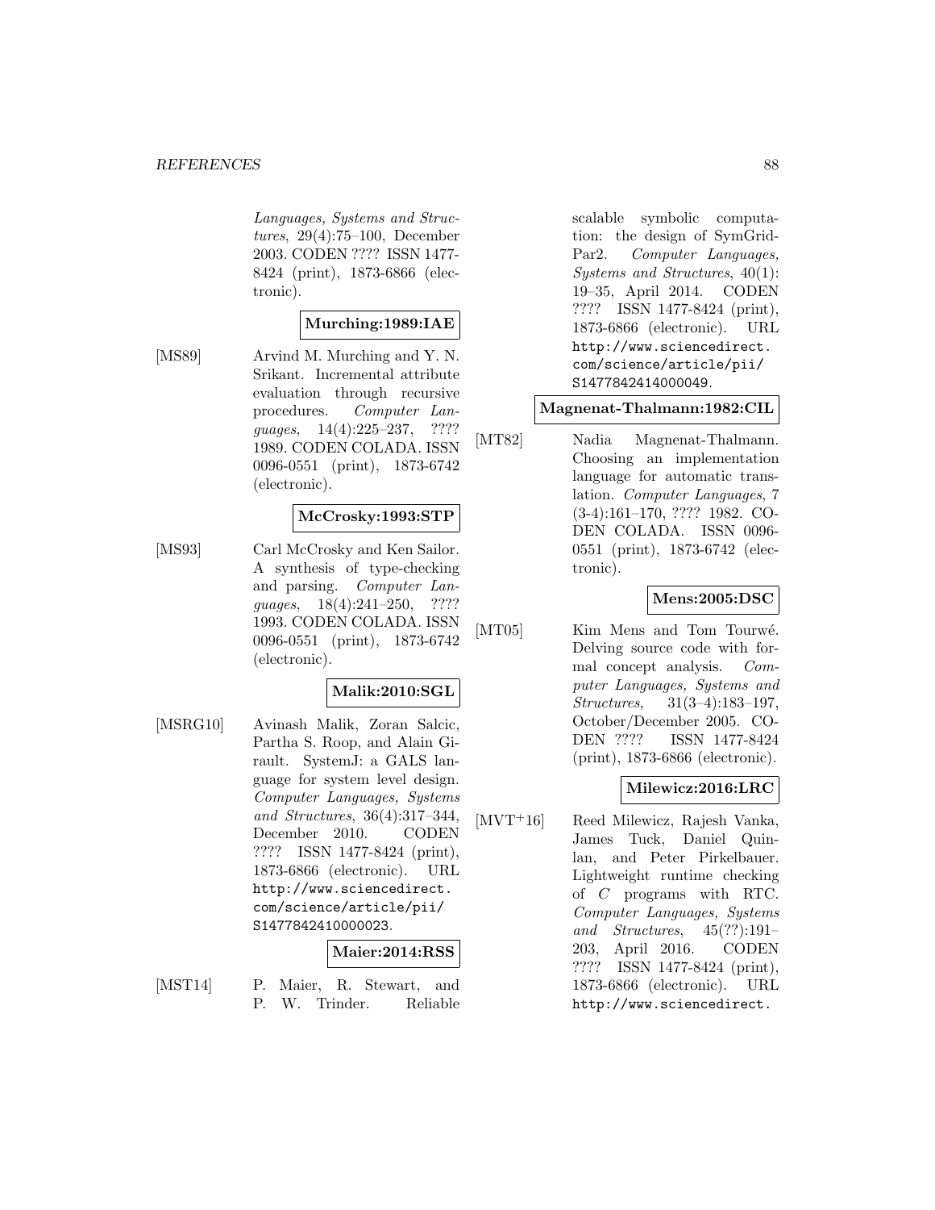*Languages, Systems and Structures*, 29(4):75–100, December 2003. CODEN ???? ISSN 1477-8424 (print), 1873-6866 (electronic).

**Murching:1989:IAE**

[MS89] Arvind M. Murching and Y. N. Srikant. Incremental attribute evaluation through recursive procedures. *Computer Languages*, 14(4):225–237, ???? 1989. CODEN COLADA. ISSN 0096-0551 (print), 1873-6742 (electronic).

**McCrosky:1993:STP**

[MS93] Carl McCrosky and Ken Sailor. A synthesis of type-checking and parsing. *Computer Languages*, 18(4):241–250, ???? 1993. CODEN COLADA. ISSN 0096-0551 (print), 1873-6742 (electronic).

**Malik:2010:SGL**

[MSRG10] Avinash Malik, Zoran Salcic, Partha S. Roop, and Alain Girault. SystemJ: a GALS language for system level design. *Computer Languages, Systems and Structures*, 36(4):317–344, December 2010. CODEN ???? ISSN 1477-8424 (print), 1873-6866 (electronic). URL `http://www.sciencedirect.com/science/article/pii/S1477842410000023`.

**Maier:2014:RSS**

[MST14] P. Maier, R. Stewart, and P. W. Trinder. Reliable scalable symbolic computation: the design of SymGrid-Par2. *Computer Languages, Systems and Structures*, 40(1): 19–35, April 2014. CODEN ???? ISSN 1477-8424 (print), 1873-6866 (electronic). URL `http://www.sciencedirect.com/science/article/pii/S1477842414000049`.

**Magnenat-Thalmann:1982:CIL**

[MT82] Nadia Magnenat-Thalmann. Choosing an implementation language for automatic translation. *Computer Languages*, 7 (3-4):161–170, ???? 1982. CODEN COLADA. ISSN 0096-0551 (print), 1873-6742 (electronic).

**Mens:2005:DSC**

[MT05] Kim Mens and Tom Tourwé. Delving source code with formal concept analysis. *Computer Languages, Systems and Structures*, 31(3–4):183–197, October/December 2005. CODEN ???? ISSN 1477-8424 (print), 1873-6866 (electronic).

**Milewicz:2016:LRC**

[MVT+16] Reed Milewicz, Rajesh Vanka, James Tuck, Daniel Quinlan, and Peter Pirkelbauer. Lightweight runtime checking of C programs with RTC. *Computer Languages, Systems and Structures*, 45(??):191–203, April 2016. CODEN ???? ISSN 1477-8424 (print), 1873-6866 (electronic). URL `http://www.sciencedirect.`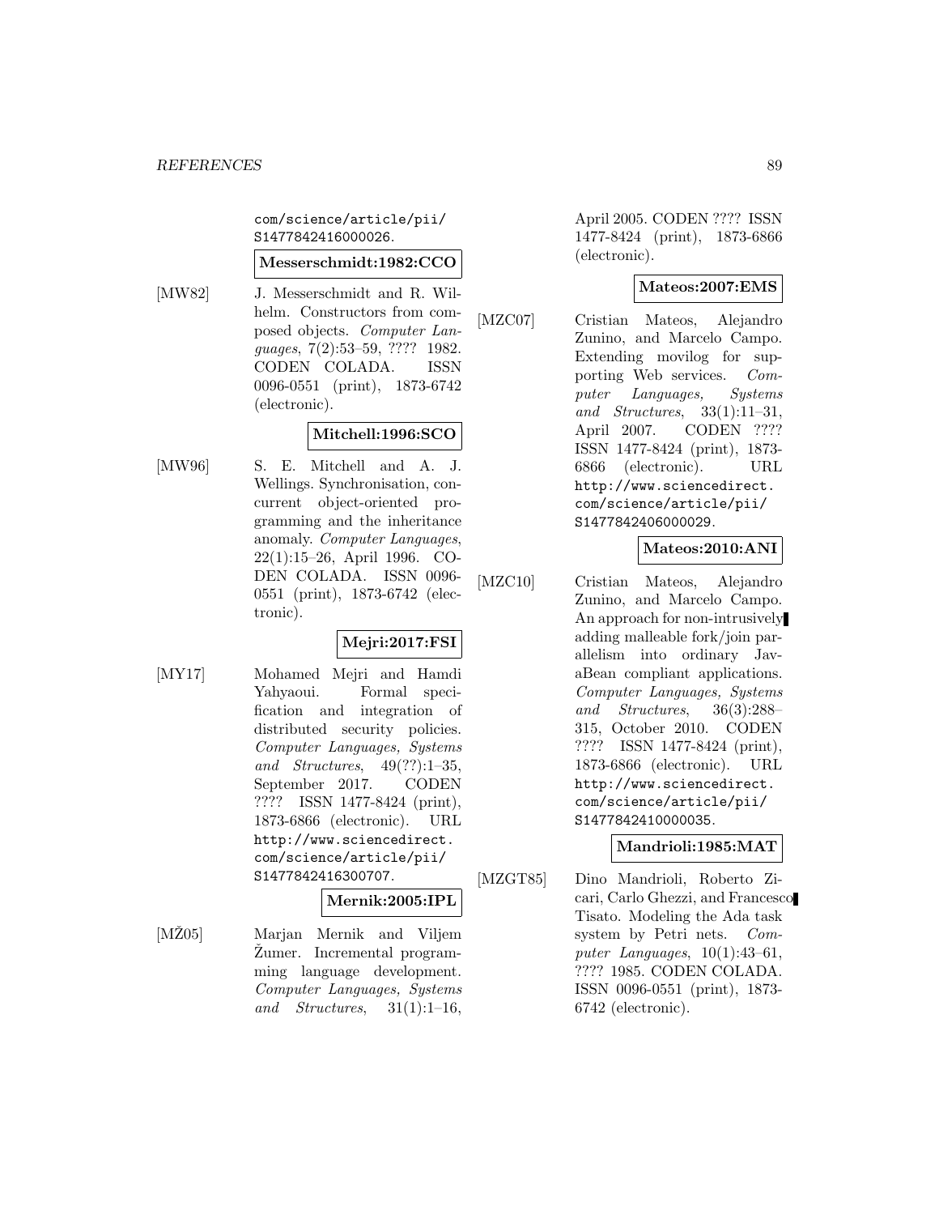com/science/article/pii/S1477842416000026.

**Messerschmidt:1982:CCO**

[MW82] J. Messerschmidt and R. Wilhelm. Constructors from composed objects. *Computer Languages*, 7(2):53–59, ???? 1982. CODEN COLADA. ISSN 0096-0551 (print), 1873-6742 (electronic).

**Mitchell:1996:SCO**

[MW96] S. E. Mitchell and A. J. Wellings. Synchronisation, concurrent object-oriented programming and the inheritance anomaly. *Computer Languages*, 22(1):15–26, April 1996. CODEN COLADA. ISSN 0096-0551 (print), 1873-6742 (electronic).

**Mejri:2017:FSI**

[MY17] Mohamed Mejri and Hamdi Yahyaoui. Formal specification and integration of distributed security policies. *Computer Languages, Systems and Structures*, 49(??):1–35, September 2017. CODEN ???? ISSN 1477-8424 (print), 1873-6866 (electronic). URL http://www.sciencedirect.com/science/article/pii/S1477842416300707.

**Mernik:2005:IPL**

[MŽ05] Marjan Mernik and Viljem Žumer. Incremental programming language development. *Computer Languages, Systems and Structures*, 31(1):1–16, April 2005. CODEN ???? ISSN 1477-8424 (print), 1873-6866 (electronic).

**Mateos:2007:EMS**

[MZC07] Cristian Mateos, Alejandro Zunino, and Marcelo Campo. Extending movilog for supporting Web services. *Computer Languages, Systems and Structures*, 33(1):11–31, April 2007. CODEN ???? ISSN 1477-8424 (print), 1873-6866 (electronic). URL http://www.sciencedirect.com/science/article/pii/S1477842406000029.

**Mateos:2010:ANI**

[MZC10] Cristian Mateos, Alejandro Zunino, and Marcelo Campo. An approach for non-intrusively adding malleable fork/join parallelism into ordinary JavaBean compliant applications. *Computer Languages, Systems and Structures*, 36(3):288–315, October 2010. CODEN ???? ISSN 1477-8424 (print), 1873-6866 (electronic). URL http://www.sciencedirect.com/science/article/pii/S1477842410000035.

**Mandrioli:1985:MAT**

[MZGT85] Dino Mandrioli, Roberto Zicari, Carlo Ghezzi, and Francesco Tisato. Modeling the Ada task system by Petri nets. *Computer Languages*, 10(1):43–61, ???? 1985. CODEN COLADA. ISSN 0096-0551 (print), 1873-6742 (electronic).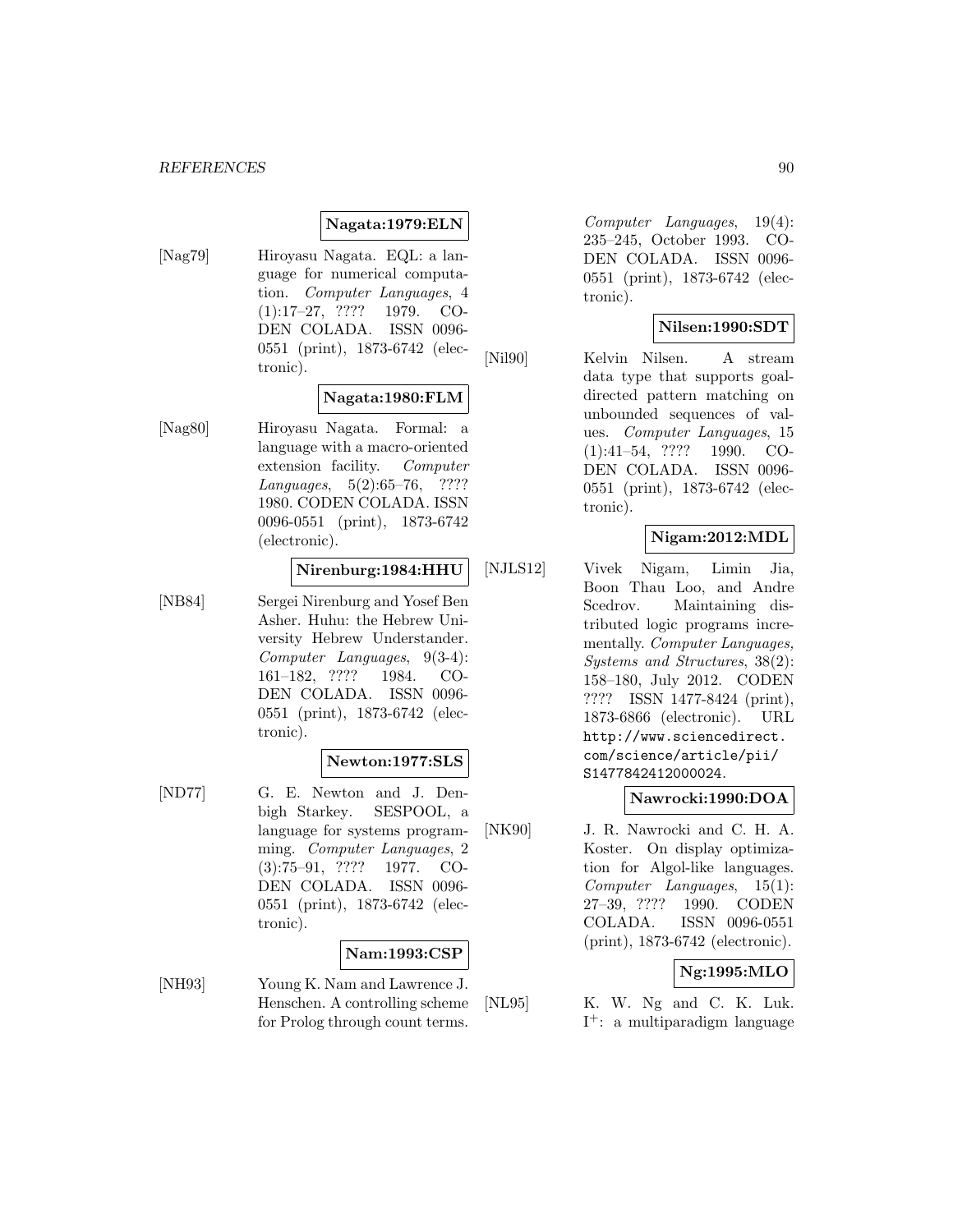**Nagata:1979:ELN**

[Nag79] Hiroyasu Nagata. EQL: a language for numerical computation. *Computer Languages*, 4 (1):17–27, ???? 1979. CODEN COLADA. ISSN 0096-0551 (print), 1873-6742 (electronic).

**Nagata:1980:FLM**

[Nag80] Hiroyasu Nagata. Formal: a language with a macro-oriented extension facility. *Computer Languages*, 5(2):65–76, ???? 1980. CODEN COLADA. ISSN 0096-0551 (print), 1873-6742 (electronic).

**Nirenburg:1984:HHU**

[NB84] Sergei Nirenburg and Yosef Ben Asher. Huhu: the Hebrew University Hebrew Understander. *Computer Languages*, 9(3-4): 161–182, ???? 1984. CODEN COLADA. ISSN 0096-0551 (print), 1873-6742 (electronic).

**Newton:1977:SLS**

[ND77] G. E. Newton and J. Denbigh Starkey. SESPOOL, a language for systems programming. *Computer Languages*, 2 (3):75–91, ???? 1977. CODEN COLADA. ISSN 0096-0551 (print), 1873-6742 (electronic).

**Nam:1993:CSP**

[NH93] Young K. Nam and Lawrence J. Henschen. A controlling scheme for Prolog through count terms. *Computer Languages*, 19(4): 235–245, October 1993. CODEN COLADA. ISSN 0096-0551 (print), 1873-6742 (electronic).

**Nilsen:1990:SDT**

[Nil90] Kelvin Nilsen. A stream data type that supports goal-directed pattern matching on unbounded sequences of values. *Computer Languages*, 15 (1):41–54, ???? 1990. CODEN COLADA. ISSN 0096-0551 (print), 1873-6742 (electronic).

**Nigam:2012:MDL**

[NJLS12] Vivek Nigam, Limin Jia, Boon Thau Loo, and Andre Scedrov. Maintaining distributed logic programs incrementally. *Computer Languages, Systems and Structures*, 38(2): 158–180, July 2012. CODEN ???? ISSN 1477-8424 (print), 1873-6866 (electronic). URL http://www.sciencedirect.com/science/article/pii/S1477842412000024.

**Nawrocki:1990:DOA**

[NK90] J. R. Nawrocki and C. H. A. Koster. On display optimization for Algol-like languages. *Computer Languages*, 15(1): 27–39, ???? 1990. CODEN COLADA. ISSN 0096-0551 (print), 1873-6742 (electronic).

**Ng:1995:MLO**

[NL95] K. W. Ng and C. K. Luk. $I^{+}$: a multiparadigm language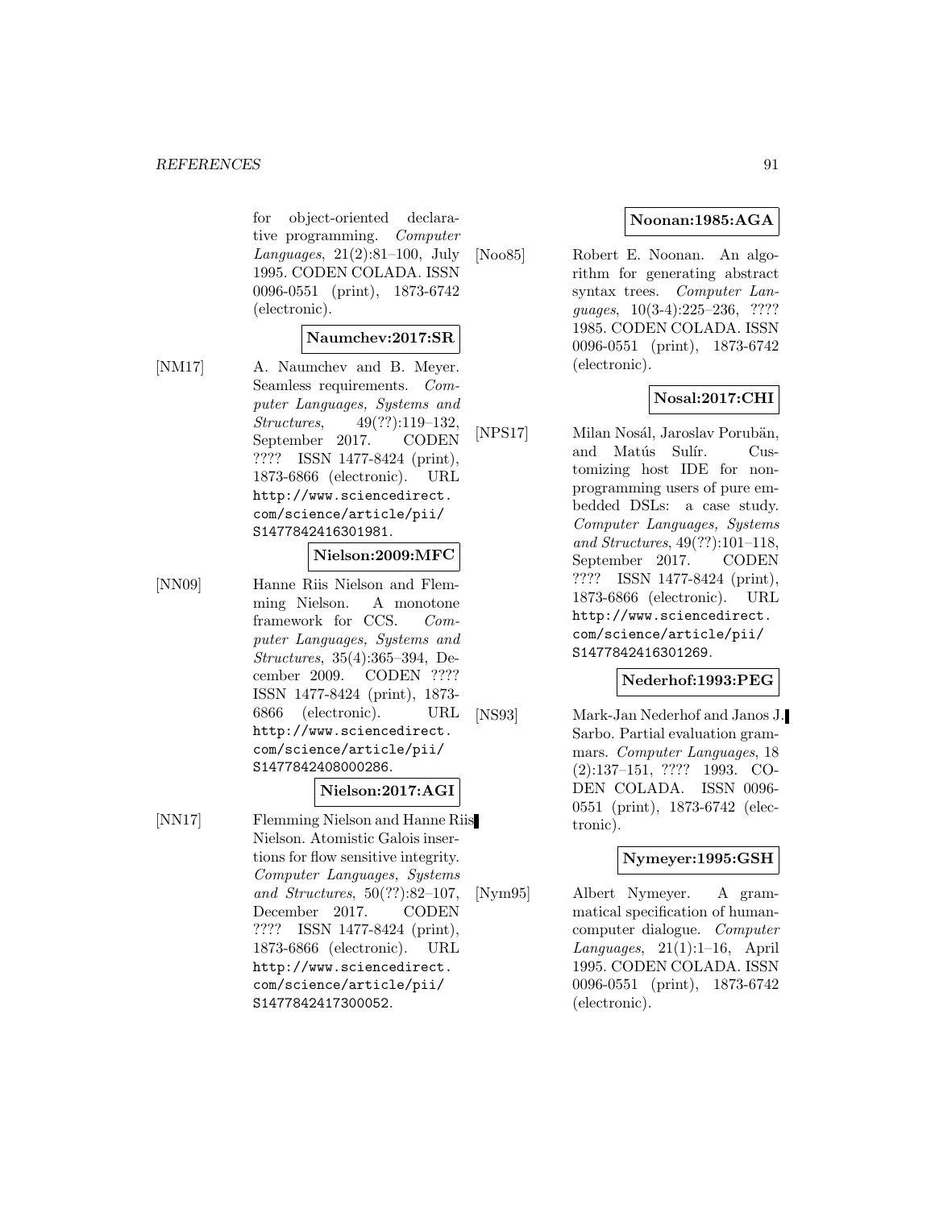for object-oriented declarative programming. *Computer Languages*, 21(2):81–100, July 1995. CODEN COLADA. ISSN 0096-0551 (print), 1873-6742 (electronic).

**Naumchev:2017:SR**

[NM17] A. Naumchev and B. Meyer. Seamless requirements. *Computer Languages, Systems and Structures*, 49(??):119–132, September 2017. CODEN ???? ISSN 1477-8424 (print), 1873-6866 (electronic). URL http://www.sciencedirect.com/science/article/pii/S1477842416301981.

**Nielson:2009:MFC**

[NN09] Hanne Riis Nielson and Flemming Nielson. A monotone framework for CCS. *Computer Languages, Systems and Structures*, 35(4):365–394, December 2009. CODEN ???? ISSN 1477-8424 (print), 1873-6866 (electronic). URL http://www.sciencedirect.com/science/article/pii/S1477842408000286.

**Nielson:2017:AGI**

[NN17] Flemming Nielson and Hanne Riis Nielson. Atomistic Galois insertions for flow sensitive integrity. *Computer Languages, Systems and Structures*, 50(??):82–107, December 2017. CODEN ???? ISSN 1477-8424 (print), 1873-6866 (electronic). URL http://www.sciencedirect.com/science/article/pii/S1477842417300052.

**Noonan:1985:AGA**

[Noo85] Robert E. Noonan. An algorithm for generating abstract syntax trees. *Computer Languages*, 10(3-4):225–236, ???? 1985. CODEN COLADA. ISSN 0096-0551 (print), 1873-6742 (electronic).

**Nosal:2017:CHI**

[NPS17] Milan Nosál, Jaroslav Porubän, and Matús Sulír. Customizing host IDE for non-programming users of pure embedded DSLs: a case study. *Computer Languages, Systems and Structures*, 49(??):101–118, September 2017. CODEN ???? ISSN 1477-8424 (print), 1873-6866 (electronic). URL http://www.sciencedirect.com/science/article/pii/S1477842416301269.

**Nederhof:1993:PEG**

[NS93] Mark-Jan Nederhof and Janos J. Sarbo. Partial evaluation grammars. *Computer Languages*, 18 (2):137–151, ???? 1993. CODEN COLADA. ISSN 0096-0551 (print), 1873-6742 (electronic).

**Nymeyer:1995:GSH**

[Nym95] Albert Nymeyer. A grammatical specification of human-computer dialogue. *Computer Languages*, 21(1):1–16, April 1995. CODEN COLADA. ISSN 0096-0551 (print), 1873-6742 (electronic).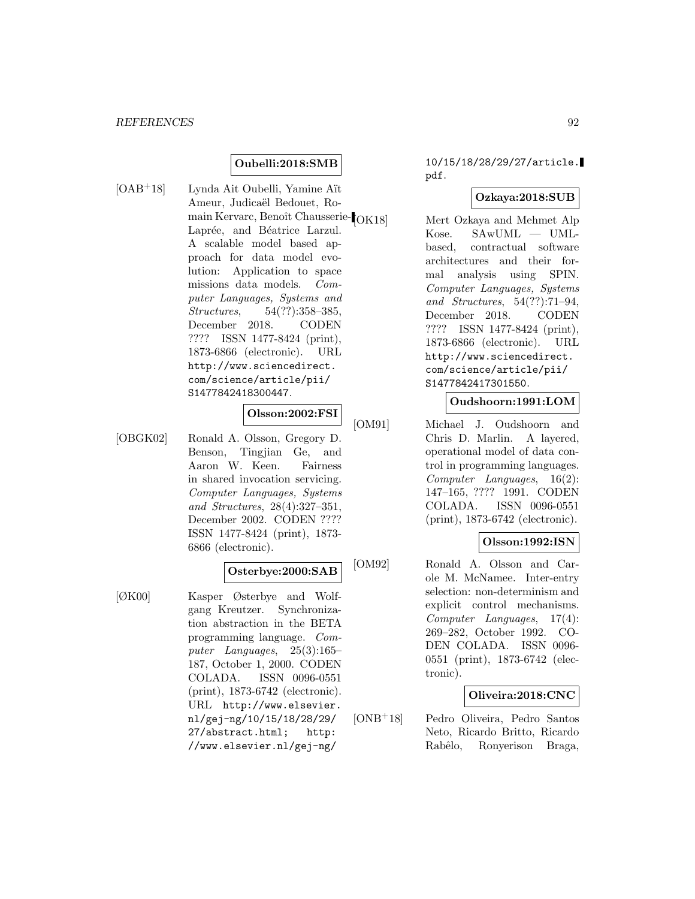**Oubelli:2018:SMB**

[OAB+18] Lynda Ait Oubelli, Yamine Aït Ameur, Judicaël Bedouet, Romain Kervarc, Benoît Chausserie-Laprée, and Béatrice Larzul. A scalable model based approach for data model evolution: Application to space missions data models. *Computer Languages, Systems and Structures*, 54(??):358–385, December 2018. CODEN ???? ISSN 1477-8424 (print), 1873-6866 (electronic). URL `http://www.sciencedirect.com/science/article/pii/S1477842418300447`.

**Olsson:2002:FSI**

[OBGK02] Ronald A. Olsson, Gregory D. Benson, Tingjian Ge, and Aaron W. Keen. Fairness in shared invocation servicing. *Computer Languages, Systems and Structures*, 28(4):327–351, December 2002. CODEN ???? ISSN 1477-8424 (print), 1873-6866 (electronic).

**Osterbye:2000:SAB**

[ØK00] Kasper Østerbye and Wolfgang Kreutzer. Synchronization abstraction in the BETA programming language. *Computer Languages*, 25(3):165–187, October 1, 2000. CODEN COLADA. ISSN 0096-0551 (print), 1873-6742 (electronic). URL `http://www.elsevier.nl/gej-ng/10/15/18/28/29/27/abstract.html`; `http://www.elsevier.nl/gej-ng/10/15/18/28/29/27/article.pdf`.

**Ozkaya:2018:SUB**

[OK18] Mert Ozkaya and Mehmet Alp Kose. SAwUML — UML-based, contractual software architectures and their formal analysis using SPIN. *Computer Languages, Systems and Structures*, 54(??):71–94, December 2018. CODEN ???? ISSN 1477-8424 (print), 1873-6866 (electronic). URL `http://www.sciencedirect.com/science/article/pii/S1477842417301550`.

**Oudshoorn:1991:LOM**

[OM91] Michael J. Oudshoorn and Chris D. Marlin. A layered, operational model of data control in programming languages. *Computer Languages*, 16(2):147–165, ???? 1991. CODEN COLADA. ISSN 0096-0551 (print), 1873-6742 (electronic).

**Olsson:1992:ISN**

[OM92] Ronald A. Olsson and Carole M. McNamee. Inter-entry selection: non-determinism and explicit control mechanisms. *Computer Languages*, 17(4):269–282, October 1992. CODEN COLADA. ISSN 0096-0551 (print), 1873-6742 (electronic).

**Oliveira:2018:CNC**

[ONB+18] Pedro Oliveira, Pedro Santos Neto, Ricardo Britto, Ricardo Rabêlo, Ronyerison Braga,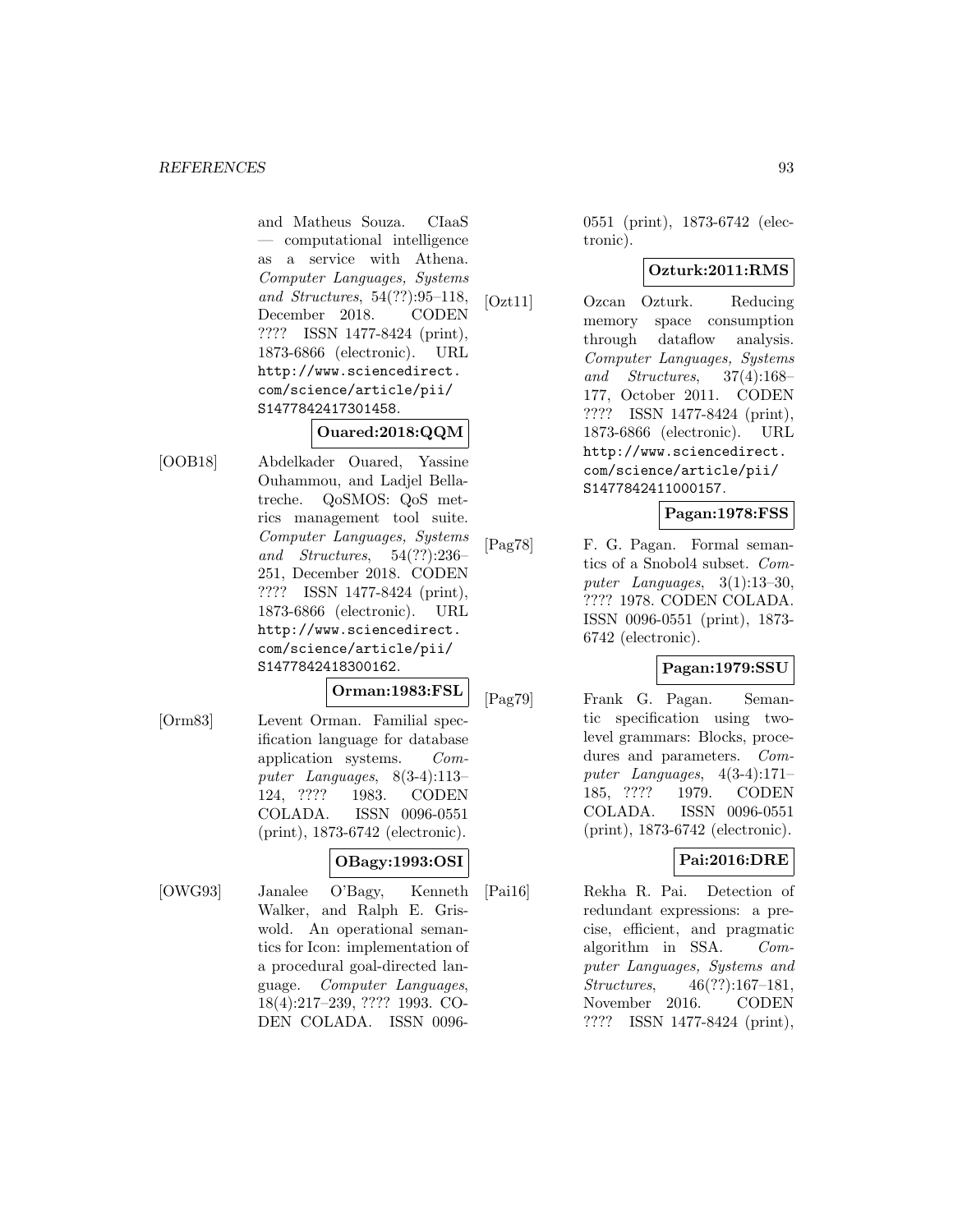and Matheus Souza. CIaaS — computational intelligence as a service with Athena. *Computer Languages, Systems and Structures*, 54(??):95–118, December 2018. CODEN ???? ISSN 1477-8424 (print), 1873-6866 (electronic). URL http://www.sciencedirect.com/science/article/pii/S1477842417301458.

**Ouared:2018:QQM**

[OOB18] Abdelkader Ouared, Yassine Ouhammou, and Ladjel Bellatreche. QoSMOS: QoS metrics management tool suite. *Computer Languages, Systems and Structures*, 54(??):236–251, December 2018. CODEN ???? ISSN 1477-8424 (print), 1873-6866 (electronic). URL http://www.sciencedirect.com/science/article/pii/S1477842418300162.

**Orman:1983:FSL**

[Orm83] Levent Orman. Familial specification language for database application systems. *Computer Languages*, 8(3-4):113–124, ???? 1983. CODEN COLADA. ISSN 0096-0551 (print), 1873-6742 (electronic).

**OBagy:1993:OSI**

[OWG93] Janalee O'Bagy, Kenneth Walker, and Ralph E. Griswold. An operational semantics for Icon: implementation of a procedural goal-directed language. *Computer Languages*, 18(4):217–239, ???? 1993. CODEN COLADA. ISSN 0096-0551 (print), 1873-6742 (electronic).

**Ozturk:2011:RMS**

[Ozt11] Ozcan Ozturk. Reducing memory space consumption through dataflow analysis. *Computer Languages, Systems and Structures*, 37(4):168–177, October 2011. CODEN ???? ISSN 1477-8424 (print), 1873-6866 (electronic). URL http://www.sciencedirect.com/science/article/pii/S1477842411000157.

**Pagan:1978:FSS**

[Pag78] F. G. Pagan. Formal semantics of a Snobol4 subset. *Computer Languages*, 3(1):13–30, ???? 1978. CODEN COLADA. ISSN 0096-0551 (print), 1873-6742 (electronic).

**Pagan:1979:SSU**

[Pag79] Frank G. Pagan. Semantic specification using two-level grammars: Blocks, procedures and parameters. *Computer Languages*, 4(3-4):171–185, ???? 1979. CODEN COLADA. ISSN 0096-0551 (print), 1873-6742 (electronic).

**Pai:2016:DRE**

[Pai16] Rekha R. Pai. Detection of redundant expressions: a precise, efficient, and pragmatic algorithm in SSA. *Computer Languages, Systems and Structures*, 46(??):167–181, November 2016. CODEN ???? ISSN 1477-8424 (print),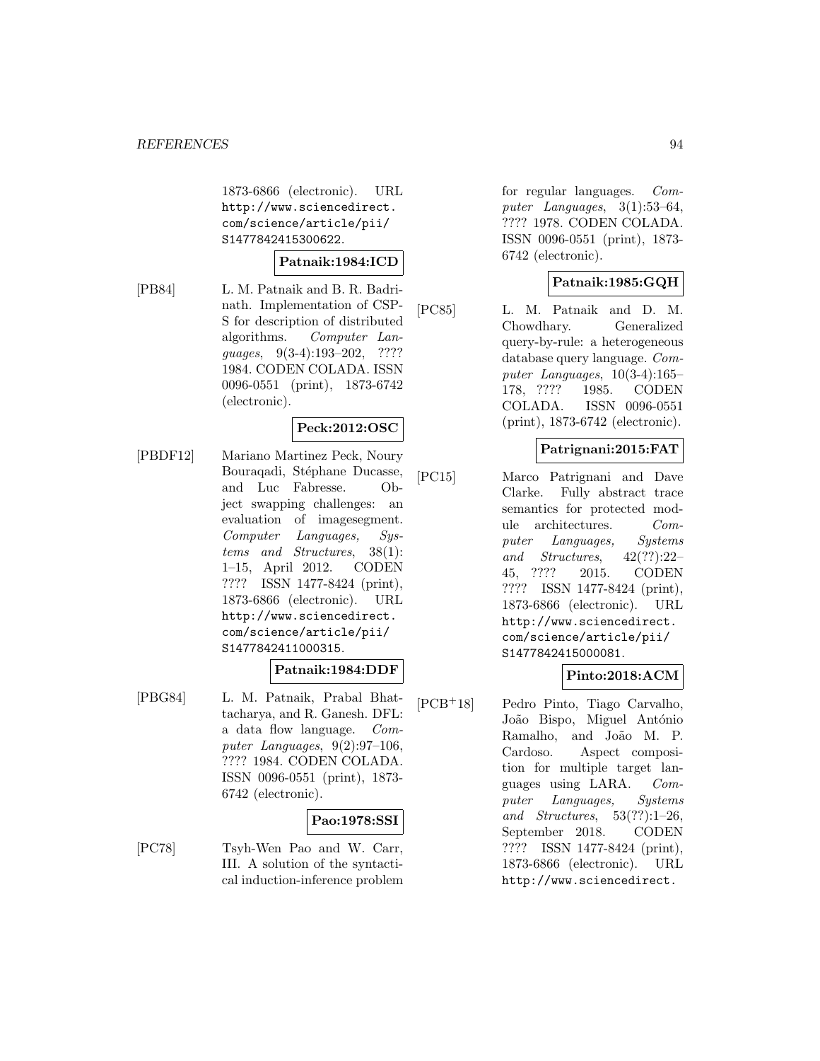1873-6866 (electronic). URL http://www.sciencedirect.com/science/article/pii/S1477842415300622.

**Patnaik:1984:ICD**

[PB84] L. M. Patnaik and B. R. Badrinath. Implementation of CSP-S for description of distributed algorithms. *Computer Languages*, 9(3-4):193–202, ???? 1984. CODEN COLADA. ISSN 0096-0551 (print), 1873-6742 (electronic).

**Peck:2012:OSC**

[PBDF12] Mariano Martinez Peck, Noury Bouraqadi, Stéphane Ducasse, and Luc Fabresse. Object swapping challenges: an evaluation of imagesegment. *Computer Languages, Systems and Structures*, 38(1): 1–15, April 2012. CODEN ???? ISSN 1477-8424 (print), 1873-6866 (electronic). URL http://www.sciencedirect.com/science/article/pii/S1477842411000315.

**Patnaik:1984:DDF**

[PBG84] L. M. Patnaik, Prabal Bhattacharya, and R. Ganesh. DFL: a data flow language. *Computer Languages*, 9(2):97–106, ???? 1984. CODEN COLADA. ISSN 0096-0551 (print), 1873-6742 (electronic).

**Pao:1978:SSI**

[PC78] Tsyh-Wen Pao and W. Carr, III. A solution of the syntactical induction-inference problem for regular languages. *Computer Languages*, 3(1):53–64, ???? 1978. CODEN COLADA. ISSN 0096-0551 (print), 1873-6742 (electronic).

**Patnaik:1985:GQH**

[PC85] L. M. Patnaik and D. M. Chowdhary. Generalized query-by-rule: a heterogeneous database query language. *Computer Languages*, 10(3-4):165–178, ???? 1985. CODEN COLADA. ISSN 0096-0551 (print), 1873-6742 (electronic).

**Patrignani:2015:FAT**

[PC15] Marco Patrignani and Dave Clarke. Fully abstract trace semantics for protected module architectures. *Computer Languages, Systems and Structures*, 42(??):22–45, ???? 2015. CODEN ???? ISSN 1477-8424 (print), 1873-6866 (electronic). URL http://www.sciencedirect.com/science/article/pii/S1477842415000081.

**Pinto:2018:ACM**

[PCB+18] Pedro Pinto, Tiago Carvalho, João Bispo, Miguel António Ramalho, and João M. P. Cardoso. Aspect composition for multiple target languages using LARA. *Computer Languages, Systems and Structures*, 53(??):1–26, September 2018. CODEN ???? ISSN 1477-8424 (print), 1873-6866 (electronic). URL http://www.sciencedirect.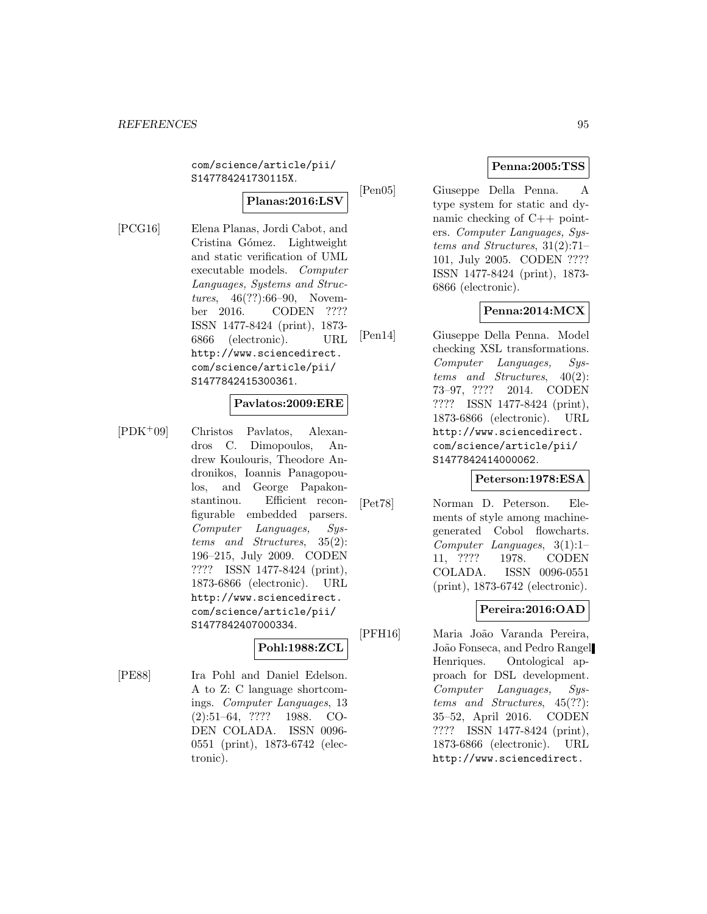com/science/article/pii/S147784241730115X.

**Planas:2016:LSV**

[PCG16] Elena Planas, Jordi Cabot, and Cristina Gómez. Lightweight and static verification of UML executable models. *Computer Languages, Systems and Structures*, 46(??):66–90, November 2016. CODEN ???? ISSN 1477-8424 (print), 1873-6866 (electronic). URL http://www.sciencedirect.com/science/article/pii/S1477842415300361.

**Pavlatos:2009:ERE**

[PDK+09] Christos Pavlatos, Alexandros C. Dimopoulos, Andrew Koulouris, Theodore Andronikos, Ioannis Panagopoulos, and George Papakonstantinou. Efficient reconfigurable embedded parsers. *Computer Languages, Systems and Structures*, 35(2):196–215, July 2009. CODEN ???? ISSN 1477-8424 (print), 1873-6866 (electronic). URL http://www.sciencedirect.com/science/article/pii/S1477842407000334.

**Pohl:1988:ZCL**

[PE88] Ira Pohl and Daniel Edelson. A to Z: C language shortcomings. *Computer Languages*, 13(2):51–64, ???? 1988. CODEN COLADA. ISSN 0096-0551 (print), 1873-6742 (electronic).

**Penna:2005:TSS**

[Pen05] Giuseppe Della Penna. A type system for static and dynamic checking of C++ pointers. *Computer Languages, Systems and Structures*, 31(2):71–101, July 2005. CODEN ???? ISSN 1477-8424 (print), 1873-6866 (electronic).

**Penna:2014:MCX**

[Pen14] Giuseppe Della Penna. Model checking XSL transformations. *Computer Languages, Systems and Structures*, 40(2):73–97, ???? 2014. CODEN ???? ISSN 1477-8424 (print), 1873-6866 (electronic). URL http://www.sciencedirect.com/science/article/pii/S1477842414000062.

**Peterson:1978:ESA**

[Pet78] Norman D. Peterson. Elements of style among machine-generated Cobol flowcharts. *Computer Languages*, 3(1):1–11, ???? 1978. CODEN COLADA. ISSN 0096-0551 (print), 1873-6742 (electronic).

**Pereira:2016:OAD**

[PFH16] Maria João Varanda Pereira, João Fonseca, and Pedro Rangel Henriques. Ontological approach for DSL development. *Computer Languages, Systems and Structures*, 45(??):35–52, April 2016. CODEN ???? ISSN 1477-8424 (print), 1873-6866 (electronic). URL http://www.sciencedirect.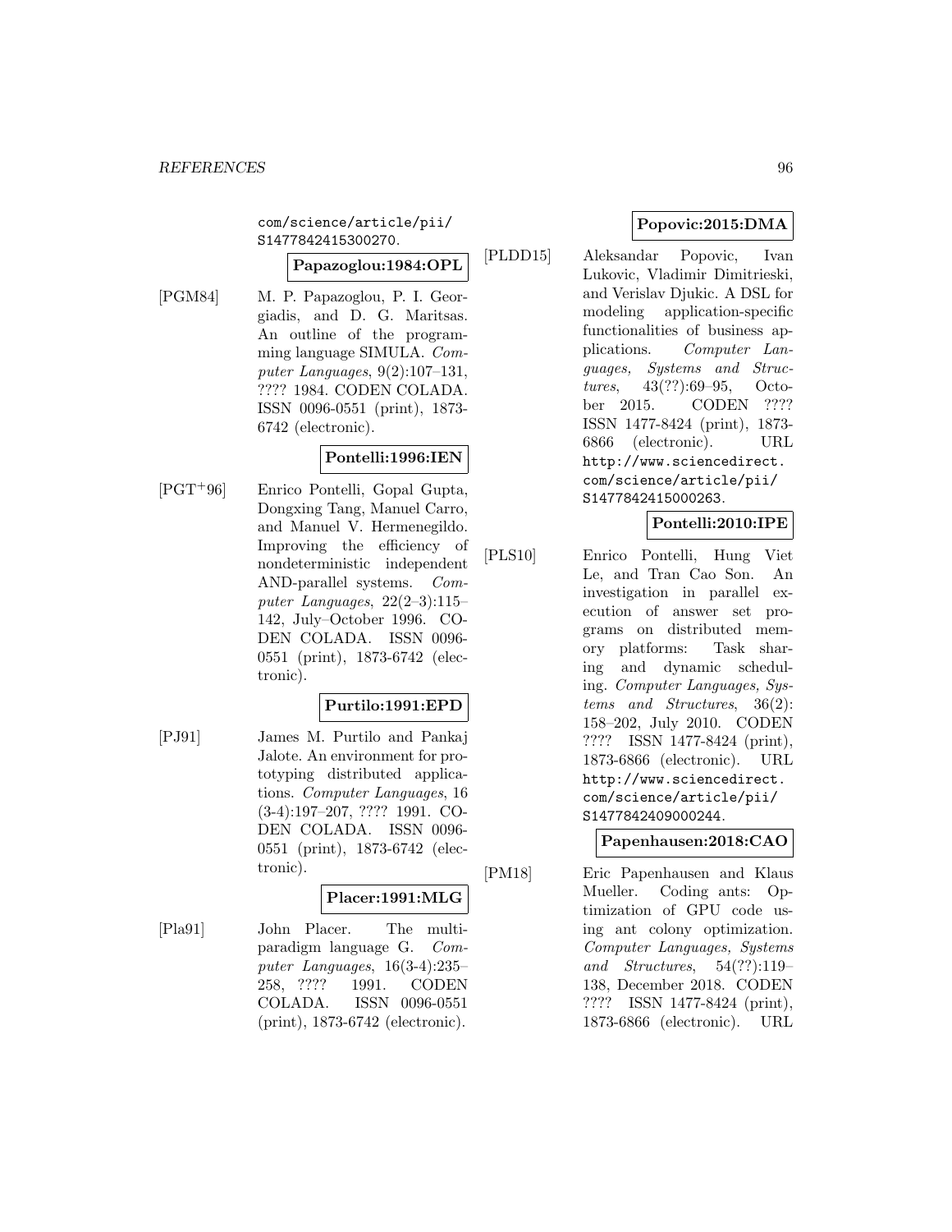com/science/article/pii/S1477842415300270.

**Papazoglou:1984:OPL**

[PGM84] M. P. Papazoglou, P. I. Georgiadis, and D. G. Maritsas. An outline of the programming language SIMULA. *Computer Languages*, 9(2):107–131, ???? 1984. CODEN COLADA. ISSN 0096-0551 (print), 1873-6742 (electronic).

**Pontelli:1996:IEN**

[PGT+96] Enrico Pontelli, Gopal Gupta, Dongxing Tang, Manuel Carro, and Manuel V. Hermenegildo. Improving the efficiency of nondeterministic independent AND-parallel systems. *Computer Languages*, 22(2–3):115–142, July–October 1996. CODEN COLADA. ISSN 0096-0551 (print), 1873-6742 (electronic).

**Purtilo:1991:EPD**

[PJ91] James M. Purtilo and Pankaj Jalote. An environment for prototyping distributed applications. *Computer Languages*, 16 (3-4):197–207, ???? 1991. CODEN COLADA. ISSN 0096-0551 (print), 1873-6742 (electronic).

**Placer:1991:MLG**

[Pla91] John Placer. The multi-paradigm language G. *Computer Languages*, 16(3-4):235–258, ???? 1991. CODEN COLADA. ISSN 0096-0551 (print), 1873-6742 (electronic).

**Popovic:2015:DMA**

[PLDD15] Aleksandar Popovic, Ivan Lukovic, Vladimir Dimitrieski, and Verislav Djukic. A DSL for modeling application-specific functionalities of business applications. *Computer Languages, Systems and Structures*, 43(??):69–95, October 2015. CODEN ???? ISSN 1477-8424 (print), 1873-6866 (electronic). URL http://www.sciencedirect.com/science/article/pii/S1477842415000263.

**Pontelli:2010:IPE**

[PLS10] Enrico Pontelli, Hung Viet Le, and Tran Cao Son. An investigation in parallel execution of answer set programs on distributed memory platforms: Task sharing and dynamic scheduling. *Computer Languages, Systems and Structures*, 36(2): 158–202, July 2010. CODEN ???? ISSN 1477-8424 (print), 1873-6866 (electronic). URL http://www.sciencedirect.com/science/article/pii/S1477842409000244.

**Papenhausen:2018:CAO**

[PM18] Eric Papenhausen and Klaus Mueller. Coding ants: Optimization of GPU code using ant colony optimization. *Computer Languages, Systems and Structures*, 54(??):119–138, December 2018. CODEN ???? ISSN 1477-8424 (print), 1873-6866 (electronic). URL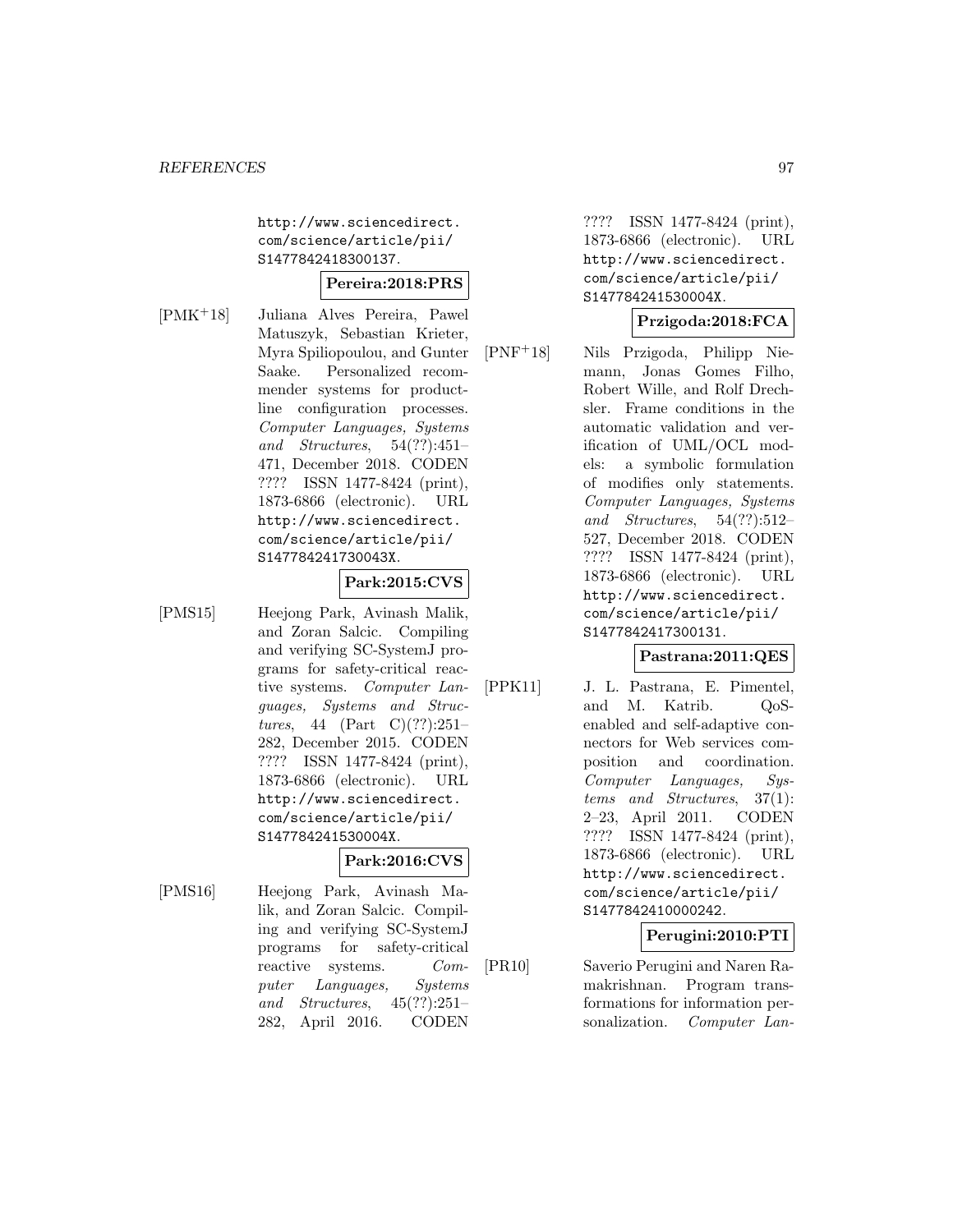http://www.sciencedirect.com/science/article/pii/S1477842418300137.

**Pereira:2018:PRS**

[PMK+18] Juliana Alves Pereira, Pawel Matuszyk, Sebastian Krieter, Myra Spiliopoulou, and Gunter Saake. Personalized recommender systems for product-line configuration processes. *Computer Languages, Systems and Structures*, 54(??):451–471, December 2018. CODEN ???? ISSN 1477-8424 (print), 1873-6866 (electronic). URL http://www.sciencedirect.com/science/article/pii/S147784241730043X.

**Park:2015:CVS**

[PMS15] Heejong Park, Avinash Malik, and Zoran Salcic. Compiling and verifying SC-SystemJ programs for safety-critical reactive systems. *Computer Languages, Systems and Structures*, 44 (Part C)(??):251–282, December 2015. CODEN ???? ISSN 1477-8424 (print), 1873-6866 (electronic). URL http://www.sciencedirect.com/science/article/pii/S147784241530004X.

**Park:2016:CVS**

[PMS16] Heejong Park, Avinash Malik, and Zoran Salcic. Compiling and verifying SC-SystemJ programs for safety-critical reactive systems. *Computer Languages, Systems and Structures*, 45(??):251–282, April 2016. CODEN ???? ISSN 1477-8424 (print), 1873-6866 (electronic). URL http://www.sciencedirect.com/science/article/pii/S147784241530004X.

**Przigoda:2018:FCA**

[PNF+18] Nils Przigoda, Philipp Niemann, Jonas Gomes Filho, Robert Wille, and Rolf Drechsler. Frame conditions in the automatic validation and verification of UML/OCL models: a symbolic formulation of modifies only statements. *Computer Languages, Systems and Structures*, 54(??):512–527, December 2018. CODEN ???? ISSN 1477-8424 (print), 1873-6866 (electronic). URL http://www.sciencedirect.com/science/article/pii/S1477842417300131.

**Pastrana:2011:QES**

[PPK11] J. L. Pastrana, E. Pimentel, and M. Katrib. QoS-enabled and self-adaptive connectors for Web services composition and coordination. *Computer Languages, Systems and Structures*, 37(1): 2–23, April 2011. CODEN ???? ISSN 1477-8424 (print), 1873-6866 (electronic). URL http://www.sciencedirect.com/science/article/pii/S1477842410000242.

**Perugini:2010:PTI**

[PR10] Saverio Perugini and Naren Ramakrishnan. Program transformations for information personalization. *Computer Lan-*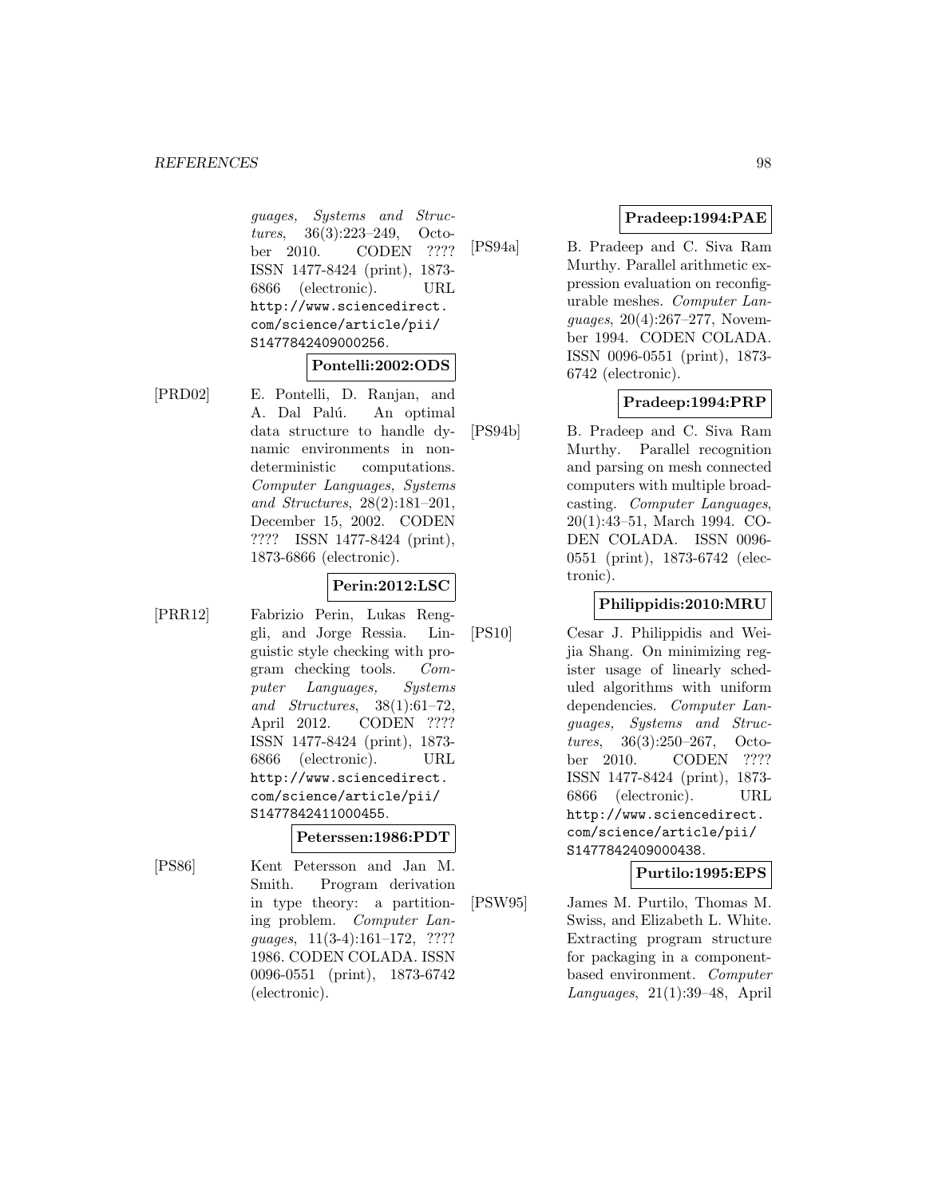*guages, Systems and Structures*, 36(3):223–249, October 2010. CODEN ???? ISSN 1477-8424 (print), 1873-6866 (electronic). URL http://www.sciencedirect.com/science/article/pii/S1477842409000256.

**Pontelli:2002:ODS**

[PRD02] E. Pontelli, D. Ranjan, and A. Dal Palú. An optimal data structure to handle dynamic environments in non-deterministic computations. *Computer Languages, Systems and Structures*, 28(2):181–201, December 15, 2002. CODEN ???? ISSN 1477-8424 (print), 1873-6866 (electronic).

**Perin:2012:LSC**

[PRR12] Fabrizio Perin, Lukas Renggli, and Jorge Ressia. Linguistic style checking with program checking tools. *Computer Languages, Systems and Structures*, 38(1):61–72, April 2012. CODEN ???? ISSN 1477-8424 (print), 1873-6866 (electronic). URL http://www.sciencedirect.com/science/article/pii/S1477842411000455.

**Peterssen:1986:PDT**

[PS86] Kent Petersson and Jan M. Smith. Program derivation in type theory: a partitioning problem. *Computer Languages*, 11(3-4):161–172, ???? 1986. CODEN COLADA. ISSN 0096-0551 (print), 1873-6742 (electronic).

**Pradeep:1994:PAE**

[PS94a] B. Pradeep and C. Siva Ram Murthy. Parallel arithmetic expression evaluation on reconfigurable meshes. *Computer Languages*, 20(4):267–277, November 1994. CODEN COLADA. ISSN 0096-0551 (print), 1873-6742 (electronic).

**Pradeep:1994:PRP**

[PS94b] B. Pradeep and C. Siva Ram Murthy. Parallel recognition and parsing on mesh connected computers with multiple broadcasting. *Computer Languages*, 20(1):43–51, March 1994. CODEN COLADA. ISSN 0096-0551 (print), 1873-6742 (electronic).

**Philippidis:2010:MRU**

[PS10] Cesar J. Philippidis and Weijia Shang. On minimizing register usage of linearly scheduled algorithms with uniform dependencies. *Computer Languages, Systems and Structures*, 36(3):250–267, October 2010. CODEN ???? ISSN 1477-8424 (print), 1873-6866 (electronic). URL http://www.sciencedirect.com/science/article/pii/S1477842409000438.

**Purtilo:1995:EPS**

[PSW95] James M. Purtilo, Thomas M. Swiss, and Elizabeth L. White. Extracting program structure for packaging in a component-based environment. *Computer Languages*, 21(1):39–48, April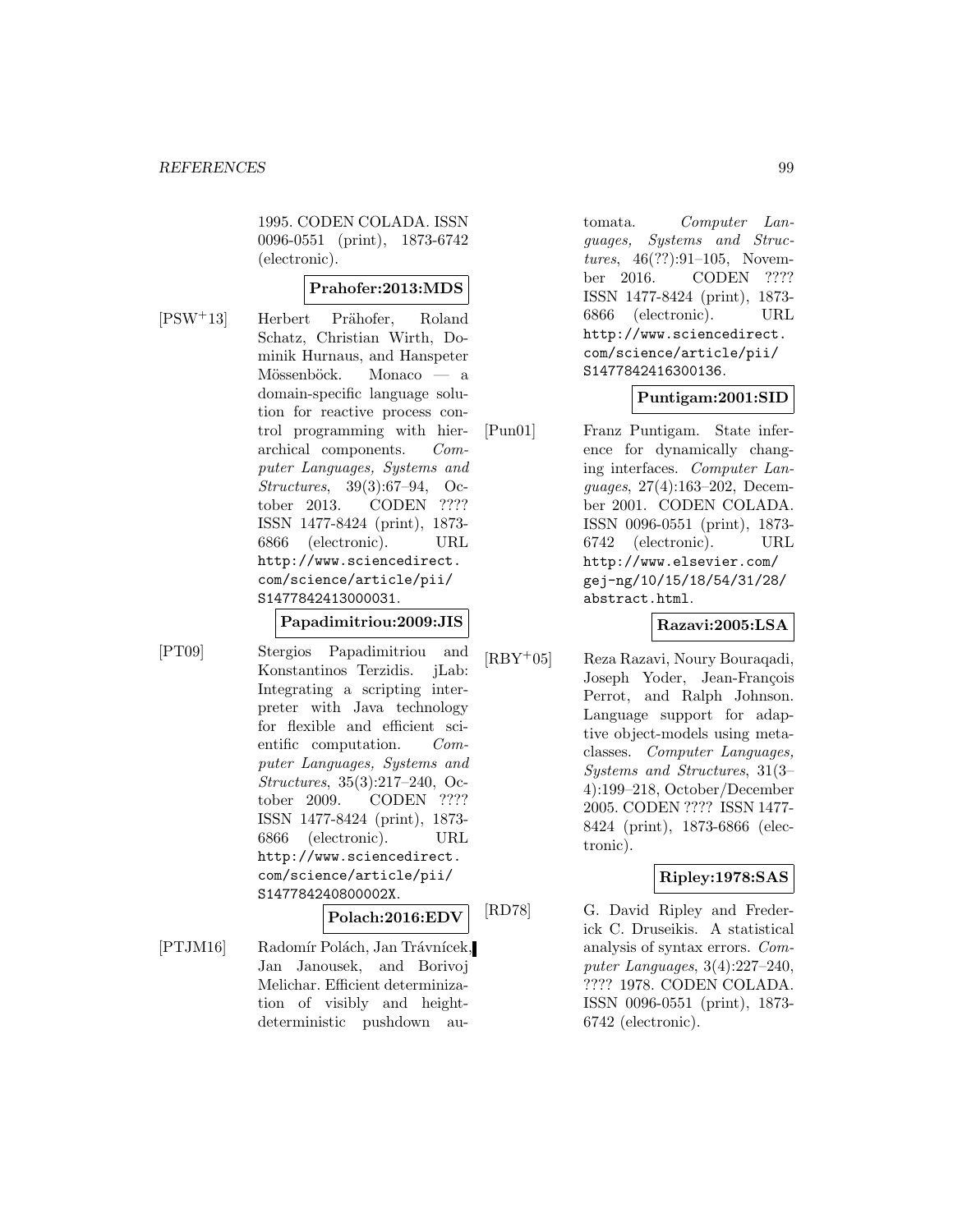1995. CODEN COLADA. ISSN 0096-0551 (print), 1873-6742 (electronic).

**Prahofer:2013:MDS**

[PSW+13] Herbert Prähofer, Roland Schatz, Christian Wirth, Dominik Hurnaus, and Hanspeter Mössenböck. Monaco — a domain-specific language solution for reactive process control programming with hierarchical components. *Computer Languages, Systems and Structures*, 39(3):67–94, October 2013. CODEN ???? ISSN 1477-8424 (print), 1873-6866 (electronic). URL http://www.sciencedirect.com/science/article/pii/S1477842413000031.

**Papadimitriou:2009:JIS**

[PT09] Stergios Papadimitriou and Konstantinos Terzidis. jLab: Integrating a scripting interpreter with Java technology for flexible and efficient scientific computation. *Computer Languages, Systems and Structures*, 35(3):217–240, October 2009. CODEN ???? ISSN 1477-8424 (print), 1873-6866 (electronic). URL http://www.sciencedirect.com/science/article/pii/S147784240800002X.

**Polach:2016:EDV**

[PTJM16] Radomír Polách, Jan Trávnícek, Jan Janousek, and Borivoj Melichar. Efficient determinization of visibly and height-deterministic pushdown automata. *Computer Languages, Systems and Structures*, 46(??):91–105, November 2016. CODEN ???? ISSN 1477-8424 (print), 1873-6866 (electronic). URL http://www.sciencedirect.com/science/article/pii/S1477842416300136.

**Puntigam:2001:SID**

[Pun01] Franz Puntigam. State inference for dynamically changing interfaces. *Computer Languages*, 27(4):163–202, December 2001. CODEN COLADA. ISSN 0096-0551 (print), 1873-6742 (electronic). URL http://www.elsevier.com/gej-ng/10/15/18/54/31/28/abstract.html.

**Razavi:2005:LSA**

[RBY+05] Reza Razavi, Noury Bouraqadi, Joseph Yoder, Jean-François Perrot, and Ralph Johnson. Language support for adaptive object-models using metaclasses. *Computer Languages, Systems and Structures*, 31(3–4):199–218, October/December 2005. CODEN ???? ISSN 1477-8424 (print), 1873-6866 (electronic).

**Ripley:1978:SAS**

[RD78] G. David Ripley and Frederick C. Druseikis. A statistical analysis of syntax errors. *Computer Languages*, 3(4):227–240, ???? 1978. CODEN COLADA. ISSN 0096-0551 (print), 1873-6742 (electronic).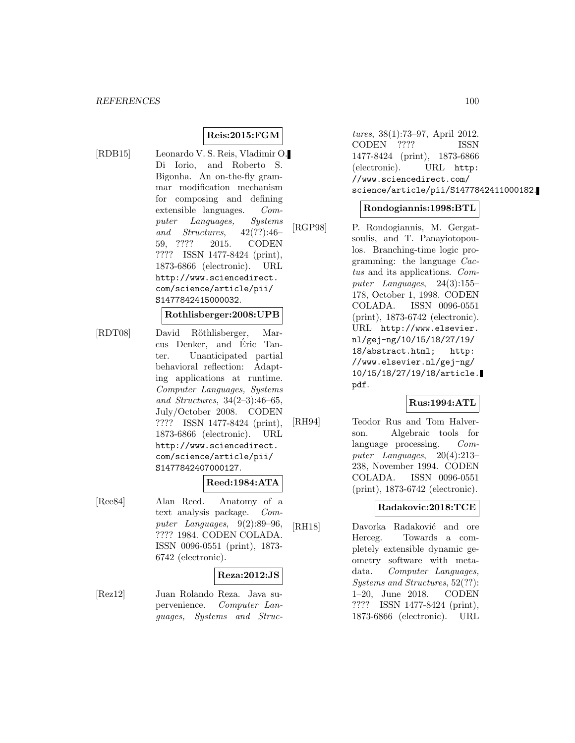**Reis:2015:FGM**

[RDB15] Leonardo V. S. Reis, Vladimir O. Di Iorio, and Roberto S. Bigonha. An on-the-fly grammar modification mechanism for composing and defining extensible languages. *Computer Languages, Systems and Structures*, 42(??):46–59, ???? 2015. CODEN ???? ISSN 1477-8424 (print), 1873-6866 (electronic). URL http://www.sciencedirect.com/science/article/pii/S1477842415000032.

**Rothlisberger:2008:UPB**

[RDT08] David Röthlisberger, Marcus Denker, and Éric Tanter. Unanticipated partial behavioral reflection: Adapting applications at runtime. *Computer Languages, Systems and Structures*, 34(2–3):46–65, July/October 2008. CODEN ???? ISSN 1477-8424 (print), 1873-6866 (electronic). URL http://www.sciencedirect.com/science/article/pii/S1477842407000127.

**Reed:1984:ATA**

[Ree84] Alan Reed. Anatomy of a text analysis package. *Computer Languages*, 9(2):89–96, ???? 1984. CODEN COLADA. ISSN 0096-0551 (print), 1873-6742 (electronic).

**Reza:2012:JS**

[Rez12] Juan Rolando Reza. Java supervenience. *Computer Languages, Systems and Structures*, 38(1):73–97, April 2012. CODEN ???? ISSN 1477-8424 (print), 1873-6866 (electronic). URL http://www.sciencedirect.com/science/article/pii/S1477842411000182.

**Rondogiannis:1998:BTL**

[RGP98] P. Rondogiannis, M. Gergatsoulis, and T. Panayiotopoulos. Branching-time logic programming: the language *Cactus* and its applications. *Computer Languages*, 24(3):155–178, October 1, 1998. CODEN COLADA. ISSN 0096-0551 (print), 1873-6742 (electronic). URL http://www.elsevier.nl/gej-ng/10/15/18/27/19/18/abstract.html; http://www.elsevier.nl/gej-ng/10/15/18/27/19/18/article.pdf.

**Rus:1994:ATL**

[RH94] Teodor Rus and Tom Halverson. Algebraic tools for language processing. *Computer Languages*, 20(4):213–238, November 1994. CODEN COLADA. ISSN 0096-0551 (print), 1873-6742 (electronic).

**Radakovic:2018:TCE**

[RH18] Davorka Radaković and ore Herceg. Towards a completely extensible dynamic geometry software with metadata. *Computer Languages, Systems and Structures*, 52(??):1–20, June 2018. CODEN ???? ISSN 1477-8424 (print), 1873-6866 (electronic). URL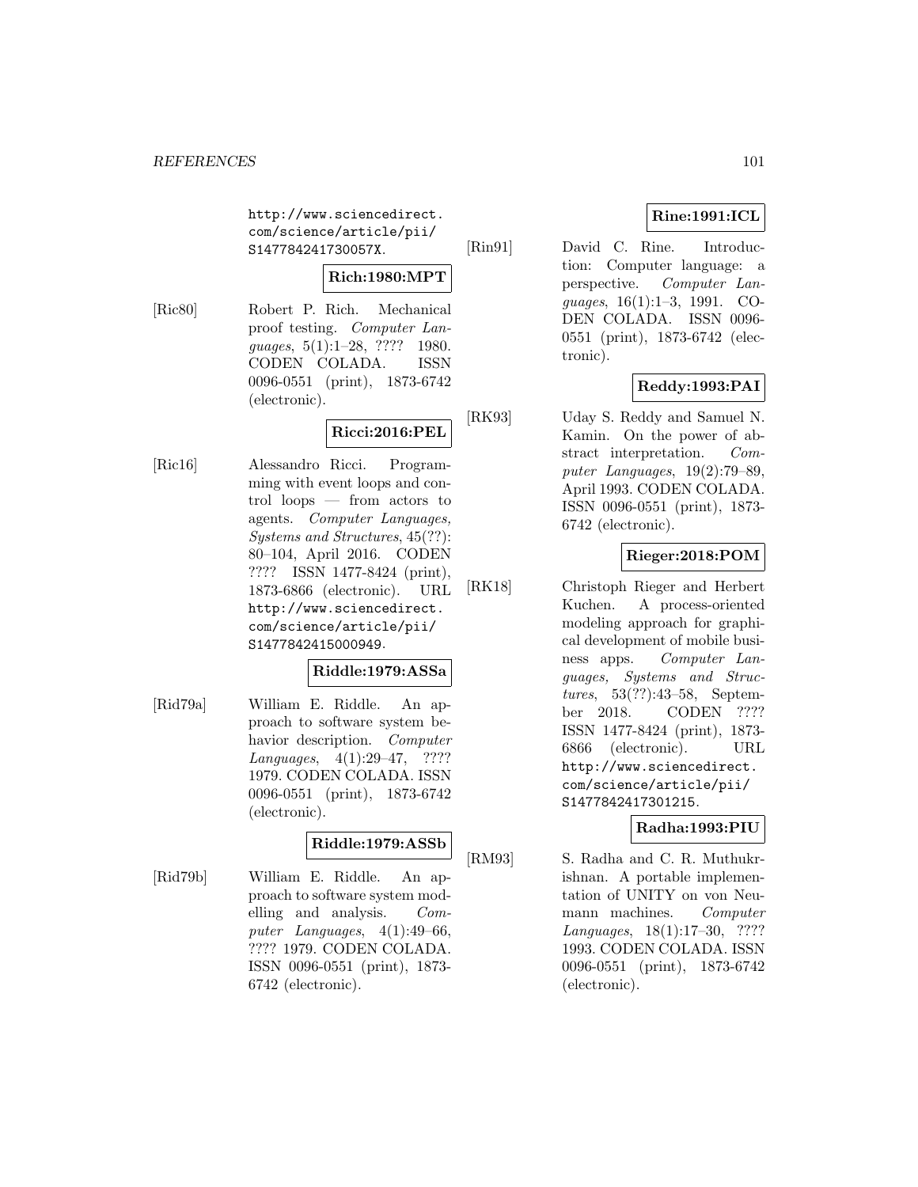http://www.sciencedirect.com/science/article/pii/S147784241730057X.

**Rich:1980:MPT**

[Ric80] Robert P. Rich. Mechanical proof testing. *Computer Languages*, 5(1):1–28, ???? 1980. CODEN COLADA. ISSN 0096-0551 (print), 1873-6742 (electronic).

**Ricci:2016:PEL**

[Ric16] Alessandro Ricci. Programming with event loops and control loops — from actors to agents. *Computer Languages, Systems and Structures*, 45(??):80–104, April 2016. CODEN ???? ISSN 1477-8424 (print), 1873-6866 (electronic). URL http://www.sciencedirect.com/science/article/pii/S1477842415000949.

**Riddle:1979:ASSa**

[Rid79a] William E. Riddle. An approach to software system behavior description. *Computer Languages*, 4(1):29–47, ???? 1979. CODEN COLADA. ISSN 0096-0551 (print), 1873-6742 (electronic).

**Riddle:1979:ASSb**

[Rid79b] William E. Riddle. An approach to software system modelling and analysis. *Computer Languages*, 4(1):49–66, ???? 1979. CODEN COLADA. ISSN 0096-0551 (print), 1873-6742 (electronic).

**Rine:1991:ICL**

[Rin91] David C. Rine. Introduction: Computer language: a perspective. *Computer Languages*, 16(1):1–3, 1991. CODEN COLADA. ISSN 0096-0551 (print), 1873-6742 (electronic).

**Reddy:1993:PAI**

[RK93] Uday S. Reddy and Samuel N. Kamin. On the power of abstract interpretation. *Computer Languages*, 19(2):79–89, April 1993. CODEN COLADA. ISSN 0096-0551 (print), 1873-6742 (electronic).

**Rieger:2018:POM**

[RK18] Christoph Rieger and Herbert Kuchen. A process-oriented modeling approach for graphical development of mobile business apps. *Computer Languages, Systems and Structures*, 53(??):43–58, September 2018. CODEN ???? ISSN 1477-8424 (print), 1873-6866 (electronic). URL http://www.sciencedirect.com/science/article/pii/S1477842417301215.

**Radha:1993:PIU**

[RM93] S. Radha and C. R. Muthukrishnan. A portable implementation of UNITY on von Neumann machines. *Computer Languages*, 18(1):17–30, ???? 1993. CODEN COLADA. ISSN 0096-0551 (print), 1873-6742 (electronic).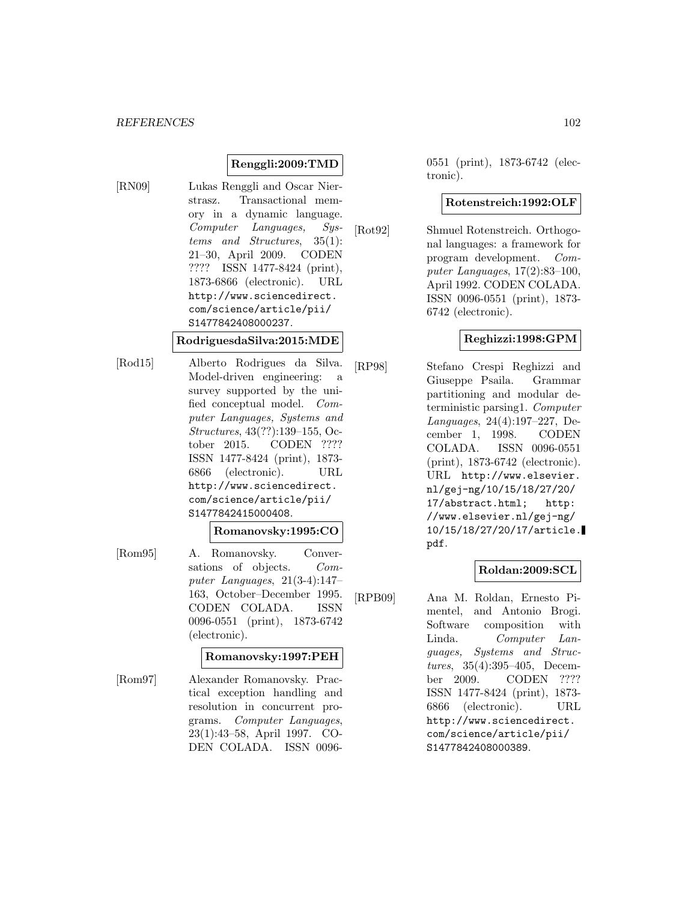**Renggli:2009:TMD**

[RN09] Lukas Renggli and Oscar Nierstrasz. Transactional memory in a dynamic language. *Computer Languages, Systems and Structures*, 35(1): 21–30, April 2009. CODEN ???? ISSN 1477-8424 (print), 1873-6866 (electronic). URL `http://www.sciencedirect.com/science/article/pii/S1477842408000237`.

**RodriguesdaSilva:2015:MDE**

[Rod15] Alberto Rodrigues da Silva. Model-driven engineering: a survey supported by the unified conceptual model. *Computer Languages, Systems and Structures*, 43(??):139–155, October 2015. CODEN ???? ISSN 1477-8424 (print), 1873-6866 (electronic). URL `http://www.sciencedirect.com/science/article/pii/S1477842415000408`.

**Romanovsky:1995:CO**

[Rom95] A. Romanovsky. Conversations of objects. *Computer Languages*, 21(3-4):147–163, October–December 1995. CODEN COLADA. ISSN 0096-0551 (print), 1873-6742 (electronic).

**Romanovsky:1997:PEH**

[Rom97] Alexander Romanovsky. Practical exception handling and resolution in concurrent programs. *Computer Languages*, 23(1):43–58, April 1997. CODEN COLADA. ISSN 0096-0551 (print), 1873-6742 (electronic).

**Rotenstreich:1992:OLF**

[Rot92] Shmuel Rotenstreich. Orthogonal languages: a framework for program development. *Computer Languages*, 17(2):83–100, April 1992. CODEN COLADA. ISSN 0096-0551 (print), 1873-6742 (electronic).

**Reghizzi:1998:GPM**

[RP98] Stefano Crespi Reghizzi and Giuseppe Psaila. Grammar partitioning and modular deterministic parsing1. *Computer Languages*, 24(4):197–227, December 1, 1998. CODEN COLADA. ISSN 0096-0551 (print), 1873-6742 (electronic). URL `http://www.elsevier.nl/gej-ng/10/15/18/27/20/17/abstract.html`; `http://www.elsevier.nl/gej-ng/10/15/18/27/20/17/article.pdf`.

**Roldan:2009:SCL**

[RPB09] Ana M. Roldan, Ernesto Pimentel, and Antonio Brogi. Software composition with Linda. *Computer Languages, Systems and Structures*, 35(4):395–405, December 2009. CODEN ???? ISSN 1477-8424 (print), 1873-6866 (electronic). URL `http://www.sciencedirect.com/science/article/pii/S1477842408000389`.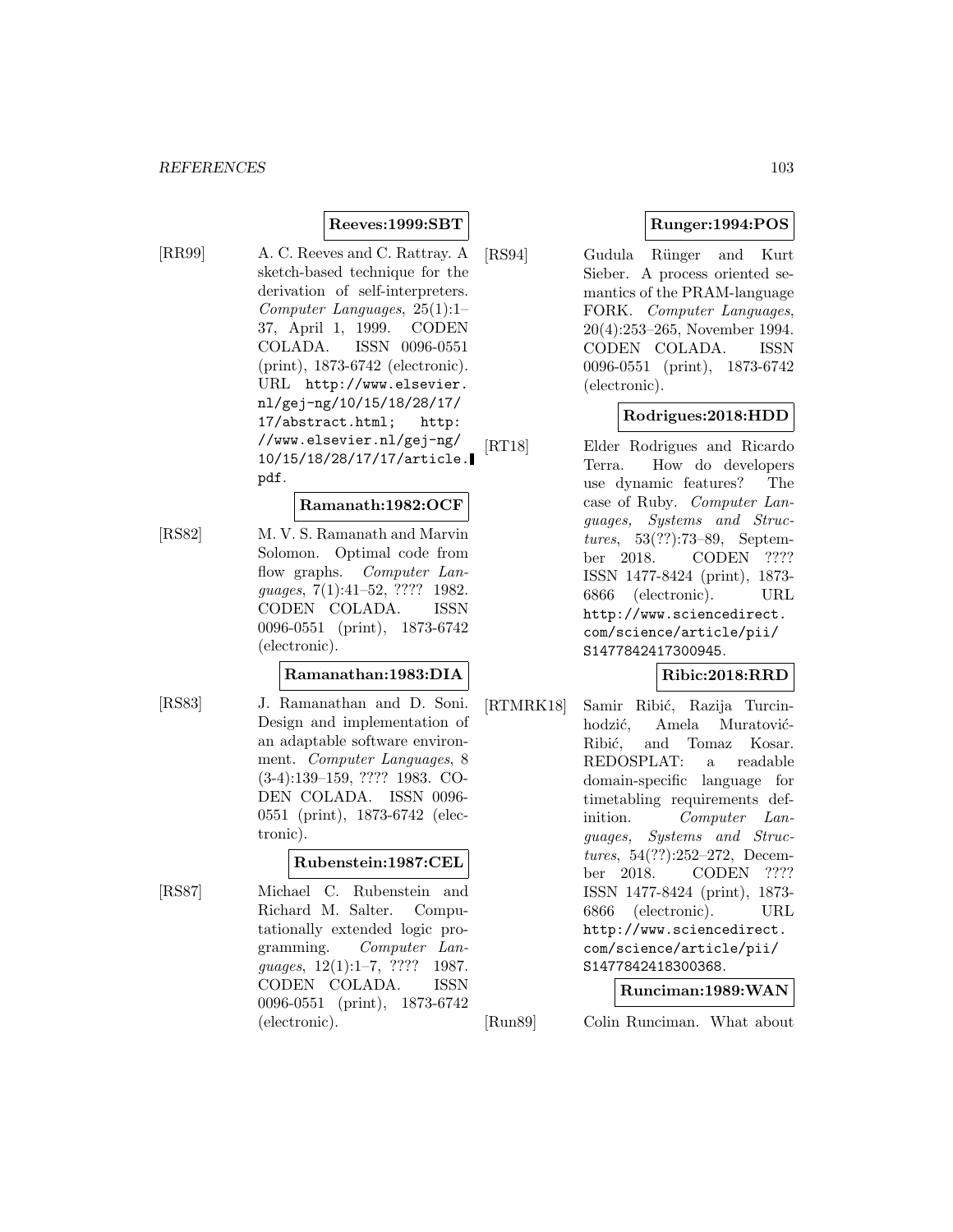**Reeves:1999:SBT**

[RR99] A. C. Reeves and C. Rattray. A sketch-based technique for the derivation of self-interpreters. *Computer Languages*, 25(1):1–37, April 1, 1999. CODEN COLADA. ISSN 0096-0551 (print), 1873-6742 (electronic). URL http://www.elsevier.nl/gej-ng/10/15/18/28/17/17/abstract.html; http://www.elsevier.nl/gej-ng/10/15/18/28/17/17/article.pdf.

**Ramanath:1982:OCF**

[RS82] M. V. S. Ramanath and Marvin Solomon. Optimal code from flow graphs. *Computer Languages*, 7(1):41–52, ???? 1982. CODEN COLADA. ISSN 0096-0551 (print), 1873-6742 (electronic).

**Ramanathan:1983:DIA**

[RS83] J. Ramanathan and D. Soni. Design and implementation of an adaptable software environment. *Computer Languages*, 8 (3-4):139–159, ???? 1983. CODEN COLADA. ISSN 0096-0551 (print), 1873-6742 (electronic).

**Rubenstein:1987:CEL**

[RS87] Michael C. Rubenstein and Richard M. Salter. Computationally extended logic programming. *Computer Languages*, 12(1):1–7, ???? 1987. CODEN COLADA. ISSN 0096-0551 (print), 1873-6742 (electronic).

**Runger:1994:POS**

[RS94] Gudula Rünger and Kurt Sieber. A process oriented semantics of the PRAM-language FORK. *Computer Languages*, 20(4):253–265, November 1994. CODEN COLADA. ISSN 0096-0551 (print), 1873-6742 (electronic).

**Rodrigues:2018:HDD**

[RT18] Elder Rodrigues and Ricardo Terra. How do developers use dynamic features? The case of Ruby. *Computer Languages, Systems and Structures*, 53(??):73–89, September 2018. CODEN ???? ISSN 1477-8424 (print), 1873-6866 (electronic). URL http://www.sciencedirect.com/science/article/pii/S1477842417300945.

**Ribic:2018:RRD**

[RTMRK18] Samir Ribić, Razija Turcinhodzić, Amela Muratović-Ribić, and Tomaz Kosar. REDOSPLAT: a readable domain-specific language for timetabling requirements definition. *Computer Languages, Systems and Structures*, 54(??):252–272, December 2018. CODEN ???? ISSN 1477-8424 (print), 1873-6866 (electronic). URL http://www.sciencedirect.com/science/article/pii/S1477842418300368.

**Runciman:1989:WAN**

[Run89] Colin Runciman. What about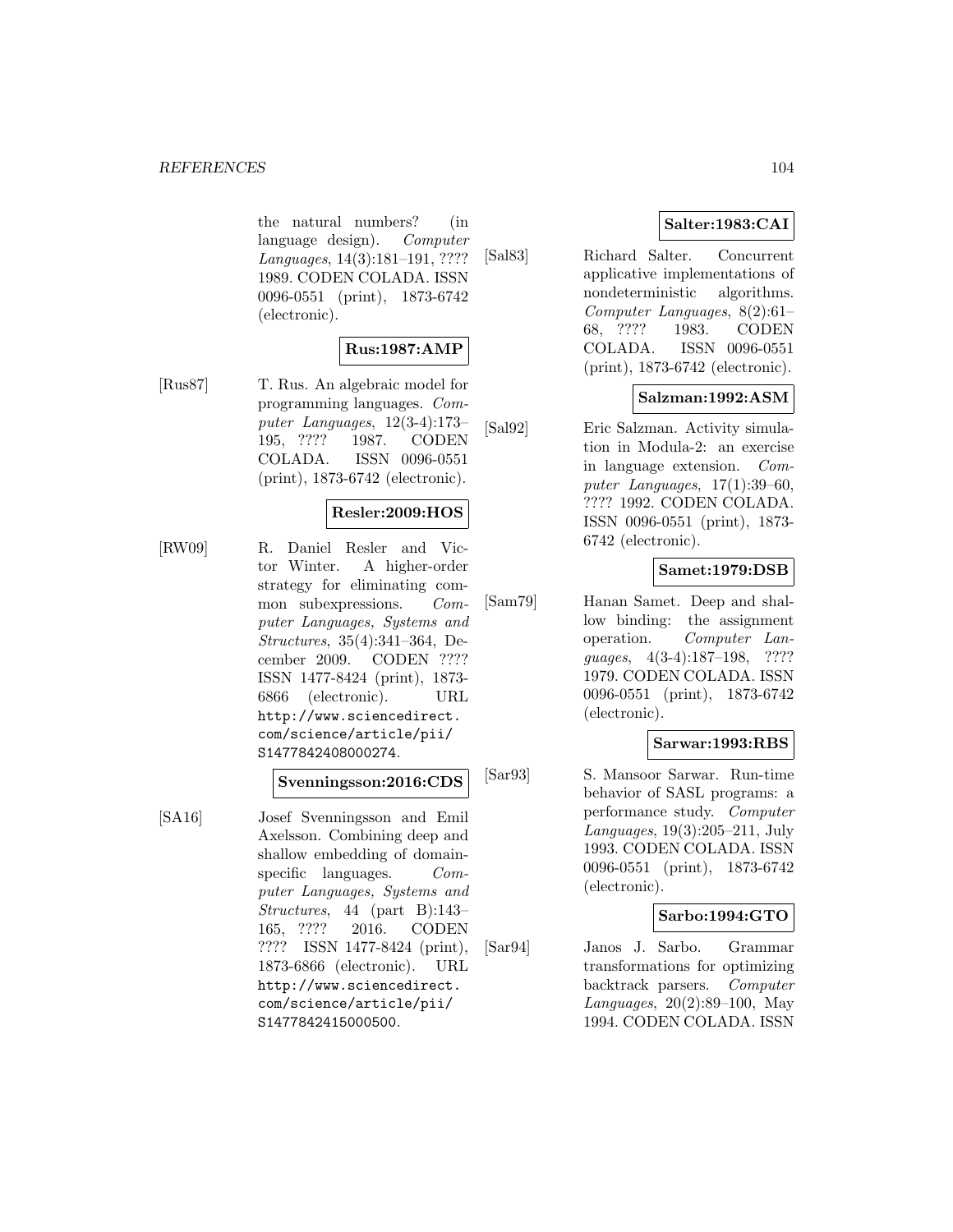the natural numbers? (in language design). *Computer Languages*, 14(3):181–191, ???? 1989. CODEN COLADA. ISSN 0096-0551 (print), 1873-6742 (electronic).

**Rus:1987:AMP**

[Rus87] T. Rus. An algebraic model for programming languages. *Computer Languages*, 12(3-4):173–195, ???? 1987. CODEN COLADA. ISSN 0096-0551 (print), 1873-6742 (electronic).

**Resler:2009:HOS**

[RW09] R. Daniel Resler and Victor Winter. A higher-order strategy for eliminating common subexpressions. *Computer Languages, Systems and Structures*, 35(4):341–364, December 2009. CODEN ???? ISSN 1477-8424 (print), 1873-6866 (electronic). URL http://www.sciencedirect.com/science/article/pii/S1477842408000274.

**Svenningsson:2016:CDS**

[SA16] Josef Svenningsson and Emil Axelsson. Combining deep and shallow embedding of domain-specific languages. *Computer Languages, Systems and Structures*, 44 (part B):143–165, ???? 2016. CODEN ???? ISSN 1477-8424 (print), 1873-6866 (electronic). URL http://www.sciencedirect.com/science/article/pii/S1477842415000500.

**Salter:1983:CAI**

[Sal83] Richard Salter. Concurrent applicative implementations of nondeterministic algorithms. *Computer Languages*, 8(2):61–68, ???? 1983. CODEN COLADA. ISSN 0096-0551 (print), 1873-6742 (electronic).

**Salzman:1992:ASM**

[Sal92] Eric Salzman. Activity simulation in Modula-2: an exercise in language extension. *Computer Languages*, 17(1):39–60, ???? 1992. CODEN COLADA. ISSN 0096-0551 (print), 1873-6742 (electronic).

**Samet:1979:DSB**

[Sam79] Hanan Samet. Deep and shallow binding: the assignment operation. *Computer Languages*, 4(3-4):187–198, ???? 1979. CODEN COLADA. ISSN 0096-0551 (print), 1873-6742 (electronic).

**Sarwar:1993:RBS**

[Sar93] S. Mansoor Sarwar. Run-time behavior of SASL programs: a performance study. *Computer Languages*, 19(3):205–211, July 1993. CODEN COLADA. ISSN 0096-0551 (print), 1873-6742 (electronic).

**Sarbo:1994:GTO**

[Sar94] Janos J. Sarbo. Grammar transformations for optimizing backtrack parsers. *Computer Languages*, 20(2):89–100, May 1994. CODEN COLADA. ISSN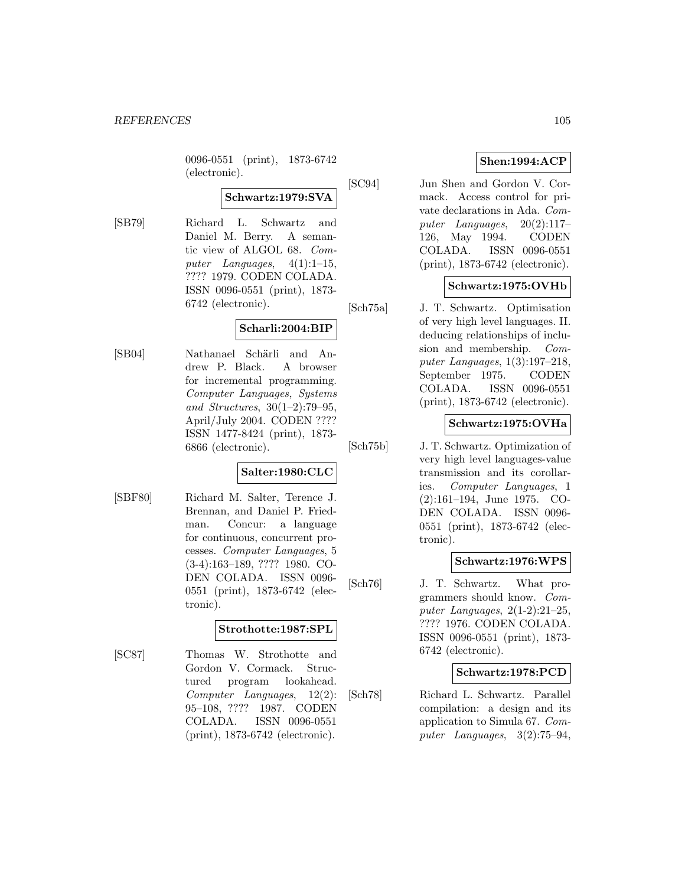0096-0551 (print), 1873-6742 (electronic).

**Schwartz:1979:SVA**

[SB79] Richard L. Schwartz and Daniel M. Berry. A semantic view of ALGOL 68. *Computer Languages*, 4(1):1–15, ???? 1979. CODEN COLADA. ISSN 0096-0551 (print), 1873-6742 (electronic).

**Scharli:2004:BIP**

[SB04] Nathanael Schärli and Andrew P. Black. A browser for incremental programming. *Computer Languages, Systems and Structures*, 30(1–2):79–95, April/July 2004. CODEN ???? ISSN 1477-8424 (print), 1873-6866 (electronic).

**Salter:1980:CLC**

[SBF80] Richard M. Salter, Terence J. Brennan, and Daniel P. Friedman. Concur: a language for continuous, concurrent processes. *Computer Languages*, 5 (3-4):163–189, ???? 1980. CODEN COLADA. ISSN 0096-0551 (print), 1873-6742 (electronic).

**Strothotte:1987:SPL**

[SC87] Thomas W. Strothotte and Gordon V. Cormack. Structured program lookahead. *Computer Languages*, 12(2): 95–108, ???? 1987. CODEN COLADA. ISSN 0096-0551 (print), 1873-6742 (electronic).

**Shen:1994:ACP**

[SC94] Jun Shen and Gordon V. Cormack. Access control for private declarations in Ada. *Computer Languages*, 20(2):117–126, May 1994. CODEN COLADA. ISSN 0096-0551 (print), 1873-6742 (electronic).

**Schwartz:1975:OVHb**

[Sch75a] J. T. Schwartz. Optimisation of very high level languages. II. deducing relationships of inclusion and membership. *Computer Languages*, 1(3):197–218, September 1975. CODEN COLADA. ISSN 0096-0551 (print), 1873-6742 (electronic).

**Schwartz:1975:OVHa**

[Sch75b] J. T. Schwartz. Optimization of very high level languages-value transmission and its corollaries. *Computer Languages*, 1 (2):161–194, June 1975. CODEN COLADA. ISSN 0096-0551 (print), 1873-6742 (electronic).

**Schwartz:1976:WPS**

[Sch76] J. T. Schwartz. What programmers should know. *Computer Languages*, 2(1-2):21–25, ???? 1976. CODEN COLADA. ISSN 0096-0551 (print), 1873-6742 (electronic).

**Schwartz:1978:PCD**

[Sch78] Richard L. Schwartz. Parallel compilation: a design and its application to Simula 67. *Computer Languages*, 3(2):75–94,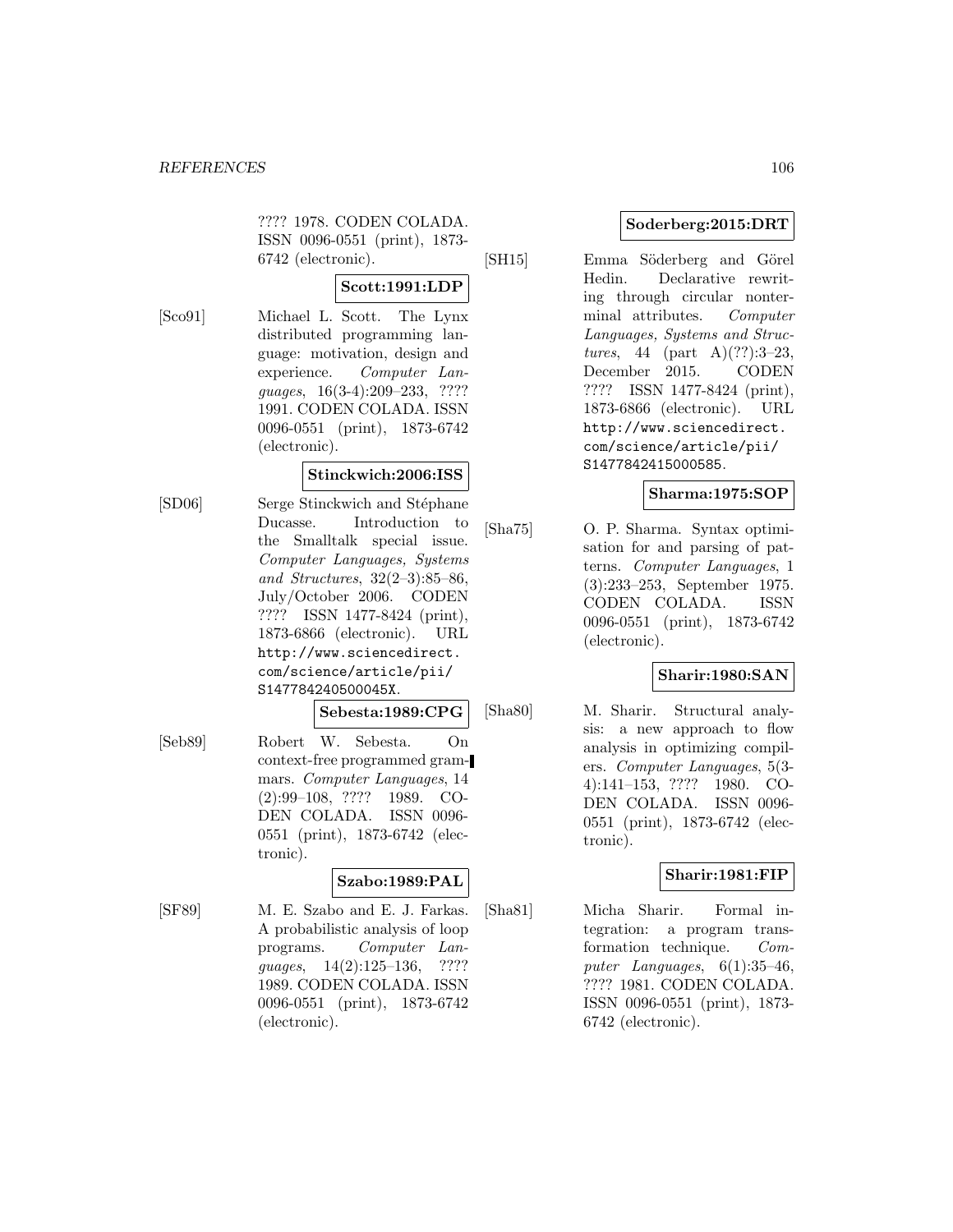???? 1978. CODEN COLADA. ISSN 0096-0551 (print), 1873-6742 (electronic).

**Scott:1991:LDP**

[Sco91] Michael L. Scott. The Lynx distributed programming language: motivation, design and experience. *Computer Languages*, 16(3-4):209–233, ???? 1991. CODEN COLADA. ISSN 0096-0551 (print), 1873-6742 (electronic).

**Stinckwich:2006:ISS**

[SD06] Serge Stinckwich and Stéphane Ducasse. Introduction to the Smalltalk special issue. *Computer Languages, Systems and Structures*, 32(2–3):85–86, July/October 2006. CODEN ???? ISSN 1477-8424 (print), 1873-6866 (electronic). URL http://www.sciencedirect.com/science/article/pii/S147784240500045X.

**Sebesta:1989:CPG**

[Seb89] Robert W. Sebesta. On context-free programmed grammars. *Computer Languages*, 14 (2):99–108, ???? 1989. CODEN COLADA. ISSN 0096-0551 (print), 1873-6742 (electronic).

**Szabo:1989:PAL**

[SF89] M. E. Szabo and E. J. Farkas. A probabilistic analysis of loop programs. *Computer Languages*, 14(2):125–136, ???? 1989. CODEN COLADA. ISSN 0096-0551 (print), 1873-6742 (electronic).

**Soderberg:2015:DRT**

[SH15] Emma Söderberg and Görel Hedin. Declarative rewriting through circular nonterminal attributes. *Computer Languages, Systems and Structures*, 44 (part A)(??):3–23, December 2015. CODEN ???? ISSN 1477-8424 (print), 1873-6866 (electronic). URL http://www.sciencedirect.com/science/article/pii/S1477842415000585.

**Sharma:1975:SOP**

[Sha75] O. P. Sharma. Syntax optimisation for and parsing of patterns. *Computer Languages*, 1 (3):233–253, September 1975. CODEN COLADA. ISSN 0096-0551 (print), 1873-6742 (electronic).

**Sharir:1980:SAN**

[Sha80] M. Sharir. Structural analysis: a new approach to flow analysis in optimizing compilers. *Computer Languages*, 5(3-4):141–153, ???? 1980. CODEN COLADA. ISSN 0096-0551 (print), 1873-6742 (electronic).

**Sharir:1981:FIP**

[Sha81] Micha Sharir. Formal integration: a program transformation technique. *Computer Languages*, 6(1):35–46, ???? 1981. CODEN COLADA. ISSN 0096-0551 (print), 1873-6742 (electronic).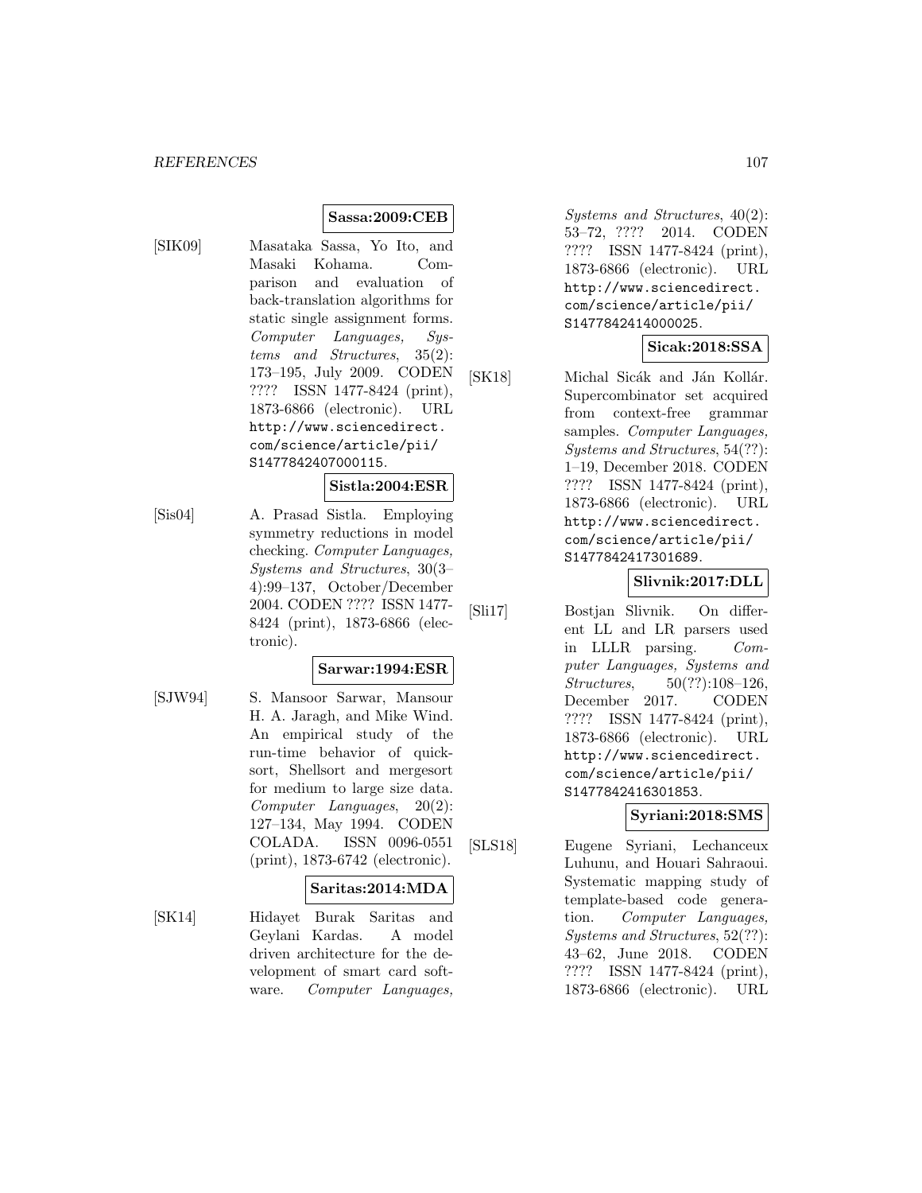**Sassa:2009:CEB**

[SIK09] Masataka Sassa, Yo Ito, and Masaki Kohama. Comparison and evaluation of back-translation algorithms for static single assignment forms. *Computer Languages, Systems and Structures*, 35(2): 173–195, July 2009. CODEN ???? ISSN 1477-8424 (print), 1873-6866 (electronic). URL http://www.sciencedirect.com/science/article/pii/S1477842407000115.

**Sistla:2004:ESR**

[Sis04] A. Prasad Sistla. Employing symmetry reductions in model checking. *Computer Languages, Systems and Structures*, 30(3–4):99–137, October/December 2004. CODEN ???? ISSN 1477-8424 (print), 1873-6866 (electronic).

**Sarwar:1994:ESR**

[SJW94] S. Mansoor Sarwar, Mansour H. A. Jaragh, and Mike Wind. An empirical study of the run-time behavior of quicksort, Shellsort and mergesort for medium to large size data. *Computer Languages*, 20(2): 127–134, May 1994. CODEN COLADA. ISSN 0096-0551 (print), 1873-6742 (electronic).

**Saritas:2014:MDA**

[SK14] Hidayet Burak Saritas and Geylani Kardas. A model driven architecture for the development of smart card software. *Computer Languages, Systems and Structures*, 40(2): 53–72, ???? 2014. CODEN ???? ISSN 1477-8424 (print), 1873-6866 (electronic). URL http://www.sciencedirect.com/science/article/pii/S1477842414000025.

**Sicak:2018:SSA**

[SK18] Michal Sicák and Ján Kollár. Supercombinator set acquired from context-free grammar samples. *Computer Languages, Systems and Structures*, 54(??): 1–19, December 2018. CODEN ???? ISSN 1477-8424 (print), 1873-6866 (electronic). URL http://www.sciencedirect.com/science/article/pii/S1477842417301689.

**Slivnik:2017:DLL**

[Sli17] Bostjan Slivnik. On different LL and LR parsers used in LLLR parsing. *Computer Languages, Systems and Structures*, 50(??):108–126, December 2017. CODEN ???? ISSN 1477-8424 (print), 1873-6866 (electronic). URL http://www.sciencedirect.com/science/article/pii/S1477842416301853.

**Syriani:2018:SMS**

[SLS18] Eugene Syriani, Lechanceux Luhunu, and Houari Sahraoui. Systematic mapping study of template-based code generation. *Computer Languages, Systems and Structures*, 52(??): 43–62, June 2018. CODEN ???? ISSN 1477-8424 (print), 1873-6866 (electronic). URL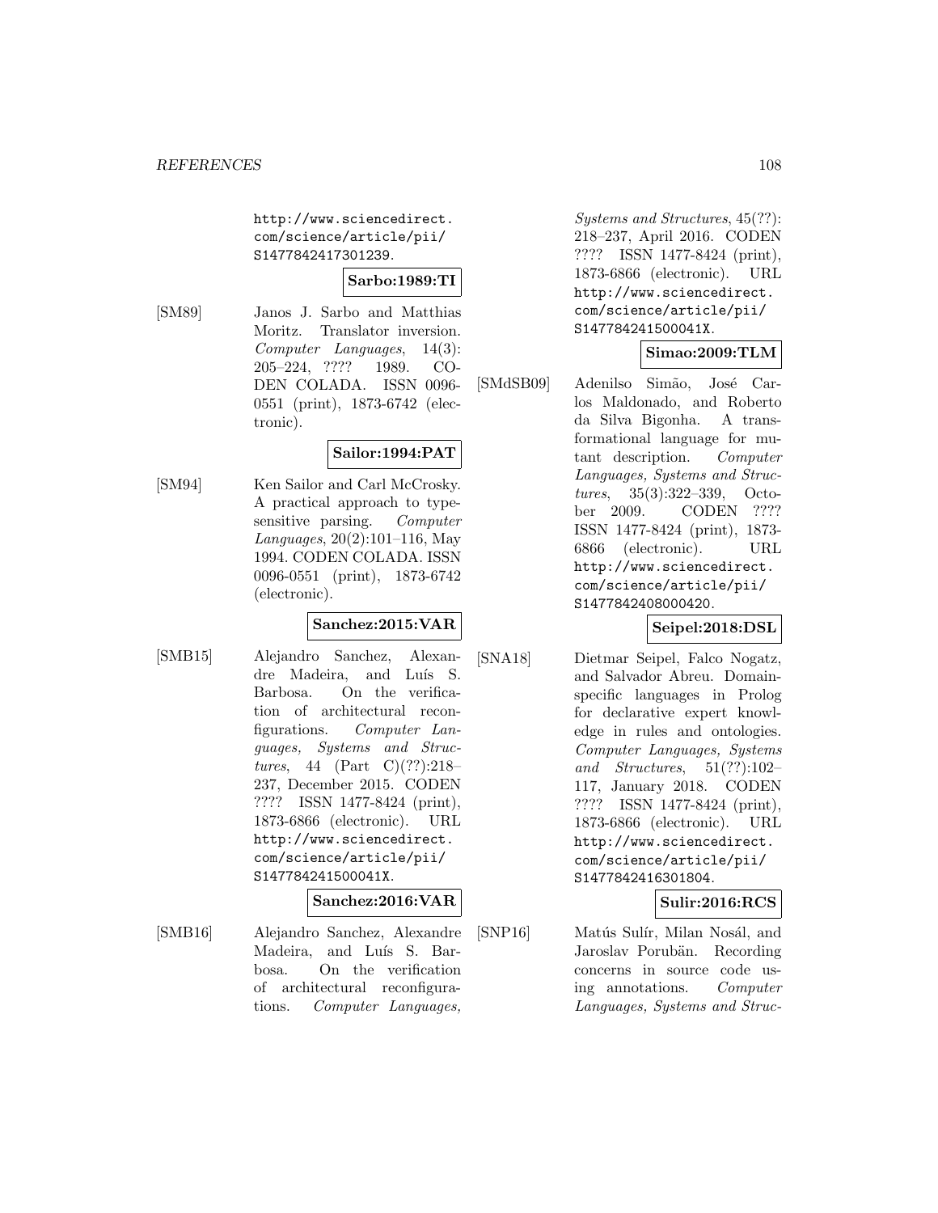http://www.sciencedirect.com/science/article/pii/S1477842417301239.

**Sarbo:1989:TI**

[SM89] Janos J. Sarbo and Matthias Moritz. Translator inversion. *Computer Languages*, 14(3): 205–224, ???? 1989. CODEN COLADA. ISSN 0096-0551 (print), 1873-6742 (electronic).

**Sailor:1994:PAT**

[SM94] Ken Sailor and Carl McCrosky. A practical approach to type-sensitive parsing. *Computer Languages*, 20(2):101–116, May 1994. CODEN COLADA. ISSN 0096-0551 (print), 1873-6742 (electronic).

**Sanchez:2015:VAR**

[SMB15] Alejandro Sanchez, Alexandre Madeira, and Luís S. Barbosa. On the verification of architectural reconfigurations. *Computer Languages, Systems and Structures*, 44 (Part C)(??):218–237, December 2015. CODEN ???? ISSN 1477-8424 (print), 1873-6866 (electronic). URL http://www.sciencedirect.com/science/article/pii/S147784241500041X.

**Sanchez:2016:VAR**

[SMB16] Alejandro Sanchez, Alexandre Madeira, and Luís S. Barbosa. On the verification of architectural reconfigurations. *Computer Languages, Systems and Structures*, 45(??): 218–237, April 2016. CODEN ???? ISSN 1477-8424 (print), 1873-6866 (electronic). URL http://www.sciencedirect.com/science/article/pii/S147784241500041X.

**Simao:2009:TLM**

[SMdSB09] Adenilso Simão, José Carlos Maldonado, and Roberto da Silva Bigonha. A transformational language for mutant description. *Computer Languages, Systems and Structures*, 35(3):322–339, October 2009. CODEN ???? ISSN 1477-8424 (print), 1873-6866 (electronic). URL http://www.sciencedirect.com/science/article/pii/S1477842408000420.

**Seipel:2018:DSL**

[SNA18] Dietmar Seipel, Falco Nogatz, and Salvador Abreu. Domain-specific languages in Prolog for declarative expert knowledge in rules and ontologies. *Computer Languages, Systems and Structures*, 51(??):102–117, January 2018. CODEN ???? ISSN 1477-8424 (print), 1873-6866 (electronic). URL http://www.sciencedirect.com/science/article/pii/S1477842416301804.

**Sulir:2016:RCS**

[SNP16] Matús Sulír, Milan Nosál, and Jaroslav Porubän. Recording concerns in source code using annotations. *Computer Languages, Systems and Struc-*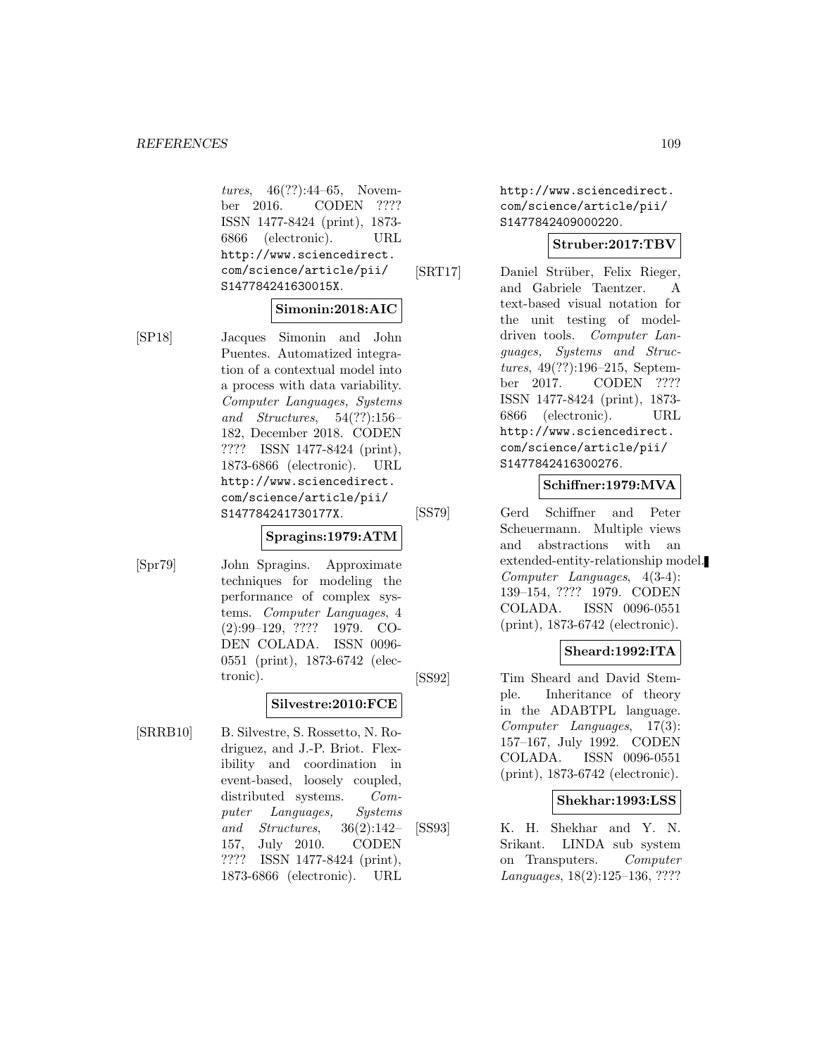*tures*, 46(??):44–65, November 2016. CODEN ???? ISSN 1477-8424 (print), 1873-6866 (electronic). URL http://www.sciencedirect.com/science/article/pii/S147784241630015X.

**Simonin:2018:AIC**

[SP18] Jacques Simonin and John Puentes. Automatized integration of a contextual model into a process with data variability. *Computer Languages, Systems and Structures*, 54(??):156–182, December 2018. CODEN ???? ISSN 1477-8424 (print), 1873-6866 (electronic). URL http://www.sciencedirect.com/science/article/pii/S147784241730177X.

**Spragins:1979:ATM**

[Spr79] John Spragins. Approximate techniques for modeling the performance of complex systems. *Computer Languages*, 4 (2):99–129, ???? 1979. CODEN COLADA. ISSN 0096-0551 (print), 1873-6742 (electronic).

**Silvestre:2010:FCE**

[SRRB10] B. Silvestre, S. Rossetto, N. Rodriguez, and J.-P. Briot. Flexibility and coordination in event-based, loosely coupled, distributed systems. *Computer Languages, Systems and Structures*, 36(2):142–157, July 2010. CODEN ???? ISSN 1477-8424 (print), 1873-6866 (electronic). URL http://www.sciencedirect.com/science/article/pii/S1477842409000220.

**Struber:2017:TBV**

[SRT17] Daniel Strüber, Felix Rieger, and Gabriele Taentzer. A text-based visual notation for the unit testing of model-driven tools. *Computer Languages, Systems and Structures*, 49(??):196–215, September 2017. CODEN ???? ISSN 1477-8424 (print), 1873-6866 (electronic). URL http://www.sciencedirect.com/science/article/pii/S1477842416300276.

**Schiffner:1979:MVA**

[SS79] Gerd Schiffner and Peter Scheuermann. Multiple views and abstractions with an extended-entity-relationship model. *Computer Languages*, 4(3-4): 139–154, ???? 1979. CODEN COLADA. ISSN 0096-0551 (print), 1873-6742 (electronic).

**Sheard:1992:ITA**

[SS92] Tim Sheard and David Stemple. Inheritance of theory in the ADABTPL language. *Computer Languages*, 17(3): 157–167, July 1992. CODEN COLADA. ISSN 0096-0551 (print), 1873-6742 (electronic).

**Shekhar:1993:LSS**

[SS93] K. H. Shekhar and Y. N. Srikant. LINDA sub system on Transputers. *Computer Languages*, 18(2):125–136, ????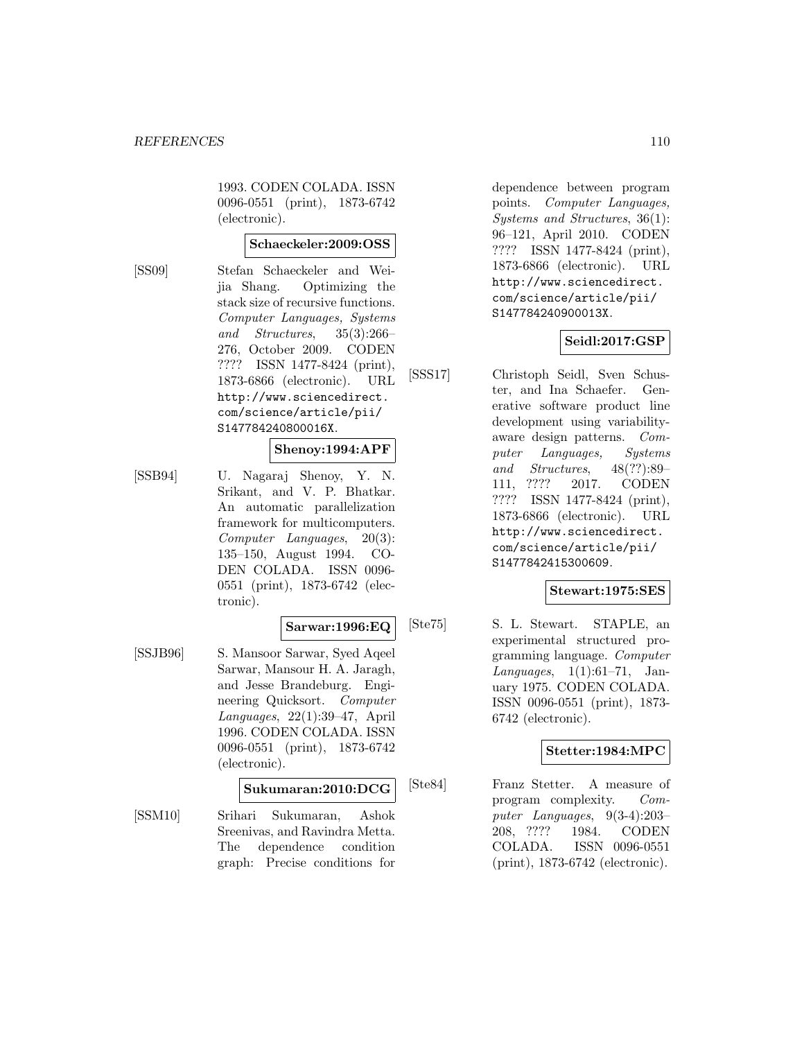1993. CODEN COLADA. ISSN 0096-0551 (print), 1873-6742 (electronic).

**Schaeckeler:2009:OSS**

[SS09] Stefan Schaeckeler and Weijia Shang. Optimizing the stack size of recursive functions. *Computer Languages, Systems and Structures*, 35(3):266–276, October 2009. CODEN ???? ISSN 1477-8424 (print), 1873-6866 (electronic). URL http://www.sciencedirect.com/science/article/pii/S147784240800016X.

**Shenoy:1994:APF**

[SSB94] U. Nagaraj Shenoy, Y. N. Srikant, and V. P. Bhatkar. An automatic parallelization framework for multicomputers. *Computer Languages*, 20(3):135–150, August 1994. CODEN COLADA. ISSN 0096-0551 (print), 1873-6742 (electronic).

**Sarwar:1996:EQ**

[SSJB96] S. Mansoor Sarwar, Syed Aqeel Sarwar, Mansour H. A. Jaragh, and Jesse Brandeburg. Engineering Quicksort. *Computer Languages*, 22(1):39–47, April 1996. CODEN COLADA. ISSN 0096-0551 (print), 1873-6742 (electronic).

**Sukumaran:2010:DCG**

[SSM10] Srihari Sukumaran, Ashok Sreenivas, and Ravindra Metta. The dependence condition graph: Precise conditions for dependence between program points. *Computer Languages, Systems and Structures*, 36(1):96–121, April 2010. CODEN ???? ISSN 1477-8424 (print), 1873-6866 (electronic). URL http://www.sciencedirect.com/science/article/pii/S147784240900013X.

**Seidl:2017:GSP**

[SSS17] Christoph Seidl, Sven Schuster, and Ina Schaefer. Generative software product line development using variability-aware design patterns. *Computer Languages, Systems and Structures*, 48(??):89–111, ???? 2017. CODEN ???? ISSN 1477-8424 (print), 1873-6866 (electronic). URL http://www.sciencedirect.com/science/article/pii/S1477842415300609.

**Stewart:1975:SES**

[Ste75] S. L. Stewart. STAPLE, an experimental structured programming language. *Computer Languages*, 1(1):61–71, January 1975. CODEN COLADA. ISSN 0096-0551 (print), 1873-6742 (electronic).

**Stetter:1984:MPC**

[Ste84] Franz Stetter. A measure of program complexity. *Computer Languages*, 9(3-4):203–208, ???? 1984. CODEN COLADA. ISSN 0096-0551 (print), 1873-6742 (electronic).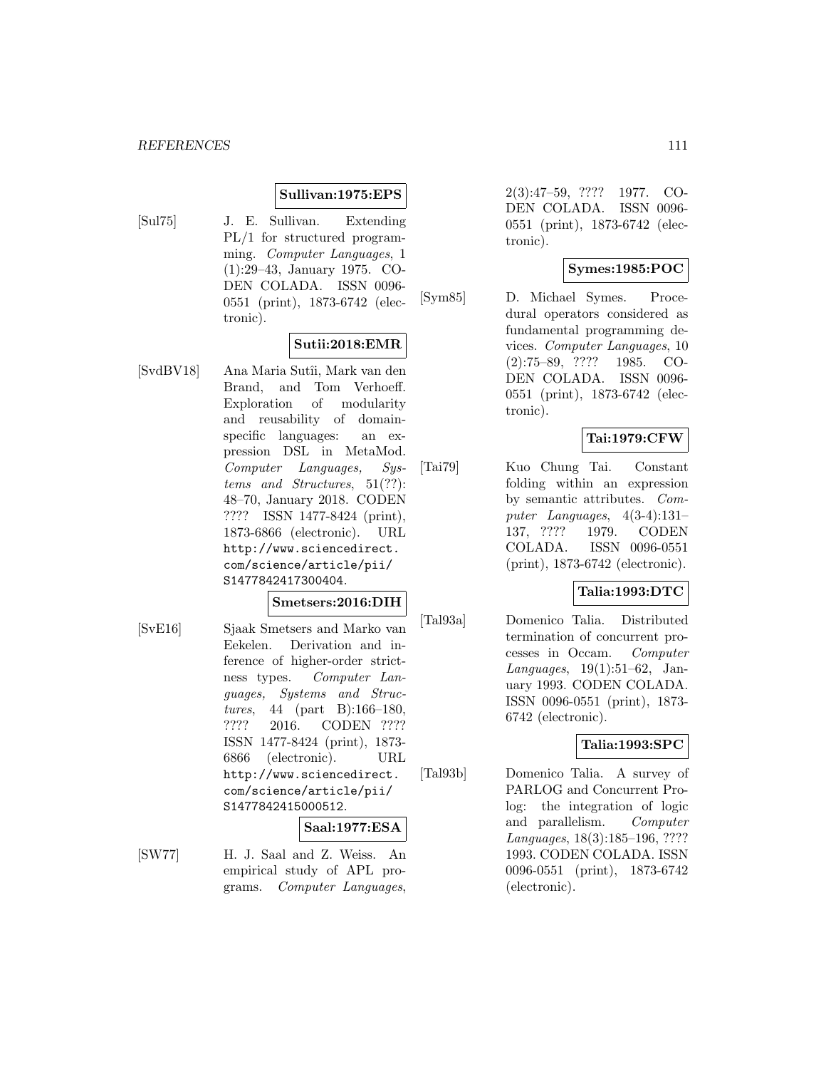**Sullivan:1975:EPS**

[Sul75] J. E. Sullivan. Extending PL/1 for structured programming. *Computer Languages*, 1 (1):29–43, January 1975. CODEN COLADA. ISSN 0096-0551 (print), 1873-6742 (electronic).

**Sutii:2018:EMR**

[SvdBV18] Ana Maria Sutîi, Mark van den Brand, and Tom Verhoeff. Exploration of modularity and reusability of domain-specific languages: an expression DSL in MetaMod. *Computer Languages, Systems and Structures*, 51(??): 48–70, January 2018. CODEN ???? ISSN 1477-8424 (print), 1873-6866 (electronic). URL http://www.sciencedirect.com/science/article/pii/S1477842417300404.

**Smetsers:2016:DIH**

[SvE16] Sjaak Smetsers and Marko van Eekelen. Derivation and inference of higher-order strictness types. *Computer Languages, Systems and Structures*, 44 (part B):166–180, ???? 2016. CODEN ???? ISSN 1477-8424 (print), 1873-6866 (electronic). URL http://www.sciencedirect.com/science/article/pii/S1477842415000512.

**Saal:1977:ESA**

[SW77] H. J. Saal and Z. Weiss. An empirical study of APL programs. *Computer Languages*, 2(3):47–59, ???? 1977. CODEN COLADA. ISSN 0096-0551 (print), 1873-6742 (electronic).

**Symes:1985:POC**

[Sym85] D. Michael Symes. Procedural operators considered as fundamental programming devices. *Computer Languages*, 10 (2):75–89, ???? 1985. CODEN COLADA. ISSN 0096-0551 (print), 1873-6742 (electronic).

**Tai:1979:CFW**

[Tai79] Kuo Chung Tai. Constant folding within an expression by semantic attributes. *Computer Languages*, 4(3-4):131–137, ???? 1979. CODEN COLADA. ISSN 0096-0551 (print), 1873-6742 (electronic).

**Talia:1993:DTC**

[Tal93a] Domenico Talia. Distributed termination of concurrent processes in Occam. *Computer Languages*, 19(1):51–62, January 1993. CODEN COLADA. ISSN 0096-0551 (print), 1873-6742 (electronic).

**Talia:1993:SPC**

[Tal93b] Domenico Talia. A survey of PARLOG and Concurrent Prolog: the integration of logic and parallelism. *Computer Languages*, 18(3):185–196, ???? 1993. CODEN COLADA. ISSN 0096-0551 (print), 1873-6742 (electronic).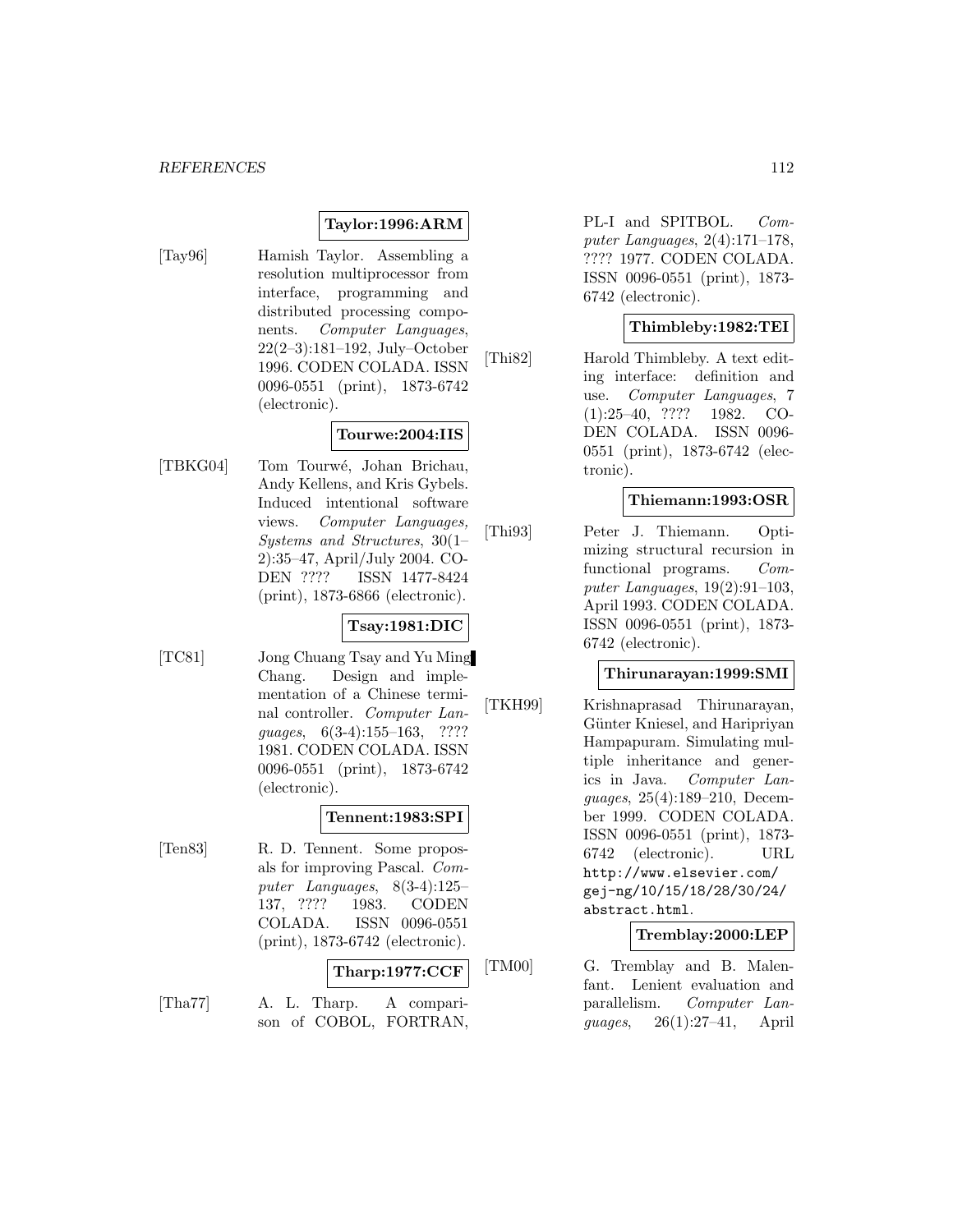**Taylor:1996:ARM**

[Tay96] Hamish Taylor. Assembling a resolution multiprocessor from interface, programming and distributed processing components. *Computer Languages*, 22(2–3):181–192, July–October 1996. CODEN COLADA. ISSN 0096-0551 (print), 1873-6742 (electronic).

**Tourwe:2004:IIS**

[TBKG04] Tom Tourwé, Johan Brichau, Andy Kellens, and Kris Gybels. Induced intentional software views. *Computer Languages, Systems and Structures*, 30(1–2):35–47, April/July 2004. CODEN ???? ISSN 1477-8424 (print), 1873-6866 (electronic).

**Tsay:1981:DIC**

[TC81] Jong Chuang Tsay and Yu Ming Chang. Design and implementation of a Chinese terminal controller. *Computer Languages*, 6(3-4):155–163, ???? 1981. CODEN COLADA. ISSN 0096-0551 (print), 1873-6742 (electronic).

**Tennent:1983:SPI**

[Ten83] R. D. Tennent. Some proposals for improving Pascal. *Computer Languages*, 8(3-4):125–137, ???? 1983. CODEN COLADA. ISSN 0096-0551 (print), 1873-6742 (electronic).

**Tharp:1977:CCF**

[Tha77] A. L. Tharp. A comparison of COBOL, FORTRAN, PL-I and SPITBOL. *Computer Languages*, 2(4):171–178, ???? 1977. CODEN COLADA. ISSN 0096-0551 (print), 1873-6742 (electronic).

**Thimbleby:1982:TEI**

[Thi82] Harold Thimbleby. A text editing interface: definition and use. *Computer Languages*, 7 (1):25–40, ???? 1982. CODEN COLADA. ISSN 0096-0551 (print), 1873-6742 (electronic).

**Thiemann:1993:OSR**

[Thi93] Peter J. Thiemann. Optimizing structural recursion in functional programs. *Computer Languages*, 19(2):91–103, April 1993. CODEN COLADA. ISSN 0096-0551 (print), 1873-6742 (electronic).

**Thirunarayan:1999:SMI**

[TKH99] Krishnaprasad Thirunarayan, Günter Kniesel, and Haripriyan Hampapuram. Simulating multiple inheritance and generics in Java. *Computer Languages*, 25(4):189–210, December 1999. CODEN COLADA. ISSN 0096-0551 (print), 1873-6742 (electronic). URL `http://www.elsevier.com/gej-ng/10/15/18/28/30/24/abstract.html`.

**Tremblay:2000:LEP**

[TM00] G. Tremblay and B. Malenfant. Lenient evaluation and parallelism. *Computer Languages*, 26(1):27–41, April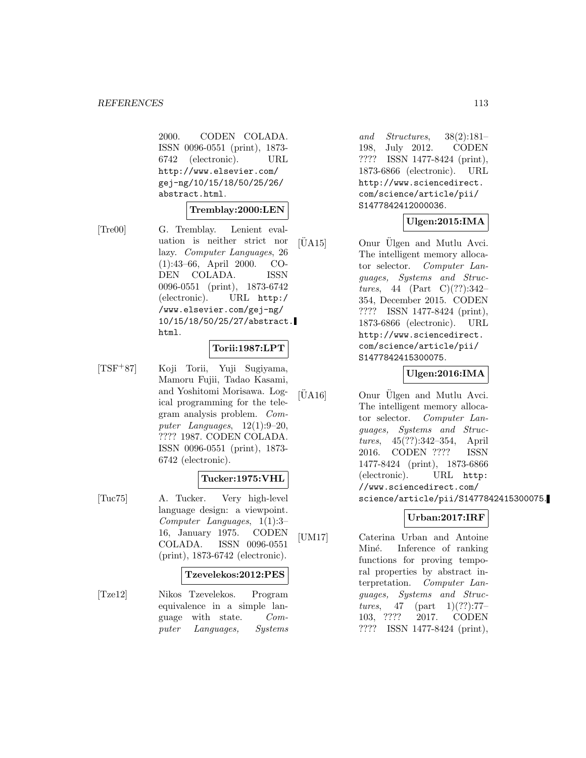2000. CODEN COLADA. ISSN 0096-0551 (print), 1873-6742 (electronic). URL http://www.elsevier.com/gej-ng/10/15/18/50/25/26/abstract.html.

**Tremblay:2000:LEN**

[Tre00] G. Tremblay. Lenient evaluation is neither strict nor lazy. *Computer Languages*, 26 (1):43–66, April 2000. CODEN COLADA. ISSN 0096-0551 (print), 1873-6742 (electronic). URL http://www.elsevier.com/gej-ng/10/15/18/50/25/27/abstract.html.

**Torii:1987:LPT**

[TSF+87] Koji Torii, Yuji Sugiyama, Mamoru Fujii, Tadao Kasami, and Yoshitomi Morisawa. Logical programming for the telegram analysis problem. *Computer Languages*, 12(1):9–20, ???? 1987. CODEN COLADA. ISSN 0096-0551 (print), 1873-6742 (electronic).

**Tucker:1975:VHL**

[Tuc75] A. Tucker. Very high-level language design: a viewpoint. *Computer Languages*, 1(1):3–16, January 1975. CODEN COLADA. ISSN 0096-0551 (print), 1873-6742 (electronic).

**Tzevelekos:2012:PES**

[Tze12] Nikos Tzevelekos. Program equivalence in a simple language with state. *Computer Languages, Systems and Structures*, 38(2):181–198, July 2012. CODEN ???? ISSN 1477-8424 (print), 1873-6866 (electronic). URL http://www.sciencedirect.com/science/article/pii/S1477842412000036.

**Ulgen:2015:IMA**

[ÜA15] Onur Ülgen and Mutlu Avci. The intelligent memory allocator selector. *Computer Languages, Systems and Structures*, 44 (Part C)(??):342–354, December 2015. CODEN ???? ISSN 1477-8424 (print), 1873-6866 (electronic). URL http://www.sciencedirect.com/science/article/pii/S1477842415300075.

**Ulgen:2016:IMA**

[ÜA16] Onur Ülgen and Mutlu Avci. The intelligent memory allocator selector. *Computer Languages, Systems and Structures*, 45(??):342–354, April 2016. CODEN ???? ISSN 1477-8424 (print), 1873-6866 (electronic). URL http://www.sciencedirect.com/science/article/pii/S1477842415300075.

**Urban:2017:IRF**

[UM17] Caterina Urban and Antoine Miné. Inference of ranking functions for proving temporal properties by abstract interpretation. *Computer Languages, Systems and Structures*, 47 (part 1)(??):77–103, ???? 2017. CODEN ???? ISSN 1477-8424 (print),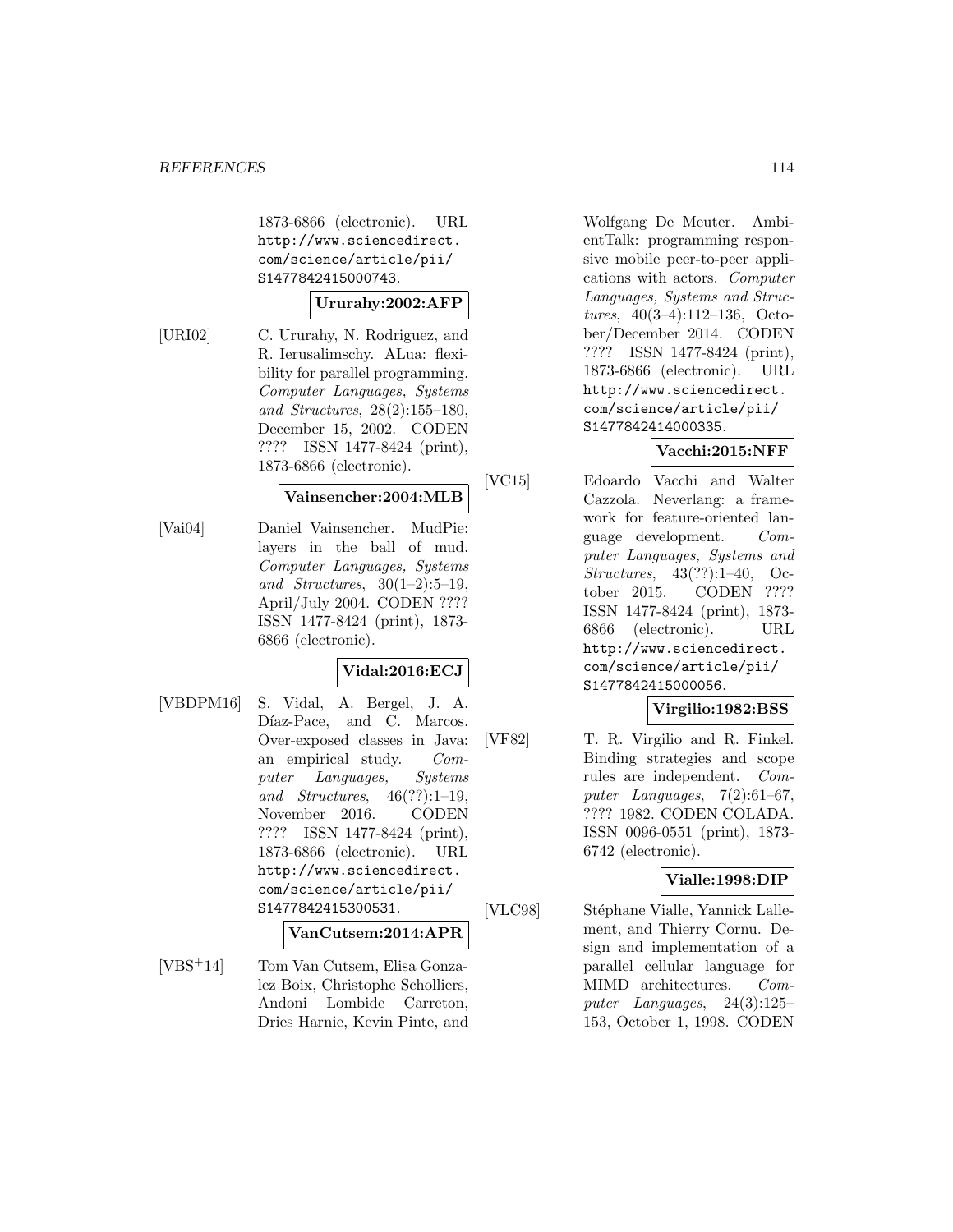1873-6866 (electronic). URL http://www.sciencedirect.com/science/article/pii/S1477842415000743.

**Ururahy:2002:AFP**

[URI02] C. Ururahy, N. Rodriguez, and R. Ierusalimschy. ALua: flexibility for parallel programming. *Computer Languages, Systems and Structures*, 28(2):155–180, December 15, 2002. CODEN ???? ISSN 1477-8424 (print), 1873-6866 (electronic).

**Vainsencher:2004:MLB**

[Vai04] Daniel Vainsencher. MudPie: layers in the ball of mud. *Computer Languages, Systems and Structures*, 30(1–2):5–19, April/July 2004. CODEN ???? ISSN 1477-8424 (print), 1873-6866 (electronic).

**Vidal:2016:ECJ**

[VBDPM16] S. Vidal, A. Bergel, J. A. Díaz-Pace, and C. Marcos. Over-exposed classes in Java: an empirical study. *Computer Languages, Systems and Structures*, 46(??):1–19, November 2016. CODEN ???? ISSN 1477-8424 (print), 1873-6866 (electronic). URL http://www.sciencedirect.com/science/article/pii/S1477842415300531.

**VanCutsem:2014:APR**

[VBS+14] Tom Van Cutsem, Elisa Gonzalez Boix, Christophe Scholliers, Andoni Lombide Carreton, Dries Harnie, Kevin Pinte, and Wolfgang De Meuter. AmbientTalk: programming responsive mobile peer-to-peer applications with actors. *Computer Languages, Systems and Structures*, 40(3–4):112–136, October/December 2014. CODEN ???? ISSN 1477-8424 (print), 1873-6866 (electronic). URL http://www.sciencedirect.com/science/article/pii/S1477842414000335.

**Vacchi:2015:NFF**

[VC15] Edoardo Vacchi and Walter Cazzola. Neverlang: a framework for feature-oriented language development. *Computer Languages, Systems and Structures*, 43(??):1–40, October 2015. CODEN ???? ISSN 1477-8424 (print), 1873-6866 (electronic). URL http://www.sciencedirect.com/science/article/pii/S1477842415000056.

**Virgilio:1982:BSS**

[VF82] T. R. Virgilio and R. Finkel. Binding strategies and scope rules are independent. *Computer Languages*, 7(2):61–67, ???? 1982. CODEN COLADA. ISSN 0096-0551 (print), 1873-6742 (electronic).

**Vialle:1998:DIP**

[VLC98] Stéphane Vialle, Yannick Lallement, and Thierry Cornu. Design and implementation of a parallel cellular language for MIMD architectures. *Computer Languages*, 24(3):125–153, October 1, 1998. CODEN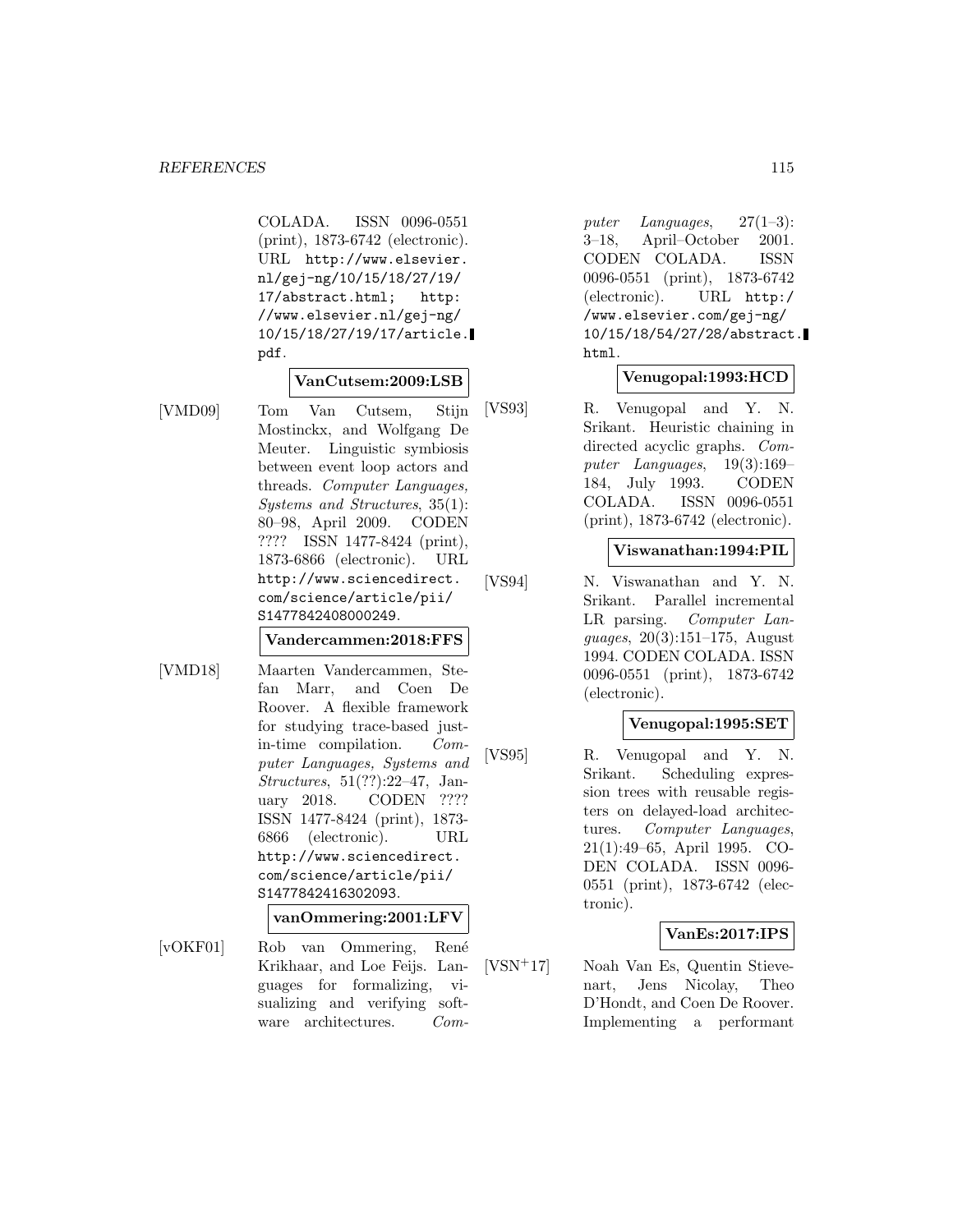COLADA. ISSN 0096-0551 (print), 1873-6742 (electronic). URL http://www.elsevier.nl/gej-ng/10/15/18/27/19/17/abstract.html; http://www.elsevier.nl/gej-ng/10/15/18/27/19/17/article.pdf.

**VanCutsem:2009:LSB**

[VMD09] Tom Van Cutsem, Stijn Mostinckx, and Wolfgang De Meuter. Linguistic symbiosis between event loop actors and threads. *Computer Languages, Systems and Structures*, 35(1): 80–98, April 2009. CODEN ???? ISSN 1477-8424 (print), 1873-6866 (electronic). URL http://www.sciencedirect.com/science/article/pii/S1477842408000249.

**Vandercammen:2018:FFS**

[VMD18] Maarten Vandercammen, Stefan Marr, and Coen De Roover. A flexible framework for studying trace-based just-in-time compilation. *Computer Languages, Systems and Structures*, 51(??):22–47, January 2018. CODEN ???? ISSN 1477-8424 (print), 1873-6866 (electronic). URL http://www.sciencedirect.com/science/article/pii/S1477842416302093.

**vanOmmering:2001:LFV**

[vOKF01] Rob van Ommering, René Krikhaar, and Loe Feijs. Languages for formalizing, visualizing and verifying software architectures. *Computer Languages*, 27(1–3): 3–18, April–October 2001. CODEN COLADA. ISSN 0096-0551 (print), 1873-6742 (electronic). URL http://www.elsevier.com/gej-ng/10/15/18/54/27/28/abstract.html.

**Venugopal:1993:HCD**

[VS93] R. Venugopal and Y. N. Srikant. Heuristic chaining in directed acyclic graphs. *Computer Languages*, 19(3):169–184, July 1993. CODEN COLADA. ISSN 0096-0551 (print), 1873-6742 (electronic).

**Viswanathan:1994:PIL**

[VS94] N. Viswanathan and Y. N. Srikant. Parallel incremental LR parsing. *Computer Languages*, 20(3):151–175, August 1994. CODEN COLADA. ISSN 0096-0551 (print), 1873-6742 (electronic).

**Venugopal:1995:SET**

[VS95] R. Venugopal and Y. N. Srikant. Scheduling expression trees with reusable registers on delayed-load architectures. *Computer Languages*, 21(1):49–65, April 1995. CODEN COLADA. ISSN 0096-0551 (print), 1873-6742 (electronic).

**VanEs:2017:IPS**

[VSN+17] Noah Van Es, Quentin Stievenart, Jens Nicolay, Theo D'Hondt, and Coen De Roover. Implementing a performant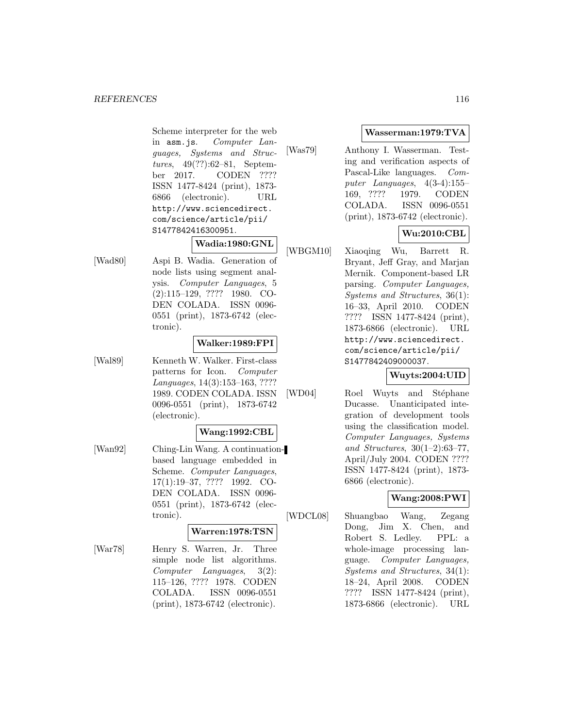Scheme interpreter for the web in asm.js. *Computer Languages, Systems and Structures*, 49(??):62–81, September 2017. CODEN ???? ISSN 1477-8424 (print), 1873-6866 (electronic). URL http://www.sciencedirect.com/science/article/pii/S1477842416300951.

**Wadia:1980:GNL**

[Wad80] Aspi B. Wadia. Generation of node lists using segment analysis. *Computer Languages*, 5 (2):115–129, ???? 1980. CODEN COLADA. ISSN 0096-0551 (print), 1873-6742 (electronic).

**Walker:1989:FPI**

[Wal89] Kenneth W. Walker. First-class patterns for Icon. *Computer Languages*, 14(3):153–163, ???? 1989. CODEN COLADA. ISSN 0096-0551 (print), 1873-6742 (electronic).

**Wang:1992:CBL**

[Wan92] Ching-Lin Wang. A continuation-based language embedded in Scheme. *Computer Languages*, 17(1):19–37, ???? 1992. CODEN COLADA. ISSN 0096-0551 (print), 1873-6742 (electronic).

**Warren:1978:TSN**

[War78] Henry S. Warren, Jr. Three simple node list algorithms. *Computer Languages*, 3(2): 115–126, ???? 1978. CODEN COLADA. ISSN 0096-0551 (print), 1873-6742 (electronic).

**Wasserman:1979:TVA**

[Was79] Anthony I. Wasserman. Testing and verification aspects of Pascal-Like languages. *Computer Languages*, 4(3-4):155–169, ???? 1979. CODEN COLADA. ISSN 0096-0551 (print), 1873-6742 (electronic).

**Wu:2010:CBL**

[WBGM10] Xiaoqing Wu, Barrett R. Bryant, Jeff Gray, and Marjan Mernik. Component-based LR parsing. *Computer Languages, Systems and Structures*, 36(1): 16–33, April 2010. CODEN ???? ISSN 1477-8424 (print), 1873-6866 (electronic). URL http://www.sciencedirect.com/science/article/pii/S1477842409000037.

**Wuyts:2004:UID**

[WD04] Roel Wuyts and Stéphane Ducasse. Unanticipated integration of development tools using the classification model. *Computer Languages, Systems and Structures*, 30(1–2):63–77, April/July 2004. CODEN ???? ISSN 1477-8424 (print), 1873-6866 (electronic).

**Wang:2008:PWI**

[WDCL08] Shuangbao Wang, Zegang Dong, Jim X. Chen, and Robert S. Ledley. PPL: a whole-image processing language. *Computer Languages, Systems and Structures*, 34(1): 18–24, April 2008. CODEN ???? ISSN 1477-8424 (print), 1873-6866 (electronic). URL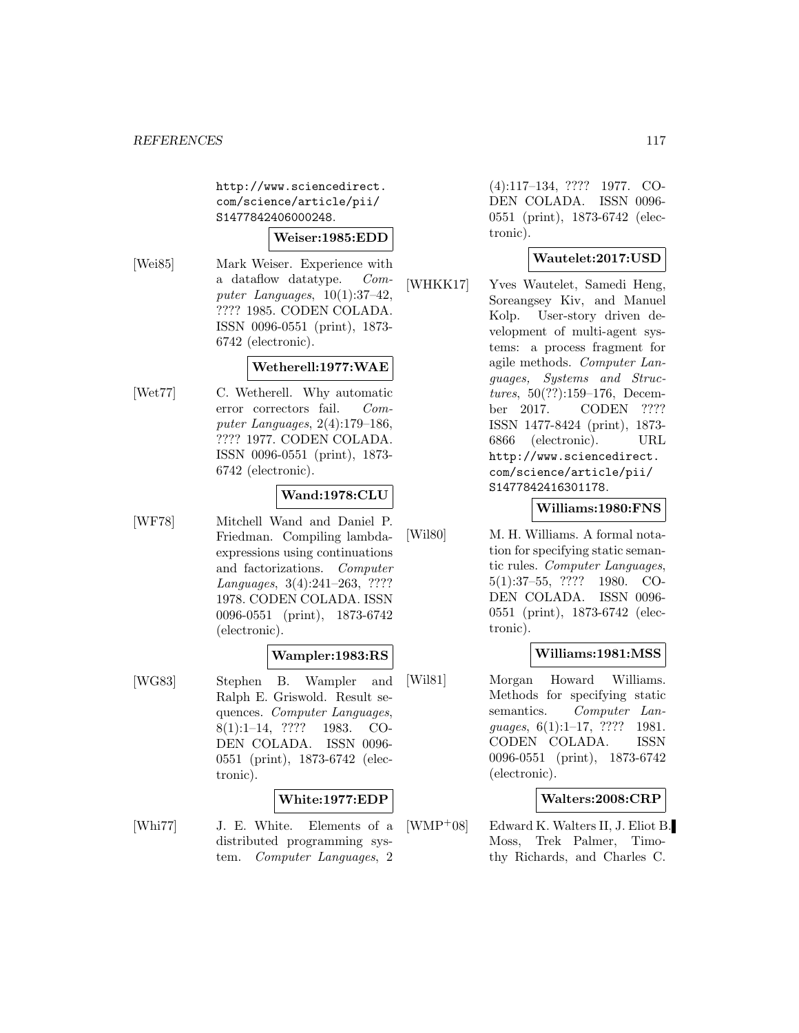http://www.sciencedirect.com/science/article/pii/S1477842406000248.

**Weiser:1985:EDD**

[Wei85] Mark Weiser. Experience with a dataflow datatype. *Computer Languages*, 10(1):37–42, ???? 1985. CODEN COLADA. ISSN 0096-0551 (print), 1873-6742 (electronic).

**Wetherell:1977:WAE**

[Wet77] C. Wetherell. Why automatic error correctors fail. *Computer Languages*, 2(4):179–186, ???? 1977. CODEN COLADA. ISSN 0096-0551 (print), 1873-6742 (electronic).

**Wand:1978:CLU**

[WF78] Mitchell Wand and Daniel P. Friedman. Compiling lambda-expressions using continuations and factorizations. *Computer Languages*, 3(4):241–263, ???? 1978. CODEN COLADA. ISSN 0096-0551 (print), 1873-6742 (electronic).

**Wampler:1983:RS**

[WG83] Stephen B. Wampler and Ralph E. Griswold. Result sequences. *Computer Languages*, 8(1):1–14, ???? 1983. CODEN COLADA. ISSN 0096-0551 (print), 1873-6742 (electronic).

**White:1977:EDP**

[Whi77] J. E. White. Elements of a distributed programming system. *Computer Languages*, 2 (4):117–134, ???? 1977. CODEN COLADA. ISSN 0096-0551 (print), 1873-6742 (electronic).

**Wautelet:2017:USD**

[WHKK17] Yves Wautelet, Samedi Heng, Soreangsey Kiv, and Manuel Kolp. User-story driven development of multi-agent systems: a process fragment for agile methods. *Computer Languages, Systems and Structures*, 50(??):159–176, December 2017. CODEN ???? ISSN 1477-8424 (print), 1873-6866 (electronic). URL http://www.sciencedirect.com/science/article/pii/S1477842416301178.

**Williams:1980:FNS**

[Wil80] M. H. Williams. A formal notation for specifying static semantic rules. *Computer Languages*, 5(1):37–55, ???? 1980. CODEN COLADA. ISSN 0096-0551 (print), 1873-6742 (electronic).

**Williams:1981:MSS**

[Wil81] Morgan Howard Williams. Methods for specifying static semantics. *Computer Languages*, 6(1):1–17, ???? 1981. CODEN COLADA. ISSN 0096-0551 (print), 1873-6742 (electronic).

**Walters:2008:CRP**

[WMP+08] Edward K. Walters II, J. Eliot B. Moss, Trek Palmer, Timothy Richards, and Charles C.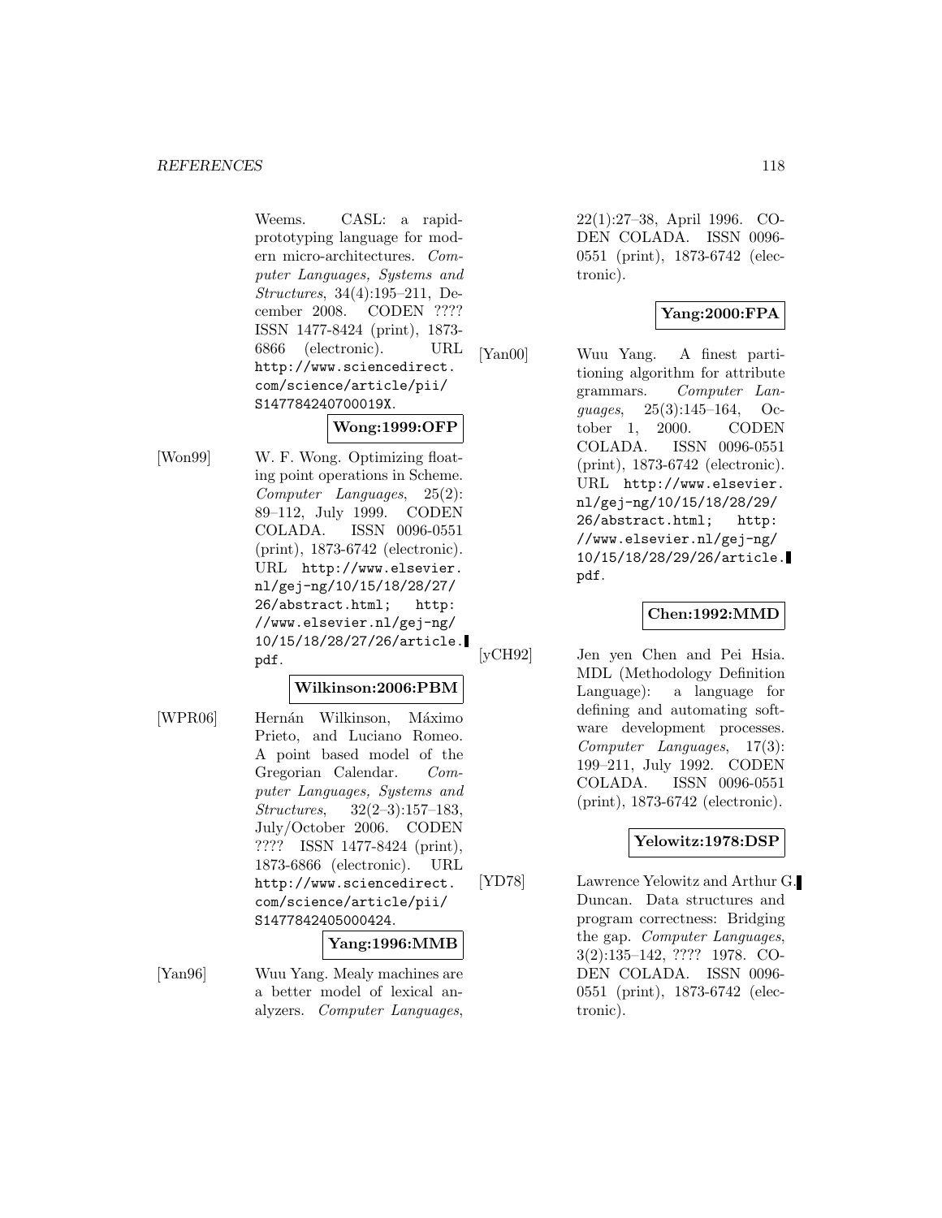Weems. CASL: a rapid-prototyping language for modern micro-architectures. *Computer Languages, Systems and Structures*, 34(4):195–211, December 2008. CODEN ???? ISSN 1477-8424 (print), 1873-6866 (electronic). URL http://www.sciencedirect.com/science/article/pii/S147784240700019X.

**Wong:1999:OFP**

[Won99] W. F. Wong. Optimizing floating point operations in Scheme. *Computer Languages*, 25(2):89–112, July 1999. CODEN COLADA. ISSN 0096-0551 (print), 1873-6742 (electronic). URL http://www.elsevier.nl/gej-ng/10/15/18/28/27/26/abstract.html; http://www.elsevier.nl/gej-ng/10/15/18/28/27/26/article.pdf.

**Wilkinson:2006:PBM**

[WPR06] Hernán Wilkinson, Máximo Prieto, and Luciano Romeo. A point based model of the Gregorian Calendar. *Computer Languages, Systems and Structures*, 32(2–3):157–183, July/October 2006. CODEN ???? ISSN 1477-8424 (print), 1873-6866 (electronic). URL http://www.sciencedirect.com/science/article/pii/S1477842405000424.

**Yang:1996:MMB**

[Yan96] Wuu Yang. Mealy machines are a better model of lexical analyzers. *Computer Languages*, 22(1):27–38, April 1996. CODEN COLADA. ISSN 0096-0551 (print), 1873-6742 (electronic).

**Yang:2000:FPA**

[Yan00] Wuu Yang. A finest partitioning algorithm for attribute grammars. *Computer Languages*, 25(3):145–164, October 1, 2000. CODEN COLADA. ISSN 0096-0551 (print), 1873-6742 (electronic). URL http://www.elsevier.nl/gej-ng/10/15/18/28/29/26/abstract.html; http://www.elsevier.nl/gej-ng/10/15/18/28/29/26/article.pdf.

**Chen:1992:MMD**

[yCH92] Jen yen Chen and Pei Hsia. MDL (Methodology Definition Language): a language for defining and automating software development processes. *Computer Languages*, 17(3):199–211, July 1992. CODEN COLADA. ISSN 0096-0551 (print), 1873-6742 (electronic).

**Yelowitz:1978:DSP**

[YD78] Lawrence Yelowitz and Arthur G. Duncan. Data structures and program correctness: Bridging the gap. *Computer Languages*, 3(2):135–142, ???? 1978. CODEN COLADA. ISSN 0096-0551 (print), 1873-6742 (electronic).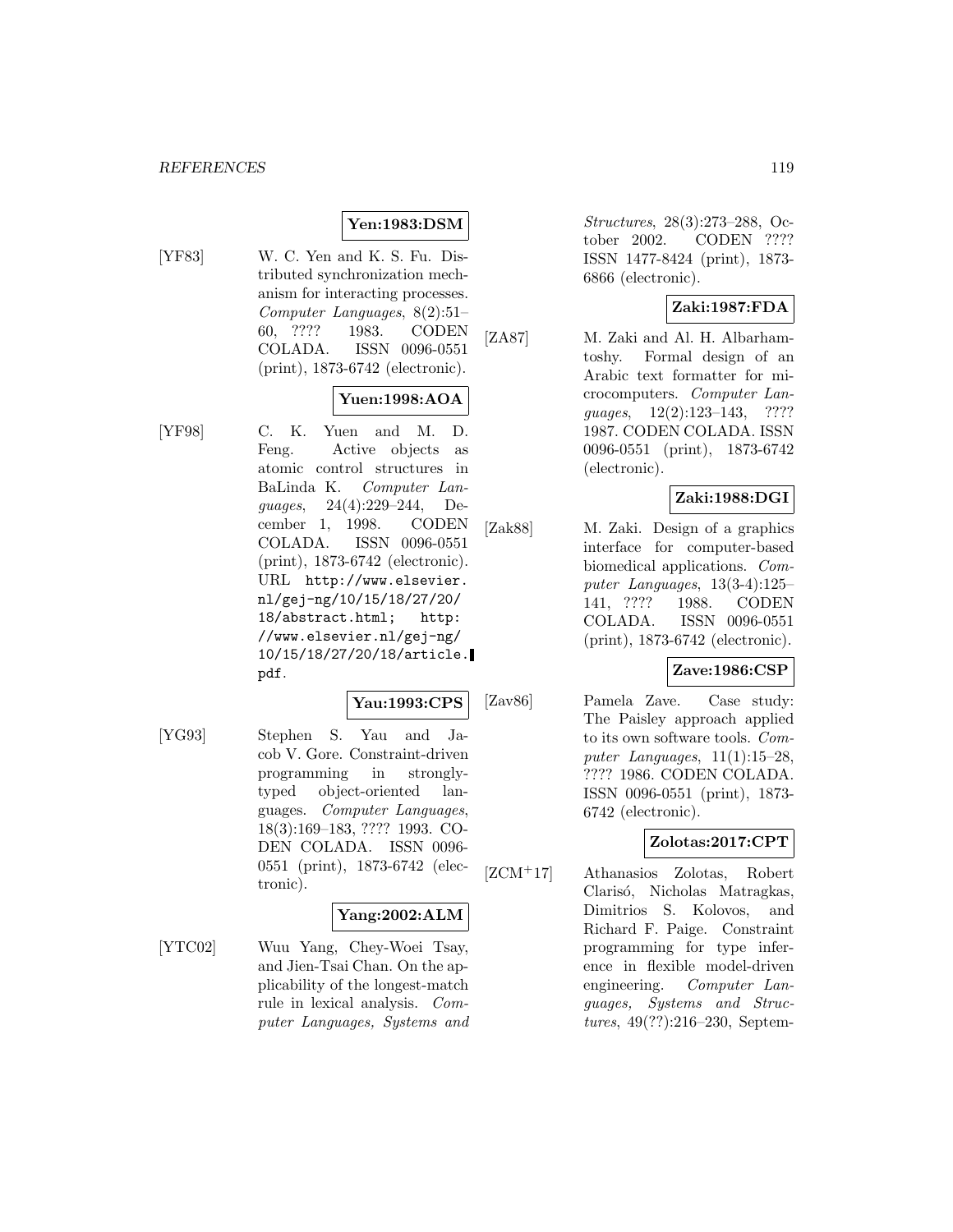**Yen:1983:DSM**

[YF83] W. C. Yen and K. S. Fu. Distributed synchronization mechanism for interacting processes. *Computer Languages*, 8(2):51–60, ???? 1983. CODEN COLADA. ISSN 0096-0551 (print), 1873-6742 (electronic).

**Yuen:1998:AOA**

[YF98] C. K. Yuen and M. D. Feng. Active objects as atomic control structures in BaLinda K. *Computer Languages*, 24(4):229–244, December 1, 1998. CODEN COLADA. ISSN 0096-0551 (print), 1873-6742 (electronic). URL `http://www.elsevier.nl/gej-ng/10/15/18/27/20/18/abstract.html`; `http://www.elsevier.nl/gej-ng/10/15/18/27/20/18/article.pdf`.

**Yau:1993:CPS**

[YG93] Stephen S. Yau and Jacob V. Gore. Constraint-driven programming in strongly-typed object-oriented languages. *Computer Languages*, 18(3):169–183, ???? 1993. CODEN COLADA. ISSN 0096-0551 (print), 1873-6742 (electronic).

**Yang:2002:ALM**

[YTC02] Wuu Yang, Chey-Woei Tsay, and Jien-Tsai Chan. On the applicability of the longest-match rule in lexical analysis. *Computer Languages, Systems and Structures*, 28(3):273–288, October 2002. CODEN ???? ISSN 1477-8424 (print), 1873-6866 (electronic).

**Zaki:1987:FDA**

[ZA87] M. Zaki and Al. H. Albarhamtoshy. Formal design of an Arabic text formatter for microcomputers. *Computer Languages*, 12(2):123–143, ???? 1987. CODEN COLADA. ISSN 0096-0551 (print), 1873-6742 (electronic).

**Zaki:1988:DGI**

[Zak88] M. Zaki. Design of a graphics interface for computer-based biomedical applications. *Computer Languages*, 13(3-4):125–141, ???? 1988. CODEN COLADA. ISSN 0096-0551 (print), 1873-6742 (electronic).

**Zave:1986:CSP**

[Zav86] Pamela Zave. Case study: The Paisley approach applied to its own software tools. *Computer Languages*, 11(1):15–28, ???? 1986. CODEN COLADA. ISSN 0096-0551 (print), 1873-6742 (electronic).

**Zolotas:2017:CPT**

[ZCM+17] Athanasios Zolotas, Robert Clarisó, Nicholas Matragkas, Dimitrios S. Kolovos, and Richard F. Paige. Constraint programming for type inference in flexible model-driven engineering. *Computer Languages, Systems and Structures*, 49(??):216–230, Septem-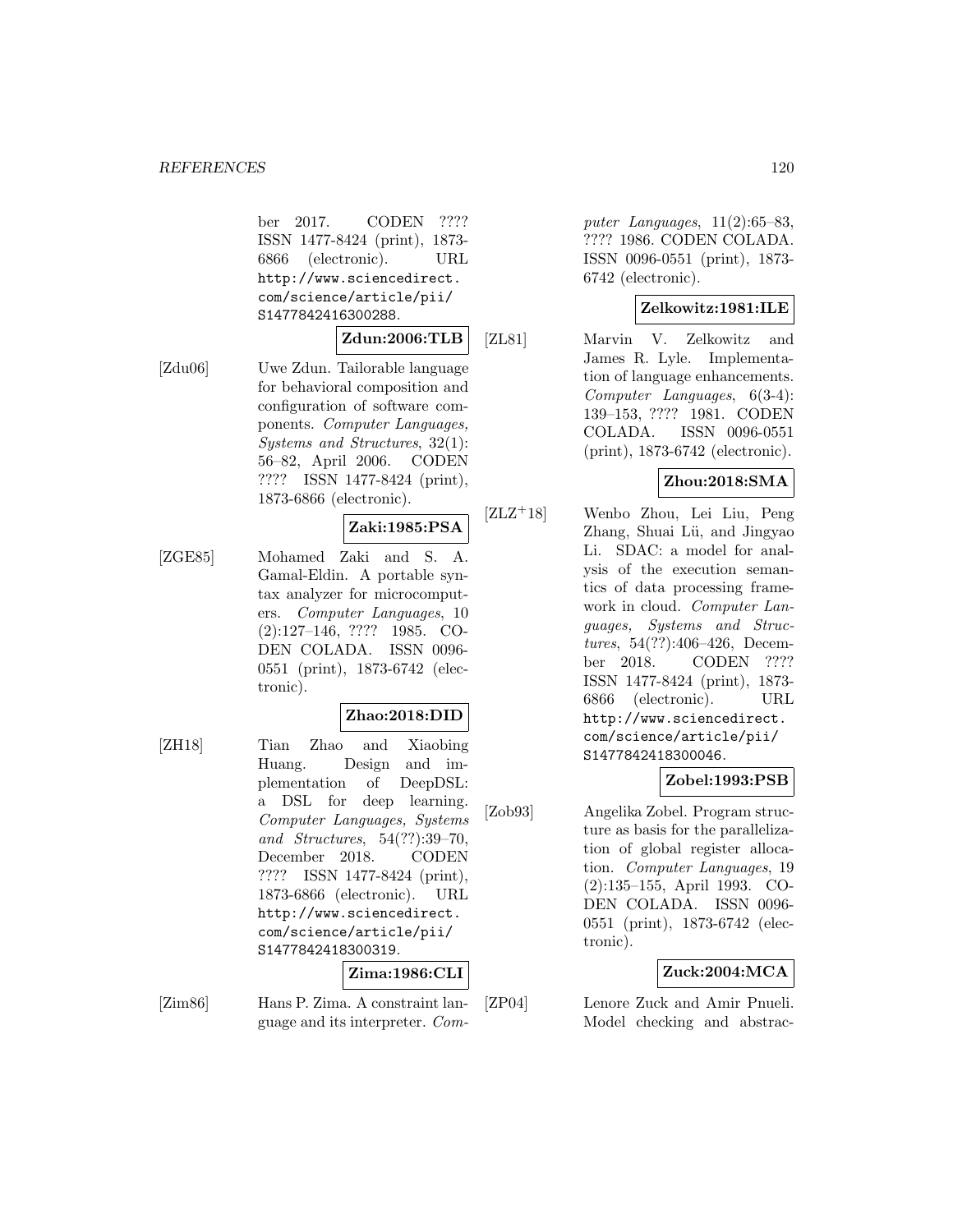ber 2017. CODEN ???? ISSN 1477-8424 (print), 1873-6866 (electronic). URL http://www.sciencedirect.com/science/article/pii/S1477842416300288.

**Zdun:2006:TLB**

[Zdu06] Uwe Zdun. Tailorable language for behavioral composition and configuration of software components. *Computer Languages, Systems and Structures*, 32(1): 56–82, April 2006. CODEN ???? ISSN 1477-8424 (print), 1873-6866 (electronic).

**Zaki:1985:PSA**

[ZGE85] Mohamed Zaki and S. A. Gamal-Eldin. A portable syntax analyzer for microcomputers. *Computer Languages*, 10 (2):127–146, ???? 1985. CODEN COLADA. ISSN 0096-0551 (print), 1873-6742 (electronic).

**Zhao:2018:DID**

[ZH18] Tian Zhao and Xiaobing Huang. Design and implementation of DeepDSL: a DSL for deep learning. *Computer Languages, Systems and Structures*, 54(??):39–70, December 2018. CODEN ???? ISSN 1477-8424 (print), 1873-6866 (electronic). URL http://www.sciencedirect.com/science/article/pii/S1477842418300319.

**Zima:1986:CLI**

[Zim86] Hans P. Zima. A constraint language and its interpreter. *Computer Languages*, 11(2):65–83, ???? 1986. CODEN COLADA. ISSN 0096-0551 (print), 1873-6742 (electronic).

**Zelkowitz:1981:ILE**

[ZL81] Marvin V. Zelkowitz and James R. Lyle. Implementation of language enhancements. *Computer Languages*, 6(3-4): 139–153, ???? 1981. CODEN COLADA. ISSN 0096-0551 (print), 1873-6742 (electronic).

**Zhou:2018:SMA**

[ZLZ+18] Wenbo Zhou, Lei Liu, Peng Zhang, Shuai Lü, and Jingyao Li. SDAC: a model for analysis of the execution semantics of data processing framework in cloud. *Computer Languages, Systems and Structures*, 54(??):406–426, December 2018. CODEN ???? ISSN 1477-8424 (print), 1873-6866 (electronic). URL http://www.sciencedirect.com/science/article/pii/S1477842418300046.

**Zobel:1993:PSB**

[Zob93] Angelika Zobel. Program structure as basis for the parallelization of global register allocation. *Computer Languages*, 19 (2):135–155, April 1993. CODEN COLADA. ISSN 0096-0551 (print), 1873-6742 (electronic).

**Zuck:2004:MCA**

[ZP04] Lenore Zuck and Amir Pnueli. Model checking and abstrac-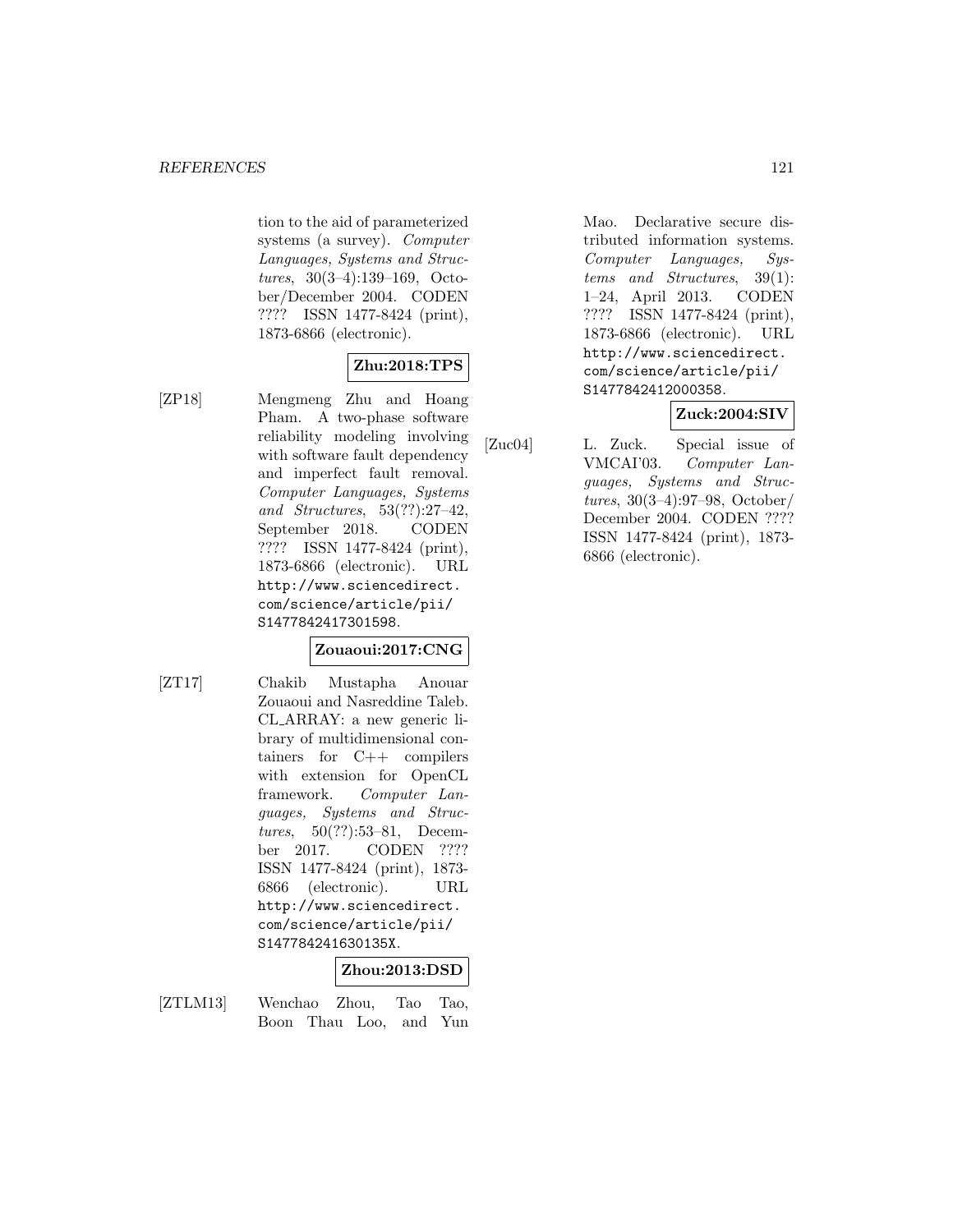tion to the aid of parameterized systems (a survey). *Computer Languages, Systems and Structures*, 30(3–4):139–169, October/December 2004. CODEN ???? ISSN 1477-8424 (print), 1873-6866 (electronic).

**Zhu:2018:TPS**

[ZP18] Mengmeng Zhu and Hoang Pham. A two-phase software reliability modeling involving with software fault dependency and imperfect fault removal. *Computer Languages, Systems and Structures*, 53(??):27–42, September 2018. CODEN ???? ISSN 1477-8424 (print), 1873-6866 (electronic). URL http://www.sciencedirect.com/science/article/pii/S1477842417301598.

**Zouaoui:2017:CNG**

[ZT17] Chakib Mustapha Anouar Zouaoui and Nasreddine Taleb. CL_ARRAY: a new generic library of multidimensional containers for C++ compilers with extension for OpenCL framework. *Computer Languages, Systems and Structures*, 50(??):53–81, December 2017. CODEN ???? ISSN 1477-8424 (print), 1873-6866 (electronic). URL http://www.sciencedirect.com/science/article/pii/S147784241630135X.

**Zhou:2013:DSD**

[ZTLM13] Wenchao Zhou, Tao Tao, Boon Thau Loo, and Yun Mao. Declarative secure distributed information systems. *Computer Languages, Systems and Structures*, 39(1): 1–24, April 2013. CODEN ???? ISSN 1477-8424 (print), 1873-6866 (electronic). URL http://www.sciencedirect.com/science/article/pii/S1477842412000358.

**Zuck:2004:SIV**

[Zuc04] L. Zuck. Special issue of VMCAI'03. *Computer Languages, Systems and Structures*, 30(3–4):97–98, October/December 2004. CODEN ???? ISSN 1477-8424 (print), 1873-6866 (electronic).